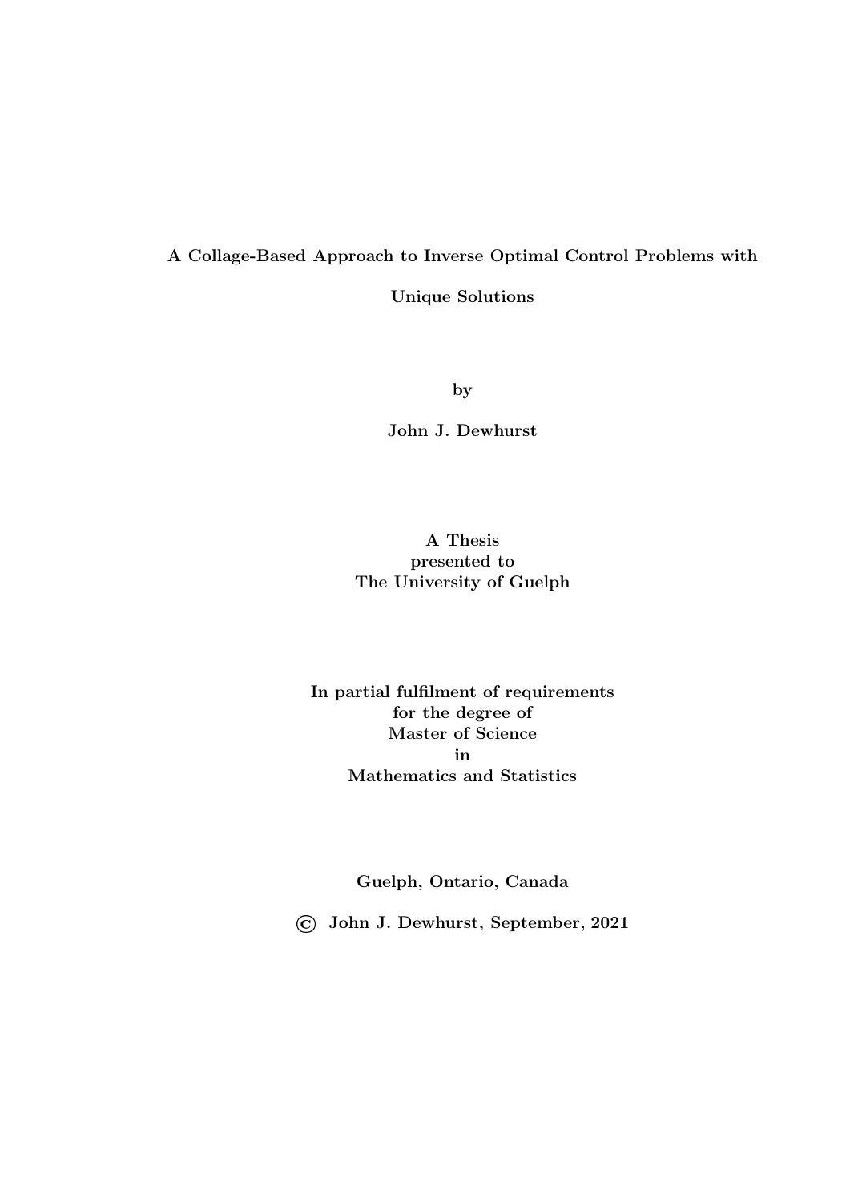# A Collage-Based Approach to Inverse Optimal Control Problems with Unique Solutions

by

**John J. Dewhurst**

A Thesis
presented to
The University of Guelph

In partial fulfilment of requirements
for the degree of
Master of Science
in
Mathematics and Statistics

Guelph, Ontario, Canada

© John J. Dewhurst, September, 2021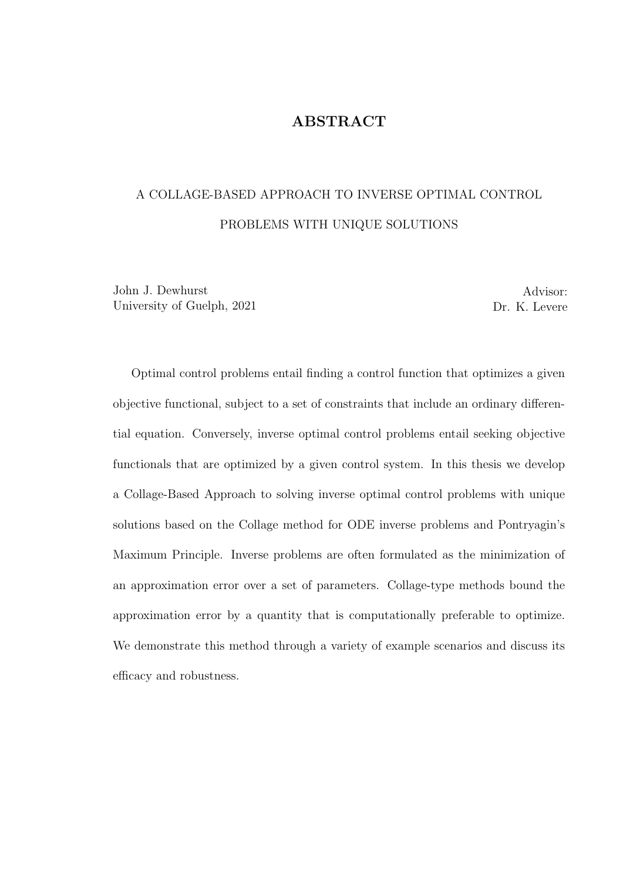# ABSTRACT

A COLLAGE-BASED APPROACH TO INVERSE OPTIMAL CONTROL PROBLEMS WITH UNIQUE SOLUTIONS

John J. Dewhurst
University of Guelph, 2021

Advisor:
Dr. K. Levere

Optimal control problems entail finding a control function that optimizes a given objective functional, subject to a set of constraints that include an ordinary differential equation. Conversely, inverse optimal control problems entail seeking objective functionals that are optimized by a given control system. In this thesis we develop a Collage-Based Approach to solving inverse optimal control problems with unique solutions based on the Collage method for ODE inverse problems and Pontryagin's Maximum Principle. Inverse problems are often formulated as the minimization of an approximation error over a set of parameters. Collage-type methods bound the approximation error by a quantity that is computationally preferable to optimize. We demonstrate this method through a variety of example scenarios and discuss its efficacy and robustness.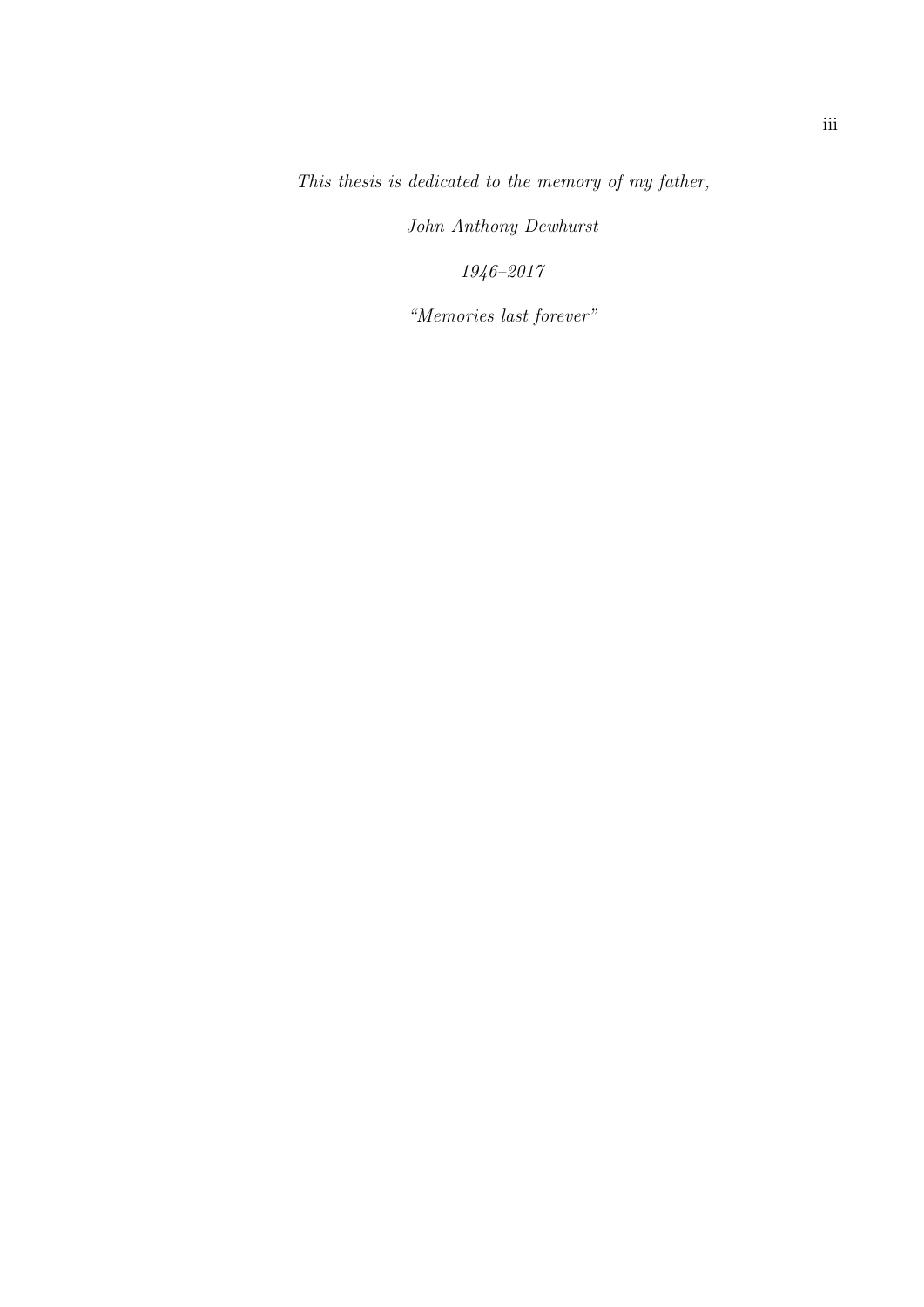*This thesis is dedicated to the memory of my father,*

*John Anthony Dewhurst*

*1946–2017*

*"Memories last forever"*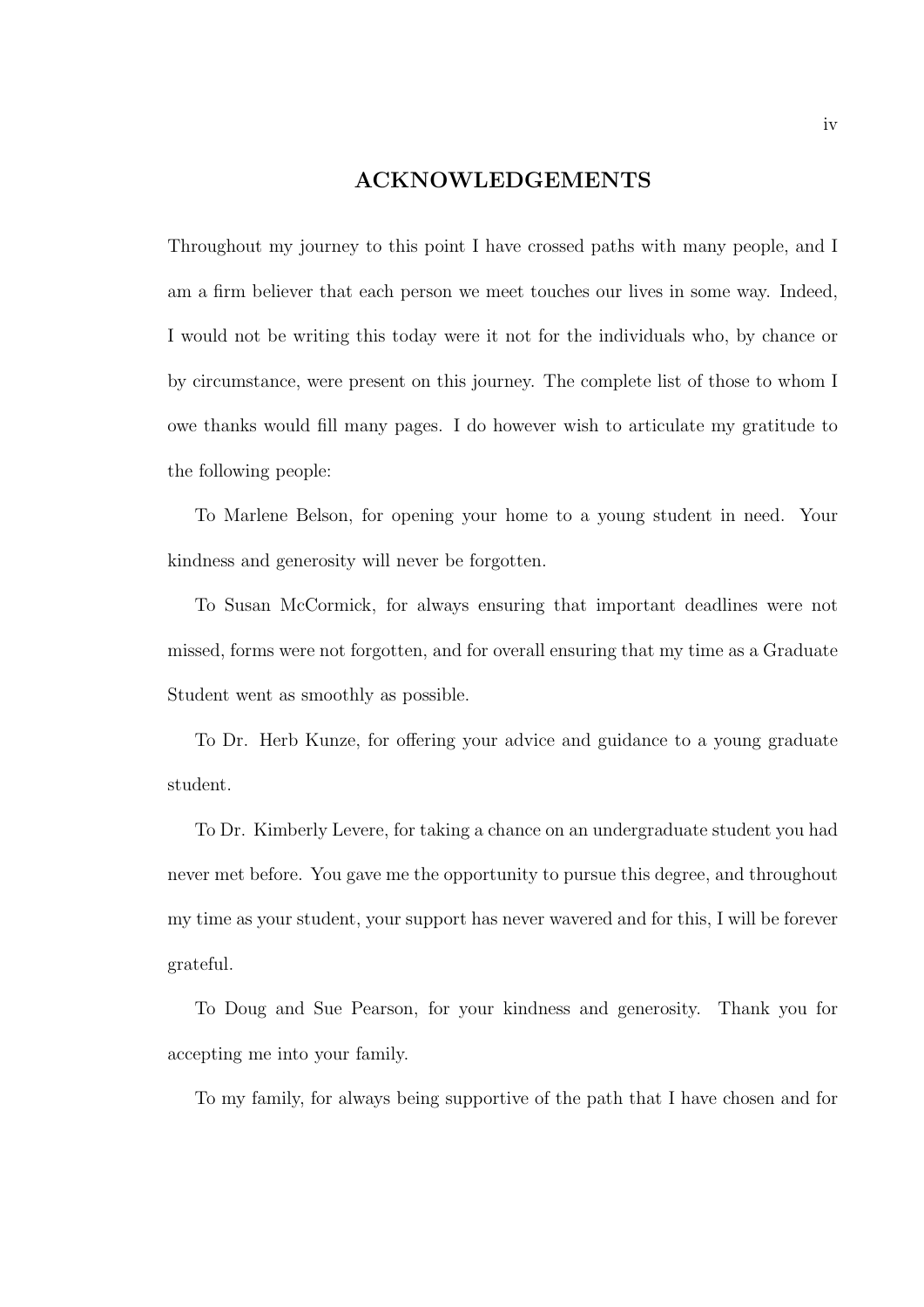# ACKNOWLEDGEMENTS

Throughout my journey to this point I have crossed paths with many people, and I am a firm believer that each person we meet touches our lives in some way. Indeed, I would not be writing this today were it not for the individuals who, by chance or by circumstance, were present on this journey. The complete list of those to whom I owe thanks would fill many pages. I do however wish to articulate my gratitude to the following people:

To Marlene Belson, for opening your home to a young student in need. Your kindness and generosity will never be forgotten.

To Susan McCormick, for always ensuring that important deadlines were not missed, forms were not forgotten, and for overall ensuring that my time as a Graduate Student went as smoothly as possible.

To Dr. Herb Kunze, for offering your advice and guidance to a young graduate student.

To Dr. Kimberly Levere, for taking a chance on an undergraduate student you had never met before. You gave me the opportunity to pursue this degree, and throughout my time as your student, your support has never wavered and for this, I will be forever grateful.

To Doug and Sue Pearson, for your kindness and generosity. Thank you for accepting me into your family.

To my family, for always being supportive of the path that I have chosen and for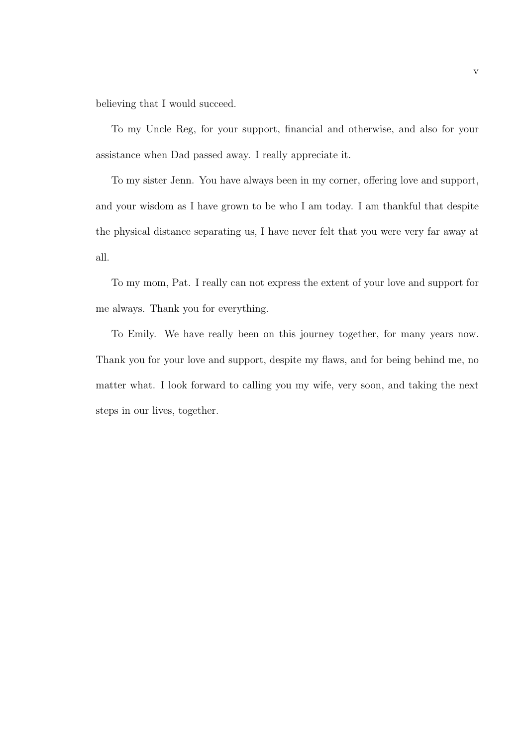believing that I would succeed.

To my Uncle Reg, for your support, financial and otherwise, and also for your assistance when Dad passed away. I really appreciate it.

To my sister Jenn. You have always been in my corner, offering love and support, and your wisdom as I have grown to be who I am today. I am thankful that despite the physical distance separating us, I have never felt that you were very far away at all.

To my mom, Pat. I really can not express the extent of your love and support for me always. Thank you for everything.

To Emily. We have really been on this journey together, for many years now. Thank you for your love and support, despite my flaws, and for being behind me, no matter what. I look forward to calling you my wife, very soon, and taking the next steps in our lives, together.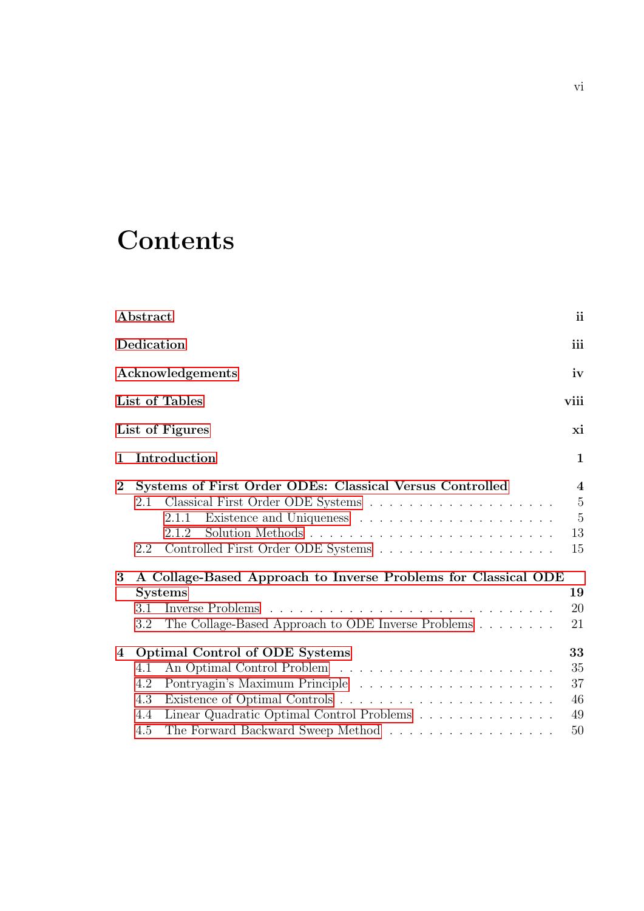# Contents

| | |
|---|---|
| **Abstract** | **ii** |
| **Dedication** | **iii** |
| **Acknowledgements** | **iv** |
| **List of Tables** | **viii** |
| **List of Figures** | **xi** |
| **1 Introduction** | **1** |
| **2 Systems of First Order ODEs: Classical Versus Controlled** | **4** |
| 2.1 Classical First Order ODE Systems | 5 |
| 2.1.1 Existence and Uniqueness | 5 |
| 2.1.2 Solution Methods | 13 |
| 2.2 Controlled First Order ODE Systems | 15 |
| **3 A Collage-Based Approach to Inverse Problems for Classical ODE Systems** | **19** |
| 3.1 Inverse Problems | 20 |
| 3.2 The Collage-Based Approach to ODE Inverse Problems | 21 |
| **4 Optimal Control of ODE Systems** | **33** |
| 4.1 An Optimal Control Problem | 35 |
| 4.2 Pontryagin's Maximum Principle | 37 |
| 4.3 Existence of Optimal Controls | 46 |
| 4.4 Linear Quadratic Optimal Control Problems | 49 |
| 4.5 The Forward Backward Sweep Method | 50 |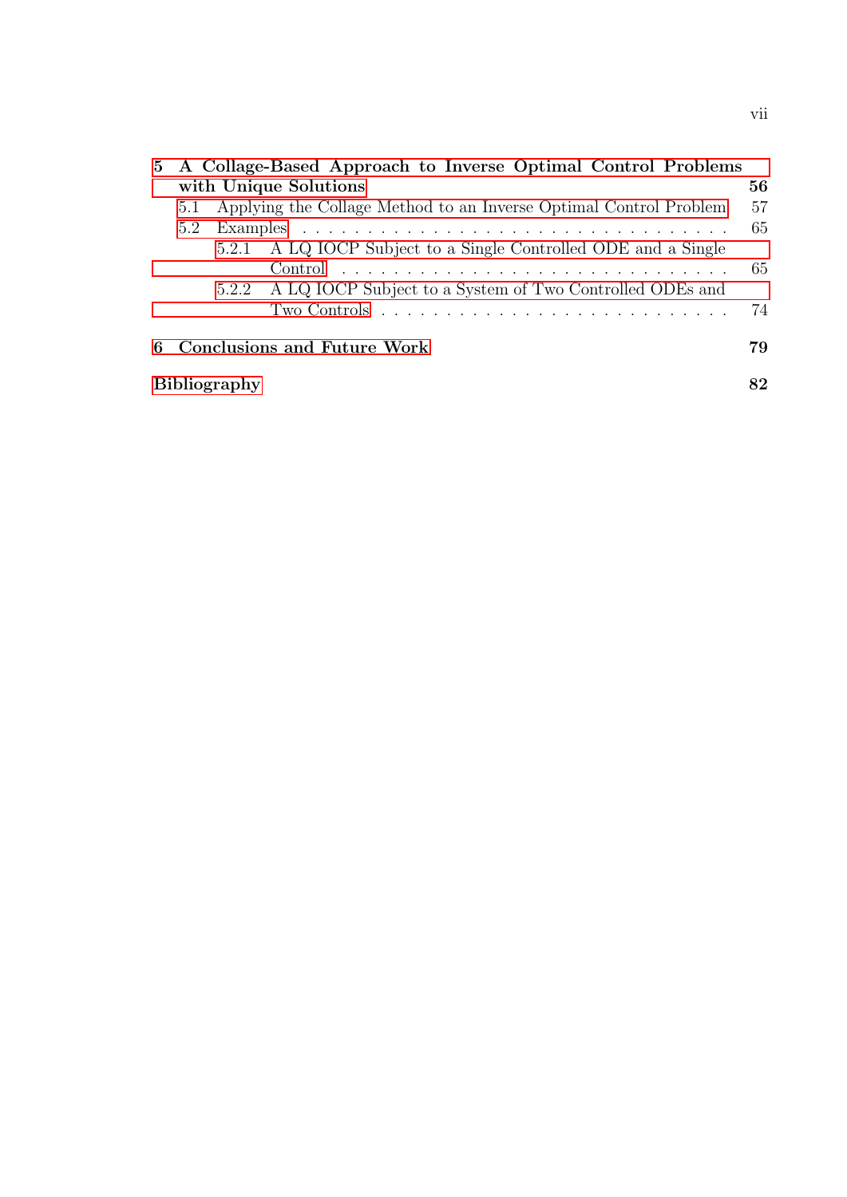**5 A Collage-Based Approach to Inverse Optimal Control Problems with Unique Solutions** **56**

- 5.1 Applying the Collage Method to an Inverse Optimal Control Problem 57
- 5.2 Examples 65
  - 5.2.1 A LQ IOCP Subject to a Single Controlled ODE and a Single Control 65
  - 5.2.2 A LQ IOCP Subject to a System of Two Controlled ODEs and Two Controls 74

**6 Conclusions and Future Work** **79**

**Bibliography** **82**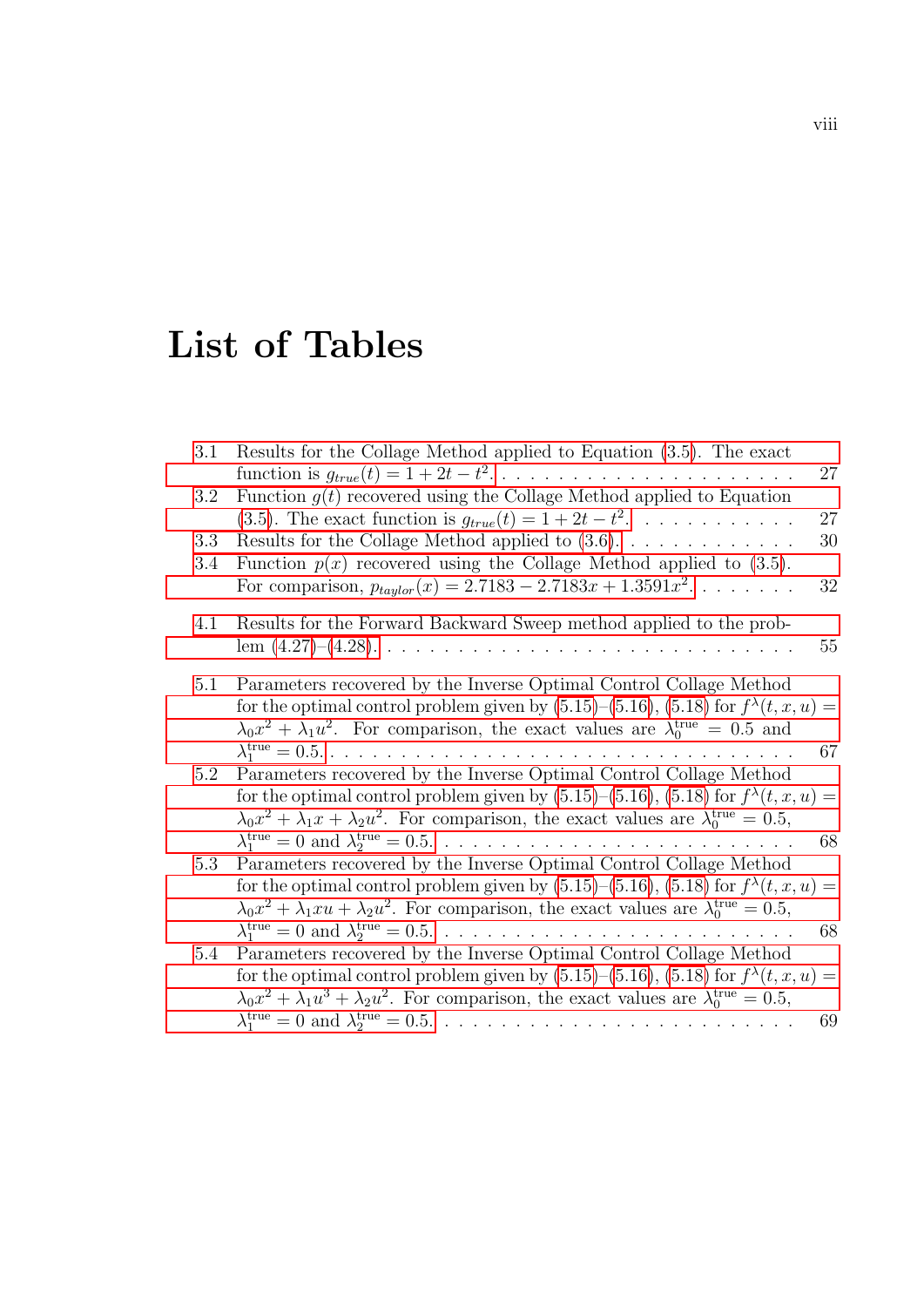# List of Tables

3.1 Results for the Collage Method applied to Equation (3.5). The exact function is $g_{true}(t) = 1 + 2t - t^2$. . . . . 27

3.2 Function $g(t)$ recovered using the Collage Method applied to Equation (3.5). The exact function is $g_{true}(t) = 1 + 2t - t^2$. . . . . 27

3.3 Results for the Collage Method applied to (3.6). . . . . 30

3.4 Function $p(x)$ recovered using the Collage Method applied to (3.5). For comparison, $p_{taylor}(x) = 2.7183 - 2.7183x + 1.3591x^2$. . . . . 32

4.1 Results for the Forward Backward Sweep method applied to the problem (4.27)–(4.28). . . . . 55

5.1 Parameters recovered by the Inverse Optimal Control Collage Method for the optimal control problem given by (5.15)–(5.16), (5.18) for $f^\lambda(t, x, u) = \lambda_0 x^2 + \lambda_1 u^2$. For comparison, the exact values are $\lambda_0^{\text{true}} = 0.5$ and $\lambda_1^{\text{true}} = 0.5$. . . . . 67

5.2 Parameters recovered by the Inverse Optimal Control Collage Method for the optimal control problem given by (5.15)–(5.16), (5.18) for $f^\lambda(t, x, u) = \lambda_0 x^2 + \lambda_1 x + \lambda_2 u^2$. For comparison, the exact values are $\lambda_0^{\text{true}} = 0.5$, $\lambda_1^{\text{true}} = 0$ and $\lambda_2^{\text{true}} = 0.5$. . . . . 68

5.3 Parameters recovered by the Inverse Optimal Control Collage Method for the optimal control problem given by (5.15)–(5.16), (5.18) for $f^\lambda(t, x, u) = \lambda_0 x^2 + \lambda_1 xu + \lambda_2 u^2$. For comparison, the exact values are $\lambda_0^{\text{true}} = 0.5$, $\lambda_1^{\text{true}} = 0$ and $\lambda_2^{\text{true}} = 0.5$. . . . . 68

5.4 Parameters recovered by the Inverse Optimal Control Collage Method for the optimal control problem given by (5.15)–(5.16), (5.18) for $f^\lambda(t, x, u) = \lambda_0 x^2 + \lambda_1 u^3 + \lambda_2 u^2$. For comparison, the exact values are $\lambda_0^{\text{true}} = 0.5$, $\lambda_1^{\text{true}} = 0$ and $\lambda_2^{\text{true}} = 0.5$. . . . . 69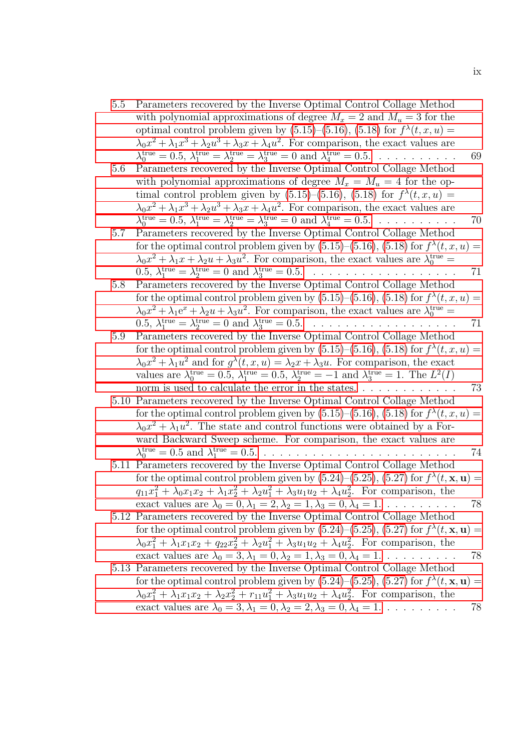5.5 Parameters recovered by the Inverse Optimal Control Collage Method with polynomial approximations of degree $M_x = 2$ and $M_u = 3$ for the optimal control problem given by (5.15)–(5.16), (5.18) for $f^\lambda(t, x, u) = \lambda_0 x^2 + \lambda_1 x^3 + \lambda_2 u^3 + \lambda_3 x + \lambda_4 u^2$. For comparison, the exact values are $\lambda_0^{\text{true}} = 0.5$, $\lambda_1^{\text{true}} = \lambda_2^{\text{true}} = \lambda_3^{\text{true}} = 0$ and $\lambda_4^{\text{true}} = 0.5$. . . . . . . . . . . 69

5.6 Parameters recovered by the Inverse Optimal Control Collage Method with polynomial approximations of degree $M_x = M_u = 4$ for the optimal control problem given by (5.15)–(5.16), (5.18) for $f^\lambda(t, x, u) = \lambda_0 x^2 + \lambda_1 x^3 + \lambda_2 u^3 + \lambda_3 x + \lambda_4 u^2$. For comparison, the exact values are $\lambda_0^{\text{true}} = 0.5$, $\lambda_1^{\text{true}} = \lambda_2^{\text{true}} = \lambda_3^{\text{true}} = 0$ and $\lambda_4^{\text{true}} = 0.5$. . . . . . . . . . . 70

5.7 Parameters recovered by the Inverse Optimal Control Collage Method for the optimal control problem given by (5.15)–(5.16), (5.18) for $f^\lambda(t, x, u) = \lambda_0 x^2 + \lambda_1 x + \lambda_2 u + \lambda_3 u^2$. For comparison, the exact values are $\lambda_0^{\text{true}} = 0.5$, $\lambda_1^{\text{true}} = \lambda_2^{\text{true}} = 0$ and $\lambda_3^{\text{true}} = 0.5$. . . . . . . . . . . . . . . . . . . 71

5.8 Parameters recovered by the Inverse Optimal Control Collage Method for the optimal control problem given by (5.15)–(5.16), (5.18) for $f^\lambda(t, x, u) = \lambda_0 x^2 + \lambda_1 e^x + \lambda_2 u + \lambda_3 u^2$. For comparison, the exact values are $\lambda_0^{\text{true}} = 0.5$, $\lambda_1^{\text{true}} = \lambda_2^{\text{true}} = 0$ and $\lambda_3^{\text{true}} = 0.5$. . . . . . . . . . . . . . . . . . . 71

5.9 Parameters recovered by the Inverse Optimal Control Collage Method for the optimal control problem given by (5.15)–(5.16), (5.18) for $f^\lambda(t, x, u) = \lambda_0 x^2 + \lambda_1 u^2$ and for $g^\lambda(t, x, u) = \lambda_2 x + \lambda_3 u$. For comparison, the exact values are $\lambda_0^{\text{true}} = 0.5$, $\lambda_1^{\text{true}} = 0.5$, $\lambda_2^{\text{true}} = -1$ and $\lambda_3^{\text{true}} = 1$. The $L^2(I)$ norm is used to calculate the error in the states. . . . . . . . . . . . . 73

5.10 Parameters recovered by the Inverse Optimal Control Collage Method for the optimal control problem given by (5.15)–(5.16), (5.18) for $f^\lambda(t, x, u) = \lambda_0 x^2 + \lambda_1 u^2$. The state and control functions were obtained by a Forward Backward Sweep scheme. For comparison, the exact values are $\lambda_0^{\text{true}} = 0.5$ and $\lambda_1^{\text{true}} = 0.5$. . . . . . . . . . . . . . . . . . . . . . . . 74

5.11 Parameters recovered by the Inverse Optimal Control Collage Method for the optimal control problem given by (5.24)–(5.25), (5.27) for $f^\lambda(t, \mathbf{x}, \mathbf{u}) = q_{11} x_1^2 + \lambda_0 x_1 x_2 + \lambda_1 x_2^2 + \lambda_2 u_1^2 + \lambda_3 u_1 u_2 + \lambda_4 u_2^2$. For comparison, the exact values are $\lambda_0 = 0, \lambda_1 = 2, \lambda_2 = 1, \lambda_3 = 0, \lambda_4 = 1$. . . . . . . . . . 78

5.12 Parameters recovered by the Inverse Optimal Control Collage Method for the optimal control problem given by (5.24)–(5.25), (5.27) for $f^\lambda(t, \mathbf{x}, \mathbf{u}) = \lambda_0 x_1^2 + \lambda_1 x_1 x_2 + q_{22} x_2^2 + \lambda_2 u_1^2 + \lambda_3 u_1 u_2 + \lambda_4 u_2^2$. For comparison, the exact values are $\lambda_0 = 3, \lambda_1 = 0, \lambda_2 = 1, \lambda_3 = 0, \lambda_4 = 1$. . . . . . . . . . 78

5.13 Parameters recovered by the Inverse Optimal Control Collage Method for the optimal control problem given by (5.24)–(5.25), (5.27) for $f^\lambda(t, \mathbf{x}, \mathbf{u}) = \lambda_0 x_1^2 + \lambda_1 x_1 x_2 + \lambda_2 x_2^2 + r_{11} u_1^2 + \lambda_3 u_1 u_2 + \lambda_4 u_2^2$. For comparison, the exact values are $\lambda_0 = 3, \lambda_1 = 0, \lambda_2 = 2, \lambda_3 = 0, \lambda_4 = 1$. . . . . . . . . . 78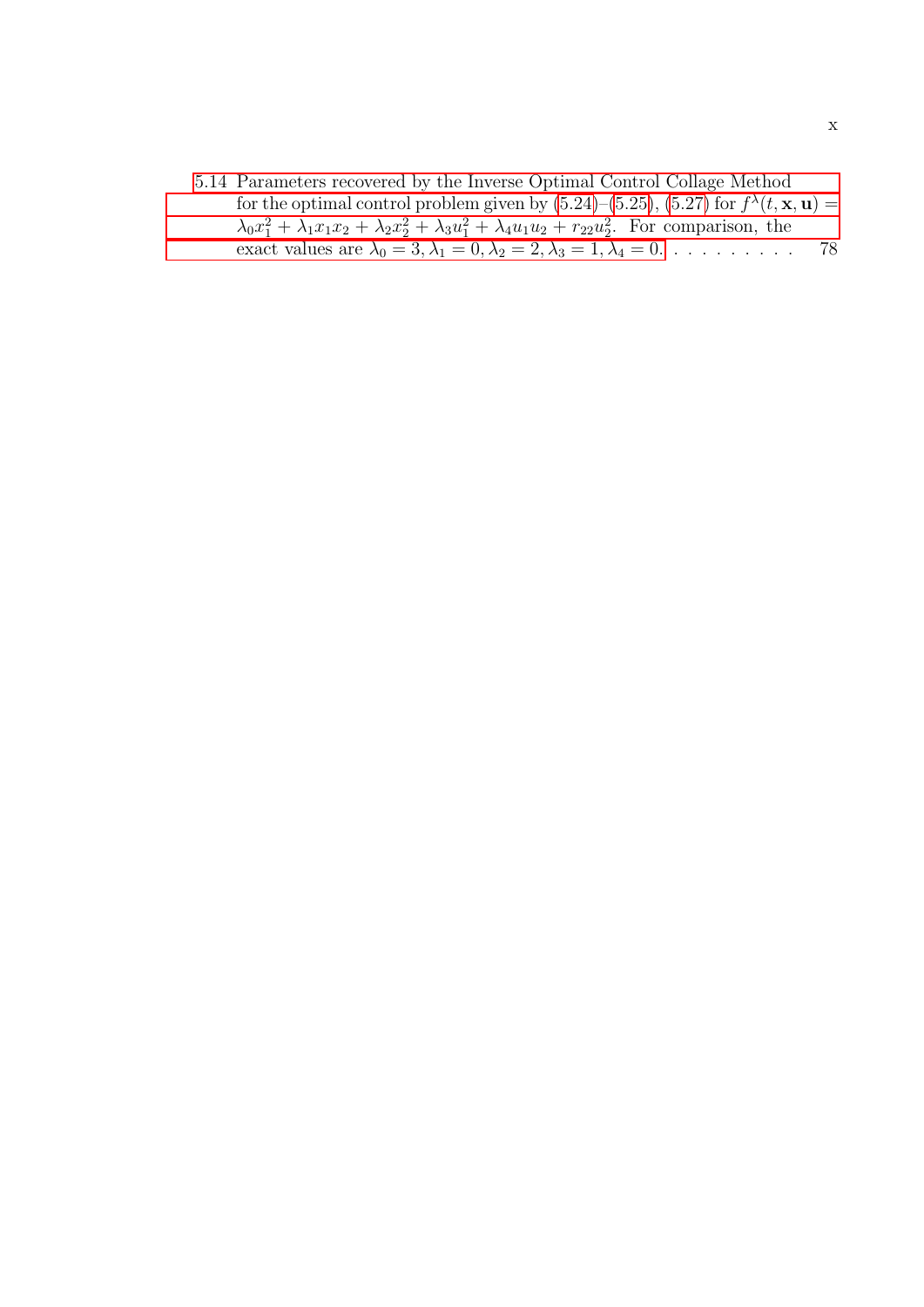5.14 Parameters recovered by the Inverse Optimal Control Collage Method for the optimal control problem given by (5.24)–(5.25), (5.27) for $f^\lambda(t, \mathbf{x}, \mathbf{u}) = \lambda_0 x_1^2 + \lambda_1 x_1 x_2 + \lambda_2 x_2^2 + \lambda_3 u_1^2 + \lambda_4 u_1 u_2 + r_{22} u_2^2$. For comparison, the exact values are $\lambda_0 = 3, \lambda_1 = 0, \lambda_2 = 2, \lambda_3 = 1, \lambda_4 = 0$. . . . . . . . . . 78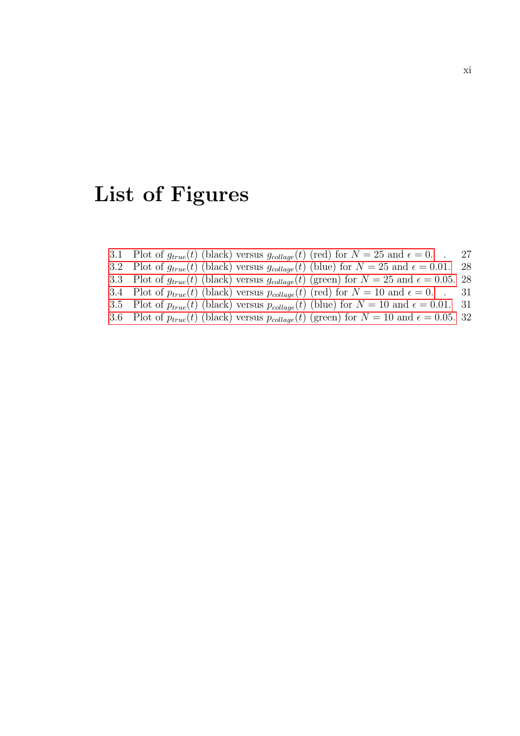# List of Figures

3.1 Plot of $g_{true}(t)$ (black) versus $g_{collage}(t)$ (red) for $N = 25$ and $\epsilon = 0$. . . . 27

3.2 Plot of $g_{true}(t)$ (black) versus $g_{collage}(t)$ (blue) for $N = 25$ and $\epsilon = 0.01$. 28

3.3 Plot of $g_{true}(t)$ (black) versus $g_{collage}(t)$ (green) for $N = 25$ and $\epsilon = 0.05$. 28

3.4 Plot of $p_{true}(t)$ (black) versus $p_{collage}(t)$ (red) for $N = 10$ and $\epsilon = 0$. . . . 31

3.5 Plot of $p_{true}(t)$ (black) versus $p_{collage}(t)$ (blue) for $N = 10$ and $\epsilon = 0.01$. 31

3.6 Plot of $p_{true}(t)$ (black) versus $p_{collage}(t)$ (green) for $N = 10$ and $\epsilon = 0.05$. 32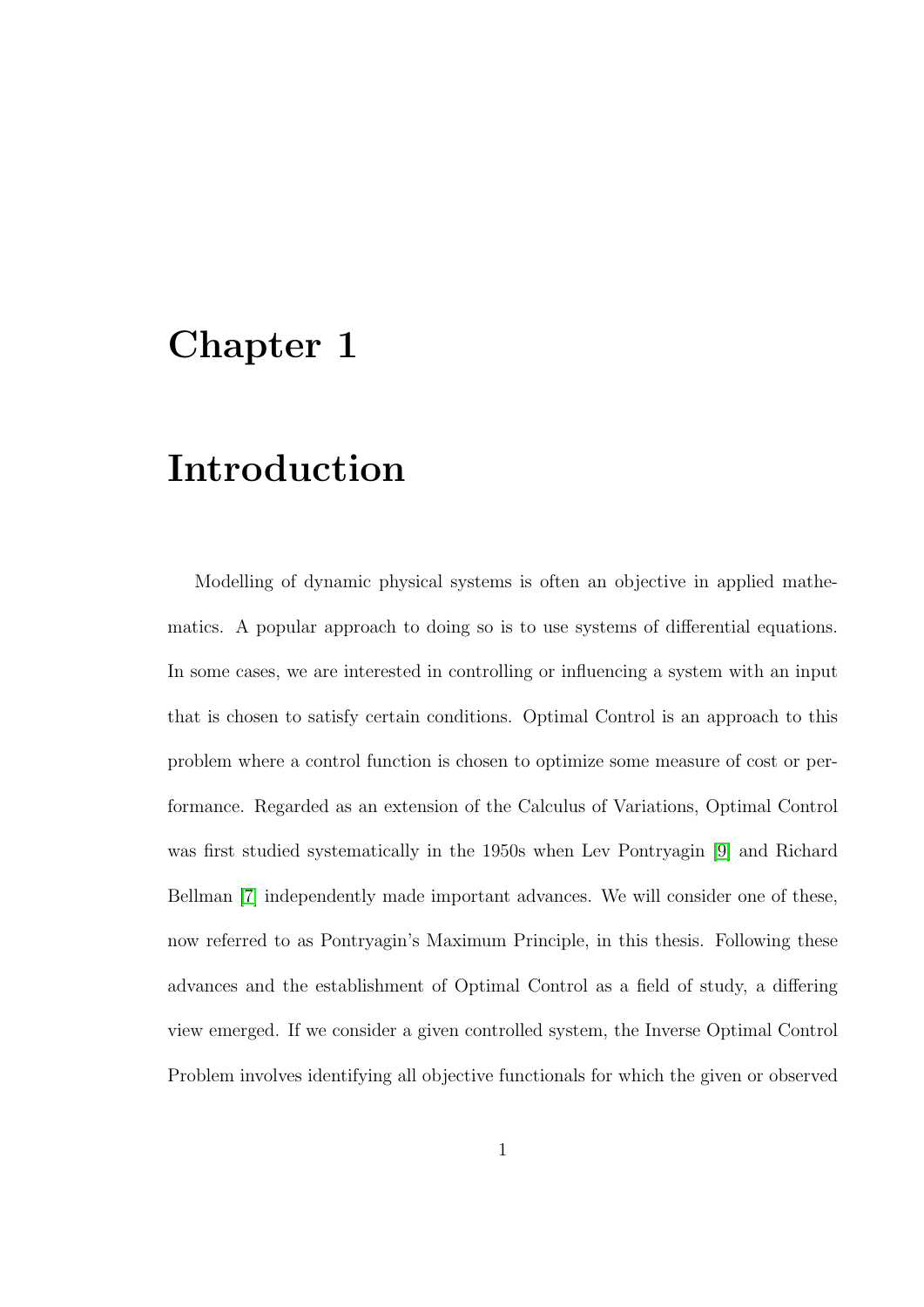# Chapter 1

# Introduction

Modelling of dynamic physical systems is often an objective in applied mathematics. A popular approach to doing so is to use systems of differential equations. In some cases, we are interested in controlling or influencing a system with an input that is chosen to satisfy certain conditions. Optimal Control is an approach to this problem where a control function is chosen to optimize some measure of cost or performance. Regarded as an extension of the Calculus of Variations, Optimal Control was first studied systematically in the 1950s when Lev Pontryagin [9] and Richard Bellman [7] independently made important advances. We will consider one of these, now referred to as Pontryagin's Maximum Principle, in this thesis. Following these advances and the establishment of Optimal Control as a field of study, a differing view emerged. If we consider a given controlled system, the Inverse Optimal Control Problem involves identifying all objective functionals for which the given or observed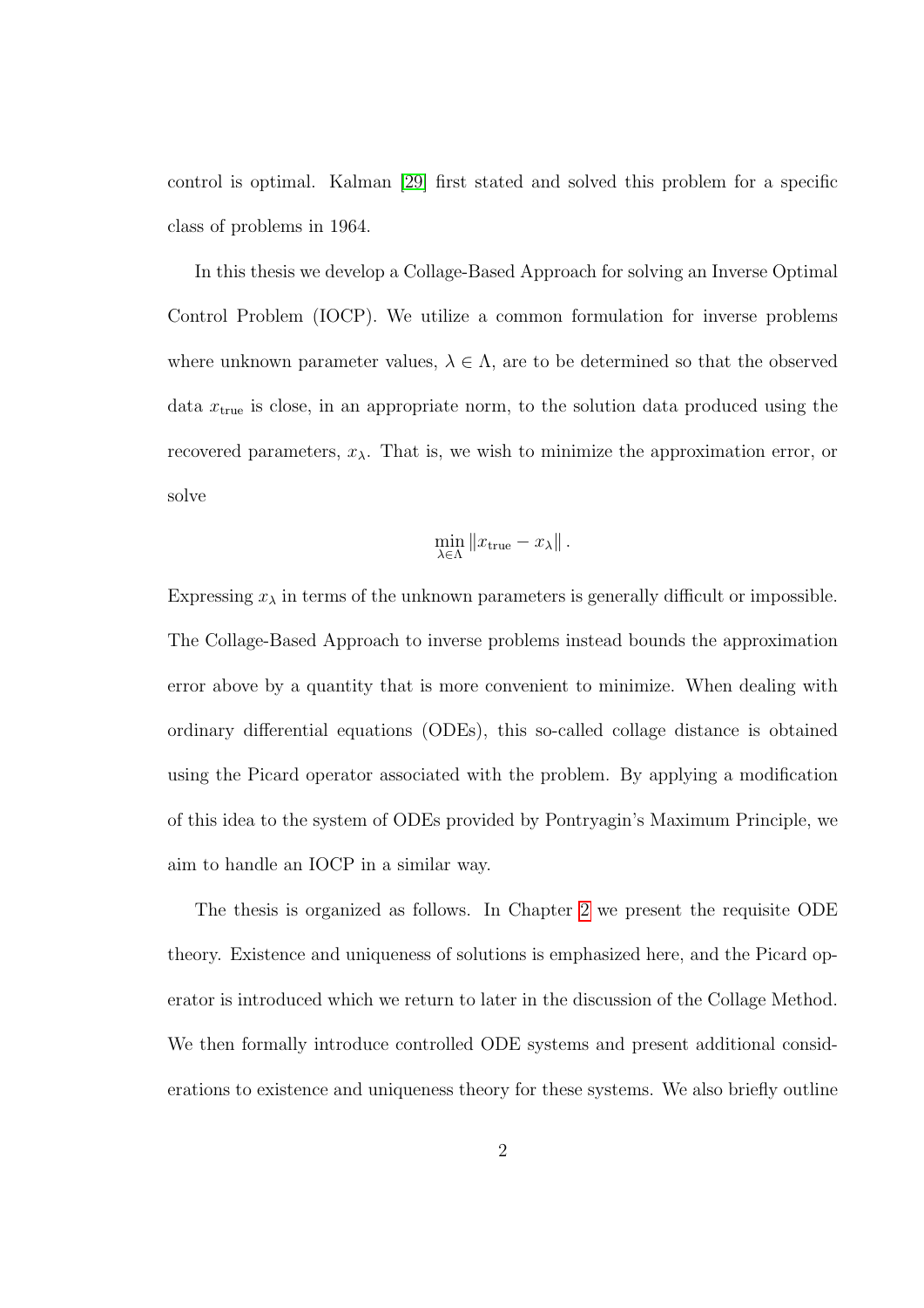control is optimal. Kalman [29] first stated and solved this problem for a specific class of problems in 1964.

In this thesis we develop a Collage-Based Approach for solving an Inverse Optimal Control Problem (IOCP). We utilize a common formulation for inverse problems where unknown parameter values, $\lambda \in \Lambda$, are to be determined so that the observed data $x_{\text{true}}$ is close, in an appropriate norm, to the solution data produced using the recovered parameters, $x_\lambda$. That is, we wish to minimize the approximation error, or solve

$$\min_{\lambda \in \Lambda} \left\| x_{\text{true}} - x_\lambda \right\| .$$

Expressing $x_\lambda$ in terms of the unknown parameters is generally difficult or impossible. The Collage-Based Approach to inverse problems instead bounds the approximation error above by a quantity that is more convenient to minimize. When dealing with ordinary differential equations (ODEs), this so-called collage distance is obtained using the Picard operator associated with the problem. By applying a modification of this idea to the system of ODEs provided by Pontryagin's Maximum Principle, we aim to handle an IOCP in a similar way.

The thesis is organized as follows. In Chapter 2 we present the requisite ODE theory. Existence and uniqueness of solutions is emphasized here, and the Picard operator is introduced which we return to later in the discussion of the Collage Method. We then formally introduce controlled ODE systems and present additional considerations to existence and uniqueness theory for these systems. We also briefly outline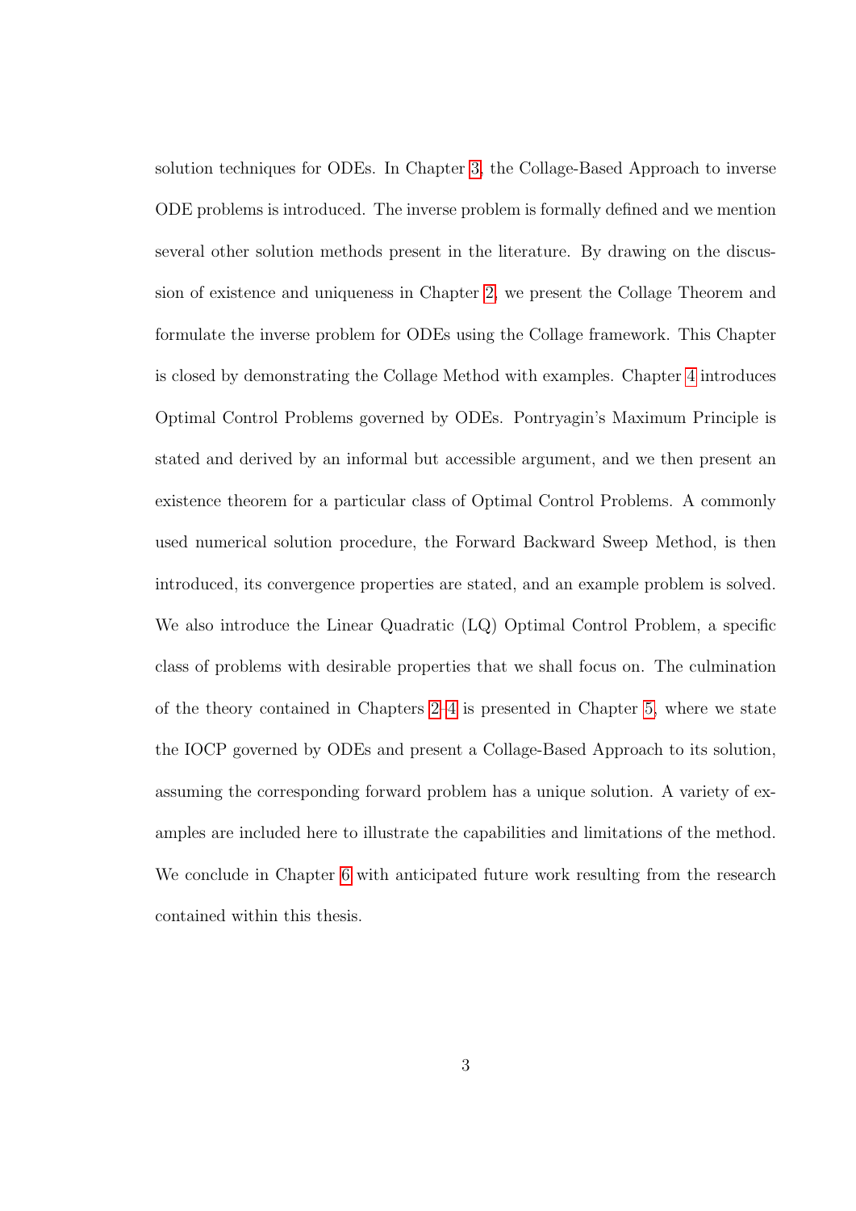solution techniques for ODEs. In Chapter 3, the Collage-Based Approach to inverse ODE problems is introduced. The inverse problem is formally defined and we mention several other solution methods present in the literature. By drawing on the discussion of existence and uniqueness in Chapter 2, we present the Collage Theorem and formulate the inverse problem for ODEs using the Collage framework. This Chapter is closed by demonstrating the Collage Method with examples. Chapter 4 introduces Optimal Control Problems governed by ODEs. Pontryagin's Maximum Principle is stated and derived by an informal but accessible argument, and we then present an existence theorem for a particular class of Optimal Control Problems. A commonly used numerical solution procedure, the Forward Backward Sweep Method, is then introduced, its convergence properties are stated, and an example problem is solved. We also introduce the Linear Quadratic (LQ) Optimal Control Problem, a specific class of problems with desirable properties that we shall focus on. The culmination of the theory contained in Chapters 2–4 is presented in Chapter 5, where we state the IOCP governed by ODEs and present a Collage-Based Approach to its solution, assuming the corresponding forward problem has a unique solution. A variety of examples are included here to illustrate the capabilities and limitations of the method. We conclude in Chapter 6 with anticipated future work resulting from the research contained within this thesis.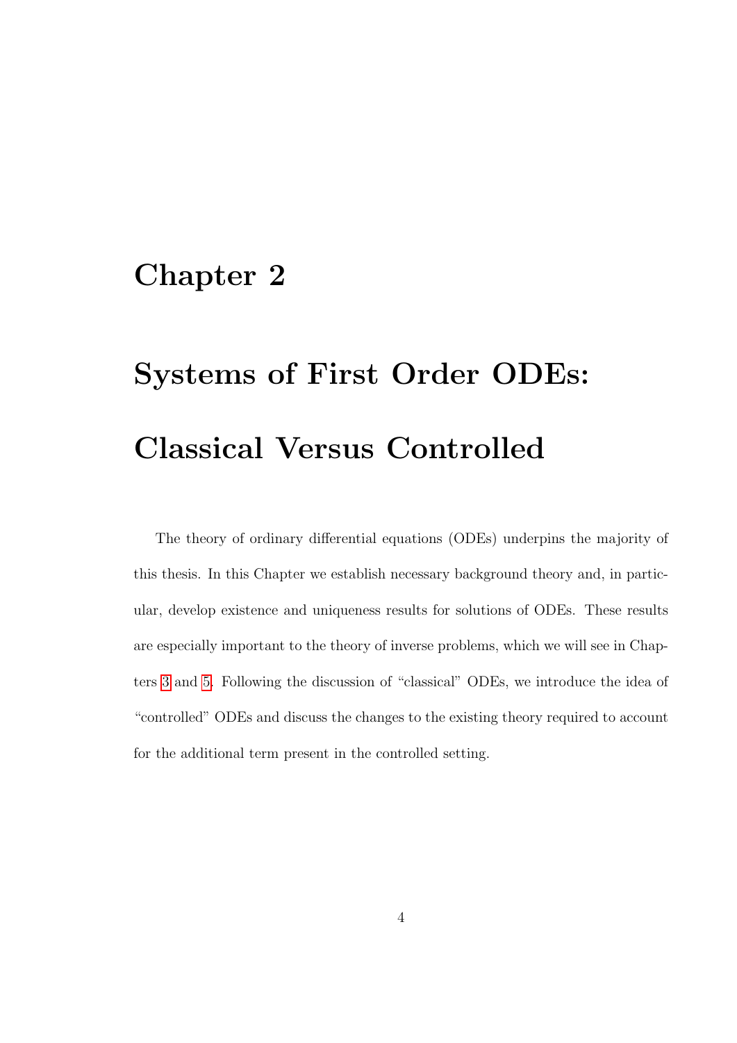# Chapter 2

# Systems of First Order ODEs: Classical Versus Controlled

The theory of ordinary differential equations (ODEs) underpins the majority of this thesis. In this Chapter we establish necessary background theory and, in particular, develop existence and uniqueness results for solutions of ODEs. These results are especially important to the theory of inverse problems, which we will see in Chapters 3 and 5. Following the discussion of "classical" ODEs, we introduce the idea of "controlled" ODEs and discuss the changes to the existing theory required to account for the additional term present in the controlled setting.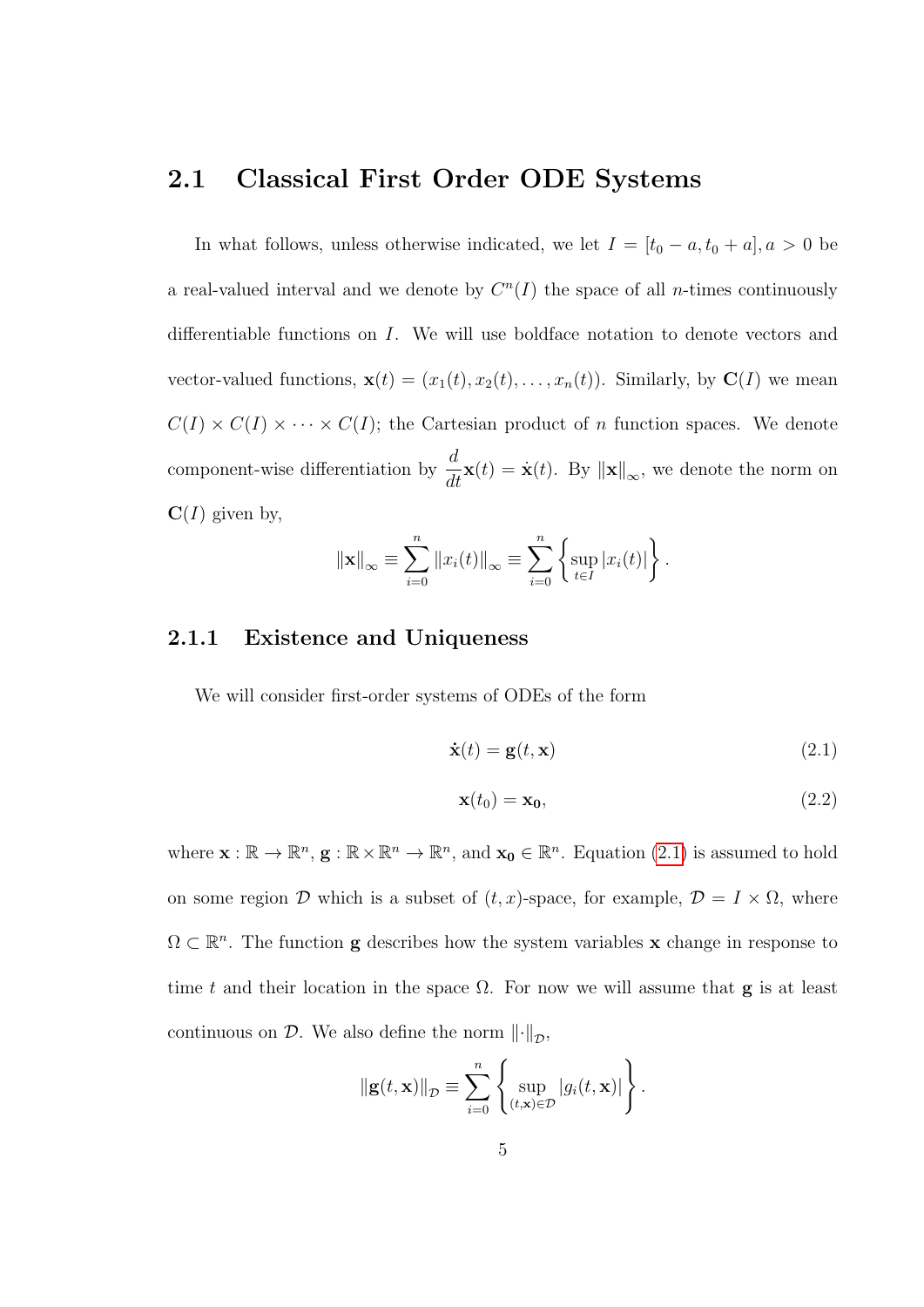## 2.1 Classical First Order ODE Systems

In what follows, unless otherwise indicated, we let $I = [t_0 - a, t_0 + a], a > 0$ be a real-valued interval and we denote by $C^n(I)$ the space of all $n$-times continuously differentiable functions on $I$. We will use boldface notation to denote vectors and vector-valued functions, $\mathbf{x}(t) = (x_1(t), x_2(t), \ldots, x_n(t))$. Similarly, by $\mathbf{C}(I)$ we mean $C(I) \times C(I) \times \cdots \times C(I)$; the Cartesian product of $n$ function spaces. We denote component-wise differentiation by $\frac{d}{dt}\mathbf{x}(t) = \dot{\mathbf{x}}(t)$. By $\|\mathbf{x}\|_\infty$, we denote the norm on $\mathbf{C}(I)$ given by,

$$\|\mathbf{x}\|_\infty \equiv \sum_{i=0}^{n} \|x_i(t)\|_\infty \equiv \sum_{i=0}^{n} \left\{ \sup_{t \in I} |x_i(t)| \right\}.$$

### 2.1.1 Existence and Uniqueness

We will consider first-order systems of ODEs of the form

$$\dot{\mathbf{x}}(t) = \mathbf{g}(t, \mathbf{x}) \tag{2.1}$$

$$\mathbf{x}(t_0) = \mathbf{x_0}, \tag{2.2}$$

where $\mathbf{x} : \mathbb{R} \to \mathbb{R}^n$, $\mathbf{g} : \mathbb{R} \times \mathbb{R}^n \to \mathbb{R}^n$, and $\mathbf{x_0} \in \mathbb{R}^n$. Equation (2.1) is assumed to hold on some region $\mathcal{D}$ which is a subset of $(t, x)$-space, for example, $\mathcal{D} = I \times \Omega$, where $\Omega \subset \mathbb{R}^n$. The function $\mathbf{g}$ describes how the system variables $\mathbf{x}$ change in response to time $t$ and their location in the space $\Omega$. For now we will assume that $\mathbf{g}$ is at least continuous on $\mathcal{D}$. We also define the norm $\|\cdot\|_{\mathcal{D}}$,

$$\|\mathbf{g}(t, \mathbf{x})\|_{\mathcal{D}} \equiv \sum_{i=0}^{n} \left\{ \sup_{(t,\mathbf{x}) \in \mathcal{D}} |g_i(t, \mathbf{x})| \right\}.$$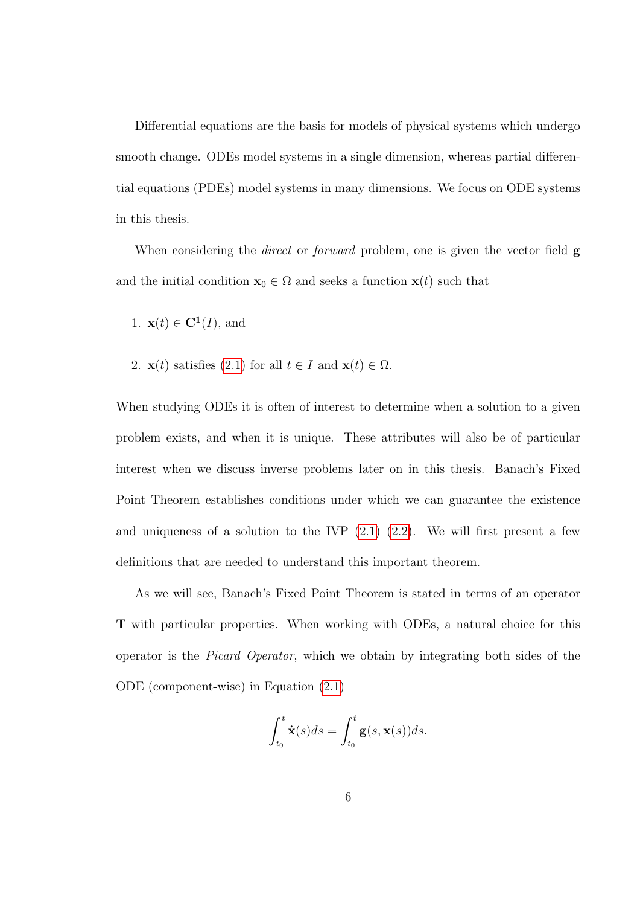Differential equations are the basis for models of physical systems which undergo smooth change. ODEs model systems in a single dimension, whereas partial differential equations (PDEs) model systems in many dimensions. We focus on ODE systems in this thesis.

When considering the *direct* or *forward* problem, one is given the vector field $\mathbf{g}$ and the initial condition $\mathbf{x}_0 \in \Omega$ and seeks a function $\mathbf{x}(t)$ such that

1. $\mathbf{x}(t) \in \mathbf{C^1}(I)$, and
2. $\mathbf{x}(t)$ satisfies (2.1) for all $t \in I$ and $\mathbf{x}(t) \in \Omega$.

When studying ODEs it is often of interest to determine when a solution to a given problem exists, and when it is unique. These attributes will also be of particular interest when we discuss inverse problems later on in this thesis. Banach's Fixed Point Theorem establishes conditions under which we can guarantee the existence and uniqueness of a solution to the IVP (2.1)–(2.2). We will first present a few definitions that are needed to understand this important theorem.

As we will see, Banach's Fixed Point Theorem is stated in terms of an operator $\mathbf{T}$ with particular properties. When working with ODEs, a natural choice for this operator is the *Picard Operator*, which we obtain by integrating both sides of the ODE (component-wise) in Equation (2.1)

$$\int_{t_0}^{t} \dot{\mathbf{x}}(s)ds = \int_{t_0}^{t} \mathbf{g}(s, \mathbf{x}(s))ds.$$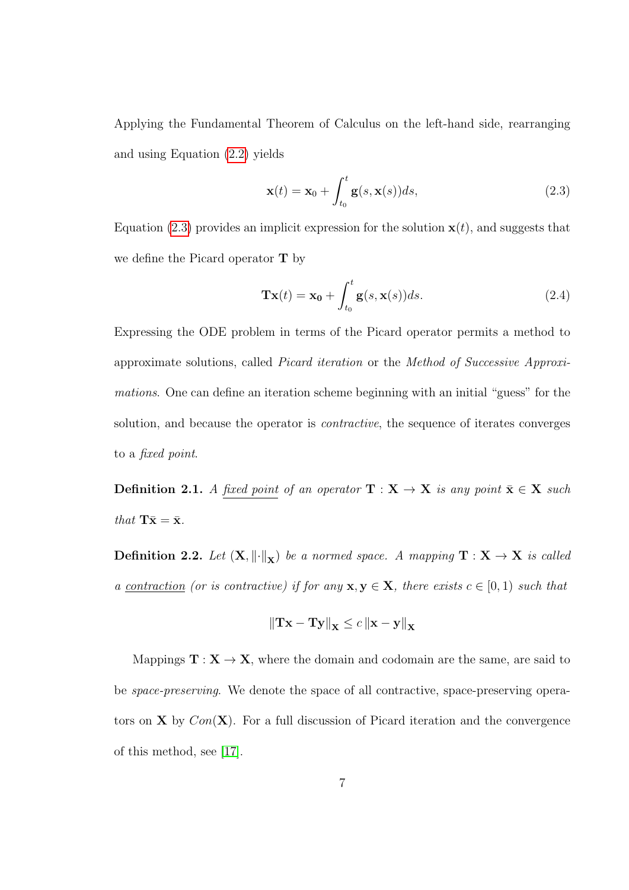Applying the Fundamental Theorem of Calculus on the left-hand side, rearranging and using Equation (2.2) yields

$$\mathbf{x}(t) = \mathbf{x}_0 + \int_{t_0}^{t} \mathbf{g}(s, \mathbf{x}(s))ds, \tag{2.3}$$

Equation (2.3) provides an implicit expression for the solution $\mathbf{x}(t)$, and suggests that we define the Picard operator $\mathbf{T}$ by

$$\mathbf{T}\mathbf{x}(t) = \mathbf{x_0} + \int_{t_0}^{t} \mathbf{g}(s, \mathbf{x}(s))ds. \tag{2.4}$$

Expressing the ODE problem in terms of the Picard operator permits a method to approximate solutions, called *Picard iteration* or the *Method of Successive Approximations*. One can define an iteration scheme beginning with an initial "guess" for the solution, and because the operator is *contractive*, the sequence of iterates converges to a *fixed point*.

**Definition 2.1.** *A fixed point of an operator $\mathbf{T} : \mathbf{X} \to \mathbf{X}$ is any point $\bar{\mathbf{x}} \in \mathbf{X}$ such that $\mathbf{T}\bar{\mathbf{x}} = \bar{\mathbf{x}}$.*

**Definition 2.2.** *Let $(\mathbf{X}, \|\cdot\|_{\mathbf{X}})$ be a normed space. A mapping $\mathbf{T} : \mathbf{X} \to \mathbf{X}$ is called a contraction (or is contractive) if for any $\mathbf{x}, \mathbf{y} \in \mathbf{X}$, there exists $c \in [0, 1)$ such that*

$$\|\mathbf{T}\mathbf{x} - \mathbf{T}\mathbf{y}\|_{\mathbf{X}} \leq c \|\mathbf{x} - \mathbf{y}\|_{\mathbf{X}}$$

Mappings $\mathbf{T} : \mathbf{X} \to \mathbf{X}$, where the domain and codomain are the same, are said to be *space-preserving*. We denote the space of all contractive, space-preserving operators on $\mathbf{X}$ by $Con(\mathbf{X})$. For a full discussion of Picard iteration and the convergence of this method, see [17].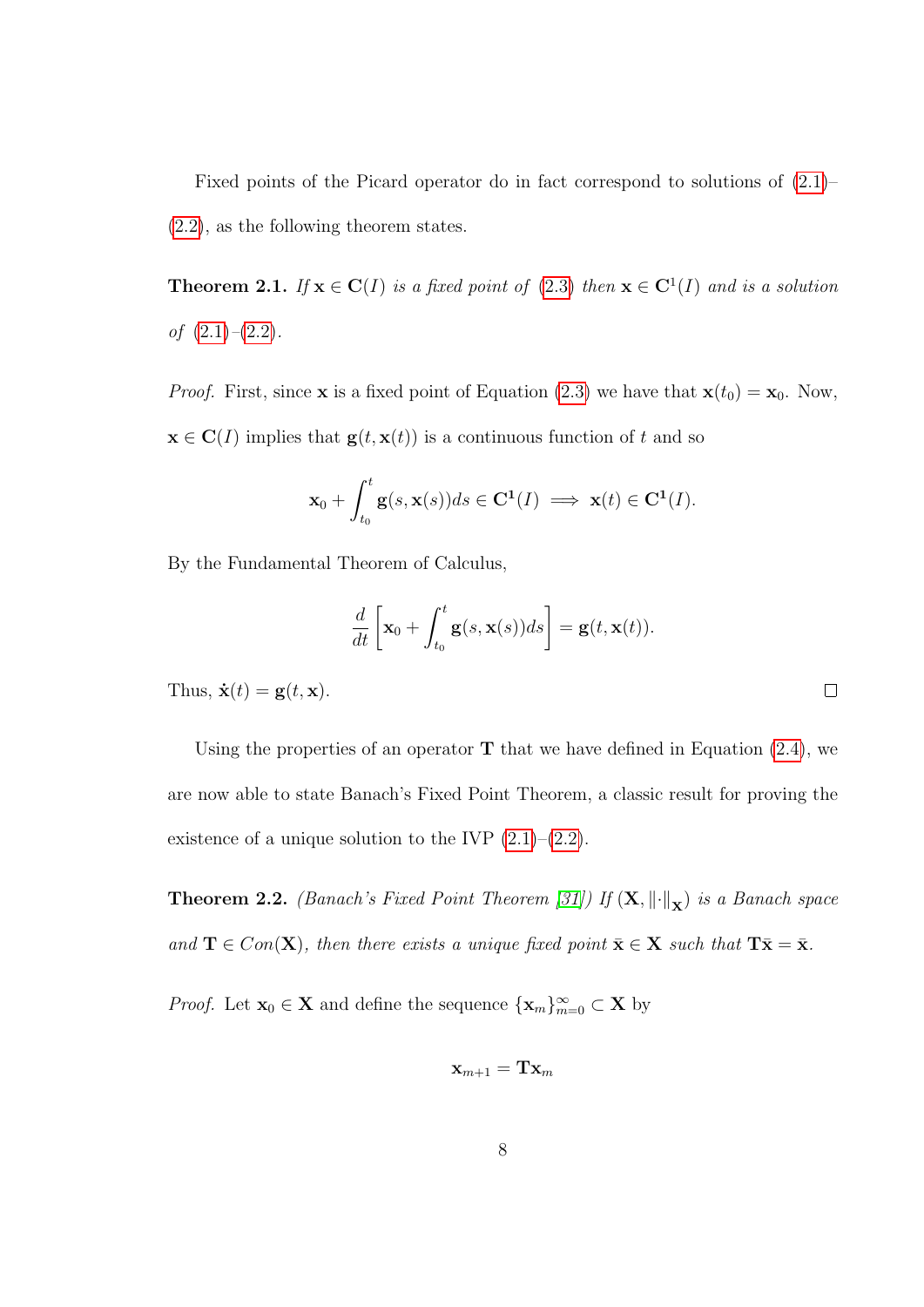Fixed points of the Picard operator do in fact correspond to solutions of (2.1)–(2.2), as the following theorem states.

**Theorem 2.1.** *If* $\mathbf{x} \in \mathbf{C}(I)$ *is a fixed point of* (2.3) *then* $\mathbf{x} \in \mathbf{C}^1(I)$ *and is a solution of* (2.1)–(2.2).

*Proof.* First, since $\mathbf{x}$ is a fixed point of Equation (2.3) we have that $\mathbf{x}(t_0) = \mathbf{x}_0$. Now, $\mathbf{x} \in \mathbf{C}(I)$ implies that $\mathbf{g}(t, \mathbf{x}(t))$ is a continuous function of $t$ and so

$$\mathbf{x}_0 + \int_{t_0}^{t} \mathbf{g}(s, \mathbf{x}(s))ds \in \mathbf{C^1}(I) \implies \mathbf{x}(t) \in \mathbf{C^1}(I).$$

By the Fundamental Theorem of Calculus,

$$\frac{d}{dt}\left[\mathbf{x}_0 + \int_{t_0}^{t} \mathbf{g}(s, \mathbf{x}(s))ds\right] = \mathbf{g}(t, \mathbf{x}(t)).$$

Thus, $\dot{\mathbf{x}}(t) = \mathbf{g}(t, \mathbf{x})$. $\square$

Using the properties of an operator $\mathbf{T}$ that we have defined in Equation (2.4), we are now able to state Banach's Fixed Point Theorem, a classic result for proving the existence of a unique solution to the IVP (2.1)–(2.2).

**Theorem 2.2.** *(Banach's Fixed Point Theorem [31]) If* $(\mathbf{X}, \|\cdot\|_{\mathbf{X}})$ *is a Banach space and* $\mathbf{T} \in Con(\mathbf{X})$*, then there exists a unique fixed point* $\bar{\mathbf{x}} \in \mathbf{X}$ *such that* $\mathbf{T}\bar{\mathbf{x}} = \bar{\mathbf{x}}$.

*Proof.* Let $\mathbf{x}_0 \in \mathbf{X}$ and define the sequence $\{\mathbf{x}_m\}_{m=0}^{\infty} \subset \mathbf{X}$ by

$$\mathbf{x}_{m+1} = \mathbf{T}\mathbf{x}_m$$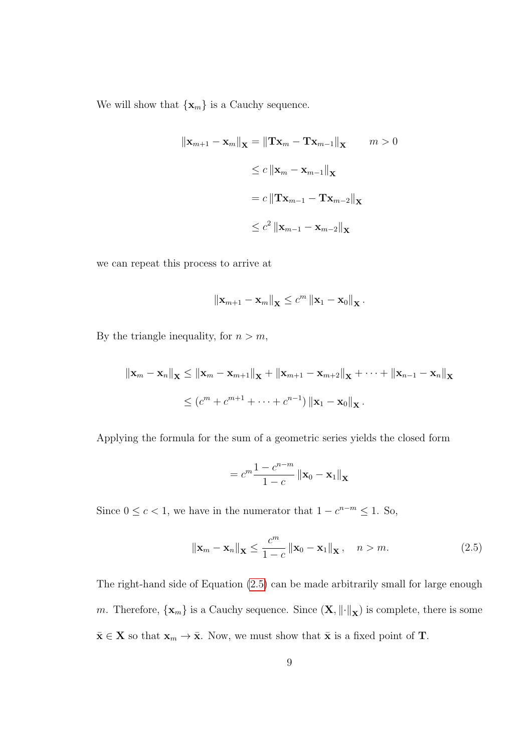We will show that $\{\mathbf{x}_m\}$ is a Cauchy sequence.

$$
\begin{aligned}
\|\mathbf{x}_{m+1} - \mathbf{x}_m\|_{\mathbf{X}} &= \|\mathbf{T}\mathbf{x}_m - \mathbf{T}\mathbf{x}_{m-1}\|_{\mathbf{X}} \qquad m > 0 \\
&\leq c\,\|\mathbf{x}_m - \mathbf{x}_{m-1}\|_{\mathbf{X}} \\
&= c\,\|\mathbf{T}\mathbf{x}_{m-1} - \mathbf{T}\mathbf{x}_{m-2}\|_{\mathbf{X}} \\
&\leq c^2\,\|\mathbf{x}_{m-1} - \mathbf{x}_{m-2}\|_{\mathbf{X}}
\end{aligned}
$$

we can repeat this process to arrive at

$$
\|\mathbf{x}_{m+1} - \mathbf{x}_m\|_{\mathbf{X}} \leq c^m\,\|\mathbf{x}_1 - \mathbf{x}_0\|_{\mathbf{X}}\,.
$$

By the triangle inequality, for $n > m$,

$$
\begin{aligned}
\|\mathbf{x}_m - \mathbf{x}_n\|_{\mathbf{X}} &\leq \|\mathbf{x}_m - \mathbf{x}_{m+1}\|_{\mathbf{X}} + \|\mathbf{x}_{m+1} - \mathbf{x}_{m+2}\|_{\mathbf{X}} + \cdots + \|\mathbf{x}_{n-1} - \mathbf{x}_n\|_{\mathbf{X}} \\
&\leq \left(c^m + c^{m+1} + \cdots + c^{n-1}\right)\|\mathbf{x}_1 - \mathbf{x}_0\|_{\mathbf{X}}\,.
\end{aligned}
$$

Applying the formula for the sum of a geometric series yields the closed form

$$
= c^m \frac{1 - c^{n-m}}{1 - c}\,\|\mathbf{x}_0 - \mathbf{x}_1\|_{\mathbf{X}}
$$

Since $0 \leq c < 1$, we have in the numerator that $1 - c^{n-m} \leq 1$. So,

$$
\|\mathbf{x}_m - \mathbf{x}_n\|_{\mathbf{X}} \leq \frac{c^m}{1 - c}\,\|\mathbf{x}_0 - \mathbf{x}_1\|_{\mathbf{X}}\,, \quad n > m. \tag{2.5}
$$

The right-hand side of Equation (2.5) can be made arbitrarily small for large enough $m$. Therefore, $\{\mathbf{x}_m\}$ is a Cauchy sequence. Since $(\mathbf{X}, \|\cdot\|_{\mathbf{X}})$ is complete, there is some $\bar{\mathbf{x}} \in \mathbf{X}$ so that $\mathbf{x}_m \to \bar{\mathbf{x}}$. Now, we must show that $\bar{\mathbf{x}}$ is a fixed point of $\mathbf{T}$.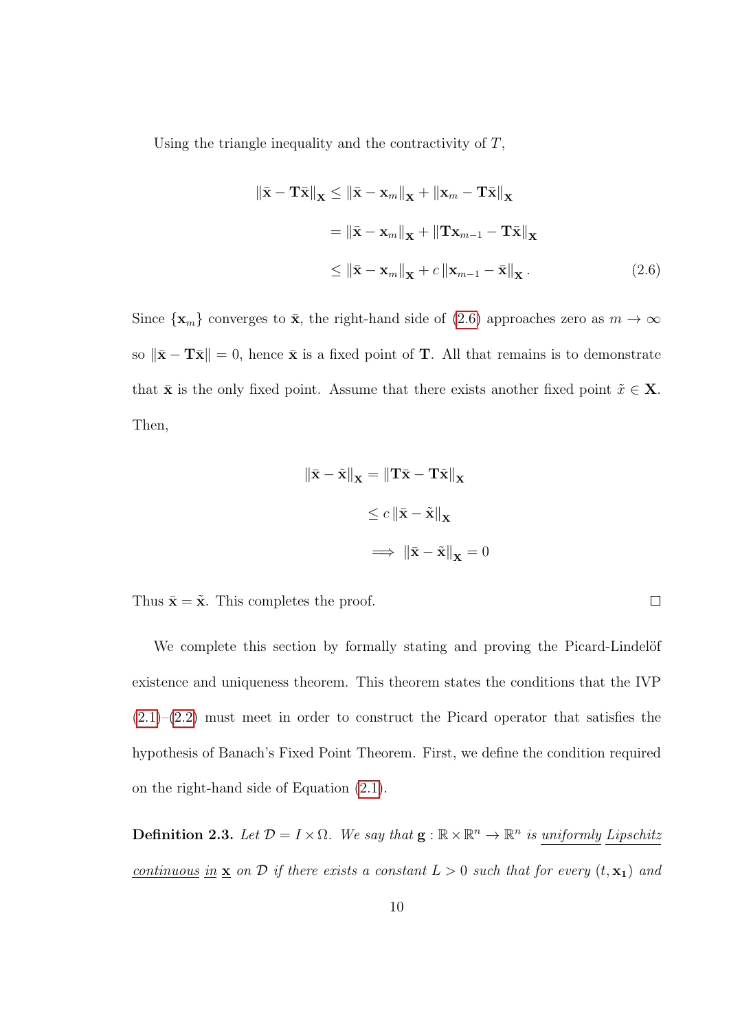Using the triangle inequality and the contractivity of $T$,

$$
\begin{aligned}
\|\bar{\mathbf{x}} - \mathbf{T}\bar{\mathbf{x}}\|_{\mathbf{X}} &\leq \|\bar{\mathbf{x}} - \mathbf{x}_m\|_{\mathbf{X}} + \|\mathbf{x}_m - \mathbf{T}\bar{\mathbf{x}}\|_{\mathbf{X}} \\
&= \|\bar{\mathbf{x}} - \mathbf{x}_m\|_{\mathbf{X}} + \|\mathbf{T}\mathbf{x}_{m-1} - \mathbf{T}\bar{\mathbf{x}}\|_{\mathbf{X}} \\
&\leq \|\bar{\mathbf{x}} - \mathbf{x}_m\|_{\mathbf{X}} + c\,\|\mathbf{x}_{m-1} - \bar{\mathbf{x}}\|_{\mathbf{X}}. \qquad (2.6)
\end{aligned}
$$

Since $\{\mathbf{x}_m\}$ converges to $\bar{\mathbf{x}}$, the right-hand side of (2.6) approaches zero as $m \to \infty$ so $\|\bar{\mathbf{x}} - \mathbf{T}\bar{\mathbf{x}}\| = 0$, hence $\bar{\mathbf{x}}$ is a fixed point of $\mathbf{T}$. All that remains is to demonstrate that $\bar{\mathbf{x}}$ is the only fixed point. Assume that there exists another fixed point $\tilde{x} \in \mathbf{X}$. Then,

$$
\begin{aligned}
\|\bar{\mathbf{x}} - \tilde{\mathbf{x}}\|_{\mathbf{X}} &= \|\mathbf{T}\bar{\mathbf{x}} - \mathbf{T}\tilde{\mathbf{x}}\|_{\mathbf{X}} \\
&\leq c\,\|\bar{\mathbf{x}} - \tilde{\mathbf{x}}\|_{\mathbf{X}} \\
&\implies \|\bar{\mathbf{x}} - \tilde{\mathbf{x}}\|_{\mathbf{X}} = 0
\end{aligned}
$$

Thus $\bar{\mathbf{x}} = \tilde{\mathbf{x}}$. This completes the proof. □

We complete this section by formally stating and proving the Picard-Lindelöf existence and uniqueness theorem. This theorem states the conditions that the IVP (2.1)–(2.2) must meet in order to construct the Picard operator that satisfies the hypothesis of Banach's Fixed Point Theorem. First, we define the condition required on the right-hand side of Equation (2.1).

**Definition 2.3.** *Let $\mathcal{D} = I \times \Omega$. We say that $\mathbf{g} : \mathbb{R} \times \mathbb{R}^n \to \mathbb{R}^n$ is uniformly Lipschitz continuous in $\mathbf{x}$ on $\mathcal{D}$ if there exists a constant $L > 0$ such that for every $(t, \mathbf{x_1})$ and*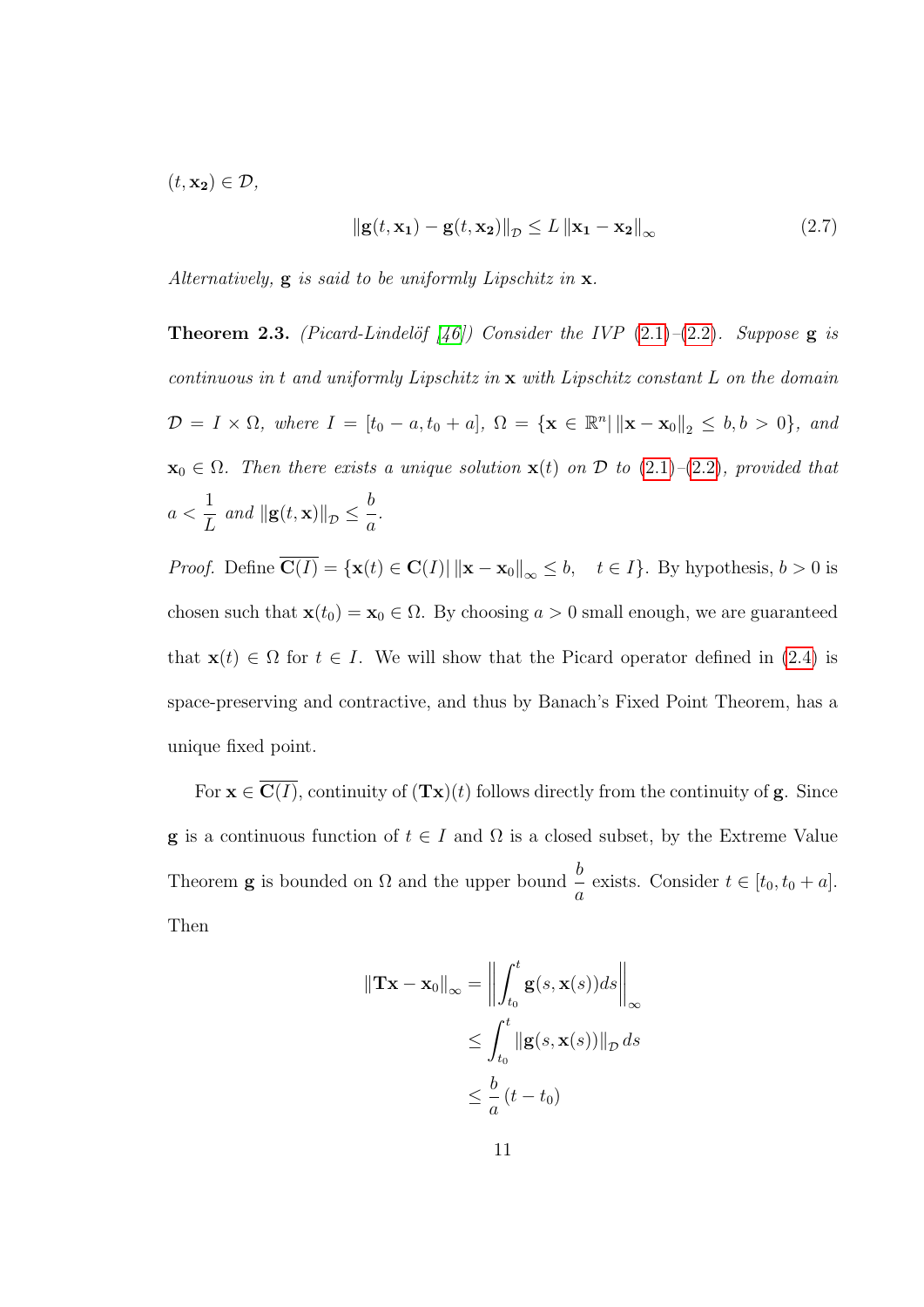$(t, \mathbf{x_2}) \in \mathcal{D}$,

$$\|\mathbf{g}(t, \mathbf{x_1}) - \mathbf{g}(t, \mathbf{x_2})\|_{\mathcal{D}} \leq L \|\mathbf{x_1} - \mathbf{x_2}\|_{\infty} \tag{2.7}$$

*Alternatively,* $\mathbf{g}$ *is said to be uniformly Lipschitz in* $\mathbf{x}$.

**Theorem 2.3.** *(Picard-Lindelöf [46]) Consider the IVP (2.1)–(2.2). Suppose* $\mathbf{g}$ *is continuous in* $t$ *and uniformly Lipschitz in* $\mathbf{x}$ *with Lipschitz constant* $L$ *on the domain* $\mathcal{D} = I \times \Omega$*, where* $I = [t_0 - a, t_0 + a]$*,* $\Omega = \{\mathbf{x} \in \mathbb{R}^n | \, \|\mathbf{x} - \mathbf{x}_0\|_2 \leq b, b > 0\}$*, and* $\mathbf{x}_0 \in \Omega$*. Then there exists a unique solution* $\mathbf{x}(t)$ *on* $\mathcal{D}$ *to (2.1)–(2.2), provided that* $a < \dfrac{1}{L}$ *and* $\|\mathbf{g}(t, \mathbf{x})\|_{\mathcal{D}} \leq \dfrac{b}{a}$.

*Proof.* Define $\overline{\mathbf{C}(I)} = \{\mathbf{x}(t) \in \mathbf{C}(I) | \, \|\mathbf{x} - \mathbf{x}_0\|_{\infty} \leq b, \quad t \in I\}$. By hypothesis, $b > 0$ is chosen such that $\mathbf{x}(t_0) = \mathbf{x}_0 \in \Omega$. By choosing $a > 0$ small enough, we are guaranteed that $\mathbf{x}(t) \in \Omega$ for $t \in I$. We will show that the Picard operator defined in (2.4) is space-preserving and contractive, and thus by Banach's Fixed Point Theorem, has a unique fixed point.

For $\mathbf{x} \in \overline{\mathbf{C}(I)}$, continuity of $(\mathbf{T}\mathbf{x})(t)$ follows directly from the continuity of $\mathbf{g}$. Since $\mathbf{g}$ is a continuous function of $t \in I$ and $\Omega$ is a closed subset, by the Extreme Value Theorem $\mathbf{g}$ is bounded on $\Omega$ and the upper bound $\dfrac{b}{a}$ exists. Consider $t \in [t_0, t_0 + a]$. Then

$$\begin{aligned}
\|\mathbf{T}\mathbf{x} - \mathbf{x}_0\|_{\infty} &= \left\| \int_{t_0}^{t} \mathbf{g}(s, \mathbf{x}(s)) ds \right\|_{\infty} \\
&\leq \int_{t_0}^{t} \|\mathbf{g}(s, \mathbf{x}(s))\|_{\mathcal{D}} \, ds \\
&\leq \frac{b}{a} (t - t_0)
\end{aligned}$$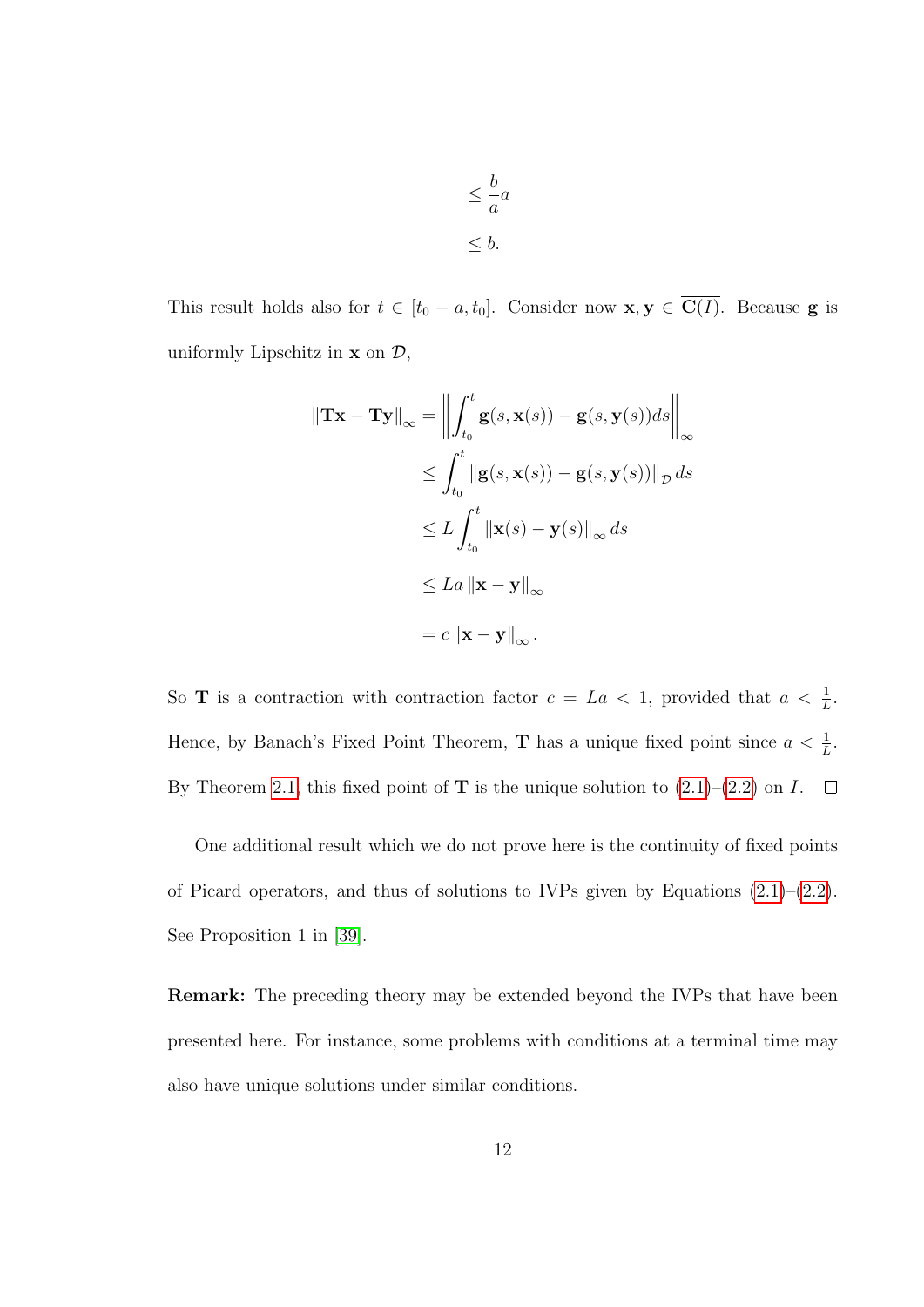$$
\begin{aligned}
&\leq \frac{b}{a}a \\
&\leq b.
\end{aligned}
$$

This result holds also for $t \in [t_0 - a, t_0]$. Consider now $\mathbf{x}, \mathbf{y} \in \overline{\mathbf{C}(I)}$. Because $\mathbf{g}$ is uniformly Lipschitz in $\mathbf{x}$ on $\mathcal{D}$,

$$
\begin{aligned}
\|\mathbf{Tx} - \mathbf{Ty}\|_\infty &= \left\| \int_{t_0}^{t} \mathbf{g}(s, \mathbf{x}(s)) - \mathbf{g}(s, \mathbf{y}(s)) ds \right\|_\infty \\
&\leq \int_{t_0}^{t} \|\mathbf{g}(s, \mathbf{x}(s)) - \mathbf{g}(s, \mathbf{y}(s))\|_{\mathcal{D}} \, ds \\
&\leq L \int_{t_0}^{t} \|\mathbf{x}(s) - \mathbf{y}(s)\|_\infty \, ds \\
&\leq La \|\mathbf{x} - \mathbf{y}\|_\infty \\
&= c \|\mathbf{x} - \mathbf{y}\|_\infty .
\end{aligned}
$$

So $\mathbf{T}$ is a contraction with contraction factor $c = La < 1$, provided that $a < \frac{1}{L}$. Hence, by Banach's Fixed Point Theorem, $\mathbf{T}$ has a unique fixed point since $a < \frac{1}{L}$. By Theorem 2.1, this fixed point of $\mathbf{T}$ is the unique solution to (2.1)–(2.2) on $I$. □

One additional result which we do not prove here is the continuity of fixed points of Picard operators, and thus of solutions to IVPs given by Equations (2.1)–(2.2). See Proposition 1 in [39].

**Remark:** The preceding theory may be extended beyond the IVPs that have been presented here. For instance, some problems with conditions at a terminal time may also have unique solutions under similar conditions.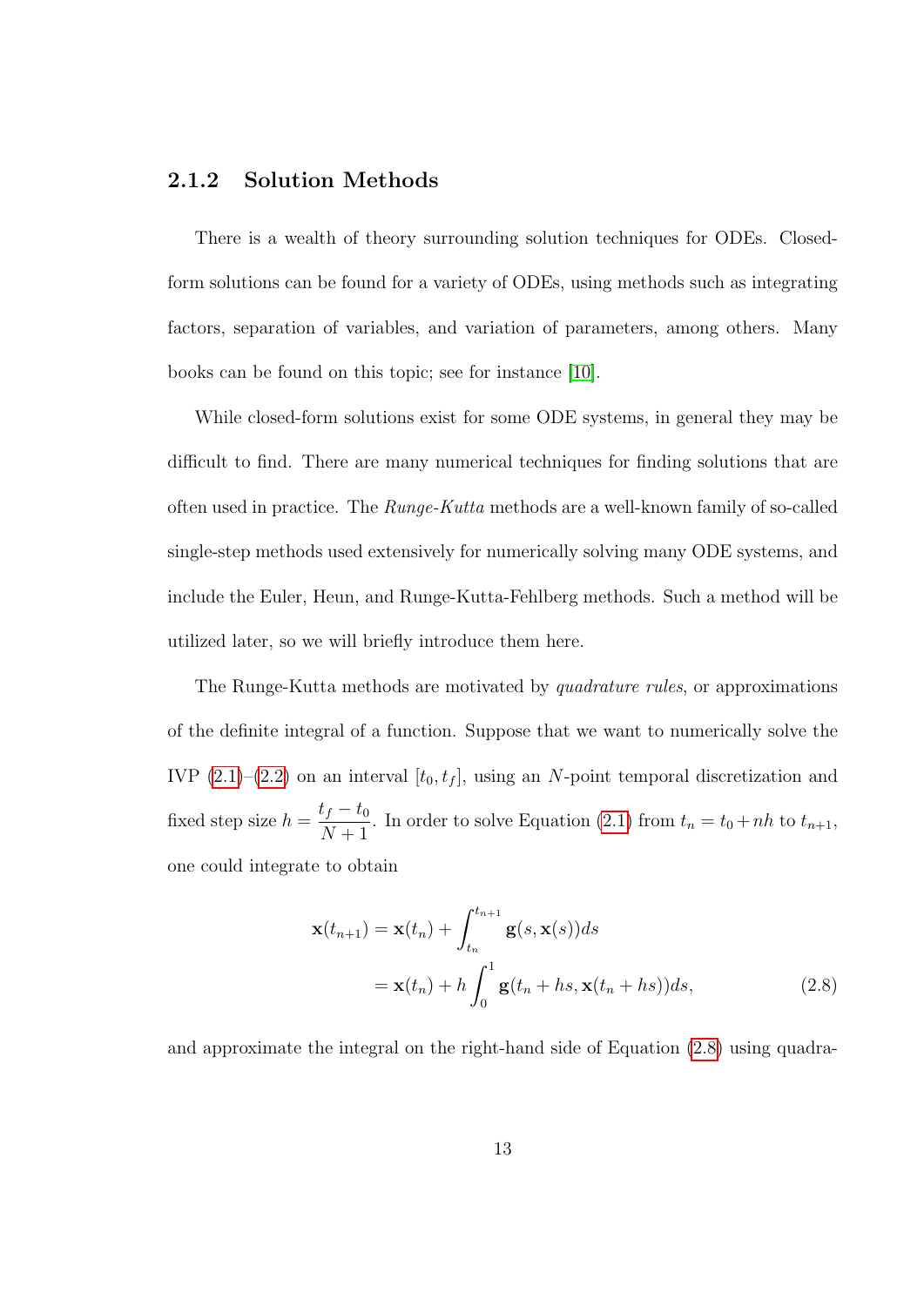### 2.1.2 Solution Methods

There is a wealth of theory surrounding solution techniques for ODEs. Closed-form solutions can be found for a variety of ODEs, using methods such as integrating factors, separation of variables, and variation of parameters, among others. Many books can be found on this topic; see for instance [10].

While closed-form solutions exist for some ODE systems, in general they may be difficult to find. There are many numerical techniques for finding solutions that are often used in practice. The *Runge-Kutta* methods are a well-known family of so-called single-step methods used extensively for numerically solving many ODE systems, and include the Euler, Heun, and Runge-Kutta-Fehlberg methods. Such a method will be utilized later, so we will briefly introduce them here.

The Runge-Kutta methods are motivated by *quadrature rules*, or approximations of the definite integral of a function. Suppose that we want to numerically solve the IVP (2.1)–(2.2) on an interval $[t_0, t_f]$, using an $N$-point temporal discretization and fixed step size $h = \dfrac{t_f - t_0}{N+1}$. In order to solve Equation (2.1) from $t_n = t_0 + nh$ to $t_{n+1}$, one could integrate to obtain

$$
\begin{aligned}
\mathbf{x}(t_{n+1}) &= \mathbf{x}(t_n) + \int_{t_n}^{t_{n+1}} \mathbf{g}(s, \mathbf{x}(s)) ds \\
&= \mathbf{x}(t_n) + h \int_0^1 \mathbf{g}(t_n + hs, \mathbf{x}(t_n + hs)) ds, \qquad (2.8)
\end{aligned}
$$

and approximate the integral on the right-hand side of Equation (2.8) using quadra-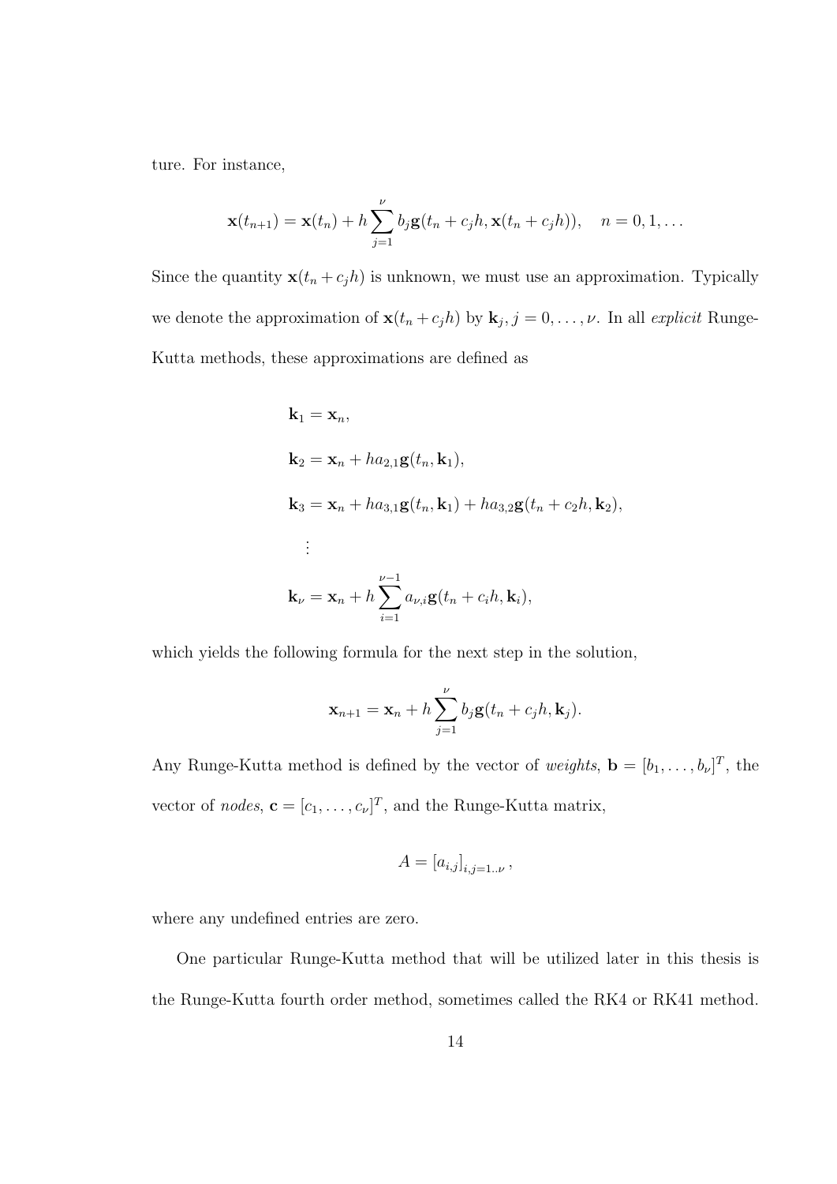ture. For instance,

$$\mathbf{x}(t_{n+1}) = \mathbf{x}(t_n) + h\sum_{j=1}^{\nu} b_j \mathbf{g}(t_n + c_j h, \mathbf{x}(t_n + c_j h)), \quad n = 0, 1, \ldots$$

Since the quantity $\mathbf{x}(t_n + c_j h)$ is unknown, we must use an approximation. Typically we denote the approximation of $\mathbf{x}(t_n + c_j h)$ by $\mathbf{k}_j$, $j = 0, \ldots, \nu$. In all *explicit* Runge-Kutta methods, these approximations are defined as

$$\begin{aligned}
\mathbf{k}_1 &= \mathbf{x}_n, \\
\mathbf{k}_2 &= \mathbf{x}_n + h a_{2,1} \mathbf{g}(t_n, \mathbf{k}_1), \\
\mathbf{k}_3 &= \mathbf{x}_n + h a_{3,1} \mathbf{g}(t_n, \mathbf{k}_1) + h a_{3,2} \mathbf{g}(t_n + c_2 h, \mathbf{k}_2), \\
&\vdots \\
\mathbf{k}_\nu &= \mathbf{x}_n + h\sum_{i=1}^{\nu-1} a_{\nu,i} \mathbf{g}(t_n + c_i h, \mathbf{k}_i),
\end{aligned}$$

which yields the following formula for the next step in the solution,

$$\mathbf{x}_{n+1} = \mathbf{x}_n + h\sum_{j=1}^{\nu} b_j \mathbf{g}(t_n + c_j h, \mathbf{k}_j).$$

Any Runge-Kutta method is defined by the vector of *weights*, $\mathbf{b} = [b_1, \ldots, b_\nu]^T$, the vector of *nodes*, $\mathbf{c} = [c_1, \ldots, c_\nu]^T$, and the Runge-Kutta matrix,

$$A = [a_{i,j}]_{i,j=1..\nu},$$

where any undefined entries are zero.

One particular Runge-Kutta method that will be utilized later in this thesis is the Runge-Kutta fourth order method, sometimes called the RK4 or RK41 method.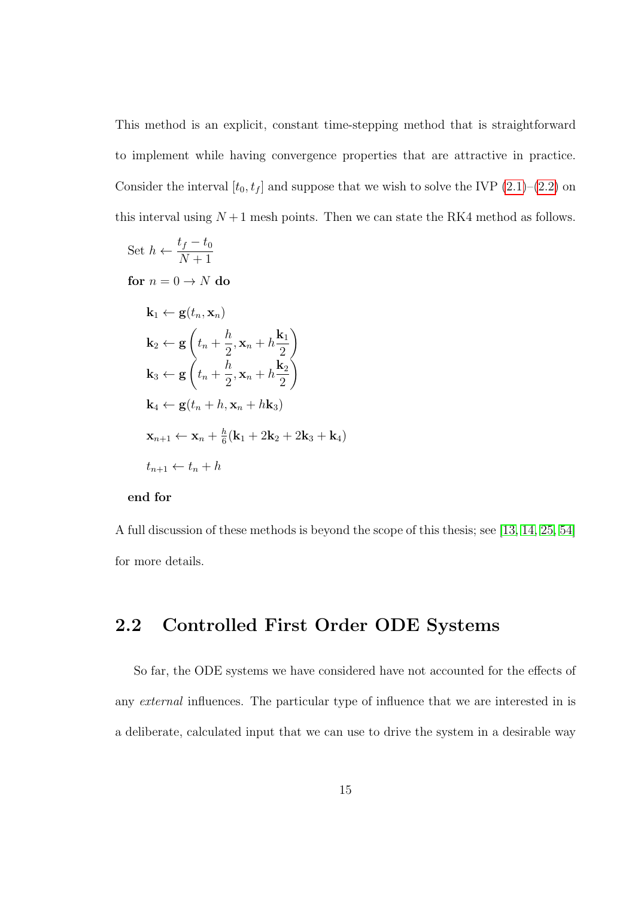This method is an explicit, constant time-stepping method that is straightforward to implement while having convergence properties that are attractive in practice. Consider the interval $[t_0, t_f]$ and suppose that we wish to solve the IVP (2.1)–(2.2) on this interval using $N+1$ mesh points. Then we can state the RK4 method as follows.

Set $h \leftarrow \dfrac{t_f - t_0}{N+1}$

**for** $n = 0 \to N$ **do**

$$\mathbf{k}_1 \leftarrow \mathbf{g}(t_n, \mathbf{x}_n)$$

$$\mathbf{k}_2 \leftarrow \mathbf{g}\left(t_n + \frac{h}{2}, \mathbf{x}_n + h\frac{\mathbf{k}_1}{2}\right)$$

$$\mathbf{k}_3 \leftarrow \mathbf{g}\left(t_n + \frac{h}{2}, \mathbf{x}_n + h\frac{\mathbf{k}_2}{2}\right)$$

$$\mathbf{k}_4 \leftarrow \mathbf{g}(t_n + h, \mathbf{x}_n + h\mathbf{k}_3)$$

$$\mathbf{x}_{n+1} \leftarrow \mathbf{x}_n + \tfrac{h}{6}(\mathbf{k}_1 + 2\mathbf{k}_2 + 2\mathbf{k}_3 + \mathbf{k}_4)$$

$$t_{n+1} \leftarrow t_n + h$$

**end for**

A full discussion of these methods is beyond the scope of this thesis; see [13, 14, 25, 54] for more details.

## 2.2 Controlled First Order ODE Systems

So far, the ODE systems we have considered have not accounted for the effects of any *external* influences. The particular type of influence that we are interested in is a deliberate, calculated input that we can use to drive the system in a desirable way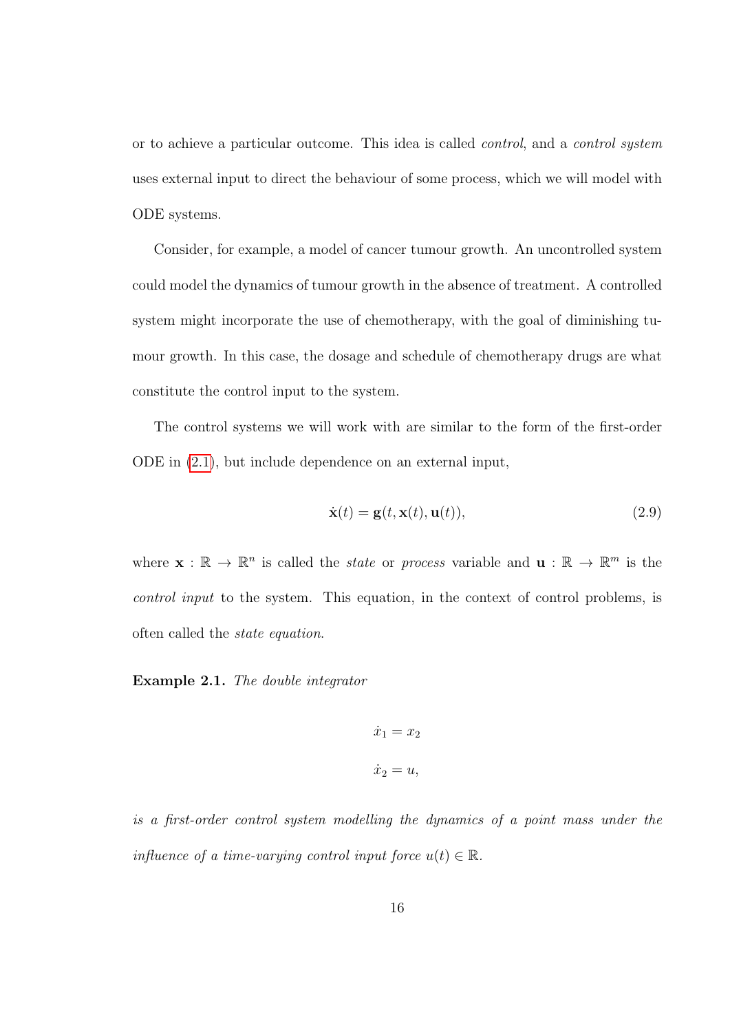or to achieve a particular outcome. This idea is called *control*, and a *control system* uses external input to direct the behaviour of some process, which we will model with ODE systems.

Consider, for example, a model of cancer tumour growth. An uncontrolled system could model the dynamics of tumour growth in the absence of treatment. A controlled system might incorporate the use of chemotherapy, with the goal of diminishing tumour growth. In this case, the dosage and schedule of chemotherapy drugs are what constitute the control input to the system.

The control systems we will work with are similar to the form of the first-order ODE in (2.1), but include dependence on an external input,

$$\dot{\mathbf{x}}(t) = \mathbf{g}(t, \mathbf{x}(t), \mathbf{u}(t)), \tag{2.9}$$

where $\mathbf{x} : \mathbb{R} \to \mathbb{R}^n$ is called the *state* or *process* variable and $\mathbf{u} : \mathbb{R} \to \mathbb{R}^m$ is the *control input* to the system. This equation, in the context of control problems, is often called the *state equation*.

**Example 2.1.** *The double integrator*

$$\dot{x}_1 = x_2$$

$$\dot{x}_2 = u,$$

*is a first-order control system modelling the dynamics of a point mass under the influence of a time-varying control input force* $u(t) \in \mathbb{R}$.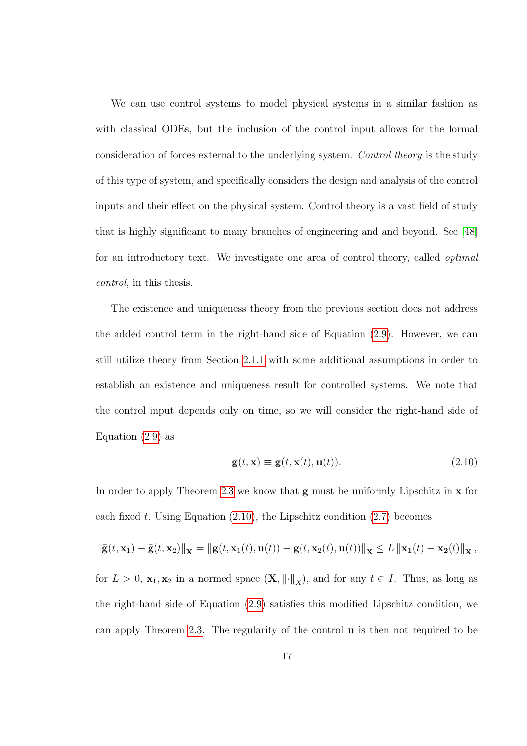We can use control systems to model physical systems in a similar fashion as with classical ODEs, but the inclusion of the control input allows for the formal consideration of forces external to the underlying system. *Control theory* is the study of this type of system, and specifically considers the design and analysis of the control inputs and their effect on the physical system. Control theory is a vast field of study that is highly significant to many branches of engineering and and beyond. See [48] for an introductory text. We investigate one area of control theory, called *optimal control*, in this thesis.

The existence and uniqueness theory from the previous section does not address the added control term in the right-hand side of Equation (2.9). However, we can still utilize theory from Section 2.1.1 with some additional assumptions in order to establish an existence and uniqueness result for controlled systems. We note that the control input depends only on time, so we will consider the right-hand side of Equation (2.9) as

$$\bar{\mathbf{g}}(t, \mathbf{x}) \equiv \mathbf{g}(t, \mathbf{x}(t), \mathbf{u}(t)). \tag{2.10}$$

In order to apply Theorem 2.3 we know that $\mathbf{g}$ must be uniformly Lipschitz in $\mathbf{x}$ for each fixed $t$. Using Equation (2.10), the Lipschitz condition (2.7) becomes

$$\left\|\bar{\mathbf{g}}(t, \mathbf{x}_1) - \bar{\mathbf{g}}(t, \mathbf{x}_2)\right\|_{\mathbf{X}} = \left\|\mathbf{g}(t, \mathbf{x}_1(t), \mathbf{u}(t)) - \mathbf{g}(t, \mathbf{x}_2(t), \mathbf{u}(t))\right\|_{\mathbf{X}} \leq L \left\|\mathbf{x_1}(t) - \mathbf{x_2}(t)\right\|_{\mathbf{X}},$$

for $L > 0$, $\mathbf{x}_1, \mathbf{x}_2$ in a normed space $(\mathbf{X}, \|\cdot\|_X)$, and for any $t \in I$. Thus, as long as the right-hand side of Equation (2.9) satisfies this modified Lipschitz condition, we can apply Theorem 2.3. The regularity of the control $\mathbf{u}$ is then not required to be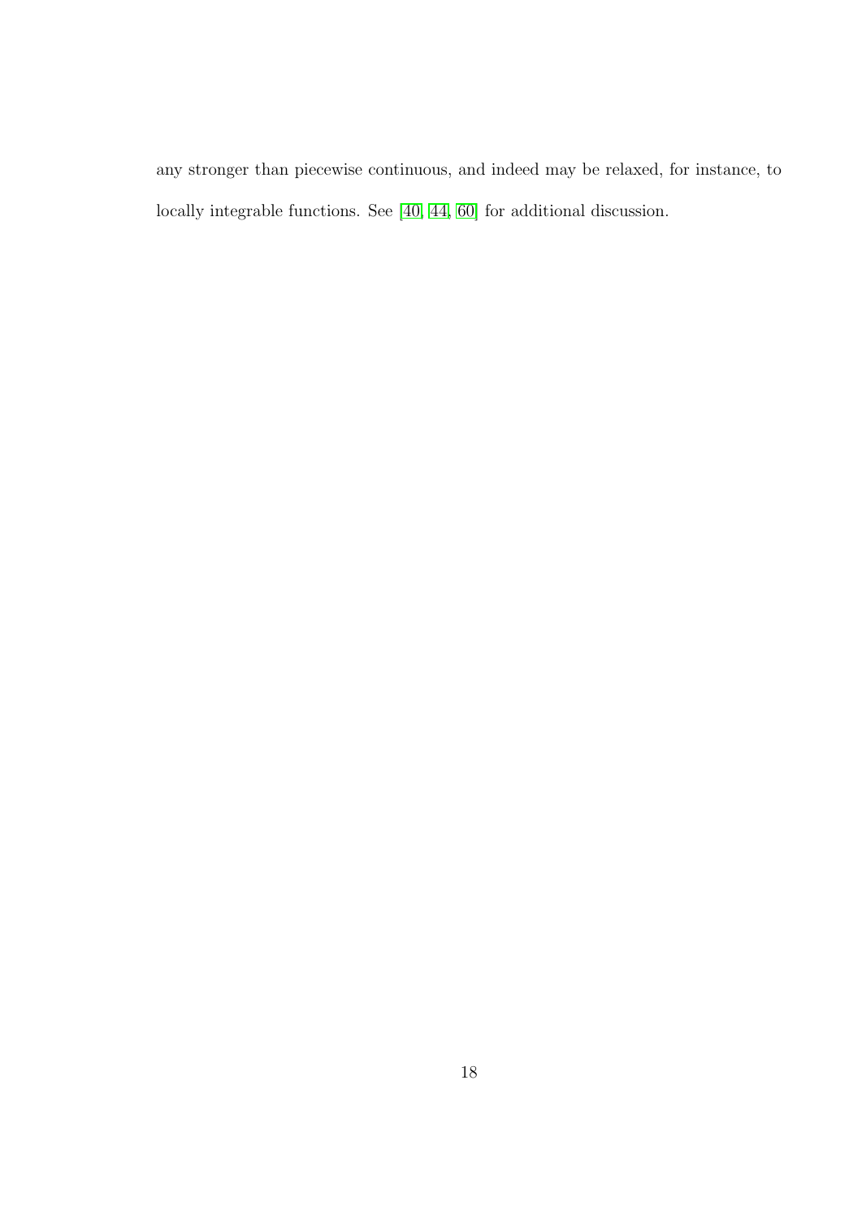any stronger than piecewise continuous, and indeed may be relaxed, for instance, to locally integrable functions. See [40, 44, 60] for additional discussion.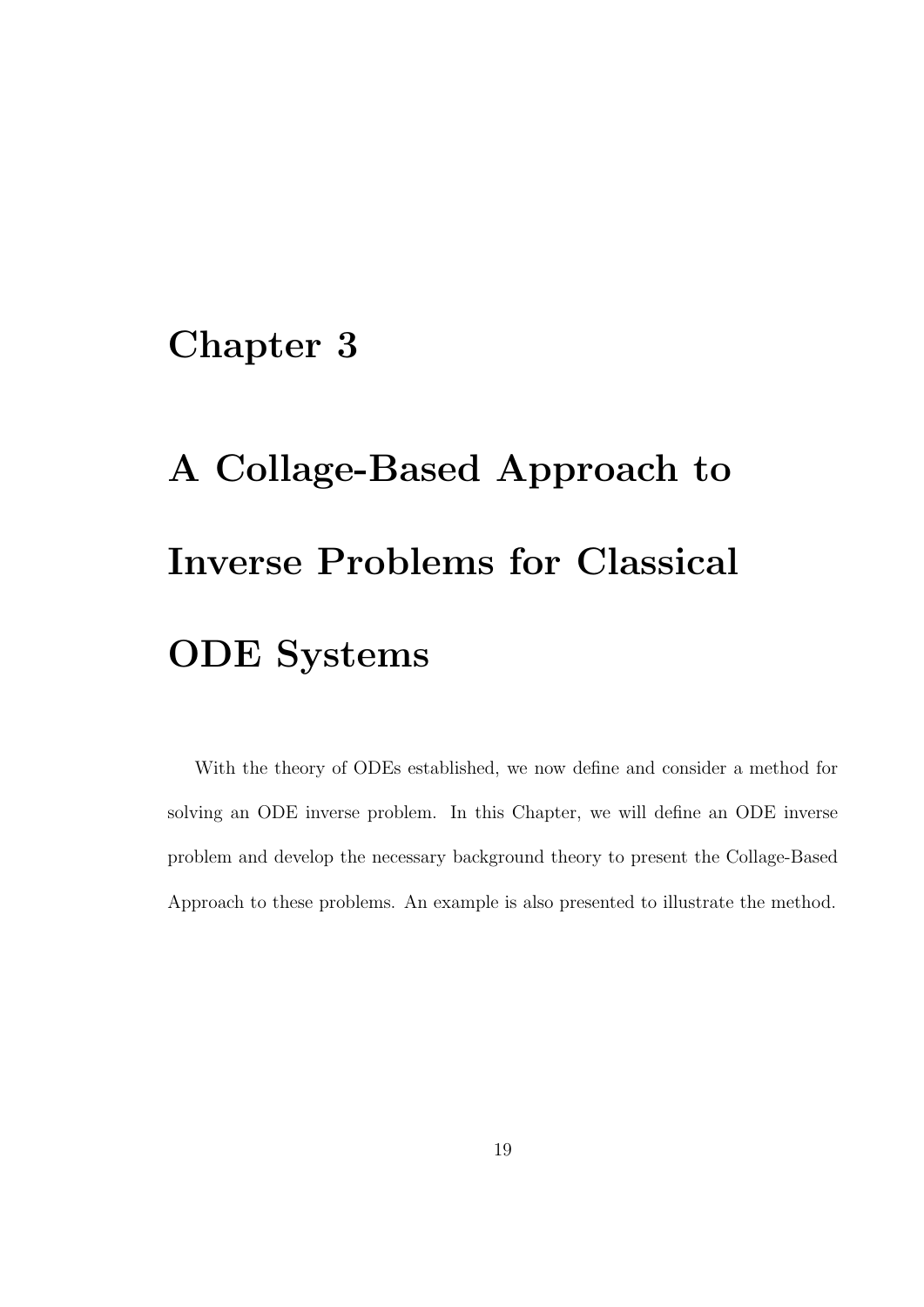# Chapter 3

# A Collage-Based Approach to Inverse Problems for Classical ODE Systems

With the theory of ODEs established, we now define and consider a method for solving an ODE inverse problem. In this Chapter, we will define an ODE inverse problem and develop the necessary background theory to present the Collage-Based Approach to these problems. An example is also presented to illustrate the method.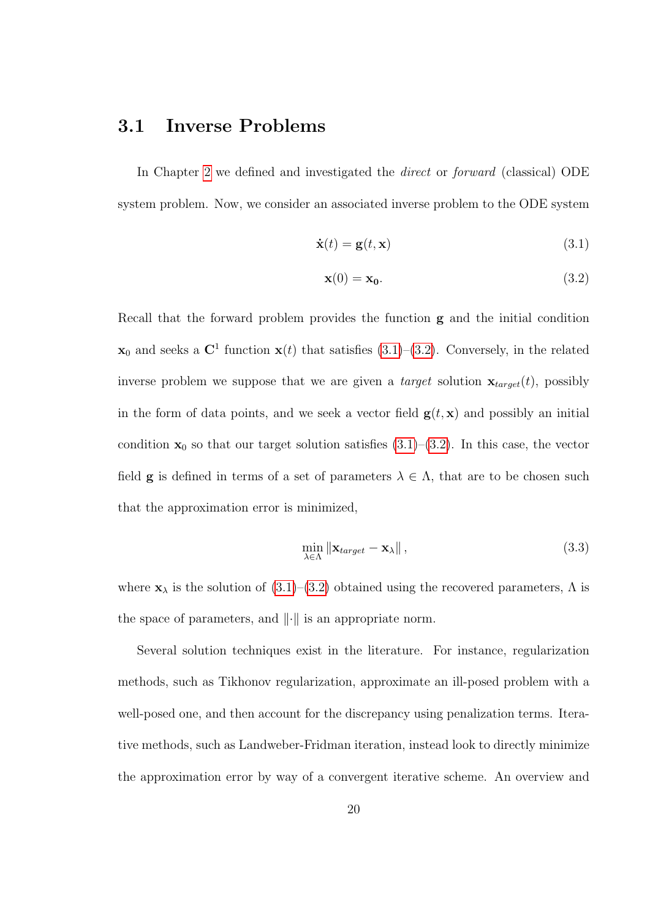## 3.1 Inverse Problems

In Chapter 2 we defined and investigated the *direct* or *forward* (classical) ODE system problem. Now, we consider an associated inverse problem to the ODE system

$$\dot{\mathbf{x}}(t) = \mathbf{g}(t, \mathbf{x}) \tag{3.1}$$

$$\mathbf{x}(0) = \mathbf{x_0}. \tag{3.2}$$

Recall that the forward problem provides the function $\mathbf{g}$ and the initial condition $\mathbf{x}_0$ and seeks a $\mathbf{C}^1$ function $\mathbf{x}(t)$ that satisfies (3.1)–(3.2). Conversely, in the related inverse problem we suppose that we are given a *target* solution $\mathbf{x}_{target}(t)$, possibly in the form of data points, and we seek a vector field $\mathbf{g}(t, \mathbf{x})$ and possibly an initial condition $\mathbf{x}_0$ so that our target solution satisfies (3.1)–(3.2). In this case, the vector field $\mathbf{g}$ is defined in terms of a set of parameters $\lambda \in \Lambda$, that are to be chosen such that the approximation error is minimized,

$$\min_{\lambda \in \Lambda} \|\mathbf{x}_{target} - \mathbf{x}_\lambda\|, \tag{3.3}$$

where $\mathbf{x}_\lambda$ is the solution of (3.1)–(3.2) obtained using the recovered parameters, $\Lambda$ is the space of parameters, and $\|\cdot\|$ is an appropriate norm.

Several solution techniques exist in the literature. For instance, regularization methods, such as Tikhonov regularization, approximate an ill-posed problem with a well-posed one, and then account for the discrepancy using penalization terms. Iterative methods, such as Landweber-Fridman iteration, instead look to directly minimize the approximation error by way of a convergent iterative scheme. An overview and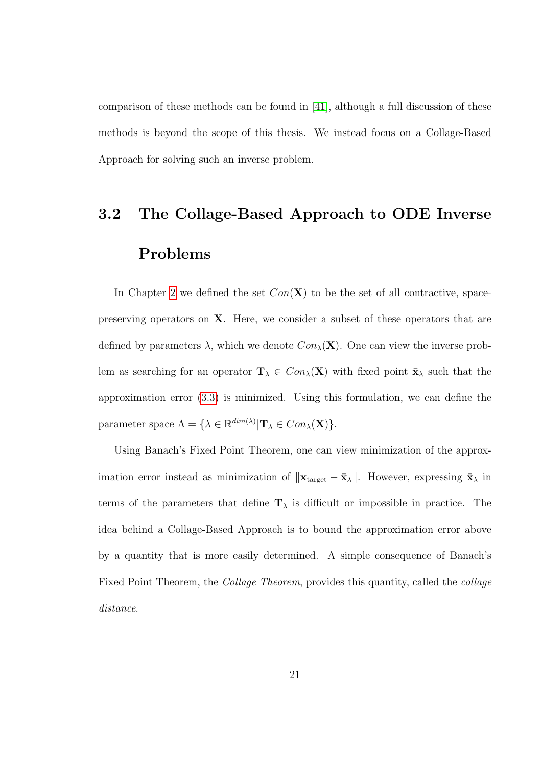comparison of these methods can be found in [41], although a full discussion of these methods is beyond the scope of this thesis. We instead focus on a Collage-Based Approach for solving such an inverse problem.

## 3.2 The Collage-Based Approach to ODE Inverse Problems

In Chapter 2 we defined the set $Con(\mathbf{X})$ to be the set of all contractive, space-preserving operators on $\mathbf{X}$. Here, we consider a subset of these operators that are defined by parameters $\lambda$, which we denote $Con_\lambda(\mathbf{X})$. One can view the inverse problem as searching for an operator $\mathbf{T}_\lambda \in Con_\lambda(\mathbf{X})$ with fixed point $\bar{\mathbf{x}}_\lambda$ such that the approximation error (3.3) is minimized. Using this formulation, we can define the parameter space $\Lambda = \{\lambda \in \mathbb{R}^{dim(\lambda)} | \mathbf{T}_\lambda \in Con_\lambda(\mathbf{X})\}$.

Using Banach's Fixed Point Theorem, one can view minimization of the approximation error instead as minimization of $\|\mathbf{x}_{\text{target}} - \bar{\mathbf{x}}_\lambda\|$. However, expressing $\bar{\mathbf{x}}_\lambda$ in terms of the parameters that define $\mathbf{T}_\lambda$ is difficult or impossible in practice. The idea behind a Collage-Based Approach is to bound the approximation error above by a quantity that is more easily determined. A simple consequence of Banach's Fixed Point Theorem, the *Collage Theorem*, provides this quantity, called the *collage distance*.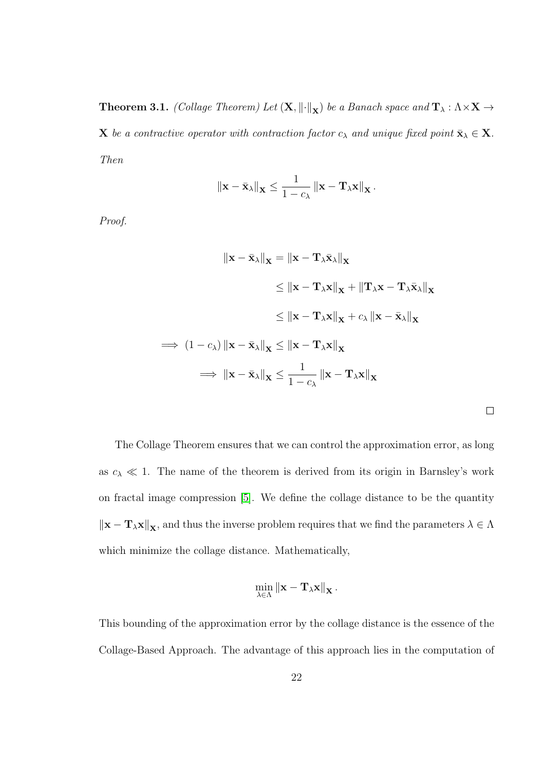**Theorem 3.1.** *(Collage Theorem) Let $(\mathbf{X}, \|\cdot\|_{\mathbf{X}})$ be a Banach space and $\mathbf{T}_\lambda : \Lambda \times \mathbf{X} \to \mathbf{X}$ be a contractive operator with contraction factor $c_\lambda$ and unique fixed point $\bar{\mathbf{x}}_\lambda \in \mathbf{X}$. Then*

$$\|\mathbf{x} - \bar{\mathbf{x}}_\lambda\|_{\mathbf{X}} \leq \frac{1}{1 - c_\lambda} \|\mathbf{x} - \mathbf{T}_\lambda \mathbf{x}\|_{\mathbf{X}}.$$

*Proof.*

$$\begin{aligned}
\|\mathbf{x} - \bar{\mathbf{x}}_\lambda\|_{\mathbf{X}} &= \|\mathbf{x} - \mathbf{T}_\lambda \bar{\mathbf{x}}_\lambda\|_{\mathbf{X}} \\
&\leq \|\mathbf{x} - \mathbf{T}_\lambda \mathbf{x}\|_{\mathbf{X}} + \|\mathbf{T}_\lambda \mathbf{x} - \mathbf{T}_\lambda \bar{\mathbf{x}}_\lambda\|_{\mathbf{X}} \\
&\leq \|\mathbf{x} - \mathbf{T}_\lambda \mathbf{x}\|_{\mathbf{X}} + c_\lambda \|\mathbf{x} - \bar{\mathbf{x}}_\lambda\|_{\mathbf{X}} \\
\implies (1 - c_\lambda) \|\mathbf{x} - \bar{\mathbf{x}}_\lambda\|_{\mathbf{X}} &\leq \|\mathbf{x} - \mathbf{T}_\lambda \mathbf{x}\|_{\mathbf{X}} \\
\implies \|\mathbf{x} - \bar{\mathbf{x}}_\lambda\|_{\mathbf{X}} &\leq \frac{1}{1 - c_\lambda} \|\mathbf{x} - \mathbf{T}_\lambda \mathbf{x}\|_{\mathbf{X}}
\end{aligned}$$

□

The Collage Theorem ensures that we can control the approximation error, as long as $c_\lambda \ll 1$. The name of the theorem is derived from its origin in Barnsley's work on fractal image compression [5]. We define the collage distance to be the quantity $\|\mathbf{x} - \mathbf{T}_\lambda \mathbf{x}\|_{\mathbf{X}}$, and thus the inverse problem requires that we find the parameters $\lambda \in \Lambda$ which minimize the collage distance. Mathematically,

$$\min_{\lambda \in \Lambda} \|\mathbf{x} - \mathbf{T}_\lambda \mathbf{x}\|_{\mathbf{X}}.$$

This bounding of the approximation error by the collage distance is the essence of the Collage-Based Approach. The advantage of this approach lies in the computation of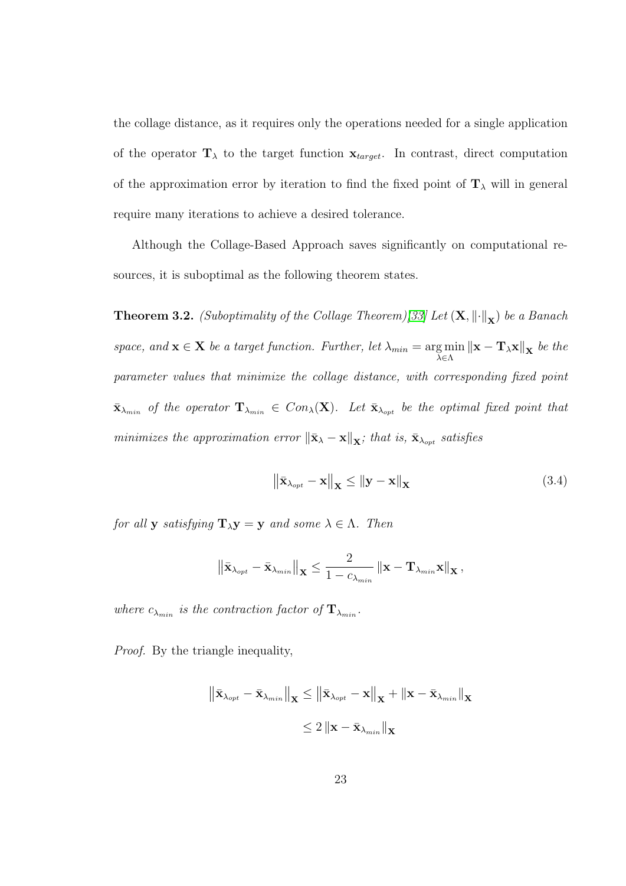the collage distance, as it requires only the operations needed for a single application of the operator $\mathbf{T}_\lambda$ to the target function $\mathbf{x}_{target}$. In contrast, direct computation of the approximation error by iteration to find the fixed point of $\mathbf{T}_\lambda$ will in general require many iterations to achieve a desired tolerance.

Although the Collage-Based Approach saves significantly on computational resources, it is suboptimal as the following theorem states.

**Theorem 3.2.** *(Suboptimality of the Collage Theorem)[33] Let $(\mathbf{X}, \|\cdot\|_{\mathbf{X}})$ be a Banach space, and $\mathbf{x} \in \mathbf{X}$ be a target function. Further, let $\lambda_{min} = \underset{\lambda \in \Lambda}{\arg\min} \|\mathbf{x} - \mathbf{T}_\lambda \mathbf{x}\|_{\mathbf{X}}$ be the parameter values that minimize the collage distance, with corresponding fixed point $\bar{\mathbf{x}}_{\lambda_{min}}$ of the operator $\mathbf{T}_{\lambda_{min}} \in Con_\lambda(\mathbf{X})$. Let $\bar{\mathbf{x}}_{\lambda_{opt}}$ be the optimal fixed point that minimizes the approximation error $\|\bar{\mathbf{x}}_\lambda - \mathbf{x}\|_{\mathbf{X}}$; that is, $\bar{\mathbf{x}}_{\lambda_{opt}}$ satisfies*

$$\left\|\bar{\mathbf{x}}_{\lambda_{opt}} - \mathbf{x}\right\|_{\mathbf{X}} \leq \|\mathbf{y} - \mathbf{x}\|_{\mathbf{X}} \tag{3.4}$$

*for all $\mathbf{y}$ satisfying $\mathbf{T}_\lambda \mathbf{y} = \mathbf{y}$ and some $\lambda \in \Lambda$. Then*

$$\left\|\bar{\mathbf{x}}_{\lambda_{opt}} - \bar{\mathbf{x}}_{\lambda_{min}}\right\|_{\mathbf{X}} \leq \frac{2}{1 - c_{\lambda_{min}}} \left\|\mathbf{x} - \mathbf{T}_{\lambda_{min}} \mathbf{x}\right\|_{\mathbf{X}},$$

*where $c_{\lambda_{min}}$ is the contraction factor of $\mathbf{T}_{\lambda_{min}}$.*

*Proof.* By the triangle inequality,

$$\begin{aligned}
\left\|\bar{\mathbf{x}}_{\lambda_{opt}} - \bar{\mathbf{x}}_{\lambda_{min}}\right\|_{\mathbf{X}} &\leq \left\|\bar{\mathbf{x}}_{\lambda_{opt}} - \mathbf{x}\right\|_{\mathbf{X}} + \left\|\mathbf{x} - \bar{\mathbf{x}}_{\lambda_{min}}\right\|_{\mathbf{X}} \\
&\leq 2 \left\|\mathbf{x} - \bar{\mathbf{x}}_{\lambda_{min}}\right\|_{\mathbf{X}}
\end{aligned}$$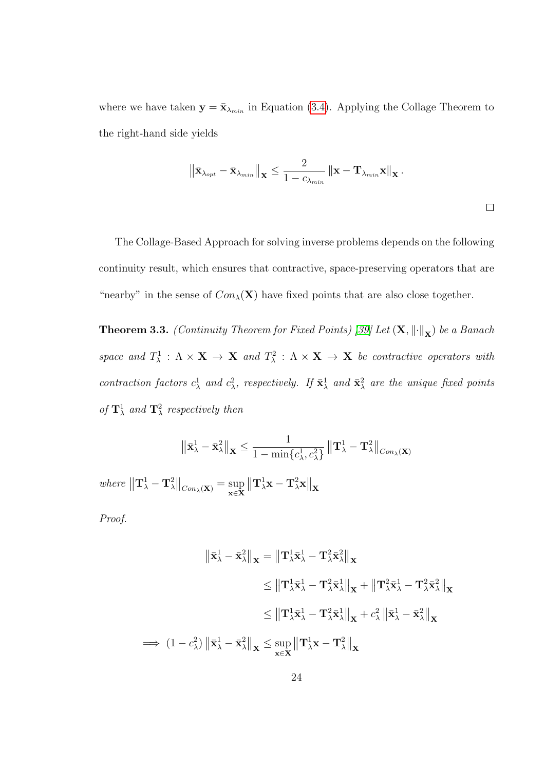where we have taken $\mathbf{y} = \bar{\mathbf{x}}_{\lambda_{min}}$ in Equation (3.4). Applying the Collage Theorem to the right-hand side yields

$$\left\|\bar{\mathbf{x}}_{\lambda_{opt}} - \bar{\mathbf{x}}_{\lambda_{min}}\right\|_{\mathbf{X}} \leq \frac{2}{1 - c_{\lambda_{min}}} \left\|\mathbf{x} - \mathbf{T}_{\lambda_{min}}\mathbf{x}\right\|_{\mathbf{X}}.$$

□

The Collage-Based Approach for solving inverse problems depends on the following continuity result, which ensures that contractive, space-preserving operators that are "nearby" in the sense of $Con_\lambda(\mathbf{X})$ have fixed points that are also close together.

**Theorem 3.3.** *(Continuity Theorem for Fixed Points) [39] Let* $(\mathbf{X}, \|\cdot\|_{\mathbf{X}})$ *be a Banach space and* $T^1_\lambda : \Lambda \times \mathbf{X} \to \mathbf{X}$ *and* $T^2_\lambda : \Lambda \times \mathbf{X} \to \mathbf{X}$ *be contractive operators with contraction factors* $c^1_\lambda$ *and* $c^2_\lambda$*, respectively. If* $\bar{\mathbf{x}}^1_\lambda$ *and* $\bar{\mathbf{x}}^2_\lambda$ *are the unique fixed points of* $\mathbf{T}^1_\lambda$ *and* $\mathbf{T}^2_\lambda$ *respectively then*

$$\left\|\bar{\mathbf{x}}^1_\lambda - \bar{\mathbf{x}}^2_\lambda\right\|_{\mathbf{X}} \leq \frac{1}{1 - \min\{c^1_\lambda, c^2_\lambda\}} \left\|\mathbf{T}^1_\lambda - \mathbf{T}^2_\lambda\right\|_{Con_\lambda(\mathbf{X})}$$

*where* $\left\|\mathbf{T}^1_\lambda - \mathbf{T}^2_\lambda\right\|_{Con_\lambda(\mathbf{X})} = \sup_{\mathbf{x}\in\mathbf{X}} \left\|\mathbf{T}^1_\lambda\mathbf{x} - \mathbf{T}^2_\lambda\mathbf{x}\right\|_{\mathbf{X}}$

*Proof.*

$$\begin{aligned}
\left\|\bar{\mathbf{x}}^1_\lambda - \bar{\mathbf{x}}^2_\lambda\right\|_{\mathbf{X}} &= \left\|\mathbf{T}^1_\lambda\bar{\mathbf{x}}^1_\lambda - \mathbf{T}^2_\lambda\bar{\mathbf{x}}^2_\lambda\right\|_{\mathbf{X}} \\
&\leq \left\|\mathbf{T}^1_\lambda\bar{\mathbf{x}}^1_\lambda - \mathbf{T}^2_\lambda\bar{\mathbf{x}}^1_\lambda\right\|_{\mathbf{X}} + \left\|\mathbf{T}^2_\lambda\bar{\mathbf{x}}^1_\lambda - \mathbf{T}^2_\lambda\bar{\mathbf{x}}^2_\lambda\right\|_{\mathbf{X}} \\
&\leq \left\|\mathbf{T}^1_\lambda\bar{\mathbf{x}}^1_\lambda - \mathbf{T}^2_\lambda\bar{\mathbf{x}}^1_\lambda\right\|_{\mathbf{X}} + c^2_\lambda \left\|\bar{\mathbf{x}}^1_\lambda - \bar{\mathbf{x}}^2_\lambda\right\|_{\mathbf{X}} \\
\implies (1 - c^2_\lambda)\left\|\bar{\mathbf{x}}^1_\lambda - \bar{\mathbf{x}}^2_\lambda\right\|_{\mathbf{X}} &\leq \sup_{\mathbf{x}\in\mathbf{X}} \left\|\mathbf{T}^1_\lambda\mathbf{x} - \mathbf{T}^2_\lambda\right\|_{\mathbf{X}}
\end{aligned}$$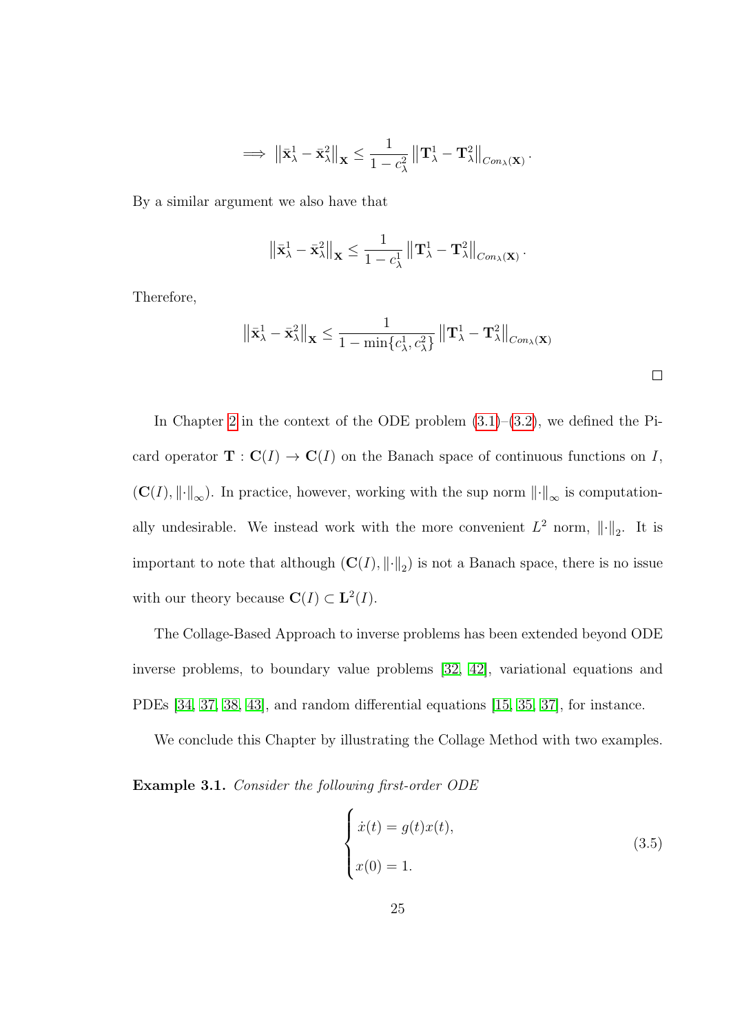$$\implies \left\|\bar{\mathbf{x}}_\lambda^1 - \bar{\mathbf{x}}_\lambda^2\right\|_{\mathbf{X}} \leq \frac{1}{1-c_\lambda^2}\left\|\mathbf{T}_\lambda^1 - \mathbf{T}_\lambda^2\right\|_{Con_\lambda(\mathbf{X})}.$$

By a similar argument we also have that

$$\left\|\bar{\mathbf{x}}_\lambda^1 - \bar{\mathbf{x}}_\lambda^2\right\|_{\mathbf{X}} \leq \frac{1}{1-c_\lambda^1}\left\|\mathbf{T}_\lambda^1 - \mathbf{T}_\lambda^2\right\|_{Con_\lambda(\mathbf{X})}.$$

Therefore,

$$\left\|\bar{\mathbf{x}}_\lambda^1 - \bar{\mathbf{x}}_\lambda^2\right\|_{\mathbf{X}} \leq \frac{1}{1-\min\{c_\lambda^1, c_\lambda^2\}}\left\|\mathbf{T}_\lambda^1 - \mathbf{T}_\lambda^2\right\|_{Con_\lambda(\mathbf{X})}$$

□

In Chapter 2 in the context of the ODE problem (3.1)–(3.2), we defined the Picard operator $\mathbf{T} : \mathbf{C}(I) \to \mathbf{C}(I)$ on the Banach space of continuous functions on $I$, $(\mathbf{C}(I), \|\cdot\|_\infty)$. In practice, however, working with the sup norm $\|\cdot\|_\infty$ is computationally undesirable. We instead work with the more convenient $L^2$ norm, $\|\cdot\|_2$. It is important to note that although $(\mathbf{C}(I), \|\cdot\|_2)$ is not a Banach space, there is no issue with our theory because $\mathbf{C}(I) \subset \mathbf{L}^2(I)$.

The Collage-Based Approach to inverse problems has been extended beyond ODE inverse problems, to boundary value problems [32, 42], variational equations and PDEs [34, 37, 38, 43], and random differential equations [15, 35, 37], for instance.

We conclude this Chapter by illustrating the Collage Method with two examples.

**Example 3.1.** *Consider the following first-order ODE*

$$\begin{cases} \dot{x}(t) = g(t)x(t), \\ x(0) = 1. \end{cases} \tag{3.5}$$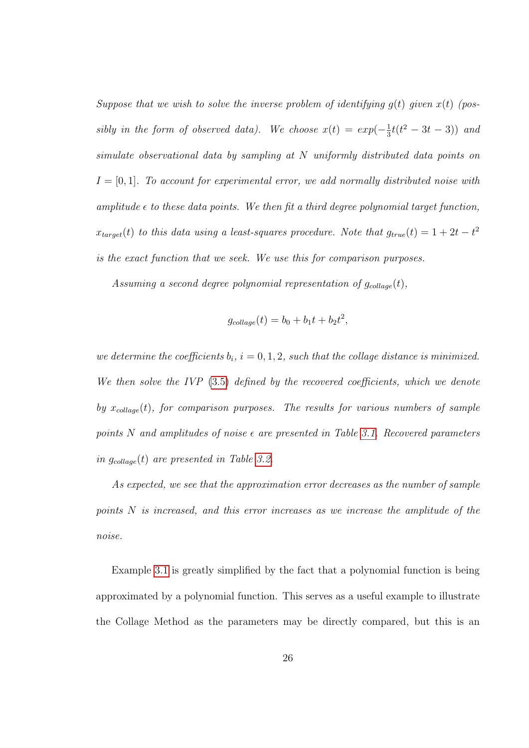*Suppose that we wish to solve the inverse problem of identifying $g(t)$ given $x(t)$ (possibly in the form of observed data). We choose $x(t) = exp(-\frac{1}{3}t(t^2 - 3t - 3))$ and simulate observational data by sampling at $N$ uniformly distributed data points on $I = [0, 1]$. To account for experimental error, we add normally distributed noise with amplitude $\epsilon$ to these data points. We then fit a third degree polynomial target function, $x_{target}(t)$ to this data using a least-squares procedure. Note that $g_{true}(t) = 1 + 2t - t^2$ is the exact function that we seek. We use this for comparison purposes.*

*Assuming a second degree polynomial representation of $g_{collage}(t)$,*

$$g_{collage}(t) = b_0 + b_1 t + b_2 t^2,$$

*we determine the coefficients $b_i$, $i = 0, 1, 2$, such that the collage distance is minimized. We then solve the IVP (3.5) defined by the recovered coefficients, which we denote by $x_{collage}(t)$, for comparison purposes. The results for various numbers of sample points $N$ and amplitudes of noise $\epsilon$ are presented in Table 3.1. Recovered parameters in $g_{collage}(t)$ are presented in Table 3.2.*

*As expected, we see that the approximation error decreases as the number of sample points $N$ is increased, and this error increases as we increase the amplitude of the noise.*

Example 3.1 is greatly simplified by the fact that a polynomial function is being approximated by a polynomial function. This serves as a useful example to illustrate the Collage Method as the parameters may be directly compared, but this is an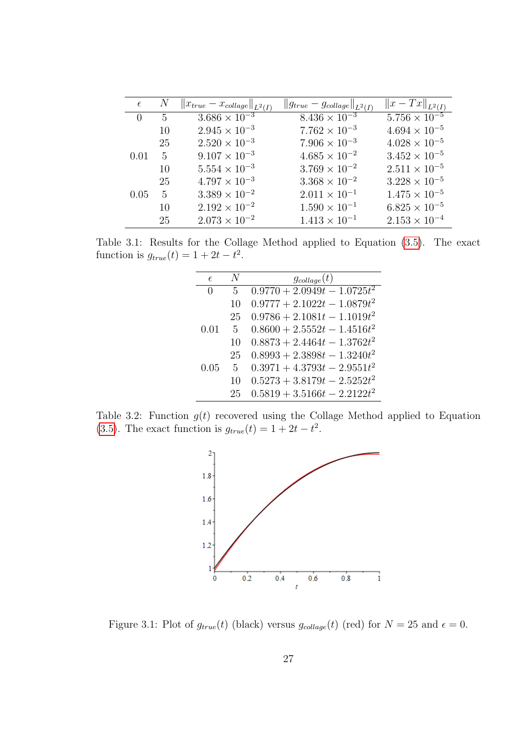| $\epsilon$ | $N$ | $\|x_{true} - x_{collage}\|_{L^2(I)}$ | $\|g_{true} - g_{collage}\|_{L^2(I)}$ | $\|x - Tx\|_{L^2(I)}$ |
|---|---|---|---|---|
| 0 | 5 | $3.686 \times 10^{-3}$ | $8.436 \times 10^{-3}$ | $5.756 \times 10^{-5}$ |
| | 10 | $2.945 \times 10^{-3}$ | $7.762 \times 10^{-3}$ | $4.694 \times 10^{-5}$ |
| | 25 | $2.520 \times 10^{-3}$ | $7.906 \times 10^{-3}$ | $4.028 \times 10^{-5}$ |
| 0.01 | 5 | $9.107 \times 10^{-3}$ | $4.685 \times 10^{-2}$ | $3.452 \times 10^{-5}$ |
| | 10 | $5.554 \times 10^{-3}$ | $3.769 \times 10^{-2}$ | $2.511 \times 10^{-5}$ |
| | 25 | $4.797 \times 10^{-3}$ | $3.368 \times 10^{-2}$ | $3.228 \times 10^{-5}$ |
| 0.05 | 5 | $3.389 \times 10^{-2}$ | $2.011 \times 10^{-1}$ | $1.475 \times 10^{-5}$ |
| | 10 | $2.192 \times 10^{-2}$ | $1.590 \times 10^{-1}$ | $6.825 \times 10^{-5}$ |
| | 25 | $2.073 \times 10^{-2}$ | $1.413 \times 10^{-1}$ | $2.153 \times 10^{-4}$ |

Table 3.1: Results for the Collage Method applied to Equation (3.5). The exact function is $g_{true}(t) = 1 + 2t - t^2$.

| $\epsilon$ | $N$ | $g_{collage}(t)$ |
|---|---|---|
| 0 | 5 | $0.9770 + 2.0949t - 1.0725t^2$ |
| | 10 | $0.9777 + 2.1022t - 1.0879t^2$ |
| | 25 | $0.9786 + 2.1081t - 1.1019t^2$ |
| 0.01 | 5 | $0.8600 + 2.5552t - 1.4516t^2$ |
| | 10 | $0.8873 + 2.4464t - 1.3762t^2$ |
| | 25 | $0.8993 + 2.3898t - 1.3240t^2$ |
| 0.05 | 5 | $0.3971 + 4.3793t - 2.9551t^2$ |
| | 10 | $0.5273 + 3.8179t - 2.5252t^2$ |
| | 25 | $0.5819 + 3.5166t - 2.2122t^2$ |

Table 3.2: Function $g(t)$ recovered using the Collage Method applied to Equation (3.5). The exact function is $g_{true}(t) = 1 + 2t - t^2$.

Figure 3.1: Plot of $g_{true}(t)$ (black) versus $g_{collage}(t)$ (red) for $N = 25$ and $\epsilon = 0$.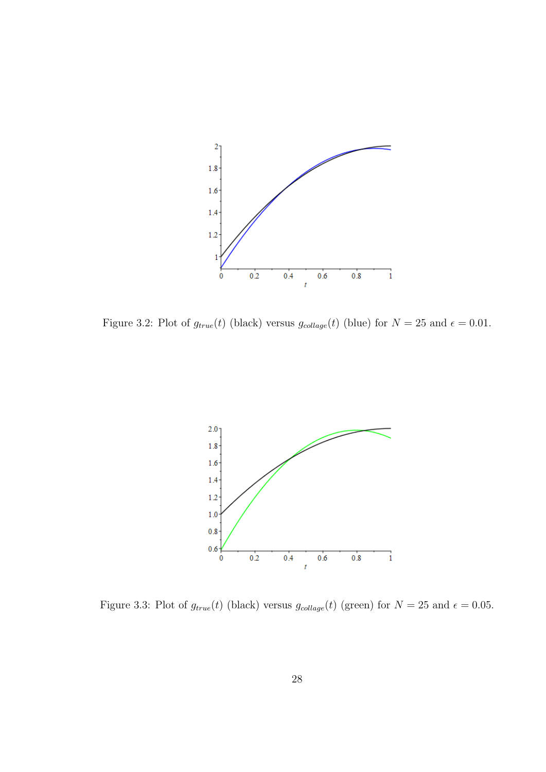Figure 3.2: Plot of $g_{true}(t)$ (black) versus $g_{collage}(t)$ (blue) for $N = 25$ and $\epsilon = 0.01$.

Figure 3.3: Plot of $g_{true}(t)$ (black) versus $g_{collage}(t)$ (green) for $N = 25$ and $\epsilon = 0.05$.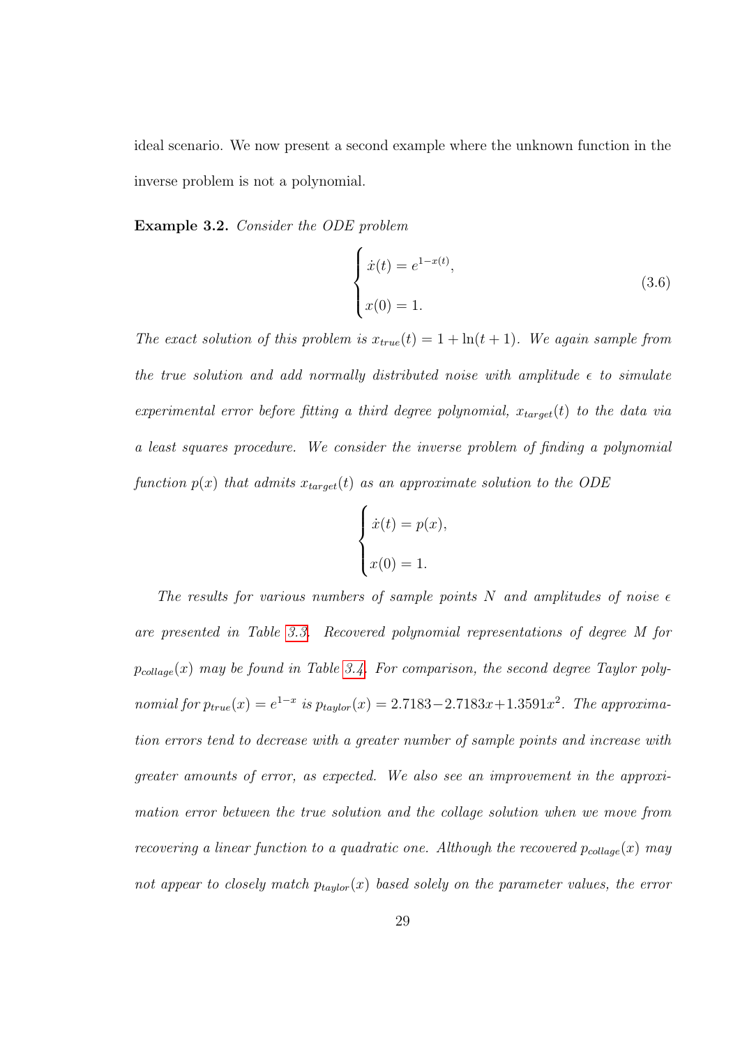ideal scenario. We now present a second example where the unknown function in the inverse problem is not a polynomial.

**Example 3.2.** *Consider the ODE problem*

$$\begin{cases} \dot{x}(t) = e^{1-x(t)}, \\ x(0) = 1. \end{cases} \tag{3.6}$$

*The exact solution of this problem is $x_{true}(t) = 1 + \ln(t+1)$. We again sample from the true solution and add normally distributed noise with amplitude $\epsilon$ to simulate experimental error before fitting a third degree polynomial, $x_{target}(t)$ to the data via a least squares procedure. We consider the inverse problem of finding a polynomial function $p(x)$ that admits $x_{target}(t)$ as an approximate solution to the ODE*

$$\begin{cases} \dot{x}(t) = p(x), \\ x(0) = 1. \end{cases}$$

*The results for various numbers of sample points $N$ and amplitudes of noise $\epsilon$ are presented in Table 3.3. Recovered polynomial representations of degree $M$ for $p_{collage}(x)$ may be found in Table 3.4. For comparison, the second degree Taylor polynomial for $p_{true}(x) = e^{1-x}$ is $p_{taylor}(x) = 2.7183 - 2.7183x + 1.3591x^2$. The approximation errors tend to decrease with a greater number of sample points and increase with greater amounts of error, as expected. We also see an improvement in the approximation error between the true solution and the collage solution when we move from recovering a linear function to a quadratic one. Although the recovered $p_{collage}(x)$ may not appear to closely match $p_{taylor}(x)$ based solely on the parameter values, the error*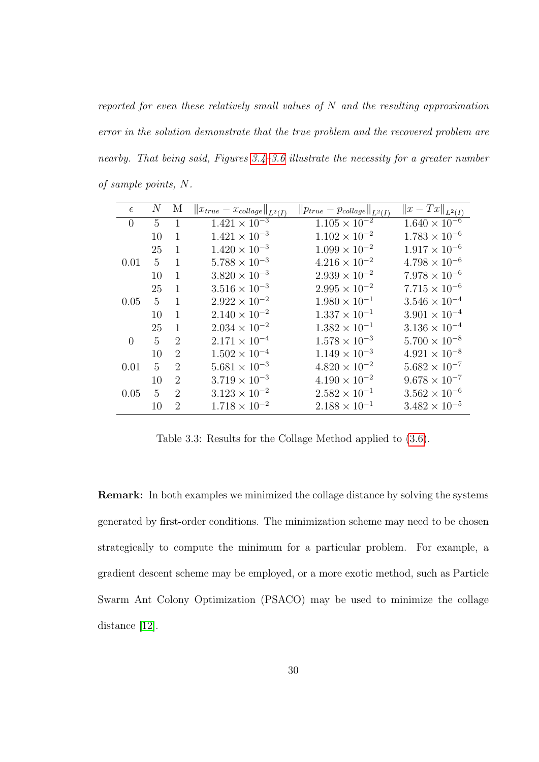*reported for even these relatively small values of $N$ and the resulting approximation error in the solution demonstrate that the true problem and the recovered problem are nearby. That being said, Figures 3.4–3.6 illustrate the necessity for a greater number of sample points, $N$.*

| $\epsilon$ | $N$ | M | $\|x_{true} - x_{collage}\|_{L^2(I)}$ | $\|p_{true} - p_{collage}\|_{L^2(I)}$ | $\|x - Tx\|_{L^2(I)}$ |
|---|---|---|---|---|---|
| 0 | 5 | 1 | $1.421 \times 10^{-3}$ | $1.105 \times 10^{-2}$ | $1.640 \times 10^{-6}$ |
| | 10 | 1 | $1.421 \times 10^{-3}$ | $1.102 \times 10^{-2}$ | $1.783 \times 10^{-6}$ |
| | 25 | 1 | $1.420 \times 10^{-3}$ | $1.099 \times 10^{-2}$ | $1.917 \times 10^{-6}$ |
| 0.01 | 5 | 1 | $5.788 \times 10^{-3}$ | $4.216 \times 10^{-2}$ | $4.798 \times 10^{-6}$ |
| | 10 | 1 | $3.820 \times 10^{-3}$ | $2.939 \times 10^{-2}$ | $7.978 \times 10^{-6}$ |
| | 25 | 1 | $3.516 \times 10^{-3}$ | $2.995 \times 10^{-2}$ | $7.715 \times 10^{-6}$ |
| 0.05 | 5 | 1 | $2.922 \times 10^{-2}$ | $1.980 \times 10^{-1}$ | $3.546 \times 10^{-4}$ |
| | 10 | 1 | $2.140 \times 10^{-2}$ | $1.337 \times 10^{-1}$ | $3.901 \times 10^{-4}$ |
| | 25 | 1 | $2.034 \times 10^{-2}$ | $1.382 \times 10^{-1}$ | $3.136 \times 10^{-4}$ |
| 0 | 5 | 2 | $2.171 \times 10^{-4}$ | $1.578 \times 10^{-3}$ | $5.700 \times 10^{-8}$ |
| | 10 | 2 | $1.502 \times 10^{-4}$ | $1.149 \times 10^{-3}$ | $4.921 \times 10^{-8}$ |
| 0.01 | 5 | 2 | $5.681 \times 10^{-3}$ | $4.820 \times 10^{-2}$ | $5.682 \times 10^{-7}$ |
| | 10 | 2 | $3.719 \times 10^{-3}$ | $4.190 \times 10^{-2}$ | $9.678 \times 10^{-7}$ |
| 0.05 | 5 | 2 | $3.123 \times 10^{-2}$ | $2.582 \times 10^{-1}$ | $3.562 \times 10^{-6}$ |
| | 10 | 2 | $1.718 \times 10^{-2}$ | $2.188 \times 10^{-1}$ | $3.482 \times 10^{-5}$ |

Table 3.3: Results for the Collage Method applied to (3.6).

**Remark:** In both examples we minimized the collage distance by solving the systems generated by first-order conditions. The minimization scheme may need to be chosen strategically to compute the minimum for a particular problem. For example, a gradient descent scheme may be employed, or a more exotic method, such as Particle Swarm Ant Colony Optimization (PSACO) may be used to minimize the collage distance [12].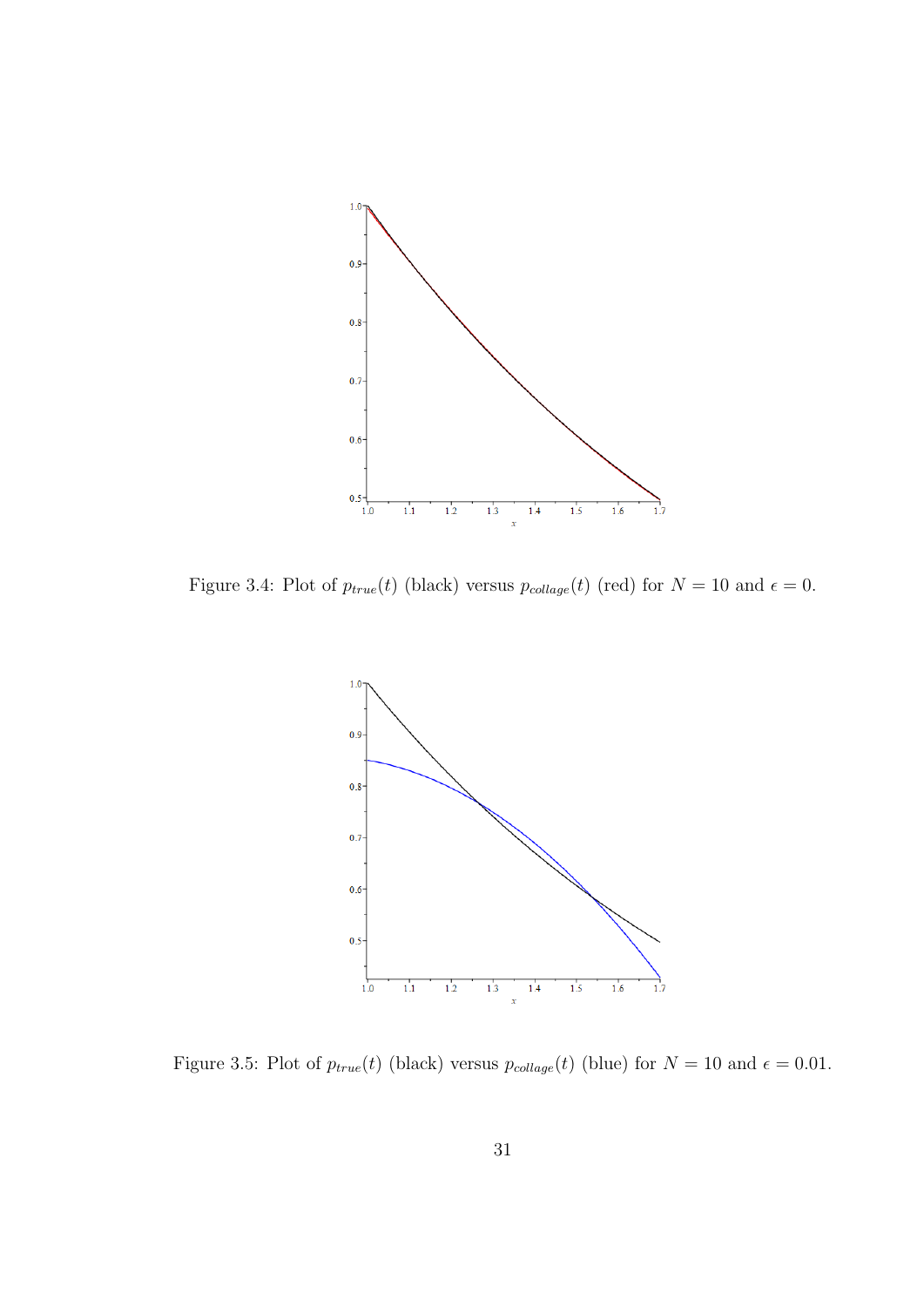Figure 3.4: Plot of $p_{true}(t)$ (black) versus $p_{collage}(t)$ (red) for $N = 10$ and $\epsilon = 0$.

Figure 3.5: Plot of $p_{true}(t)$ (black) versus $p_{collage}(t)$ (blue) for $N = 10$ and $\epsilon = 0.01$.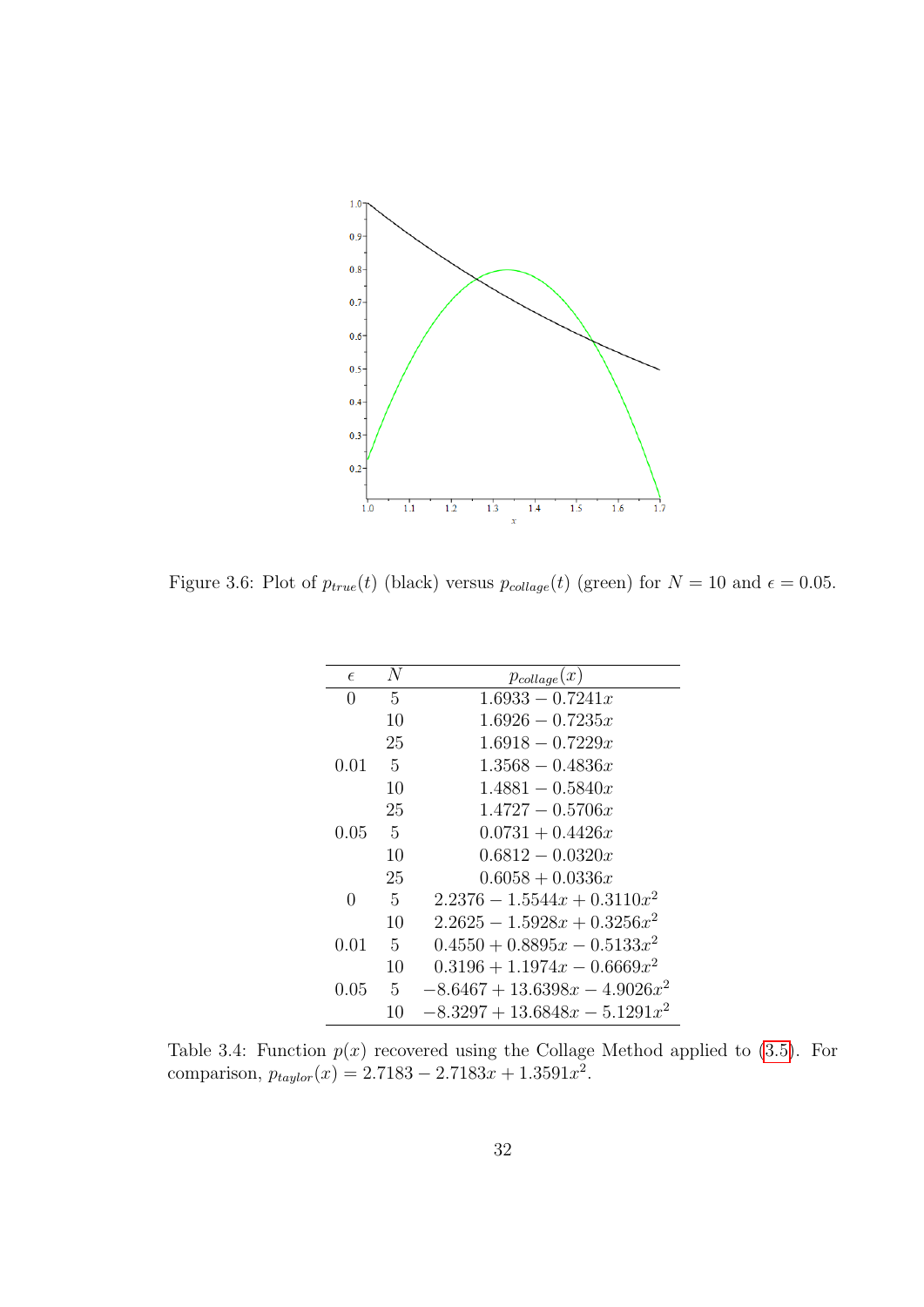Figure 3.6: Plot of $p_{true}(t)$ (black) versus $p_{collage}(t)$ (green) for $N = 10$ and $\epsilon = 0.05$.

| $\epsilon$ | $N$ | $p_{collage}(x)$ |
|---|---|---|
| 0 | 5 | $1.6933 - 0.7241x$ |
| | 10 | $1.6926 - 0.7235x$ |
| | 25 | $1.6918 - 0.7229x$ |
| 0.01 | 5 | $1.3568 - 0.4836x$ |
| | 10 | $1.4881 - 0.5840x$ |
| | 25 | $1.4727 - 0.5706x$ |
| 0.05 | 5 | $0.0731 + 0.4426x$ |
| | 10 | $0.6812 - 0.0320x$ |
| | 25 | $0.6058 + 0.0336x$ |
| 0 | 5 | $2.2376 - 1.5544x + 0.3110x^2$ |
| | 10 | $2.2625 - 1.5928x + 0.3256x^2$ |
| 0.01 | 5 | $0.4550 + 0.8895x - 0.5133x^2$ |
| | 10 | $0.3196 + 1.1974x - 0.6669x^2$ |
| 0.05 | 5 | $-8.6467 + 13.6398x - 4.9026x^2$ |
| | 10 | $-8.3297 + 13.6848x - 5.1291x^2$ |

Table 3.4: Function $p(x)$ recovered using the Collage Method applied to (3.5). For comparison, $p_{taylor}(x) = 2.7183 - 2.7183x + 1.3591x^2$.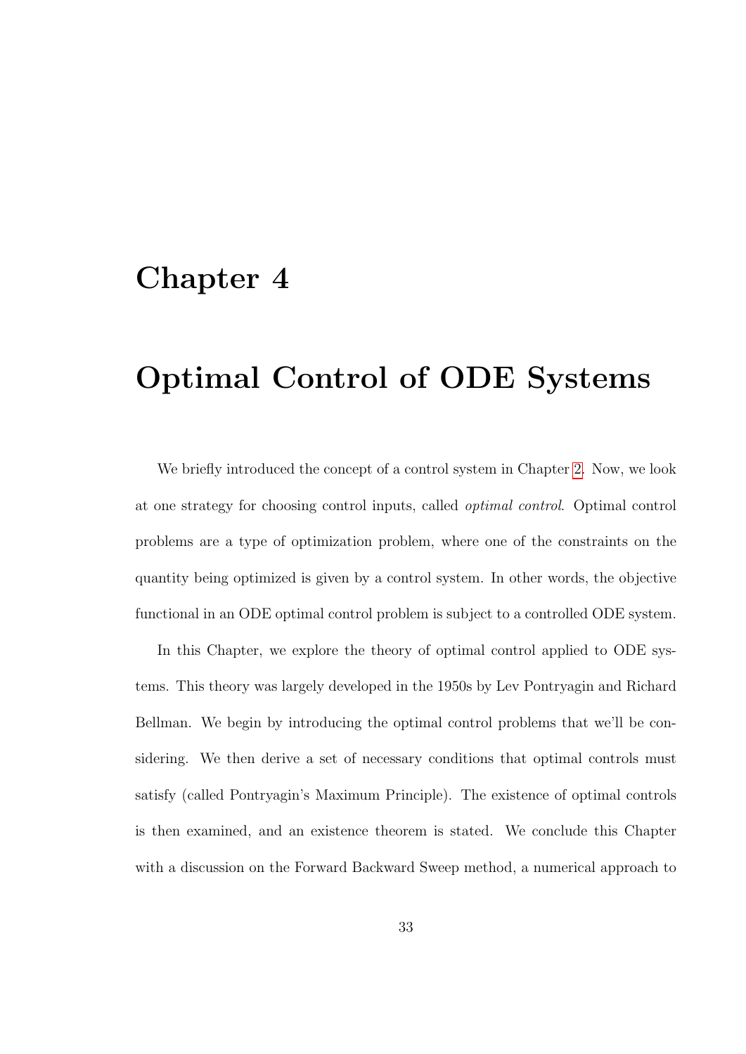# Chapter 4

# Optimal Control of ODE Systems

We briefly introduced the concept of a control system in Chapter 2. Now, we look at one strategy for choosing control inputs, called *optimal control*. Optimal control problems are a type of optimization problem, where one of the constraints on the quantity being optimized is given by a control system. In other words, the objective functional in an ODE optimal control problem is subject to a controlled ODE system.

In this Chapter, we explore the theory of optimal control applied to ODE systems. This theory was largely developed in the 1950s by Lev Pontryagin and Richard Bellman. We begin by introducing the optimal control problems that we'll be considering. We then derive a set of necessary conditions that optimal controls must satisfy (called Pontryagin's Maximum Principle). The existence of optimal controls is then examined, and an existence theorem is stated. We conclude this Chapter with a discussion on the Forward Backward Sweep method, a numerical approach to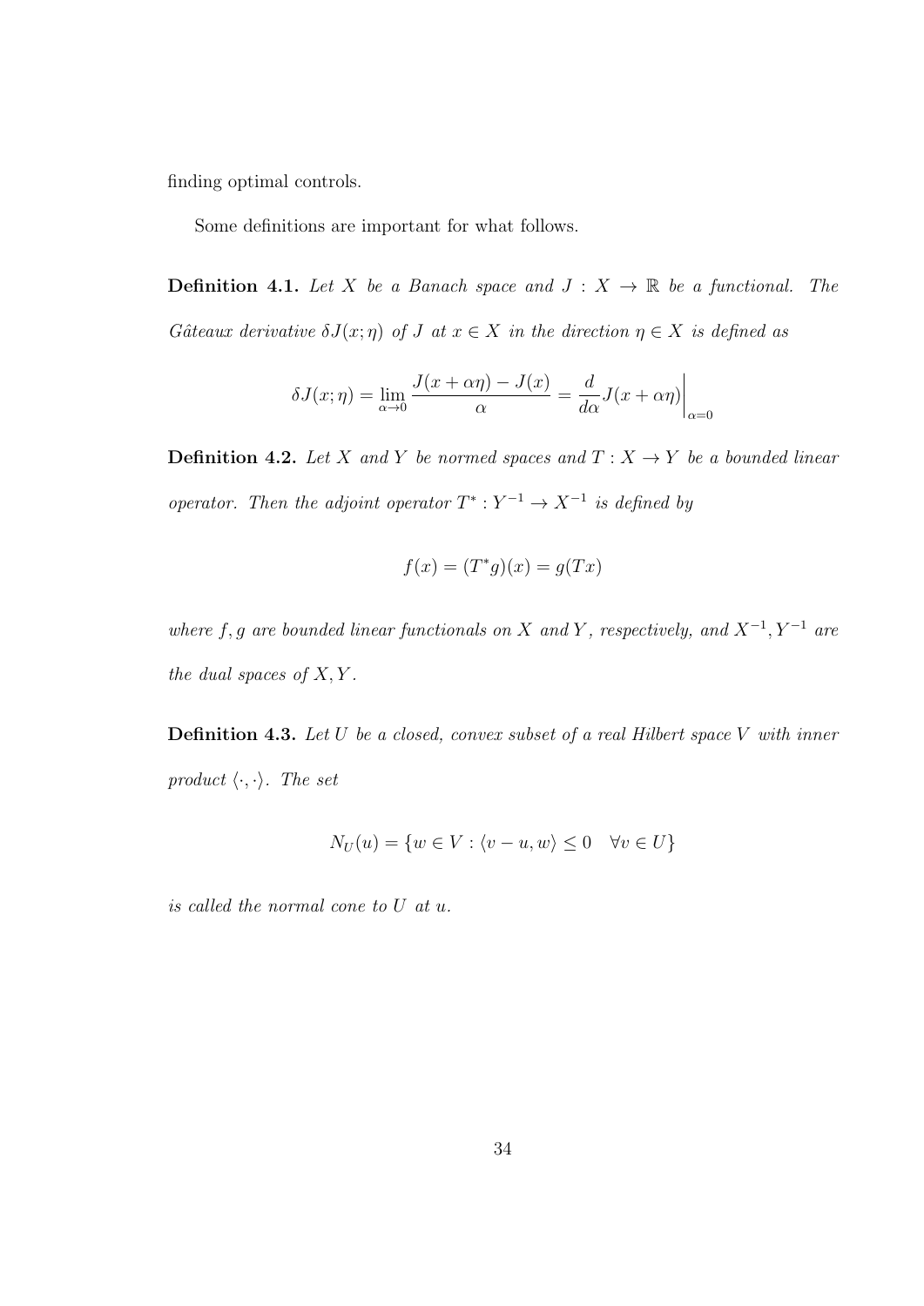finding optimal controls.

Some definitions are important for what follows.

**Definition 4.1.** *Let $X$ be a Banach space and $J : X \to \mathbb{R}$ be a functional. The Gâteaux derivative $\delta J(x;\eta)$ of $J$ at $x \in X$ in the direction $\eta \in X$ is defined as*

$$\delta J(x;\eta) = \lim_{\alpha \to 0} \frac{J(x+\alpha\eta) - J(x)}{\alpha} = \frac{d}{d\alpha} J(x+\alpha\eta)\bigg|_{\alpha=0}$$

**Definition 4.2.** *Let $X$ and $Y$ be normed spaces and $T : X \to Y$ be a bounded linear operator. Then the adjoint operator $T^* : Y^{-1} \to X^{-1}$ is defined by*

$$f(x) = (T^*g)(x) = g(Tx)$$

*where $f, g$ are bounded linear functionals on $X$ and $Y$, respectively, and $X^{-1}, Y^{-1}$ are the dual spaces of $X, Y$.*

**Definition 4.3.** *Let $U$ be a closed, convex subset of a real Hilbert space $V$ with inner product $\langle \cdot, \cdot \rangle$. The set*

$$N_U(u) = \{w \in V : \langle v - u, w \rangle \leq 0 \quad \forall v \in U\}$$

*is called the normal cone to $U$ at $u$.*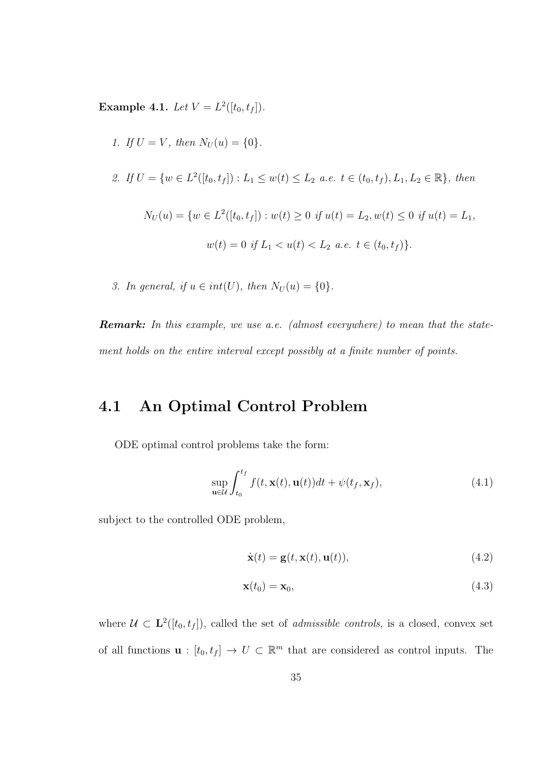**Example 4.1.** *Let $V = L^2([t_0, t_f])$.*

1. *If $U = V$, then $N_U(u) = \{0\}$.*

2. *If $U = \{w \in L^2([t_0, t_f]) : L_1 \leq w(t) \leq L_2$ a.e. $t \in (t_0, t_f), L_1, L_2 \in \mathbb{R}\}$, then*

$$N_U(u) = \{w \in L^2([t_0, t_f]) : w(t) \geq 0 \text{ if } u(t) = L_2, w(t) \leq 0 \text{ if } u(t) = L_1,$$

$$w(t) = 0 \text{ if } L_1 < u(t) < L_2 \text{ a.e. } t \in (t_0, t_f)\}.$$

3. *In general, if $u \in int(U)$, then $N_U(u) = \{0\}$.*

***Remark:*** *In this example, we use a.e. (almost everywhere) to mean that the statement holds on the entire interval except possibly at a finite number of points.*

## 4.1 An Optimal Control Problem

ODE optimal control problems take the form:

$$\sup_{\mathbf{u} \in \mathcal{U}} \int_{t_0}^{t_f} f(t, \mathbf{x}(t), \mathbf{u}(t))dt + \psi(t_f, \mathbf{x}_f), \tag{4.1}$$

subject to the controlled ODE problem,

$$\dot{\mathbf{x}}(t) = \mathbf{g}(t, \mathbf{x}(t), \mathbf{u}(t)), \tag{4.2}$$

$$\mathbf{x}(t_0) = \mathbf{x}_0, \tag{4.3}$$

where $\mathcal{U} \subset \mathbf{L}^2([t_0, t_f])$, called the set of *admissible controls*, is a closed, convex set of all functions $\mathbf{u} : [t_0, t_f] \to U \subset \mathbb{R}^m$ that are considered as control inputs. The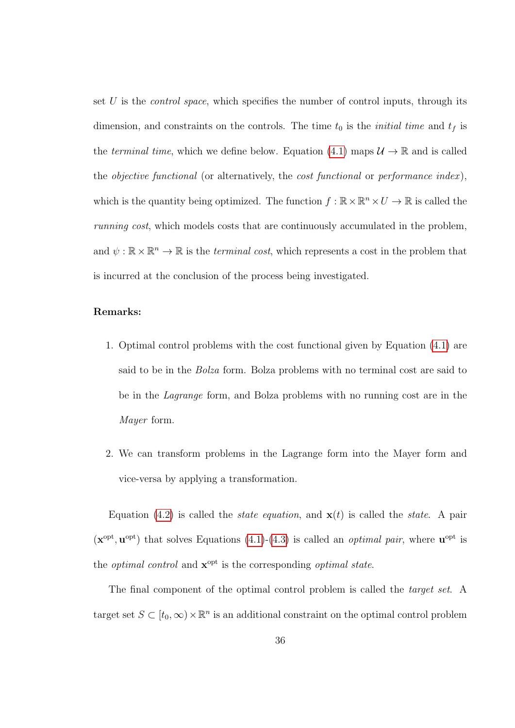set $U$ is the *control space*, which specifies the number of control inputs, through its dimension, and constraints on the controls. The time $t_0$ is the *initial time* and $t_f$ is the *terminal time*, which we define below. Equation (4.1) maps $\mathcal{U} \to \mathbb{R}$ and is called the *objective functional* (or alternatively, the *cost functional* or *performance index*), which is the quantity being optimized. The function $f : \mathbb{R} \times \mathbb{R}^n \times U \to \mathbb{R}$ is called the *running cost*, which models costs that are continuously accumulated in the problem, and $\psi : \mathbb{R} \times \mathbb{R}^n \to \mathbb{R}$ is the *terminal cost*, which represents a cost in the problem that is incurred at the conclusion of the process being investigated.

**Remarks:**

1. Optimal control problems with the cost functional given by Equation (4.1) are said to be in the *Bolza* form. Bolza problems with no terminal cost are said to be in the *Lagrange* form, and Bolza problems with no running cost are in the *Mayer* form.

2. We can transform problems in the Lagrange form into the Mayer form and vice-versa by applying a transformation.

Equation (4.2) is called the *state equation*, and $\mathbf{x}(t)$ is called the *state*. A pair $(\mathbf{x}^{\text{opt}}, \mathbf{u}^{\text{opt}})$ that solves Equations (4.1)-(4.3) is called an *optimal pair*, where $\mathbf{u}^{\text{opt}}$ is the *optimal control* and $\mathbf{x}^{\text{opt}}$ is the corresponding *optimal state*.

The final component of the optimal control problem is called the *target set*. A target set $S \subset [t_0, \infty) \times \mathbb{R}^n$ is an additional constraint on the optimal control problem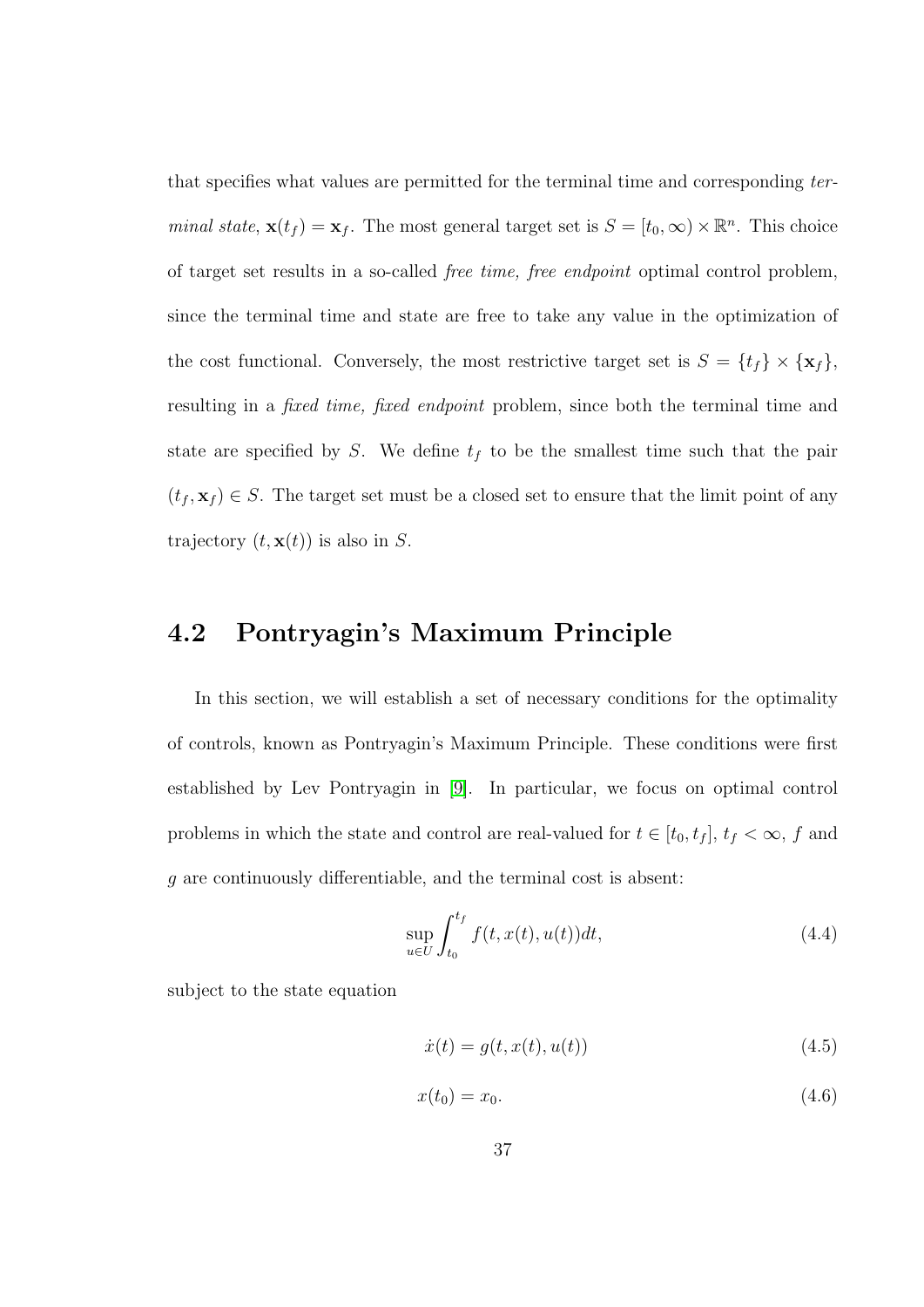that specifies what values are permitted for the terminal time and corresponding *terminal state*, $\mathbf{x}(t_f) = \mathbf{x}_f$. The most general target set is $S = [t_0, \infty) \times \mathbb{R}^n$. This choice of target set results in a so-called *free time, free endpoint* optimal control problem, since the terminal time and state are free to take any value in the optimization of the cost functional. Conversely, the most restrictive target set is $S = \{t_f\} \times \{\mathbf{x}_f\}$, resulting in a *fixed time, fixed endpoint* problem, since both the terminal time and state are specified by $S$. We define $t_f$ to be the smallest time such that the pair $(t_f, \mathbf{x}_f) \in S$. The target set must be a closed set to ensure that the limit point of any trajectory $(t, \mathbf{x}(t))$ is also in $S$.

## 4.2 Pontryagin's Maximum Principle

In this section, we will establish a set of necessary conditions for the optimality of controls, known as Pontryagin's Maximum Principle. These conditions were first established by Lev Pontryagin in [9]. In particular, we focus on optimal control problems in which the state and control are real-valued for $t \in [t_0, t_f]$, $t_f < \infty$, $f$ and $g$ are continuously differentiable, and the terminal cost is absent:

$$\sup_{u \in U} \int_{t_0}^{t_f} f(t, x(t), u(t)) dt, \tag{4.4}$$

subject to the state equation

$$\dot{x}(t) = g(t, x(t), u(t)) \tag{4.5}$$

$$x(t_0) = x_0. \tag{4.6}$$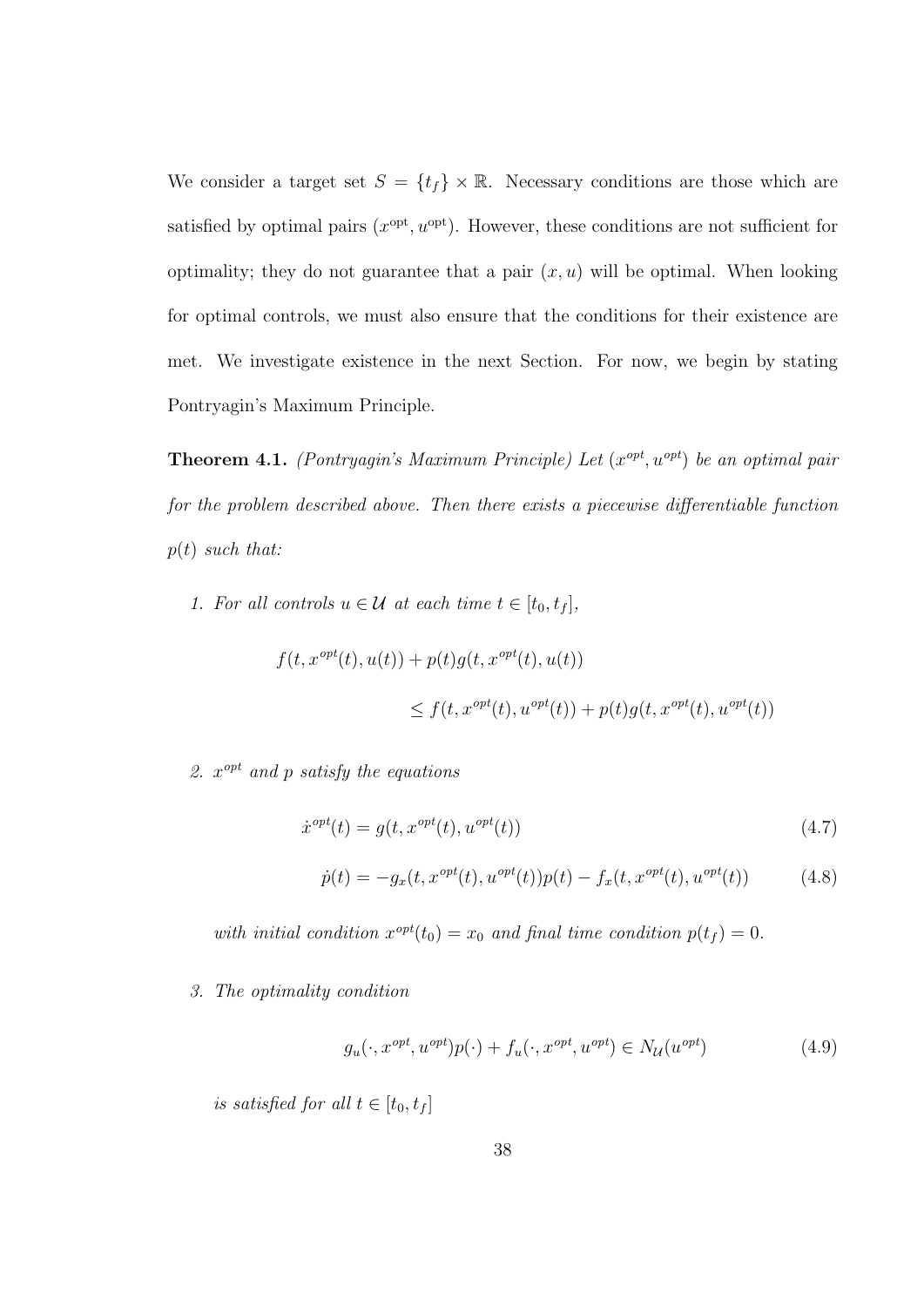We consider a target set $S = \{t_f\} \times \mathbb{R}$. Necessary conditions are those which are satisfied by optimal pairs $(x^{\text{opt}}, u^{\text{opt}})$. However, these conditions are not sufficient for optimality; they do not guarantee that a pair $(x, u)$ will be optimal. When looking for optimal controls, we must also ensure that the conditions for their existence are met. We investigate existence in the next Section. For now, we begin by stating Pontryagin's Maximum Principle.

**Theorem 4.1.** *(Pontryagin's Maximum Principle) Let $(x^{opt}, u^{opt})$ be an optimal pair for the problem described above. Then there exists a piecewise differentiable function $p(t)$ such that:*

1. *For all controls $u \in \mathcal{U}$ at each time $t \in [t_0, t_f]$,*

$$f(t, x^{opt}(t), u(t)) + p(t)g(t, x^{opt}(t), u(t)) \leq f(t, x^{opt}(t), u^{opt}(t)) + p(t)g(t, x^{opt}(t), u^{opt}(t))$$

2. *$x^{opt}$ and $p$ satisfy the equations*

$$\dot{x}^{opt}(t) = g(t, x^{opt}(t), u^{opt}(t)) \tag{4.7}$$

$$\dot{p}(t) = -g_x(t, x^{opt}(t), u^{opt}(t))p(t) - f_x(t, x^{opt}(t), u^{opt}(t)) \tag{4.8}$$

*with initial condition $x^{opt}(t_0) = x_0$ and final time condition $p(t_f) = 0$.*

3. *The optimality condition*

$$g_u(\cdot, x^{opt}, u^{opt})p(\cdot) + f_u(\cdot, x^{opt}, u^{opt}) \in N_{\mathcal{U}}(u^{opt}) \tag{4.9}$$

*is satisfied for all $t \in [t_0, t_f]$*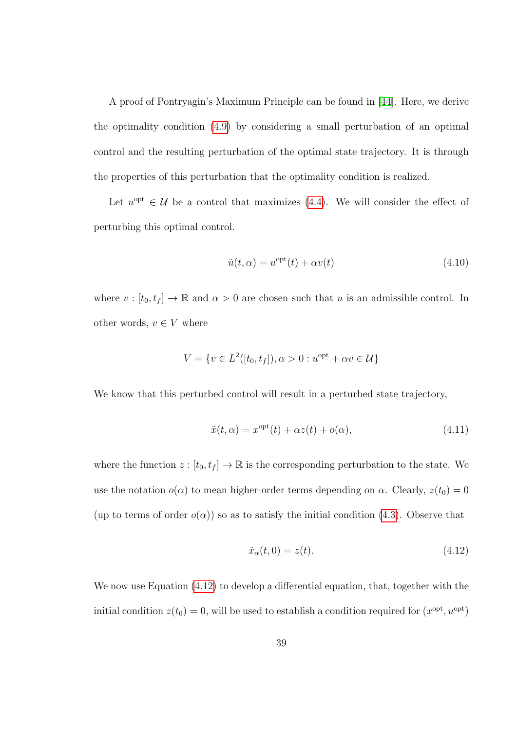A proof of Pontryagin's Maximum Principle can be found in [44]. Here, we derive the optimality condition (4.9) by considering a small perturbation of an optimal control and the resulting perturbation of the optimal state trajectory. It is through the properties of this perturbation that the optimality condition is realized.

Let $u^{\text{opt}} \in \mathcal{U}$ be a control that maximizes (4.4). We will consider the effect of perturbing this optimal control.

$$\tilde{u}(t, \alpha) = u^{\text{opt}}(t) + \alpha v(t) \tag{4.10}$$

where $v : [t_0, t_f] \to \mathbb{R}$ and $\alpha > 0$ are chosen such that $u$ is an admissible control. In other words, $v \in V$ where

$$V = \{v \in L^2([t_0, t_f]), \alpha > 0 : u^{\text{opt}} + \alpha v \in \mathcal{U}\}$$

We know that this perturbed control will result in a perturbed state trajectory,

$$\tilde{x}(t, \alpha) = x^{\text{opt}}(t) + \alpha z(t) + o(\alpha), \tag{4.11}$$

where the function $z : [t_0, t_f] \to \mathbb{R}$ is the corresponding perturbation to the state. We use the notation $o(\alpha)$ to mean higher-order terms depending on $\alpha$. Clearly, $z(t_0) = 0$ (up to terms of order $o(\alpha)$) so as to satisfy the initial condition (4.3). Observe that

$$\tilde{x}_\alpha(t, 0) = z(t). \tag{4.12}$$

We now use Equation (4.12) to develop a differential equation, that, together with the initial condition $z(t_0) = 0$, will be used to establish a condition required for $(x^{\text{opt}}, u^{\text{opt}})$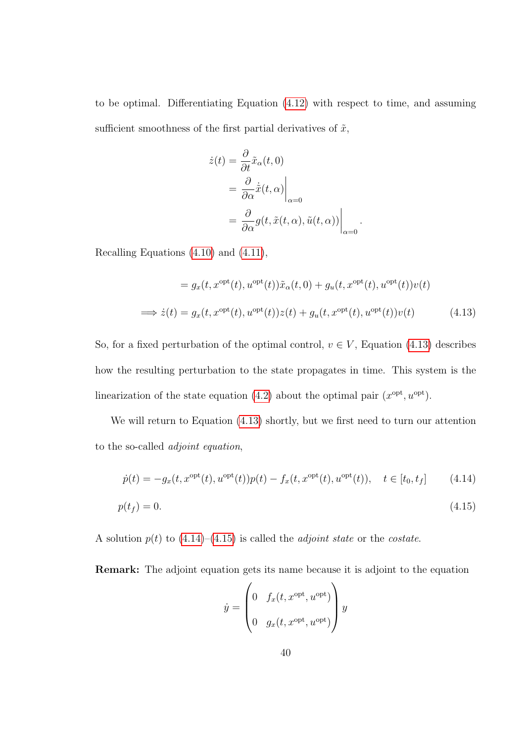to be optimal. Differentiating Equation (4.12) with respect to time, and assuming sufficient smoothness of the first partial derivatives of $\tilde{x}$,

$$
\begin{aligned}
\dot{z}(t) &= \frac{\partial}{\partial t}\tilde{x}_\alpha(t,0) \\
&= \frac{\partial}{\partial \alpha}\dot{\tilde{x}}(t,\alpha)\bigg|_{\alpha=0} \\
&= \frac{\partial}{\partial \alpha} g(t,\tilde{x}(t,\alpha),\tilde{u}(t,\alpha))\bigg|_{\alpha=0}.
\end{aligned}
$$

Recalling Equations (4.10) and (4.11),

$$
\begin{aligned}
&= g_x(t,x^{\text{opt}}(t),u^{\text{opt}}(t))\tilde{x}_\alpha(t,0) + g_u(t,x^{\text{opt}}(t),u^{\text{opt}}(t))v(t) \\
\implies \dot{z}(t) &= g_x(t,x^{\text{opt}}(t),u^{\text{opt}}(t))z(t) + g_u(t,x^{\text{opt}}(t),u^{\text{opt}}(t))v(t) \qquad (4.13)
\end{aligned}
$$

So, for a fixed perturbation of the optimal control, $v \in V$, Equation (4.13) describes how the resulting perturbation to the state propagates in time. This system is the linearization of the state equation (4.2) about the optimal pair $(x^{\text{opt}}, u^{\text{opt}})$.

We will return to Equation (4.13) shortly, but we first need to turn our attention to the so-called *adjoint equation*,

$$
\dot{p}(t) = -g_x(t,x^{\text{opt}}(t),u^{\text{opt}}(t))p(t) - f_x(t,x^{\text{opt}}(t),u^{\text{opt}}(t)), \quad t \in [t_0,t_f] \qquad (4.14)
$$

$$
p(t_f) = 0. \qquad (4.15)
$$

A solution $p(t)$ to (4.14)–(4.15) is called the *adjoint state* or the *costate*.

**Remark:** The adjoint equation gets its name because it is adjoint to the equation

$$
\dot{y} = \begin{pmatrix} 0 & f_x(t,x^{\text{opt}},u^{\text{opt}}) \\ 0 & g_x(t,x^{\text{opt}},u^{\text{opt}}) \end{pmatrix} y
$$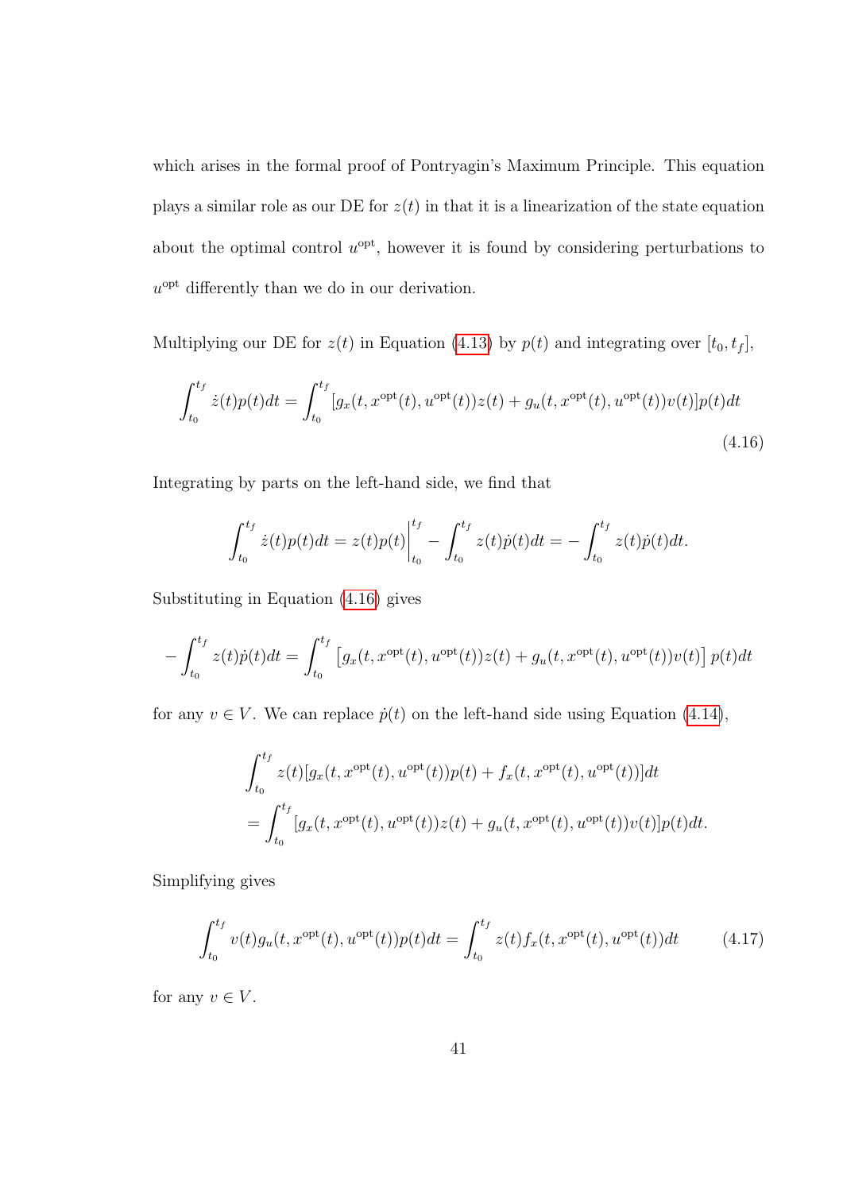which arises in the formal proof of Pontryagin's Maximum Principle. This equation plays a similar role as our DE for $z(t)$ in that it is a linearization of the state equation about the optimal control $u^{\text{opt}}$, however it is found by considering perturbations to $u^{\text{opt}}$ differently than we do in our derivation.

Multiplying our DE for $z(t)$ in Equation (4.13) by $p(t)$ and integrating over $[t_0, t_f]$,

$$\int_{t_0}^{t_f} \dot{z}(t)p(t)dt = \int_{t_0}^{t_f} [g_x(t, x^{\text{opt}}(t), u^{\text{opt}}(t))z(t) + g_u(t, x^{\text{opt}}(t), u^{\text{opt}}(t))v(t)]p(t)dt \tag{4.16}$$

Integrating by parts on the left-hand side, we find that

$$\int_{t_0}^{t_f} \dot{z}(t)p(t)dt = z(t)p(t)\bigg|_{t_0}^{t_f} - \int_{t_0}^{t_f} z(t)\dot{p}(t)dt = -\int_{t_0}^{t_f} z(t)\dot{p}(t)dt.$$

Substituting in Equation (4.16) gives

$$-\int_{t_0}^{t_f} z(t)\dot{p}(t)dt = \int_{t_0}^{t_f} \left[g_x(t, x^{\text{opt}}(t), u^{\text{opt}}(t))z(t) + g_u(t, x^{\text{opt}}(t), u^{\text{opt}}(t))v(t)\right] p(t)dt$$

for any $v \in V$. We can replace $\dot{p}(t)$ on the left-hand side using Equation (4.14),

$$\begin{aligned}
&\int_{t_0}^{t_f} z(t)[g_x(t, x^{\text{opt}}(t), u^{\text{opt}}(t))p(t) + f_x(t, x^{\text{opt}}(t), u^{\text{opt}}(t))]dt \\
&= \int_{t_0}^{t_f} [g_x(t, x^{\text{opt}}(t), u^{\text{opt}}(t))z(t) + g_u(t, x^{\text{opt}}(t), u^{\text{opt}}(t))v(t)]p(t)dt.
\end{aligned}$$

Simplifying gives

$$\int_{t_0}^{t_f} v(t)g_u(t, x^{\text{opt}}(t), u^{\text{opt}}(t))p(t)dt = \int_{t_0}^{t_f} z(t)f_x(t, x^{\text{opt}}(t), u^{\text{opt}}(t))dt \tag{4.17}$$

for any $v \in V$.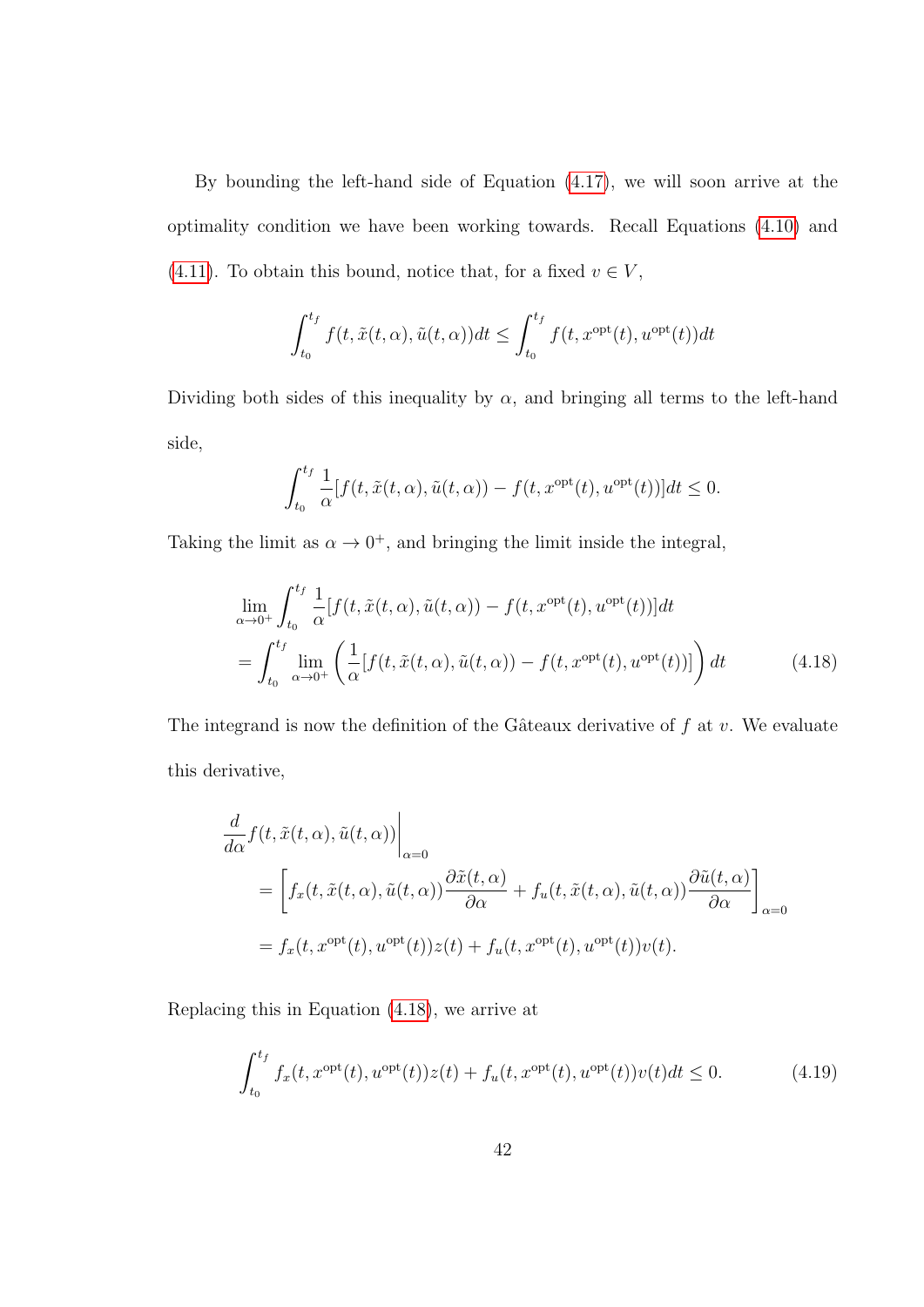By bounding the left-hand side of Equation (4.17), we will soon arrive at the optimality condition we have been working towards. Recall Equations (4.10) and (4.11). To obtain this bound, notice that, for a fixed $v \in V$,

$$\int_{t_0}^{t_f} f(t, \tilde{x}(t, \alpha), \tilde{u}(t, \alpha))dt \leq \int_{t_0}^{t_f} f(t, x^{\text{opt}}(t), u^{\text{opt}}(t))dt$$

Dividing both sides of this inequality by $\alpha$, and bringing all terms to the left-hand side,

$$\int_{t_0}^{t_f} \frac{1}{\alpha}[f(t, \tilde{x}(t, \alpha), \tilde{u}(t, \alpha)) - f(t, x^{\text{opt}}(t), u^{\text{opt}}(t))]dt \leq 0.$$

Taking the limit as $\alpha \to 0^+$, and bringing the limit inside the integral,

$$\begin{aligned}
&\lim_{\alpha \to 0^+} \int_{t_0}^{t_f} \frac{1}{\alpha}[f(t, \tilde{x}(t, \alpha), \tilde{u}(t, \alpha)) - f(t, x^{\text{opt}}(t), u^{\text{opt}}(t))]dt \\
&= \int_{t_0}^{t_f} \lim_{\alpha \to 0^+} \left( \frac{1}{\alpha}[f(t, \tilde{x}(t, \alpha), \tilde{u}(t, \alpha)) - f(t, x^{\text{opt}}(t), u^{\text{opt}}(t))] \right) dt
\end{aligned} \tag{4.18}$$

The integrand is now the definition of the Gâteaux derivative of $f$ at $v$. We evaluate this derivative,

$$\begin{aligned}
&\frac{d}{d\alpha} f(t, \tilde{x}(t, \alpha), \tilde{u}(t, \alpha)) \bigg|_{\alpha=0} \\
&\quad = \left[ f_x(t, \tilde{x}(t, \alpha), \tilde{u}(t, \alpha)) \frac{\partial \tilde{x}(t, \alpha)}{\partial \alpha} + f_u(t, \tilde{x}(t, \alpha), \tilde{u}(t, \alpha)) \frac{\partial \tilde{u}(t, \alpha)}{\partial \alpha} \right]_{\alpha=0} \\
&\quad = f_x(t, x^{\text{opt}}(t), u^{\text{opt}}(t))z(t) + f_u(t, x^{\text{opt}}(t), u^{\text{opt}}(t))v(t).
\end{aligned}$$

Replacing this in Equation (4.18), we arrive at

$$\int_{t_0}^{t_f} f_x(t, x^{\text{opt}}(t), u^{\text{opt}}(t))z(t) + f_u(t, x^{\text{opt}}(t), u^{\text{opt}}(t))v(t)dt \leq 0. \tag{4.19}$$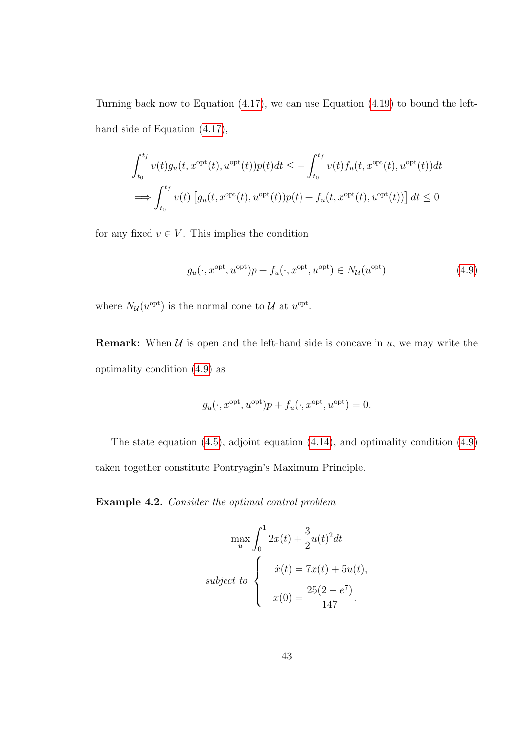Turning back now to Equation (4.17), we can use Equation (4.19) to bound the left-hand side of Equation (4.17),

$$\int_{t_0}^{t_f} v(t) g_u(t, x^{\text{opt}}(t), u^{\text{opt}}(t)) p(t) dt \leq - \int_{t_0}^{t_f} v(t) f_u(t, x^{\text{opt}}(t), u^{\text{opt}}(t)) dt$$
$$\Longrightarrow \int_{t_0}^{t_f} v(t) \left[ g_u(t, x^{\text{opt}}(t), u^{\text{opt}}(t)) p(t) + f_u(t, x^{\text{opt}}(t), u^{\text{opt}}(t)) \right] dt \leq 0$$

for any fixed $v \in V$. This implies the condition

$$g_u(\cdot, x^{\text{opt}}, u^{\text{opt}}) p + f_u(\cdot, x^{\text{opt}}, u^{\text{opt}}) \in N_{\mathcal{U}}(u^{\text{opt}}) \tag{4.9}$$

where $N_{\mathcal{U}}(u^{\text{opt}})$ is the normal cone to $\mathcal{U}$ at $u^{\text{opt}}$.

**Remark:** When $\mathcal{U}$ is open and the left-hand side is concave in $u$, we may write the optimality condition (4.9) as

$$g_u(\cdot, x^{\text{opt}}, u^{\text{opt}}) p + f_u(\cdot, x^{\text{opt}}, u^{\text{opt}}) = 0.$$

The state equation (4.5), adjoint equation (4.14), and optimality condition (4.9) taken together constitute Pontryagin's Maximum Principle.

**Example 4.2.** *Consider the optimal control problem*

$$\max_{u} \int_0^1 2x(t) + \frac{3}{2} u(t)^2 dt$$
$$\text{subject to} \begin{cases} \dot{x}(t) = 7x(t) + 5u(t), \\ x(0) = \dfrac{25(2 - e^7)}{147}. \end{cases}$$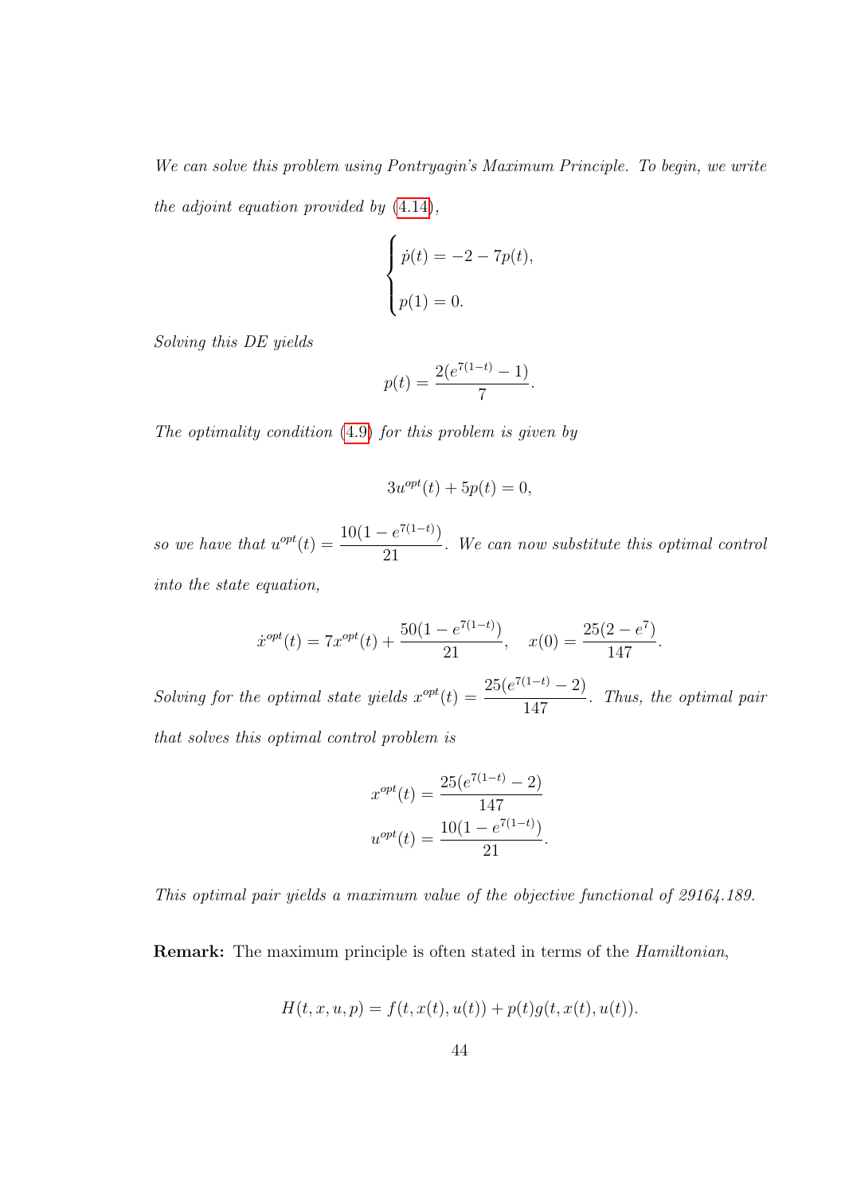*We can solve this problem using Pontryagin's Maximum Principle. To begin, we write the adjoint equation provided by (4.14),*

$$\begin{cases} \dot{p}(t) = -2 - 7p(t), \\ p(1) = 0. \end{cases}$$

*Solving this DE yields*

$$p(t) = \frac{2(e^{7(1-t)} - 1)}{7}.$$

*The optimality condition (4.9) for this problem is given by*

$$3u^{opt}(t) + 5p(t) = 0,$$

*so we have that* $u^{opt}(t) = \dfrac{10(1 - e^{7(1-t)})}{21}$. *We can now substitute this optimal control into the state equation,*

$$\dot{x}^{opt}(t) = 7x^{opt}(t) + \frac{50(1 - e^{7(1-t)})}{21}, \quad x(0) = \frac{25(2 - e^7)}{147}.$$

*Solving for the optimal state yields* $x^{opt}(t) = \dfrac{25(e^{7(1-t)} - 2)}{147}$. *Thus, the optimal pair that solves this optimal control problem is*

$$x^{opt}(t) = \frac{25(e^{7(1-t)} - 2)}{147}$$
$$u^{opt}(t) = \frac{10(1 - e^{7(1-t)})}{21}.$$

*This optimal pair yields a maximum value of the objective functional of 29164.189.*

**Remark:** The maximum principle is often stated in terms of the *Hamiltonian*,

$$H(t, x, u, p) = f(t, x(t), u(t)) + p(t)g(t, x(t), u(t)).$$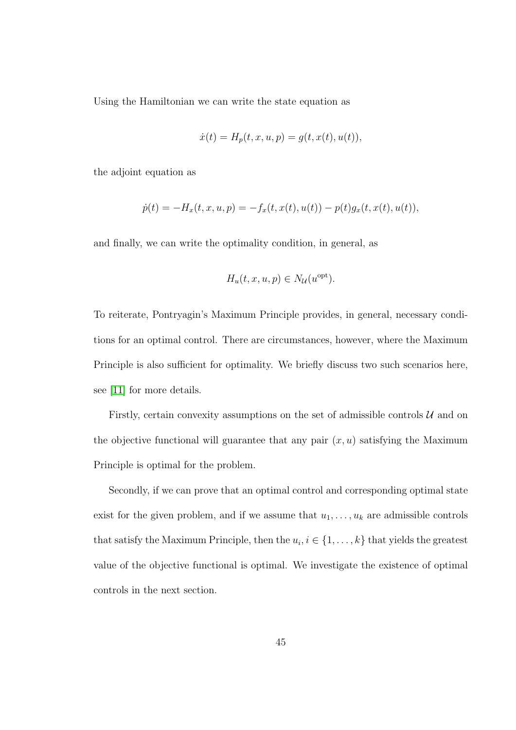Using the Hamiltonian we can write the state equation as

$$\dot{x}(t) = H_p(t, x, u, p) = g(t, x(t), u(t)),$$

the adjoint equation as

$$\dot{p}(t) = -H_x(t, x, u, p) = -f_x(t, x(t), u(t)) - p(t)g_x(t, x(t), u(t)),$$

and finally, we can write the optimality condition, in general, as

$$H_u(t, x, u, p) \in N_{\mathcal{U}}(u^{\text{opt}}).$$

To reiterate, Pontryagin's Maximum Principle provides, in general, necessary conditions for an optimal control. There are circumstances, however, where the Maximum Principle is also sufficient for optimality. We briefly discuss two such scenarios here, see [11] for more details.

Firstly, certain convexity assumptions on the set of admissible controls $\mathcal{U}$ and on the objective functional will guarantee that any pair $(x, u)$ satisfying the Maximum Principle is optimal for the problem.

Secondly, if we can prove that an optimal control and corresponding optimal state exist for the given problem, and if we assume that $u_1, \ldots, u_k$ are admissible controls that satisfy the Maximum Principle, then the $u_i, i \in \{1, \ldots, k\}$ that yields the greatest value of the objective functional is optimal. We investigate the existence of optimal controls in the next section.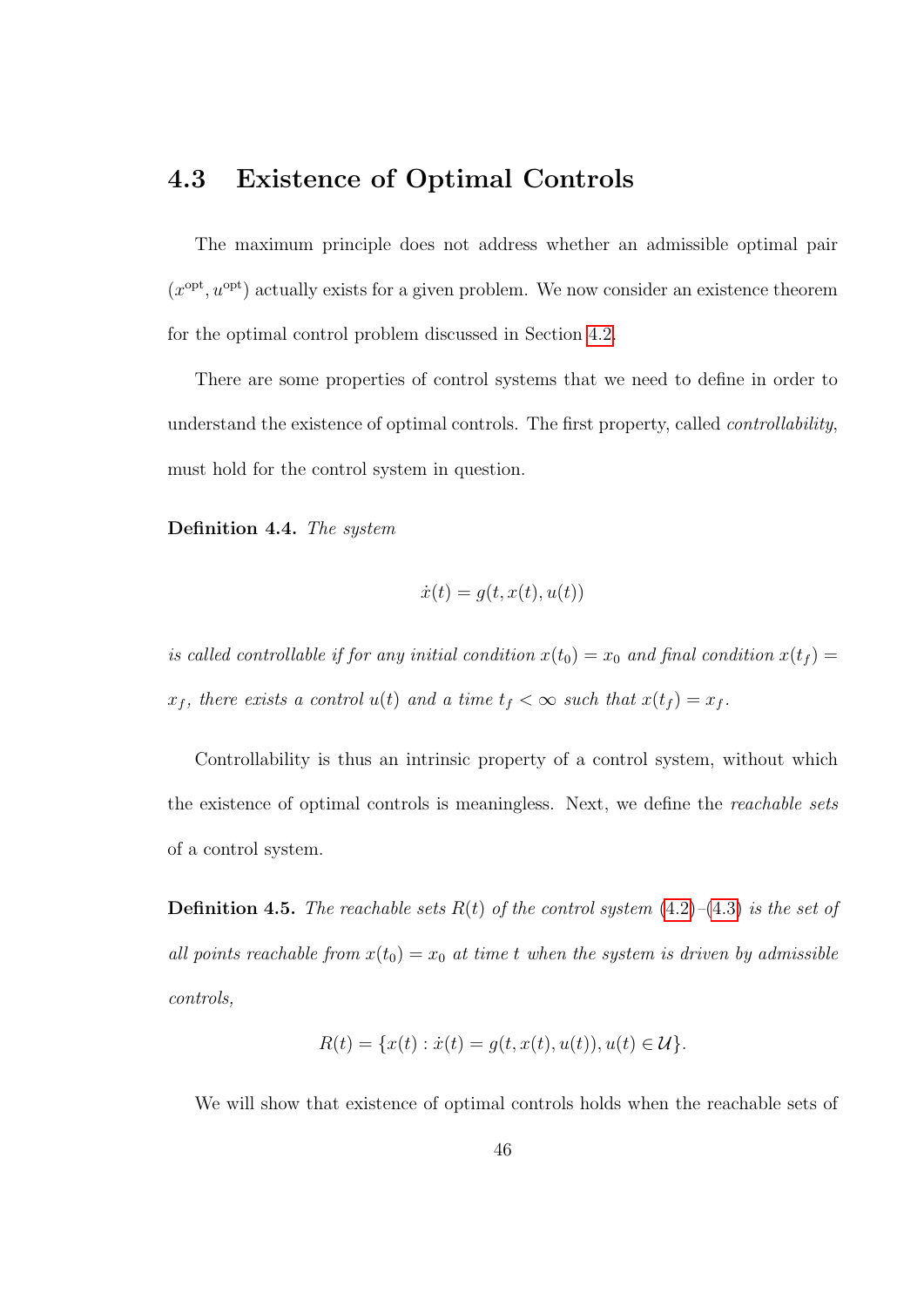## 4.3 Existence of Optimal Controls

The maximum principle does not address whether an admissible optimal pair $(x^{\text{opt}}, u^{\text{opt}})$ actually exists for a given problem. We now consider an existence theorem for the optimal control problem discussed in Section 4.2.

There are some properties of control systems that we need to define in order to understand the existence of optimal controls. The first property, called *controllability*, must hold for the control system in question.

**Definition 4.4.** *The system*

$$\dot{x}(t) = g(t, x(t), u(t))$$

*is called controllable if for any initial condition $x(t_0) = x_0$ and final condition $x(t_f) = x_f$, there exists a control $u(t)$ and a time $t_f < \infty$ such that $x(t_f) = x_f$.*

Controllability is thus an intrinsic property of a control system, without which the existence of optimal controls is meaningless. Next, we define the *reachable sets* of a control system.

**Definition 4.5.** *The reachable sets $R(t)$ of the control system (4.2)–(4.3) is the set of all points reachable from $x(t_0) = x_0$ at time $t$ when the system is driven by admissible controls,*

$$R(t) = \{x(t) : \dot{x}(t) = g(t, x(t), u(t)), u(t) \in \mathcal{U}\}.$$

We will show that existence of optimal controls holds when the reachable sets of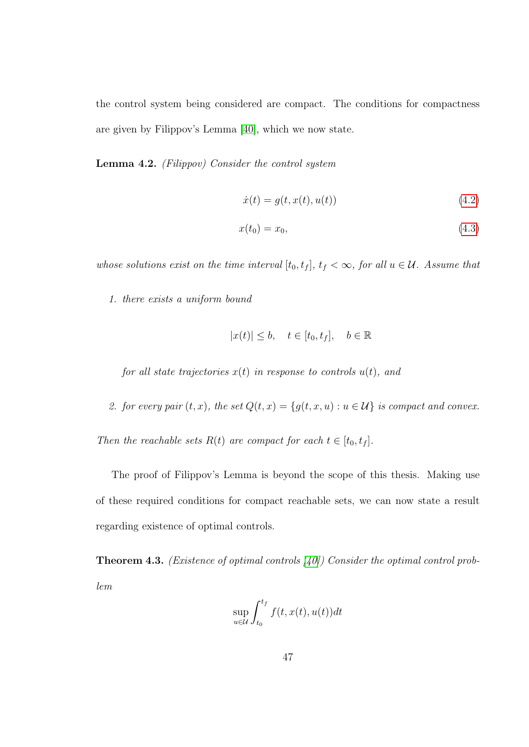the control system being considered are compact. The conditions for compactness are given by Filippov's Lemma [40], which we now state.

**Lemma 4.2.** *(Filippov) Consider the control system*

$$\dot{x}(t) = g(t, x(t), u(t)) \tag{4.2}$$

$$x(t_0) = x_0, \tag{4.3}$$

*whose solutions exist on the time interval $[t_0, t_f]$, $t_f < \infty$, for all $u \in \mathcal{U}$. Assume that*

1. *there exists a uniform bound*

$$|x(t)| \leq b, \quad t \in [t_0, t_f], \quad b \in \mathbb{R}$$

   *for all state trajectories $x(t)$ in response to controls $u(t)$, and*

2. *for every pair $(t, x)$, the set $Q(t, x) = \{g(t, x, u) : u \in \mathcal{U}\}$ is compact and convex.*

*Then the reachable sets $R(t)$ are compact for each $t \in [t_0, t_f]$.*

The proof of Filippov's Lemma is beyond the scope of this thesis. Making use of these required conditions for compact reachable sets, we can now state a result regarding existence of optimal controls.

**Theorem 4.3.** *(Existence of optimal controls [40]) Consider the optimal control problem*

$$\sup_{u \in \mathcal{U}} \int_{t_0}^{t_f} f(t, x(t), u(t)) dt$$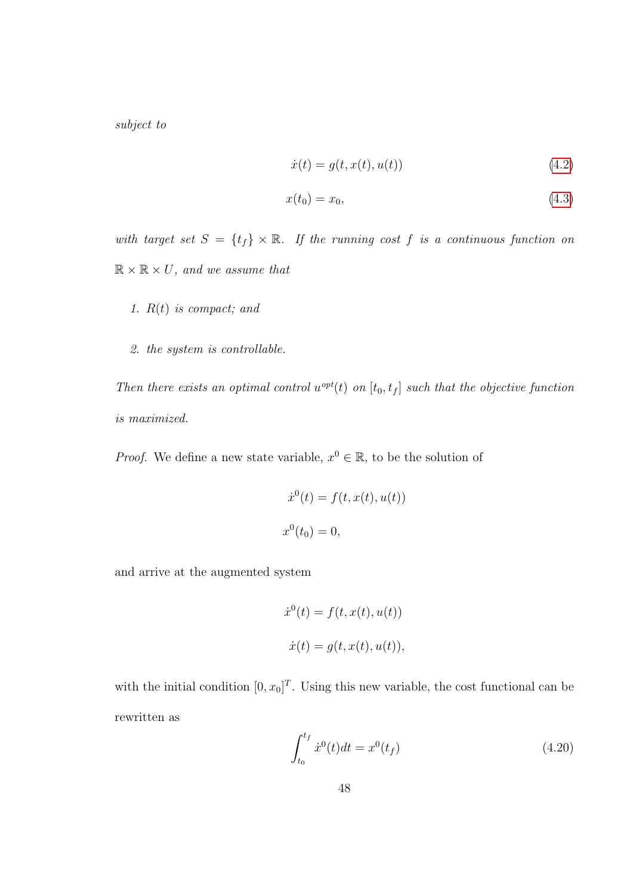*subject to*

$$\dot{x}(t) = g(t, x(t), u(t)) \tag{4.2}$$

$$x(t_0) = x_0, \tag{4.3}$$

*with target set* $S = \{t_f\} \times \mathbb{R}$*. If the running cost* $f$ *is a continuous function on* $\mathbb{R} \times \mathbb{R} \times U$*, and we assume that*

1. $R(t)$ *is compact; and*

2. *the system is controllable.*

*Then there exists an optimal control* $u^{opt}(t)$ *on* $[t_0, t_f]$ *such that the objective function is maximized.*

*Proof.* We define a new state variable, $x^0 \in \mathbb{R}$, to be the solution of

$$\dot{x}^0(t) = f(t, x(t), u(t))$$

$$x^0(t_0) = 0,$$

and arrive at the augmented system

$$\dot{x}^0(t) = f(t, x(t), u(t))$$

$$\dot{x}(t) = g(t, x(t), u(t)),$$

with the initial condition $[0, x_0]^T$. Using this new variable, the cost functional can be rewritten as

$$\int_{t_0}^{t_f} \dot{x}^0(t)dt = x^0(t_f) \tag{4.20}$$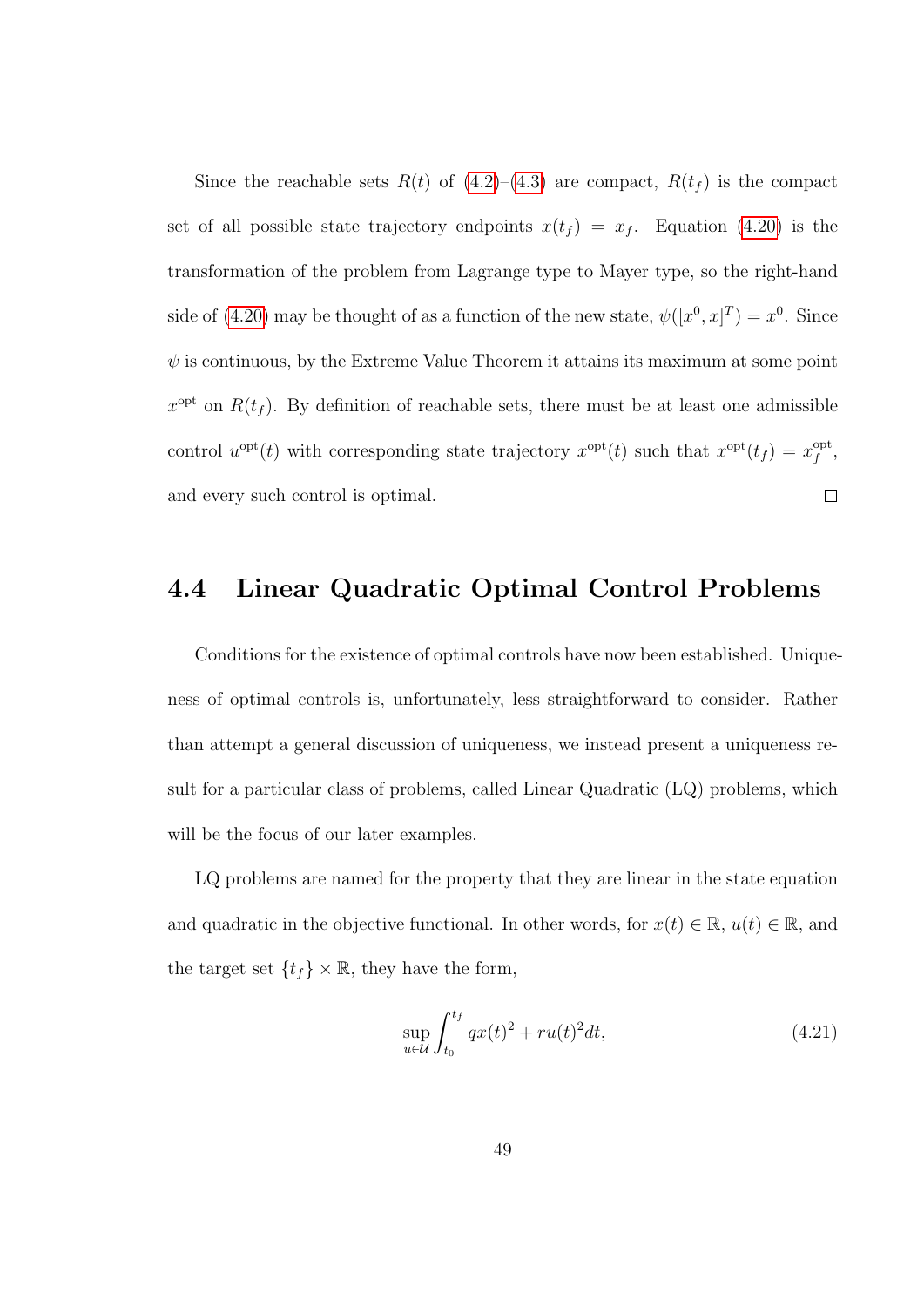Since the reachable sets $R(t)$ of (4.2)–(4.3) are compact, $R(t_f)$ is the compact set of all possible state trajectory endpoints $x(t_f) = x_f$. Equation (4.20) is the transformation of the problem from Lagrange type to Mayer type, so the right-hand side of (4.20) may be thought of as a function of the new state, $\psi([x^0, x]^T) = x^0$. Since $\psi$ is continuous, by the Extreme Value Theorem it attains its maximum at some point $x^{\text{opt}}$ on $R(t_f)$. By definition of reachable sets, there must be at least one admissible control $u^{\text{opt}}(t)$ with corresponding state trajectory $x^{\text{opt}}(t)$ such that $x^{\text{opt}}(t_f) = x_f^{\text{opt}}$, and every such control is optimal. □

## 4.4 Linear Quadratic Optimal Control Problems

Conditions for the existence of optimal controls have now been established. Uniqueness of optimal controls is, unfortunately, less straightforward to consider. Rather than attempt a general discussion of uniqueness, we instead present a uniqueness result for a particular class of problems, called Linear Quadratic (LQ) problems, which will be the focus of our later examples.

LQ problems are named for the property that they are linear in the state equation and quadratic in the objective functional. In other words, for $x(t) \in \mathbb{R}$, $u(t) \in \mathbb{R}$, and the target set $\{t_f\} \times \mathbb{R}$, they have the form,

$$\sup_{u \in \mathcal{U}} \int_{t_0}^{t_f} qx(t)^2 + ru(t)^2 dt, \tag{4.21}$$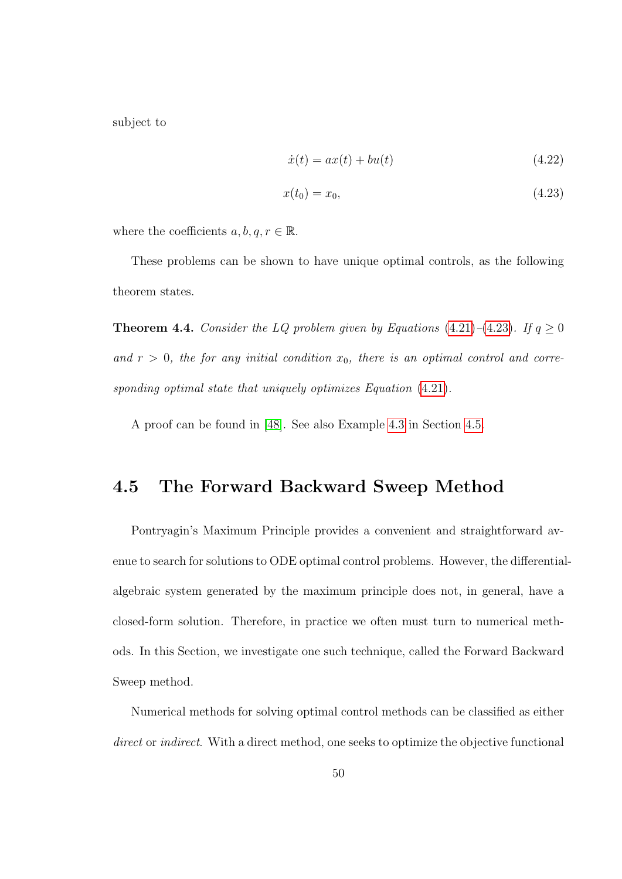subject to

$$\dot{x}(t) = ax(t) + bu(t) \tag{4.22}$$

$$x(t_0) = x_0, \tag{4.23}$$

where the coefficients $a, b, q, r \in \mathbb{R}$.

These problems can be shown to have unique optimal controls, as the following theorem states.

**Theorem 4.4.** *Consider the LQ problem given by Equations (4.21)–(4.23). If $q \geq 0$ and $r > 0$, the for any initial condition $x_0$, there is an optimal control and corresponding optimal state that uniquely optimizes Equation (4.21).*

A proof can be found in [48]. See also Example 4.3 in Section 4.5.

## 4.5 The Forward Backward Sweep Method

Pontryagin's Maximum Principle provides a convenient and straightforward avenue to search for solutions to ODE optimal control problems. However, the differential-algebraic system generated by the maximum principle does not, in general, have a closed-form solution. Therefore, in practice we often must turn to numerical methods. In this Section, we investigate one such technique, called the Forward Backward Sweep method.

Numerical methods for solving optimal control methods can be classified as either *direct* or *indirect*. With a direct method, one seeks to optimize the objective functional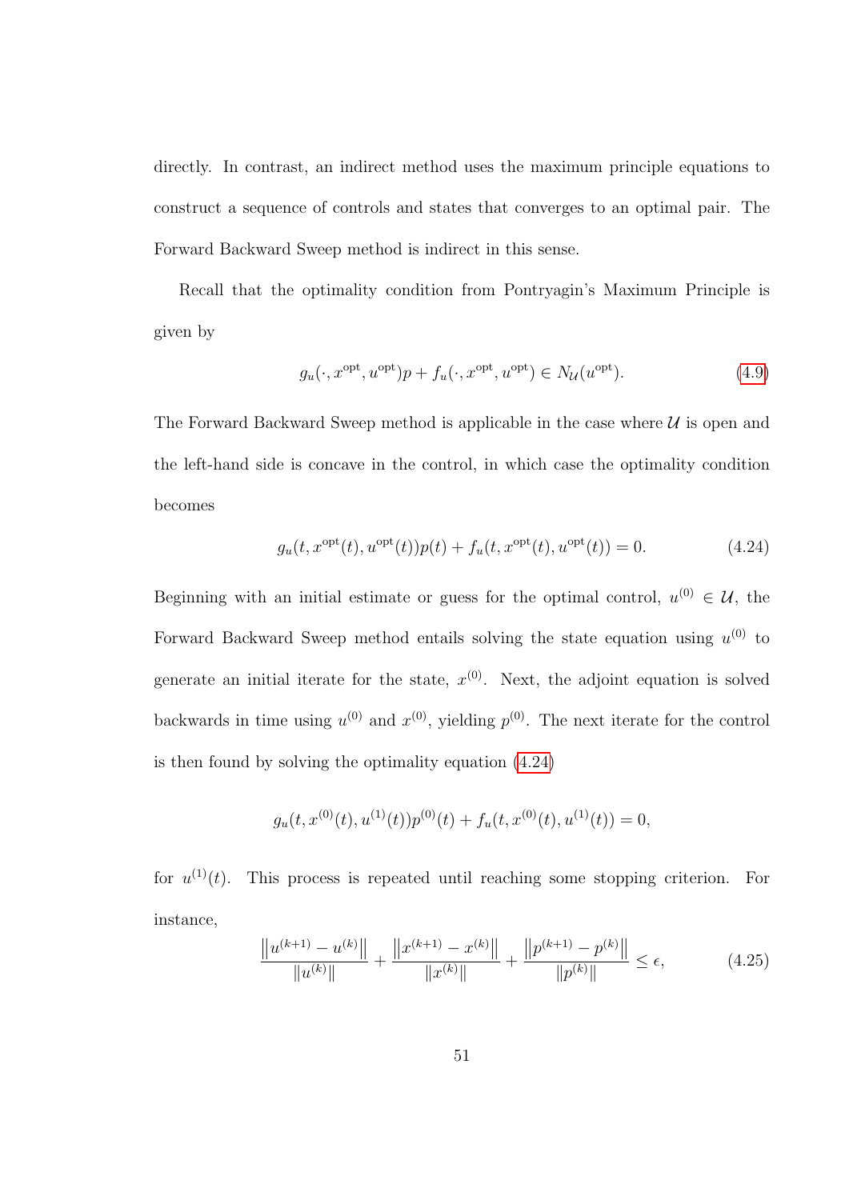directly. In contrast, an indirect method uses the maximum principle equations to construct a sequence of controls and states that converges to an optimal pair. The Forward Backward Sweep method is indirect in this sense.

Recall that the optimality condition from Pontryagin's Maximum Principle is given by

$$g_u(\cdot, x^{\text{opt}}, u^{\text{opt}})p + f_u(\cdot, x^{\text{opt}}, u^{\text{opt}}) \in N_{\mathcal{U}}(u^{\text{opt}}). \tag{4.9}$$

The Forward Backward Sweep method is applicable in the case where $\mathcal{U}$ is open and the left-hand side is concave in the control, in which case the optimality condition becomes

$$g_u(t, x^{\text{opt}}(t), u^{\text{opt}}(t))p(t) + f_u(t, x^{\text{opt}}(t), u^{\text{opt}}(t)) = 0. \tag{4.24}$$

Beginning with an initial estimate or guess for the optimal control, $u^{(0)} \in \mathcal{U}$, the Forward Backward Sweep method entails solving the state equation using $u^{(0)}$ to generate an initial iterate for the state, $x^{(0)}$. Next, the adjoint equation is solved backwards in time using $u^{(0)}$ and $x^{(0)}$, yielding $p^{(0)}$. The next iterate for the control is then found by solving the optimality equation (4.24)

$$g_u(t, x^{(0)}(t), u^{(1)}(t))p^{(0)}(t) + f_u(t, x^{(0)}(t), u^{(1)}(t)) = 0,$$

for $u^{(1)}(t)$. This process is repeated until reaching some stopping criterion. For instance,

$$\frac{\left\|u^{(k+1)} - u^{(k)}\right\|}{\left\|u^{(k)}\right\|} + \frac{\left\|x^{(k+1)} - x^{(k)}\right\|}{\left\|x^{(k)}\right\|} + \frac{\left\|p^{(k+1)} - p^{(k)}\right\|}{\left\|p^{(k)}\right\|} \leq \epsilon, \tag{4.25}$$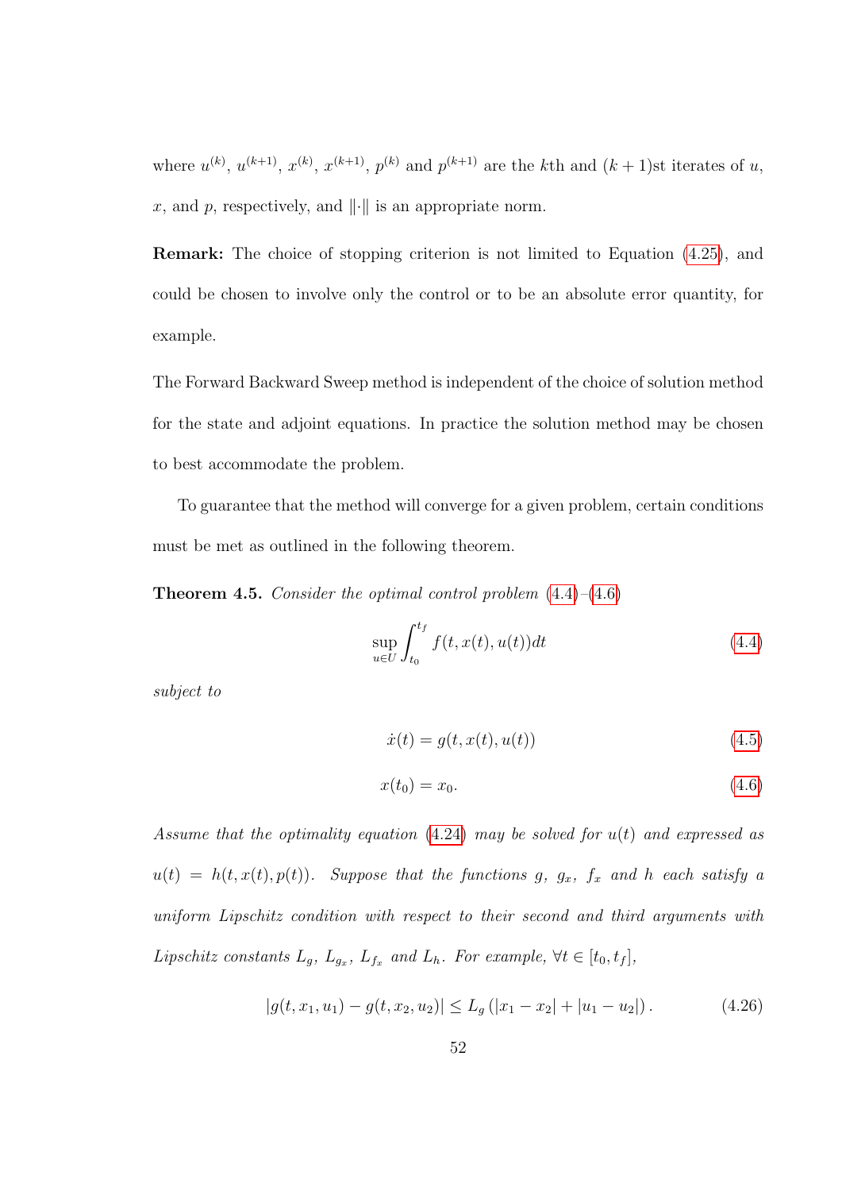where $u^{(k)}$, $u^{(k+1)}$, $x^{(k)}$, $x^{(k+1)}$, $p^{(k)}$ and $p^{(k+1)}$ are the $k$th and $(k+1)$st iterates of $u$, $x$, and $p$, respectively, and $\|\cdot\|$ is an appropriate norm.

**Remark:** The choice of stopping criterion is not limited to Equation (4.25), and could be chosen to involve only the control or to be an absolute error quantity, for example.

The Forward Backward Sweep method is independent of the choice of solution method for the state and adjoint equations. In practice the solution method may be chosen to best accommodate the problem.

To guarantee that the method will converge for a given problem, certain conditions must be met as outlined in the following theorem.

**Theorem 4.5.** *Consider the optimal control problem* (4.4)–(4.6)

$$\sup_{u \in U} \int_{t_0}^{t_f} f(t, x(t), u(t)) dt \tag{4.4}$$

*subject to*

$$\dot{x}(t) = g(t, x(t), u(t)) \tag{4.5}$$

$$x(t_0) = x_0. \tag{4.6}$$

*Assume that the optimality equation* (4.24) *may be solved for* $u(t)$ *and expressed as* $u(t) = h(t, x(t), p(t))$*. Suppose that the functions* $g$*,* $g_x$*,* $f_x$ *and* $h$ *each satisfy a uniform Lipschitz condition with respect to their second and third arguments with Lipschitz constants* $L_g$*,* $L_{g_x}$*,* $L_{f_x}$ *and* $L_h$*. For example,* $\forall t \in [t_0, t_f]$*,*

$$|g(t, x_1, u_1) - g(t, x_2, u_2)| \leq L_g \left(|x_1 - x_2| + |u_1 - u_2|\right). \tag{4.26}$$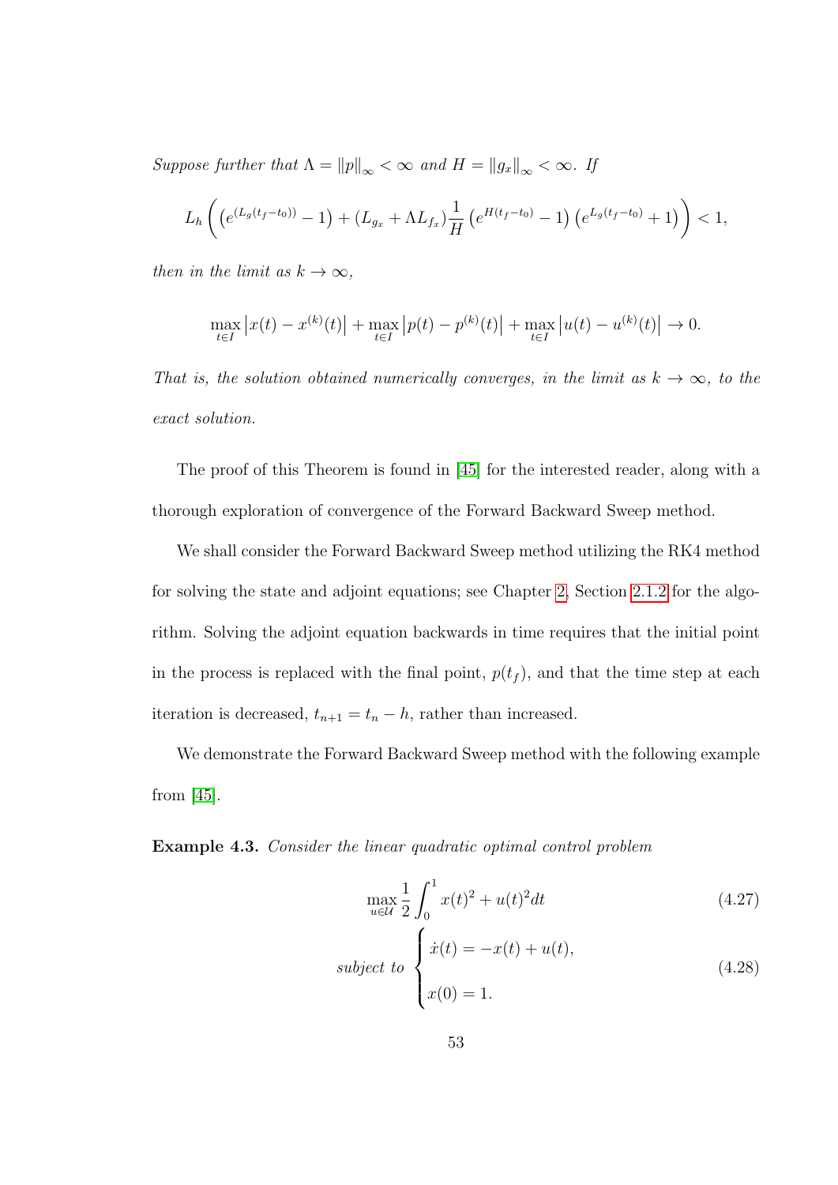*Suppose further that* $\Lambda = \|p\|_\infty < \infty$ *and* $H = \|g_x\|_\infty < \infty$*. If*

$$L_h \left( \left(e^{(L_g(t_f - t_0))} - 1\right) + (L_{g_x} + \Lambda L_{f_x}) \frac{1}{H} \left(e^{H(t_f - t_0)} - 1\right) \left(e^{L_g(t_f - t_0)} + 1\right) \right) < 1,$$

*then in the limit as* $k \to \infty$*,*

$$\max_{t \in I} \left|x(t) - x^{(k)}(t)\right| + \max_{t \in I} \left|p(t) - p^{(k)}(t)\right| + \max_{t \in I} \left|u(t) - u^{(k)}(t)\right| \to 0.$$

*That is, the solution obtained numerically converges, in the limit as* $k \to \infty$*, to the exact solution.*

The proof of this Theorem is found in [45] for the interested reader, along with a thorough exploration of convergence of the Forward Backward Sweep method.

We shall consider the Forward Backward Sweep method utilizing the RK4 method for solving the state and adjoint equations; see Chapter 2, Section 2.1.2 for the algorithm. Solving the adjoint equation backwards in time requires that the initial point in the process is replaced with the final point, $p(t_f)$, and that the time step at each iteration is decreased, $t_{n+1} = t_n - h$, rather than increased.

We demonstrate the Forward Backward Sweep method with the following example from [45].

**Example 4.3.** *Consider the linear quadratic optimal control problem*

$$\max_{u \in \mathcal{U}} \frac{1}{2} \int_0^1 x(t)^2 + u(t)^2 dt \tag{4.27}$$

$$\text{subject to } \begin{cases} \dot{x}(t) = -x(t) + u(t), \\ x(0) = 1. \end{cases} \tag{4.28}$$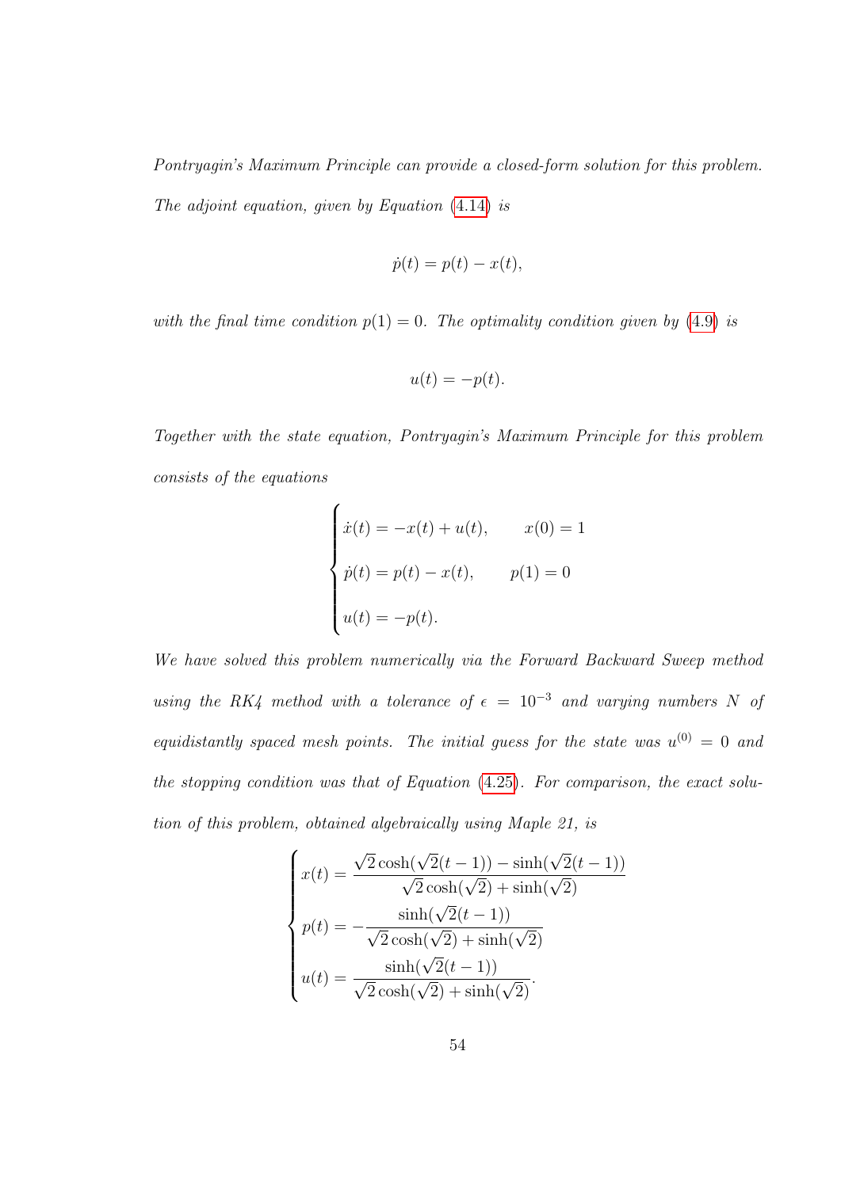*Pontryagin's Maximum Principle can provide a closed-form solution for this problem. The adjoint equation, given by Equation (4.14) is*

$$\dot{p}(t) = p(t) - x(t),$$

*with the final time condition $p(1) = 0$. The optimality condition given by (4.9) is*

$$u(t) = -p(t).$$

*Together with the state equation, Pontryagin's Maximum Principle for this problem consists of the equations*

$$\begin{cases} \dot{x}(t) = -x(t) + u(t), & x(0) = 1 \\ \dot{p}(t) = p(t) - x(t), & p(1) = 0 \\ u(t) = -p(t). \end{cases}$$

*We have solved this problem numerically via the Forward Backward Sweep method using the RK4 method with a tolerance of $\epsilon = 10^{-3}$ and varying numbers $N$ of equidistantly spaced mesh points. The initial guess for the state was $u^{(0)} = 0$ and the stopping condition was that of Equation (4.25). For comparison, the exact solution of this problem, obtained algebraically using Maple 21, is*

$$\begin{cases} x(t) = \dfrac{\sqrt{2}\cosh(\sqrt{2}(t-1)) - \sinh(\sqrt{2}(t-1))}{\sqrt{2}\cosh(\sqrt{2}) + \sinh(\sqrt{2})} \\ p(t) = -\dfrac{\sinh(\sqrt{2}(t-1))}{\sqrt{2}\cosh(\sqrt{2}) + \sinh(\sqrt{2})} \\ u(t) = \dfrac{\sinh(\sqrt{2}(t-1))}{\sqrt{2}\cosh(\sqrt{2}) + \sinh(\sqrt{2})}. \end{cases}$$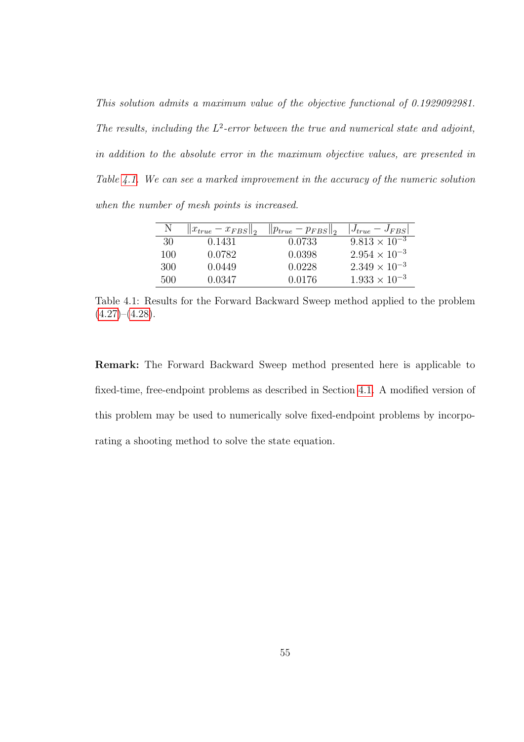*This solution admits a maximum value of the objective functional of 0.1929092981. The results, including the $L^2$-error between the true and numerical state and adjoint, in addition to the absolute error in the maximum objective values, are presented in Table 4.1. We can see a marked improvement in the accuracy of the numeric solution when the number of mesh points is increased.*

| N | $\|x_{true} - x_{FBS}\|_2$ | $\|p_{true} - p_{FBS}\|_2$ | $\|J_{true} - J_{FBS}\|$ |
|---|---|---|---|
| 30 | 0.1431 | 0.0733 | $9.813 \times 10^{-3}$ |
| 100 | 0.0782 | 0.0398 | $2.954 \times 10^{-3}$ |
| 300 | 0.0449 | 0.0228 | $2.349 \times 10^{-3}$ |
| 500 | 0.0347 | 0.0176 | $1.933 \times 10^{-3}$ |

Table 4.1: Results for the Forward Backward Sweep method applied to the problem (4.27)–(4.28).

**Remark:** The Forward Backward Sweep method presented here is applicable to fixed-time, free-endpoint problems as described in Section 4.1. A modified version of this problem may be used to numerically solve fixed-endpoint problems by incorporating a shooting method to solve the state equation.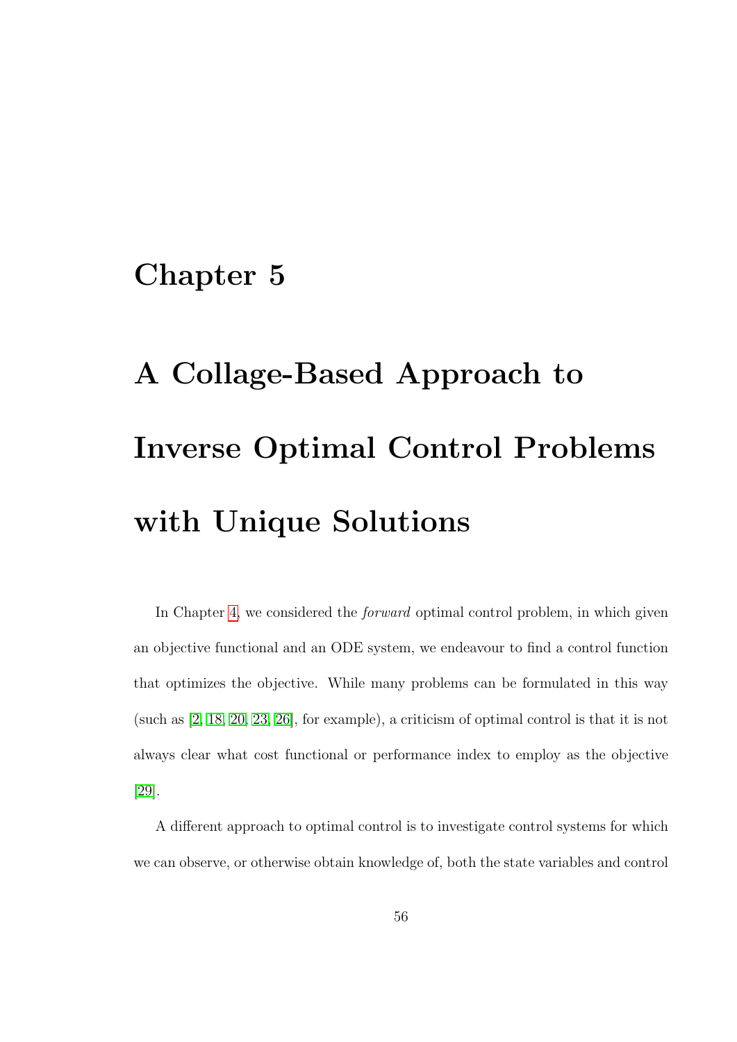# Chapter 5

# A Collage-Based Approach to Inverse Optimal Control Problems with Unique Solutions

In Chapter 4, we considered the *forward* optimal control problem, in which given an objective functional and an ODE system, we endeavour to find a control function that optimizes the objective. While many problems can be formulated in this way (such as [2, 18, 20, 23, 26], for example), a criticism of optimal control is that it is not always clear what cost functional or performance index to employ as the objective [29].

A different approach to optimal control is to investigate control systems for which we can observe, or otherwise obtain knowledge of, both the state variables and control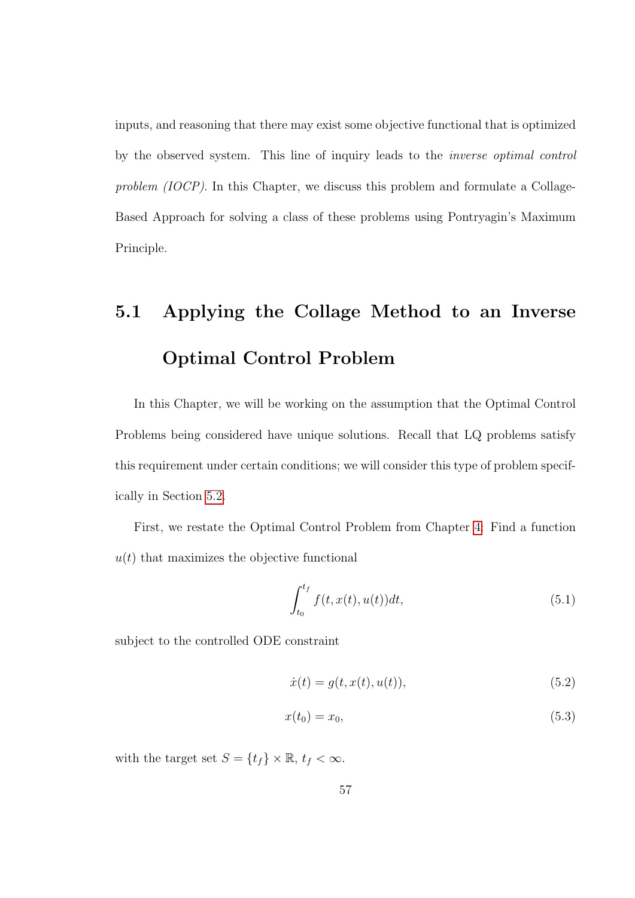inputs, and reasoning that there may exist some objective functional that is optimized by the observed system. This line of inquiry leads to the *inverse optimal control problem (IOCP)*. In this Chapter, we discuss this problem and formulate a Collage-Based Approach for solving a class of these problems using Pontryagin's Maximum Principle.

## 5.1 Applying the Collage Method to an Inverse Optimal Control Problem

In this Chapter, we will be working on the assumption that the Optimal Control Problems being considered have unique solutions. Recall that LQ problems satisfy this requirement under certain conditions; we will consider this type of problem specifically in Section 5.2.

First, we restate the Optimal Control Problem from Chapter 4: Find a function $u(t)$ that maximizes the objective functional

$$\int_{t_0}^{t_f} f(t, x(t), u(t))dt, \tag{5.1}$$

subject to the controlled ODE constraint

$$\dot{x}(t) = g(t, x(t), u(t)), \tag{5.2}$$

$$x(t_0) = x_0, \tag{5.3}$$

with the target set $S = \{t_f\} \times \mathbb{R}$, $t_f < \infty$.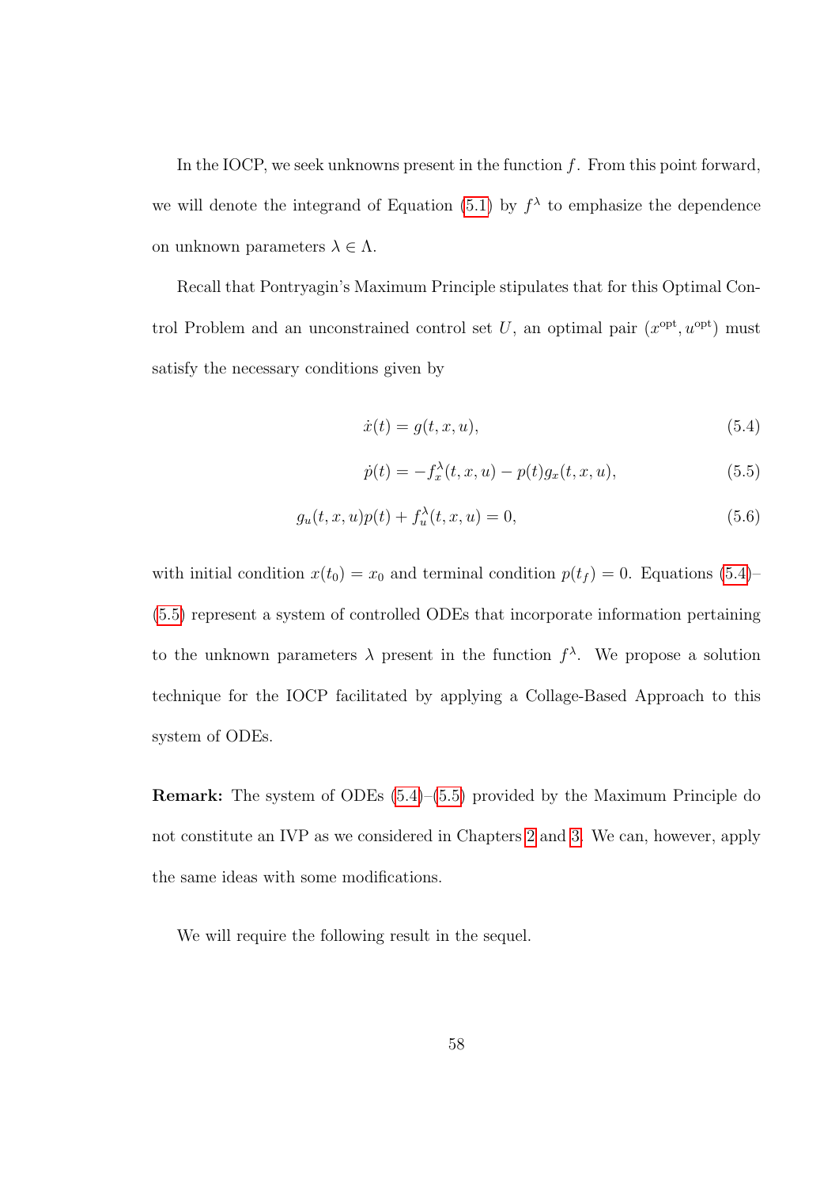In the IOCP, we seek unknowns present in the function $f$. From this point forward, we will denote the integrand of Equation (5.1) by $f^\lambda$ to emphasize the dependence on unknown parameters $\lambda \in \Lambda$.

Recall that Pontryagin's Maximum Principle stipulates that for this Optimal Control Problem and an unconstrained control set $U$, an optimal pair $(x^{\text{opt}}, u^{\text{opt}})$ must satisfy the necessary conditions given by

$$\dot{x}(t) = g(t, x, u), \tag{5.4}$$

$$\dot{p}(t) = -f_x^\lambda(t, x, u) - p(t)g_x(t, x, u), \tag{5.5}$$

$$g_u(t, x, u)p(t) + f_u^\lambda(t, x, u) = 0, \tag{5.6}$$

with initial condition $x(t_0) = x_0$ and terminal condition $p(t_f) = 0$. Equations (5.4)–(5.5) represent a system of controlled ODEs that incorporate information pertaining to the unknown parameters $\lambda$ present in the function $f^\lambda$. We propose a solution technique for the IOCP facilitated by applying a Collage-Based Approach to this system of ODEs.

**Remark:** The system of ODEs (5.4)–(5.5) provided by the Maximum Principle do not constitute an IVP as we considered in Chapters 2 and 3. We can, however, apply the same ideas with some modifications.

We will require the following result in the sequel.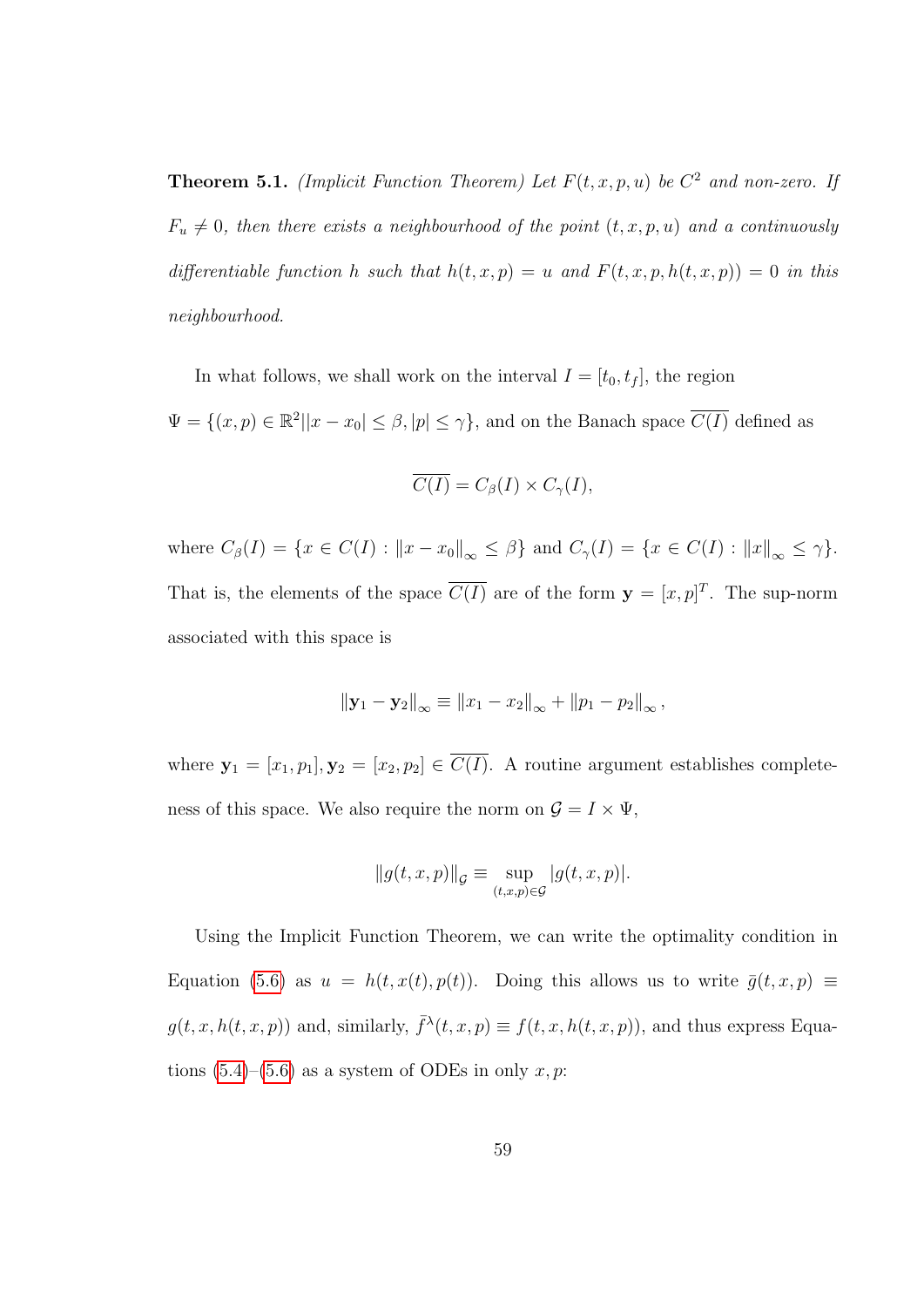**Theorem 5.1.** *(Implicit Function Theorem) Let $F(t, x, p, u)$ be $C^2$ and non-zero. If $F_u \neq 0$, then there exists a neighbourhood of the point $(t, x, p, u)$ and a continuously differentiable function $h$ such that $h(t, x, p) = u$ and $F(t, x, p, h(t, x, p)) = 0$ in this neighbourhood.*

In what follows, we shall work on the interval $I = [t_0, t_f]$, the region $\Psi = \{(x, p) \in \mathbb{R}^2 | |x - x_0| \leq \beta, |p| \leq \gamma\}$, and on the Banach space $\overline{C(I)}$ defined as

$$\overline{C(I)} = C_\beta(I) \times C_\gamma(I),$$

where $C_\beta(I) = \{x \in C(I) : \|x - x_0\|_\infty \leq \beta\}$ and $C_\gamma(I) = \{x \in C(I) : \|x\|_\infty \leq \gamma\}$. That is, the elements of the space $\overline{C(I)}$ are of the form $\mathbf{y} = [x, p]^T$. The sup-norm associated with this space is

$$\|\mathbf{y}_1 - \mathbf{y}_2\|_\infty \equiv \|x_1 - x_2\|_\infty + \|p_1 - p_2\|_\infty,$$

where $\mathbf{y}_1 = [x_1, p_1], \mathbf{y}_2 = [x_2, p_2] \in \overline{C(I)}$. A routine argument establishes completeness of this space. We also require the norm on $\mathcal{G} = I \times \Psi$,

$$\|g(t, x, p)\|_{\mathcal{G}} \equiv \sup_{(t,x,p) \in \mathcal{G}} |g(t, x, p)|.$$

Using the Implicit Function Theorem, we can write the optimality condition in Equation (5.6) as $u = h(t, x(t), p(t))$. Doing this allows us to write $\bar{g}(t, x, p) \equiv g(t, x, h(t, x, p))$ and, similarly, $\bar{f}^\lambda(t, x, p) \equiv f(t, x, h(t, x, p))$, and thus express Equations (5.4)–(5.6) as a system of ODEs in only $x, p$: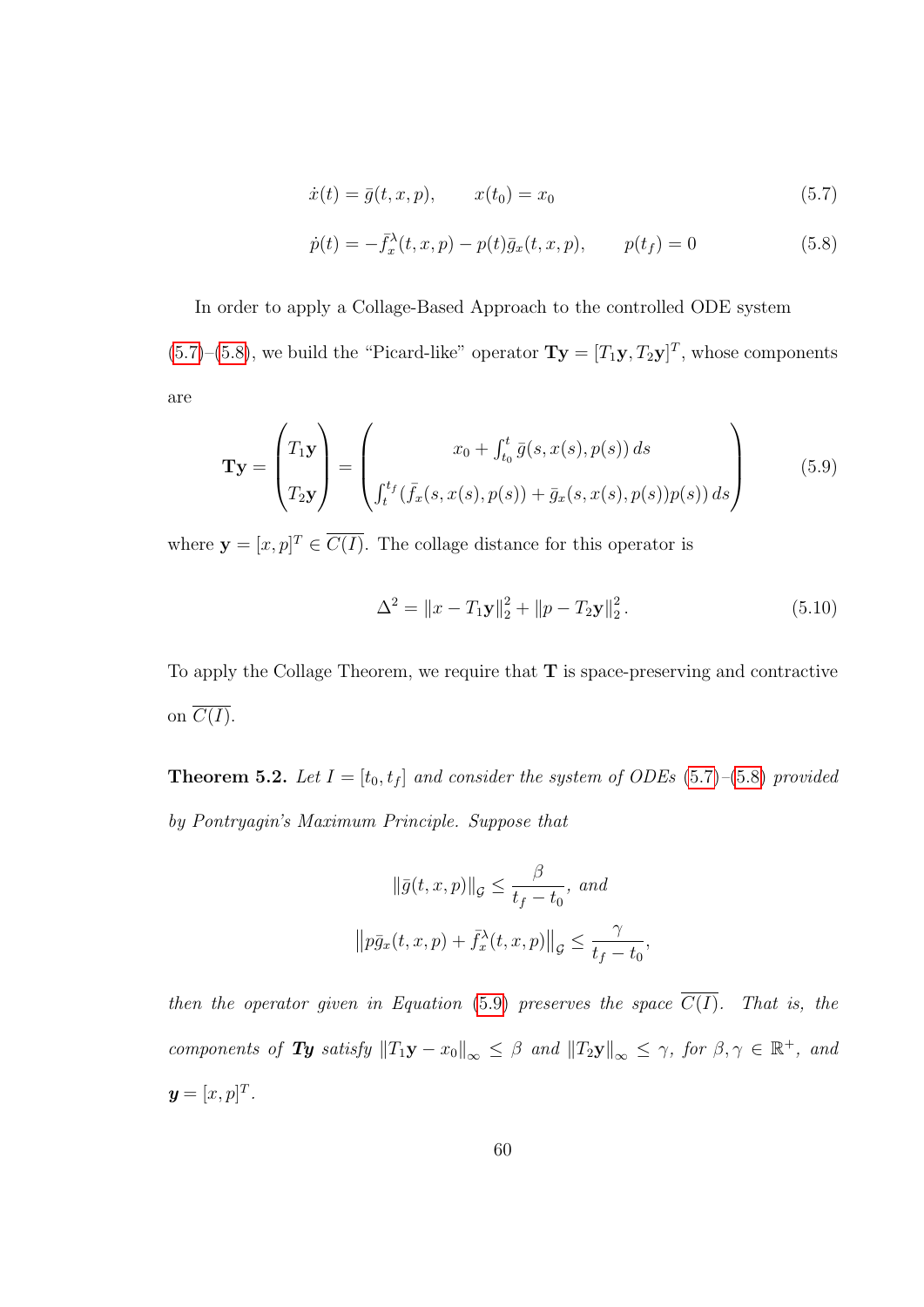$$\dot{x}(t) = \bar{g}(t, x, p), \qquad x(t_0) = x_0 \tag{5.7}$$

$$\dot{p}(t) = -\bar{f}_x^\lambda(t, x, p) - p(t)\bar{g}_x(t, x, p), \qquad p(t_f) = 0 \tag{5.8}$$

In order to apply a Collage-Based Approach to the controlled ODE system (5.7)–(5.8), we build the "Picard-like" operator $\mathbf{Ty} = [T_1\mathbf{y}, T_2\mathbf{y}]^T$, whose components are

$$\mathbf{Ty} = \begin{pmatrix} T_1\mathbf{y} \\ T_2\mathbf{y} \end{pmatrix} = \begin{pmatrix} x_0 + \int_{t_0}^{t} \bar{g}(s, x(s), p(s))\, ds \\ \int_t^{t_f} (\bar{f}_x(s, x(s), p(s)) + \bar{g}_x(s, x(s), p(s))p(s))\, ds \end{pmatrix} \tag{5.9}$$

where $\mathbf{y} = [x, p]^T \in \overline{C(I)}$. The collage distance for this operator is

$$\Delta^2 = \|x - T_1\mathbf{y}\|_2^2 + \|p - T_2\mathbf{y}\|_2^2. \tag{5.10}$$

To apply the Collage Theorem, we require that $\mathbf{T}$ is space-preserving and contractive on $\overline{C(I)}$.

**Theorem 5.2.** *Let $I = [t_0, t_f]$ and consider the system of ODEs (5.7)–(5.8) provided by Pontryagin's Maximum Principle. Suppose that*

$$\|\bar{g}(t, x, p)\|_{\mathcal{G}} \leq \frac{\beta}{t_f - t_0}, \text{ and}$$

$$\left\|p\bar{g}_x(t, x, p) + \bar{f}_x^\lambda(t, x, p)\right\|_{\mathcal{G}} \leq \frac{\gamma}{t_f - t_0},$$

*then the operator given in Equation (5.9) preserves the space $\overline{C(I)}$. That is, the components of $\boldsymbol{Ty}$ satisfy $\|T_1\mathbf{y} - x_0\|_\infty \leq \beta$ and $\|T_2\mathbf{y}\|_\infty \leq \gamma$, for $\beta, \gamma \in \mathbb{R}^+$, and $\boldsymbol{y} = [x, p]^T$.*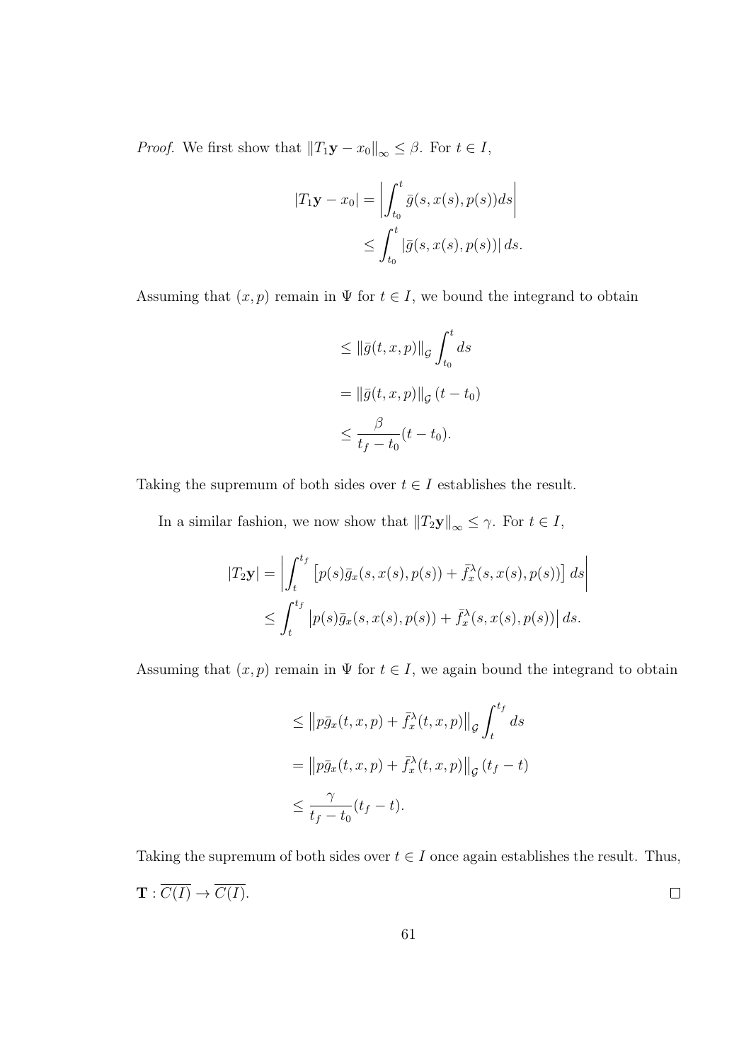*Proof.* We first show that $\|T_1\mathbf{y} - x_0\|_\infty \leq \beta$. For $t \in I$,

$$
\begin{aligned}
|T_1\mathbf{y} - x_0| &= \left| \int_{t_0}^{t} \bar{g}(s, x(s), p(s)) ds \right| \\
&\leq \int_{t_0}^{t} |\bar{g}(s, x(s), p(s))| \, ds.
\end{aligned}
$$

Assuming that $(x, p)$ remain in $\Psi$ for $t \in I$, we bound the integrand to obtain

$$
\begin{aligned}
&\leq \|\bar{g}(t, x, p)\|_{\mathcal{G}} \int_{t_0}^{t} ds \\
&= \|\bar{g}(t, x, p)\|_{\mathcal{G}} (t - t_0) \\
&\leq \frac{\beta}{t_f - t_0}(t - t_0).
\end{aligned}
$$

Taking the supremum of both sides over $t \in I$ establishes the result.

In a similar fashion, we now show that $\|T_2\mathbf{y}\|_\infty \leq \gamma$. For $t \in I$,

$$
\begin{aligned}
|T_2\mathbf{y}| &= \left| \int_{t}^{t_f} \left[ p(s)\bar{g}_x(s, x(s), p(s)) + \bar{f}_x^\lambda(s, x(s), p(s)) \right] ds \right| \\
&\leq \int_{t}^{t_f} \left| p(s)\bar{g}_x(s, x(s), p(s)) + \bar{f}_x^\lambda(s, x(s), p(s)) \right| ds.
\end{aligned}
$$

Assuming that $(x, p)$ remain in $\Psi$ for $t \in I$, we again bound the integrand to obtain

$$
\begin{aligned}
&\leq \left\| p\bar{g}_x(t, x, p) + \bar{f}_x^\lambda(t, x, p) \right\|_{\mathcal{G}} \int_{t}^{t_f} ds \\
&= \left\| p\bar{g}_x(t, x, p) + \bar{f}_x^\lambda(t, x, p) \right\|_{\mathcal{G}} (t_f - t) \\
&\leq \frac{\gamma}{t_f - t_0}(t_f - t).
\end{aligned}
$$

Taking the supremum of both sides over $t \in I$ once again establishes the result. Thus, $\mathbf{T} : \overline{C(I)} \to \overline{C(I)}$. $\square$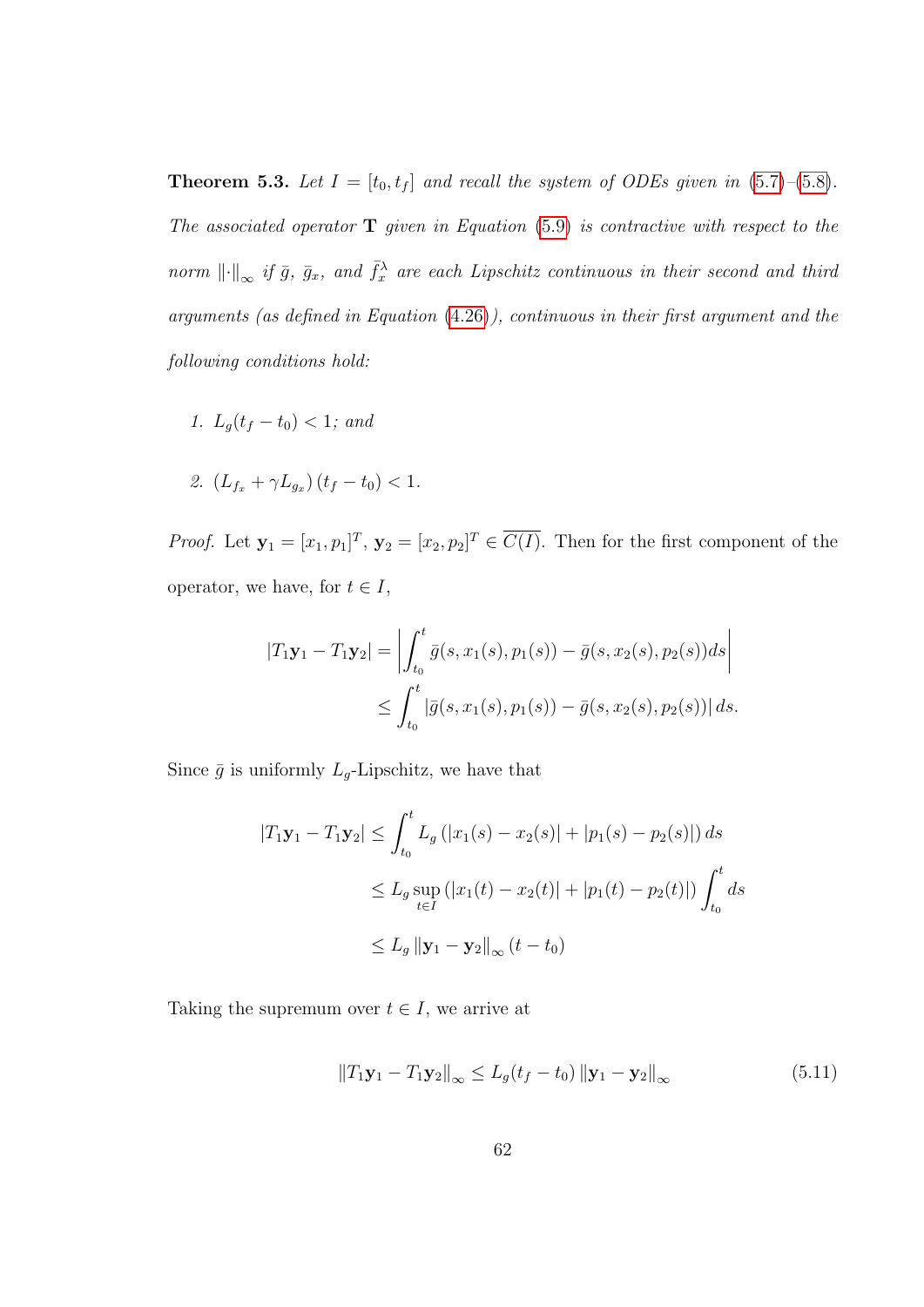**Theorem 5.3.** *Let $I = [t_0, t_f]$ and recall the system of ODEs given in (5.7)–(5.8). The associated operator $\mathbf{T}$ given in Equation (5.9) is contractive with respect to the norm $\|\cdot\|_\infty$ if $\bar{g}$, $\bar{g}_x$, and $\bar{f}_x^\lambda$ are each Lipschitz continuous in their second and third arguments (as defined in Equation (4.26)), continuous in their first argument and the following conditions hold:*

1. $L_g(t_f - t_0) < 1$; *and*

2. $\left(L_{f_x} + \gamma L_{g_x}\right)(t_f - t_0) < 1$.

*Proof.* Let $\mathbf{y}_1 = [x_1, p_1]^T$, $\mathbf{y}_2 = [x_2, p_2]^T \in \overline{C(I)}$. Then for the first component of the operator, we have, for $t \in I$,

$$
\begin{aligned}
|T_1\mathbf{y}_1 - T_1\mathbf{y}_2| &= \left| \int_{t_0}^{t} \bar{g}(s, x_1(s), p_1(s)) - \bar{g}(s, x_2(s), p_2(s)) ds \right| \\
&\leq \int_{t_0}^{t} \left| \bar{g}(s, x_1(s), p_1(s)) - \bar{g}(s, x_2(s), p_2(s)) \right| ds.
\end{aligned}
$$

Since $\bar{g}$ is uniformly $L_g$-Lipschitz, we have that

$$
\begin{aligned}
|T_1\mathbf{y}_1 - T_1\mathbf{y}_2| &\leq \int_{t_0}^{t} L_g \left( |x_1(s) - x_2(s)| + |p_1(s) - p_2(s)| \right) ds \\
&\leq L_g \sup_{t \in I} \left( |x_1(t) - x_2(t)| + |p_1(t) - p_2(t)| \right) \int_{t_0}^{t} ds \\
&\leq L_g \left\| \mathbf{y}_1 - \mathbf{y}_2 \right\|_\infty (t - t_0)
\end{aligned}
$$

Taking the supremum over $t \in I$, we arrive at

$$
\left\| T_1\mathbf{y}_1 - T_1\mathbf{y}_2 \right\|_\infty \leq L_g(t_f - t_0) \left\| \mathbf{y}_1 - \mathbf{y}_2 \right\|_\infty \tag{5.11}
$$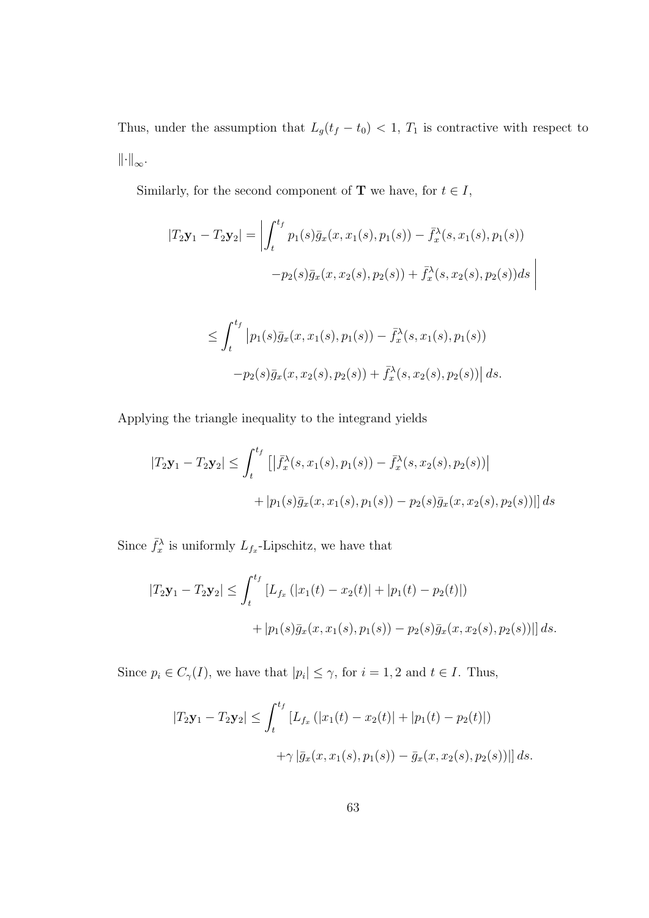Thus, under the assumption that $L_g(t_f - t_0) < 1$, $T_1$ is contractive with respect to $\|\cdot\|_\infty$.

Similarly, for the second component of $\mathbf{T}$ we have, for $t \in I$,

$$
\begin{aligned}
|T_2\mathbf{y}_1 - T_2\mathbf{y}_2| = \Bigg| \int_t^{t_f} & p_1(s)\bar{g}_x(x, x_1(s), p_1(s)) - \bar{f}_x^\lambda(s, x_1(s), p_1(s)) \\
& - p_2(s)\bar{g}_x(x, x_2(s), p_2(s)) + \bar{f}_x^\lambda(s, x_2(s), p_2(s)) ds \Bigg|
\end{aligned}
$$

$$
\begin{aligned}
\leq \int_t^{t_f} & \big| p_1(s)\bar{g}_x(x, x_1(s), p_1(s)) - \bar{f}_x^\lambda(s, x_1(s), p_1(s)) \\
& - p_2(s)\bar{g}_x(x, x_2(s), p_2(s)) + \bar{f}_x^\lambda(s, x_2(s), p_2(s)) \big| \, ds.
\end{aligned}
$$

Applying the triangle inequality to the integrand yields

$$
\begin{aligned}
|T_2\mathbf{y}_1 - T_2\mathbf{y}_2| \leq \int_t^{t_f} & \left[ \left| \bar{f}_x^\lambda(s, x_1(s), p_1(s)) - \bar{f}_x^\lambda(s, x_2(s), p_2(s)) \right| \right. \\
& \left. + \left| p_1(s)\bar{g}_x(x, x_1(s), p_1(s)) - p_2(s)\bar{g}_x(x, x_2(s), p_2(s)) \right| \right] ds
\end{aligned}
$$

Since $\bar{f}_x^\lambda$ is uniformly $L_{f_x}$-Lipschitz, we have that

$$
\begin{aligned}
|T_2\mathbf{y}_1 - T_2\mathbf{y}_2| \leq \int_t^{t_f} & \left[ L_{f_x} \left( |x_1(t) - x_2(t)| + |p_1(t) - p_2(t)| \right) \right. \\
& \left. + \left| p_1(s)\bar{g}_x(x, x_1(s), p_1(s)) - p_2(s)\bar{g}_x(x, x_2(s), p_2(s)) \right| \right] ds.
\end{aligned}
$$

Since $p_i \in C_\gamma(I)$, we have that $|p_i| \leq \gamma$, for $i = 1, 2$ and $t \in I$. Thus,

$$
\begin{aligned}
|T_2\mathbf{y}_1 - T_2\mathbf{y}_2| \leq \int_t^{t_f} & \left[ L_{f_x} \left( |x_1(t) - x_2(t)| + |p_1(t) - p_2(t)| \right) \right. \\
& \left. + \gamma \left| \bar{g}_x(x, x_1(s), p_1(s)) - \bar{g}_x(x, x_2(s), p_2(s)) \right| \right] ds.
\end{aligned}
$$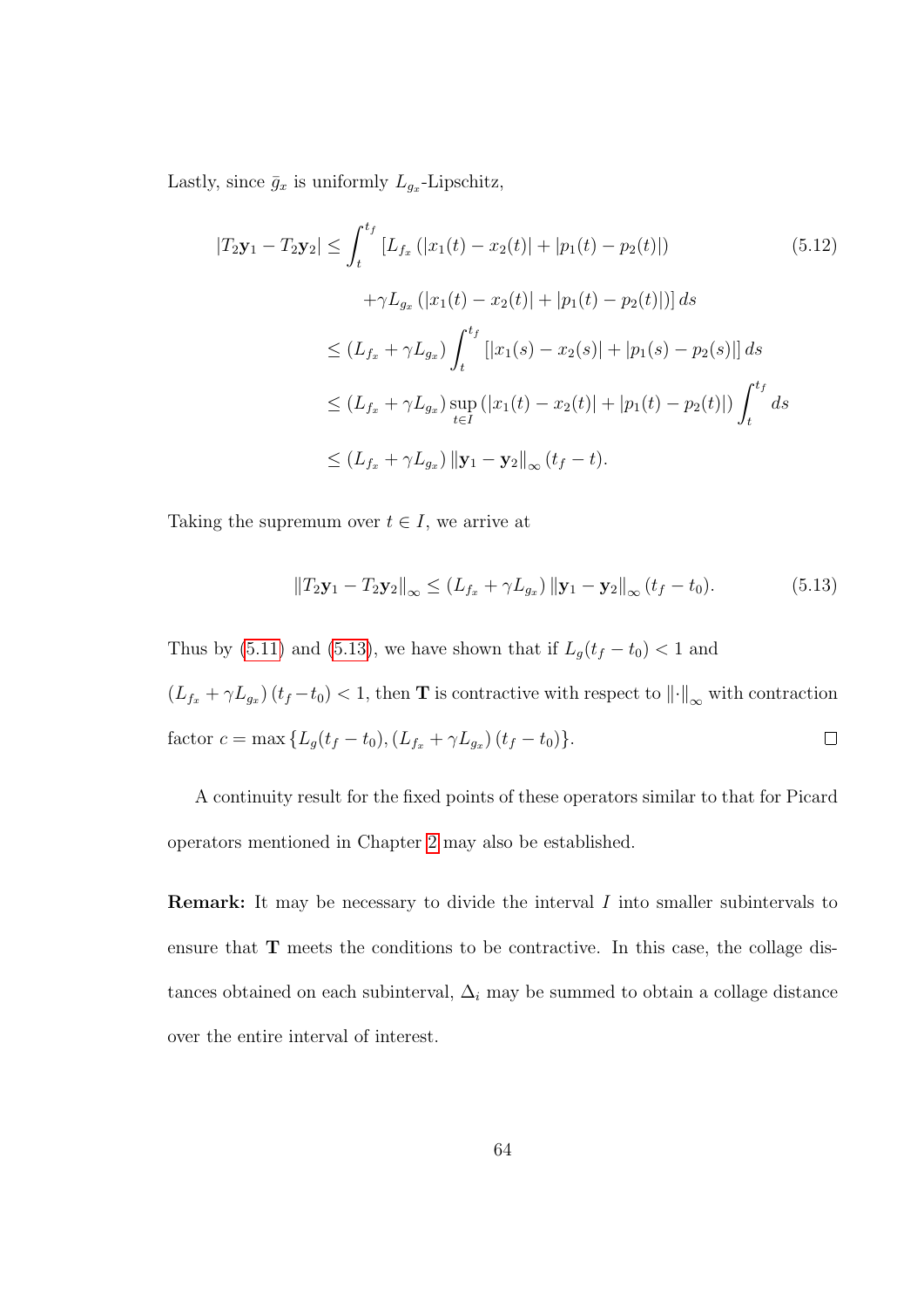Lastly, since $\bar{g}_x$ is uniformly $L_{g_x}$-Lipschitz,

$$
\begin{aligned}
|T_2\mathbf{y}_1 - T_2\mathbf{y}_2| &\leq \int_t^{t_f} \left[L_{f_x}\left(|x_1(t) - x_2(t)| + |p_1(t) - p_2(t)|\right)\right. \\
&\qquad \left. + \gamma L_{g_x}\left(|x_1(t) - x_2(t)| + |p_1(t) - p_2(t)|\right)\right] ds \\
&\leq \left(L_{f_x} + \gamma L_{g_x}\right) \int_t^{t_f} \left[|x_1(s) - x_2(s)| + |p_1(s) - p_2(s)|\right] ds \\
&\leq \left(L_{f_x} + \gamma L_{g_x}\right) \sup_{t\in I}\left(|x_1(t) - x_2(t)| + |p_1(t) - p_2(t)|\right) \int_t^{t_f} ds \\
&\leq \left(L_{f_x} + \gamma L_{g_x}\right) \|\mathbf{y}_1 - \mathbf{y}_2\|_\infty (t_f - t).
\end{aligned} \tag{5.12}
$$

Taking the supremum over $t \in I$, we arrive at

$$
\|T_2\mathbf{y}_1 - T_2\mathbf{y}_2\|_\infty \leq \left(L_{f_x} + \gamma L_{g_x}\right) \|\mathbf{y}_1 - \mathbf{y}_2\|_\infty (t_f - t_0). \tag{5.13}
$$

Thus by (5.11) and (5.13), we have shown that if $L_g(t_f - t_0) < 1$ and $\left(L_{f_x} + \gamma L_{g_x}\right)(t_f - t_0) < 1$, then $\mathbf{T}$ is contractive with respect to $\|\cdot\|_\infty$ with contraction factor $c = \max\left\{L_g(t_f - t_0), \left(L_{f_x} + \gamma L_{g_x}\right)(t_f - t_0)\right\}$. $\square$

A continuity result for the fixed points of these operators similar to that for Picard operators mentioned in Chapter 2 may also be established.

**Remark:** It may be necessary to divide the interval $I$ into smaller subintervals to ensure that $\mathbf{T}$ meets the conditions to be contractive. In this case, the collage distances obtained on each subinterval, $\Delta_i$ may be summed to obtain a collage distance over the entire interval of interest.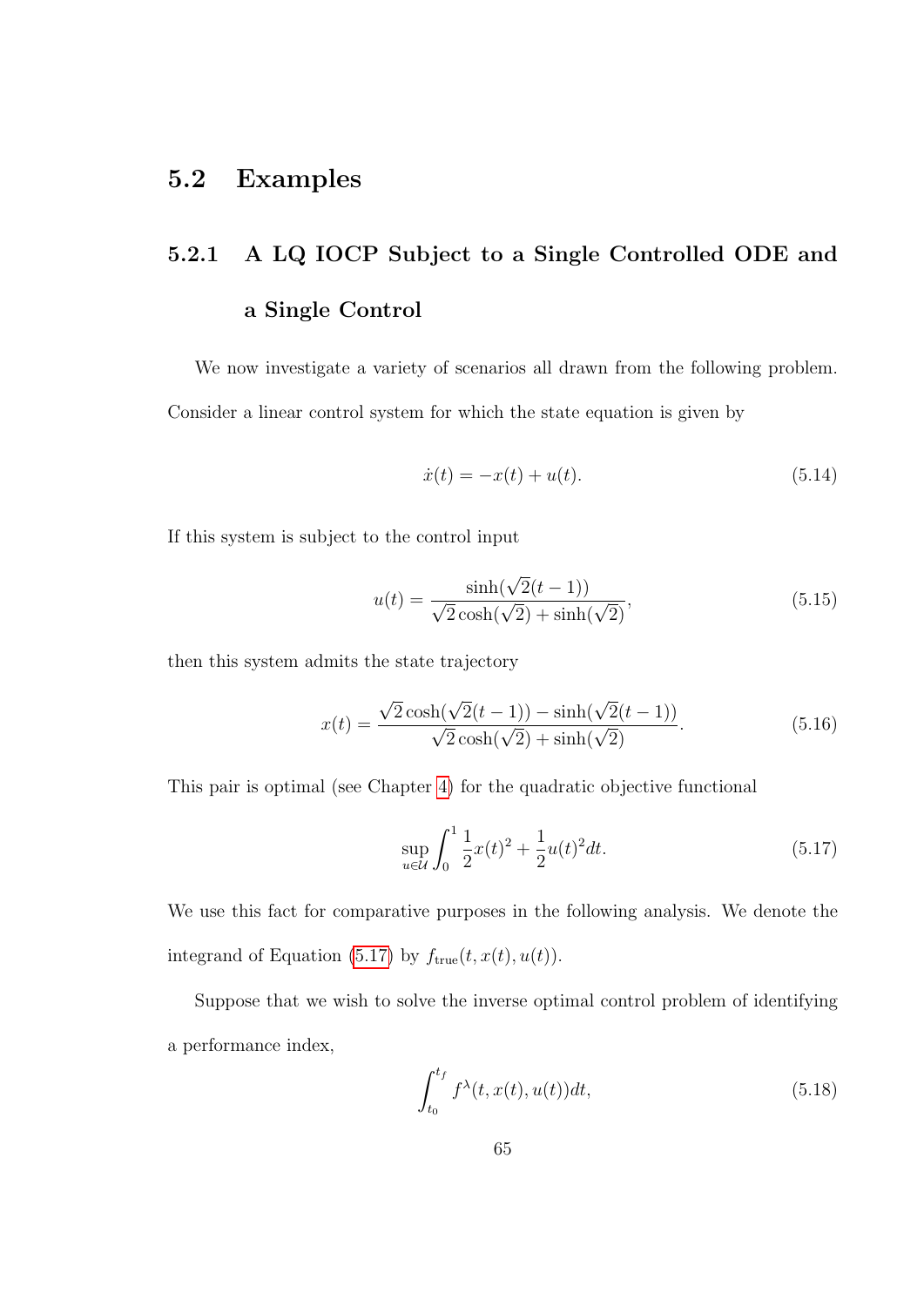## 5.2 Examples

### 5.2.1 A LQ IOCP Subject to a Single Controlled ODE and a Single Control

We now investigate a variety of scenarios all drawn from the following problem. Consider a linear control system for which the state equation is given by

$$\dot{x}(t) = -x(t) + u(t). \tag{5.14}$$

If this system is subject to the control input

$$u(t) = \frac{\sinh(\sqrt{2}(t-1))}{\sqrt{2}\cosh(\sqrt{2}) + \sinh(\sqrt{2})}, \tag{5.15}$$

then this system admits the state trajectory

$$x(t) = \frac{\sqrt{2}\cosh(\sqrt{2}(t-1)) - \sinh(\sqrt{2}(t-1))}{\sqrt{2}\cosh(\sqrt{2}) + \sinh(\sqrt{2})}. \tag{5.16}$$

This pair is optimal (see Chapter 4) for the quadratic objective functional

$$\sup_{u \in \mathcal{U}} \int_0^1 \frac{1}{2}x(t)^2 + \frac{1}{2}u(t)^2 dt. \tag{5.17}$$

We use this fact for comparative purposes in the following analysis. We denote the integrand of Equation (5.17) by $f_{\text{true}}(t, x(t), u(t))$.

Suppose that we wish to solve the inverse optimal control problem of identifying a performance index,

$$\int_{t_0}^{t_f} f^{\lambda}(t, x(t), u(t))dt, \tag{5.18}$$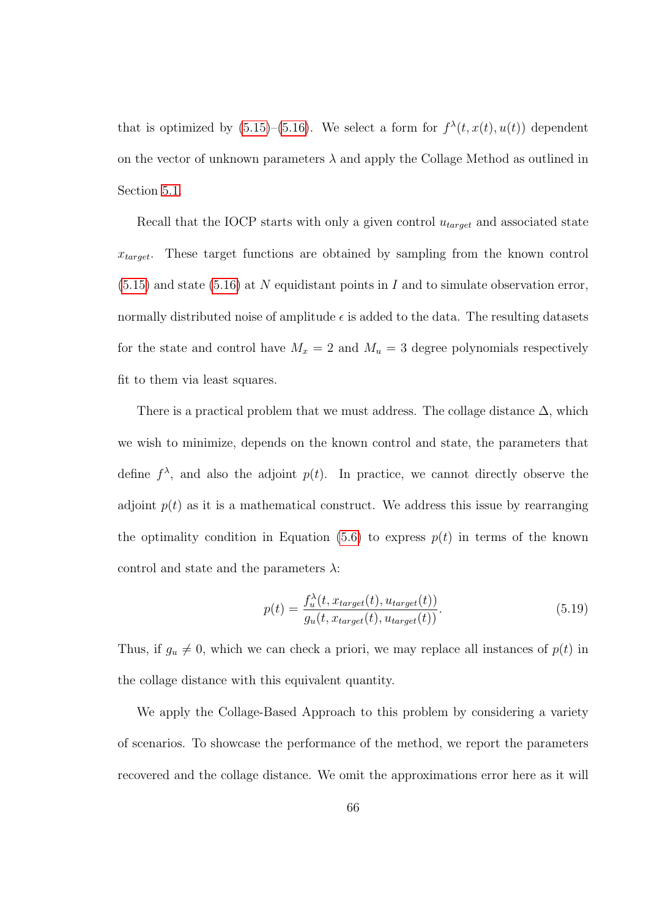that is optimized by (5.15)–(5.16). We select a form for $f^\lambda(t, x(t), u(t))$ dependent on the vector of unknown parameters $\lambda$ and apply the Collage Method as outlined in Section 5.1.

Recall that the IOCP starts with only a given control $u_{target}$ and associated state $x_{target}$. These target functions are obtained by sampling from the known control (5.15) and state (5.16) at $N$ equidistant points in $I$ and to simulate observation error, normally distributed noise of amplitude $\epsilon$ is added to the data. The resulting datasets for the state and control have $M_x = 2$ and $M_u = 3$ degree polynomials respectively fit to them via least squares.

There is a practical problem that we must address. The collage distance $\Delta$, which we wish to minimize, depends on the known control and state, the parameters that define $f^\lambda$, and also the adjoint $p(t)$. In practice, we cannot directly observe the adjoint $p(t)$ as it is a mathematical construct. We address this issue by rearranging the optimality condition in Equation (5.6) to express $p(t)$ in terms of the known control and state and the parameters $\lambda$:

$$p(t) = \frac{f_u^\lambda(t, x_{target}(t), u_{target}(t))}{g_u(t, x_{target}(t), u_{target}(t))}. \tag{5.19}$$

Thus, if $g_u \neq 0$, which we can check a priori, we may replace all instances of $p(t)$ in the collage distance with this equivalent quantity.

We apply the Collage-Based Approach to this problem by considering a variety of scenarios. To showcase the performance of the method, we report the parameters recovered and the collage distance. We omit the approximations error here as it will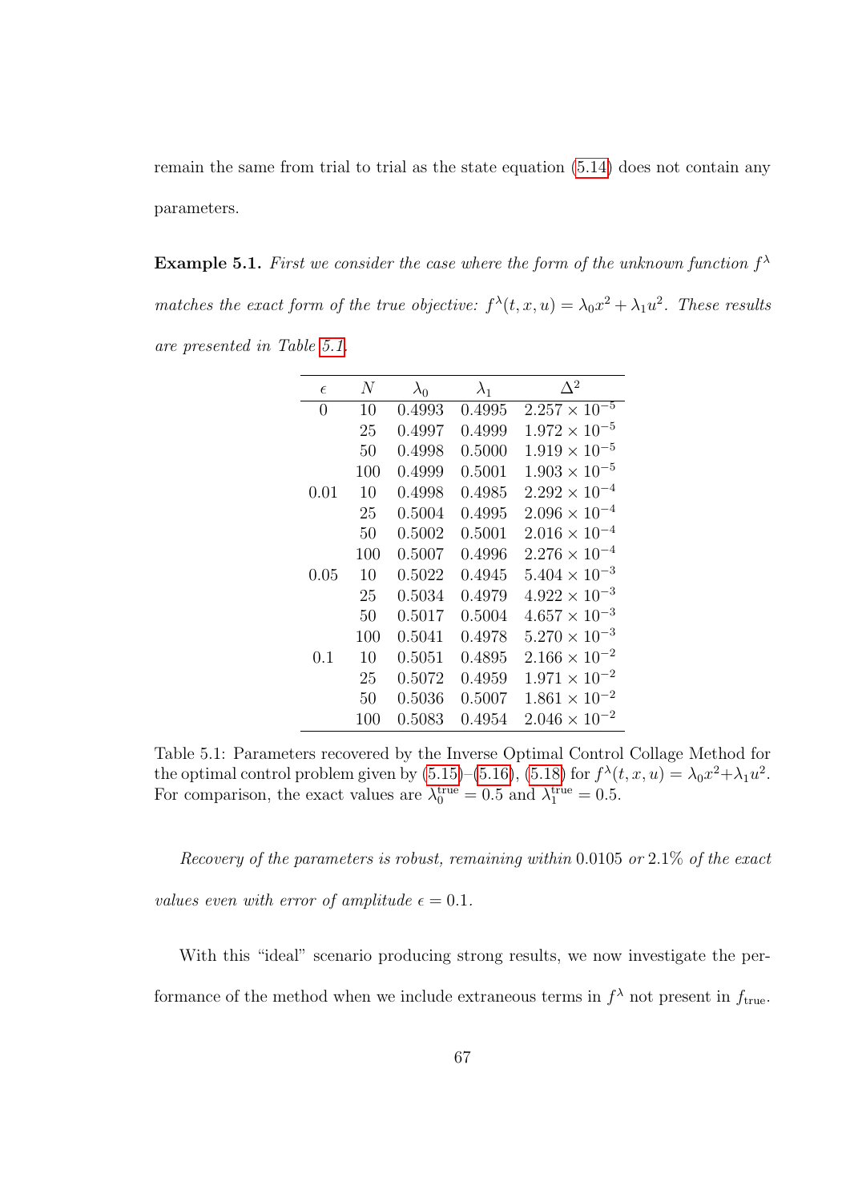remain the same from trial to trial as the state equation (5.14) does not contain any parameters.

**Example 5.1.** *First we consider the case where the form of the unknown function $f^\lambda$ matches the exact form of the true objective: $f^\lambda(t, x, u) = \lambda_0 x^2 + \lambda_1 u^2$. These results are presented in Table 5.1.*

| $\epsilon$ | $N$ | $\lambda_0$ | $\lambda_1$ | $\Delta^2$ |
|---|---|---|---|---|
| 0 | 10 | 0.4993 | 0.4995 | $2.257 \times 10^{-5}$ |
| | 25 | 0.4997 | 0.4999 | $1.972 \times 10^{-5}$ |
| | 50 | 0.4998 | 0.5000 | $1.919 \times 10^{-5}$ |
| | 100 | 0.4999 | 0.5001 | $1.903 \times 10^{-5}$ |
| 0.01 | 10 | 0.4998 | 0.4985 | $2.292 \times 10^{-4}$ |
| | 25 | 0.5004 | 0.4995 | $2.096 \times 10^{-4}$ |
| | 50 | 0.5002 | 0.5001 | $2.016 \times 10^{-4}$ |
| | 100 | 0.5007 | 0.4996 | $2.276 \times 10^{-4}$ |
| 0.05 | 10 | 0.5022 | 0.4945 | $5.404 \times 10^{-3}$ |
| | 25 | 0.5034 | 0.4979 | $4.922 \times 10^{-3}$ |
| | 50 | 0.5017 | 0.5004 | $4.657 \times 10^{-3}$ |
| | 100 | 0.5041 | 0.4978 | $5.270 \times 10^{-3}$ |
| 0.1 | 10 | 0.5051 | 0.4895 | $2.166 \times 10^{-2}$ |
| | 25 | 0.5072 | 0.4959 | $1.971 \times 10^{-2}$ |
| | 50 | 0.5036 | 0.5007 | $1.861 \times 10^{-2}$ |
| | 100 | 0.5083 | 0.4954 | $2.046 \times 10^{-2}$ |

Table 5.1: Parameters recovered by the Inverse Optimal Control Collage Method for the optimal control problem given by (5.15)–(5.16), (5.18) for $f^\lambda(t, x, u) = \lambda_0 x^2 + \lambda_1 u^2$. For comparison, the exact values are $\lambda_0^{\text{true}} = 0.5$ and $\lambda_1^{\text{true}} = 0.5$.

*Recovery of the parameters is robust, remaining within 0.0105 or 2.1% of the exact values even with error of amplitude $\epsilon = 0.1$.*

With this "ideal" scenario producing strong results, we now investigate the performance of the method when we include extraneous terms in $f^\lambda$ not present in $f_{\text{true}}$.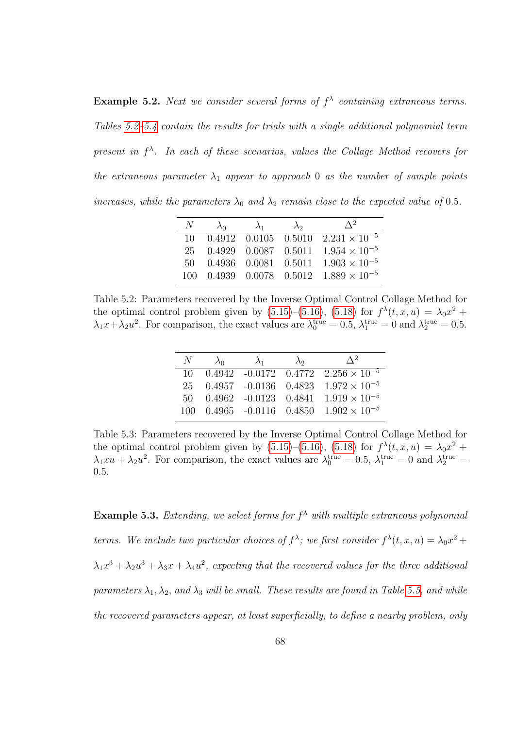**Example 5.2.** *Next we consider several forms of $f^\lambda$ containing extraneous terms. Tables 5.2–5.4 contain the results for trials with a single additional polynomial term present in $f^\lambda$. In each of these scenarios, values the Collage Method recovers for the extraneous parameter $\lambda_1$ appear to approach 0 as the number of sample points increases, while the parameters $\lambda_0$ and $\lambda_2$ remain close to the expected value of* 0.5.

| $N$ | $\lambda_0$ | $\lambda_1$ | $\lambda_2$ | $\Delta^2$ |
|---|---|---|---|---|
| 10 | 0.4912 | 0.0105 | 0.5010 | $2.231 \times 10^{-5}$ |
| 25 | 0.4929 | 0.0087 | 0.5011 | $1.954 \times 10^{-5}$ |
| 50 | 0.4936 | 0.0081 | 0.5011 | $1.903 \times 10^{-5}$ |
| 100 | 0.4939 | 0.0078 | 0.5012 | $1.889 \times 10^{-5}$ |

Table 5.2: Parameters recovered by the Inverse Optimal Control Collage Method for the optimal control problem given by (5.15)–(5.16), (5.18) for $f^\lambda(t, x, u) = \lambda_0 x^2 + \lambda_1 x + \lambda_2 u^2$. For comparison, the exact values are $\lambda_0^{\text{true}} = 0.5$, $\lambda_1^{\text{true}} = 0$ and $\lambda_2^{\text{true}} = 0.5$.

| $N$ | $\lambda_0$ | $\lambda_1$ | $\lambda_2$ | $\Delta^2$ |
|---|---|---|---|---|
| 10 | 0.4942 | -0.0172 | 0.4772 | $2.256 \times 10^{-5}$ |
| 25 | 0.4957 | -0.0136 | 0.4823 | $1.972 \times 10^{-5}$ |
| 50 | 0.4962 | -0.0123 | 0.4841 | $1.919 \times 10^{-5}$ |
| 100 | 0.4965 | -0.0116 | 0.4850 | $1.902 \times 10^{-5}$ |

Table 5.3: Parameters recovered by the Inverse Optimal Control Collage Method for the optimal control problem given by (5.15)–(5.16), (5.18) for $f^\lambda(t, x, u) = \lambda_0 x^2 + \lambda_1 xu + \lambda_2 u^2$. For comparison, the exact values are $\lambda_0^{\text{true}} = 0.5$, $\lambda_1^{\text{true}} = 0$ and $\lambda_2^{\text{true}} = 0.5$.

**Example 5.3.** *Extending, we select forms for $f^\lambda$ with multiple extraneous polynomial terms. We include two particular choices of $f^\lambda$; we first consider $f^\lambda(t, x, u) = \lambda_0 x^2 + \lambda_1 x^3 + \lambda_2 u^3 + \lambda_3 x + \lambda_4 u^2$, expecting that the recovered values for the three additional parameters $\lambda_1, \lambda_2,$ and $\lambda_3$ will be small. These results are found in Table 5.5, and while the recovered parameters appear, at least superficially, to define a nearby problem, only*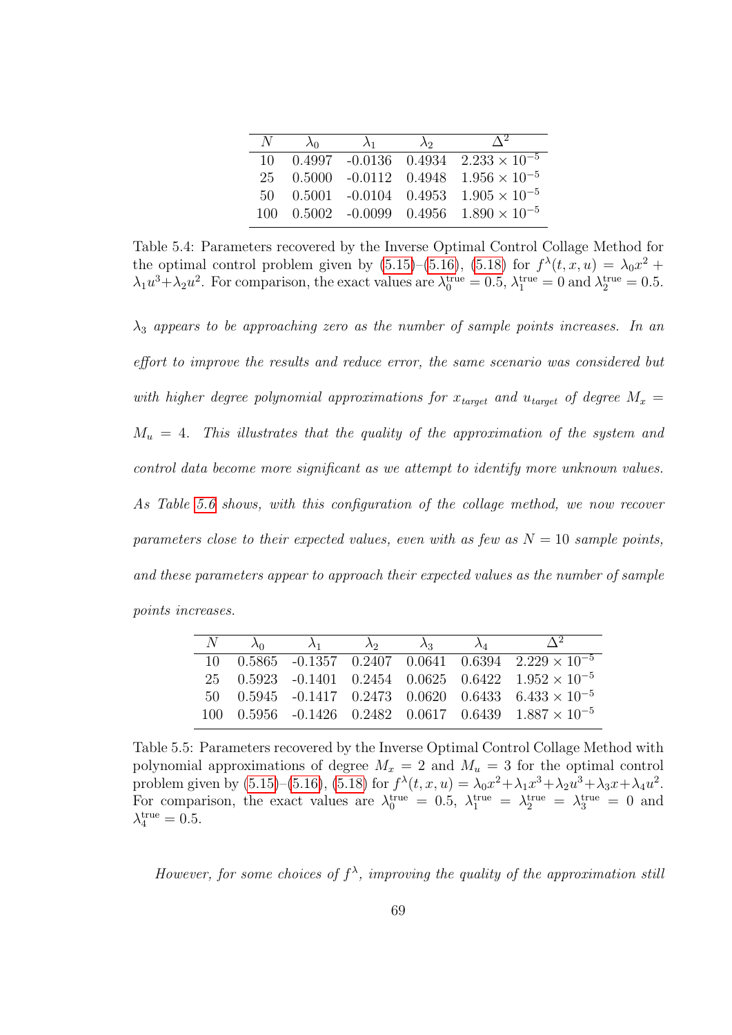| $N$ | $\lambda_0$ | $\lambda_1$ | $\lambda_2$ | $\Delta^2$ |
|---|---|---|---|---|
| 10 | 0.4997 | -0.0136 | 0.4934 | $2.233 \times 10^{-5}$ |
| 25 | 0.5000 | -0.0112 | 0.4948 | $1.956 \times 10^{-5}$ |
| 50 | 0.5001 | -0.0104 | 0.4953 | $1.905 \times 10^{-5}$ |
| 100 | 0.5002 | -0.0099 | 0.4956 | $1.890 \times 10^{-5}$ |

Table 5.4: Parameters recovered by the Inverse Optimal Control Collage Method for the optimal control problem given by (5.15)–(5.16), (5.18) for $f^\lambda(t, x, u) = \lambda_0 x^2 + \lambda_1 u^3 + \lambda_2 u^2$. For comparison, the exact values are $\lambda_0^{\text{true}} = 0.5$, $\lambda_1^{\text{true}} = 0$ and $\lambda_2^{\text{true}} = 0.5$.

*$\lambda_3$ appears to be approaching zero as the number of sample points increases. In an effort to improve the results and reduce error, the same scenario was considered but with higher degree polynomial approximations for $x_{target}$ and $u_{target}$ of degree $M_x = M_u = 4$. This illustrates that the quality of the approximation of the system and control data become more significant as we attempt to identify more unknown values. As Table 5.6 shows, with this configuration of the collage method, we now recover parameters close to their expected values, even with as few as $N = 10$ sample points, and these parameters appear to approach their expected values as the number of sample points increases.*

| $N$ | $\lambda_0$ | $\lambda_1$ | $\lambda_2$ | $\lambda_3$ | $\lambda_4$ | $\Delta^2$ |
|---|---|---|---|---|---|---|
| 10 | 0.5865 | -0.1357 | 0.2407 | 0.0641 | 0.6394 | $2.229 \times 10^{-5}$ |
| 25 | 0.5923 | -0.1401 | 0.2454 | 0.0625 | 0.6422 | $1.952 \times 10^{-5}$ |
| 50 | 0.5945 | -0.1417 | 0.2473 | 0.0620 | 0.6433 | $6.433 \times 10^{-5}$ |
| 100 | 0.5956 | -0.1426 | 0.2482 | 0.0617 | 0.6439 | $1.887 \times 10^{-5}$ |

Table 5.5: Parameters recovered by the Inverse Optimal Control Collage Method with polynomial approximations of degree $M_x = 2$ and $M_u = 3$ for the optimal control problem given by (5.15)–(5.16), (5.18) for $f^\lambda(t, x, u) = \lambda_0 x^2 + \lambda_1 x^3 + \lambda_2 u^3 + \lambda_3 x + \lambda_4 u^2$. For comparison, the exact values are $\lambda_0^{\text{true}} = 0.5$, $\lambda_1^{\text{true}} = \lambda_2^{\text{true}} = \lambda_3^{\text{true}} = 0$ and $\lambda_4^{\text{true}} = 0.5$.

*However, for some choices of $f^\lambda$, improving the quality of the approximation still*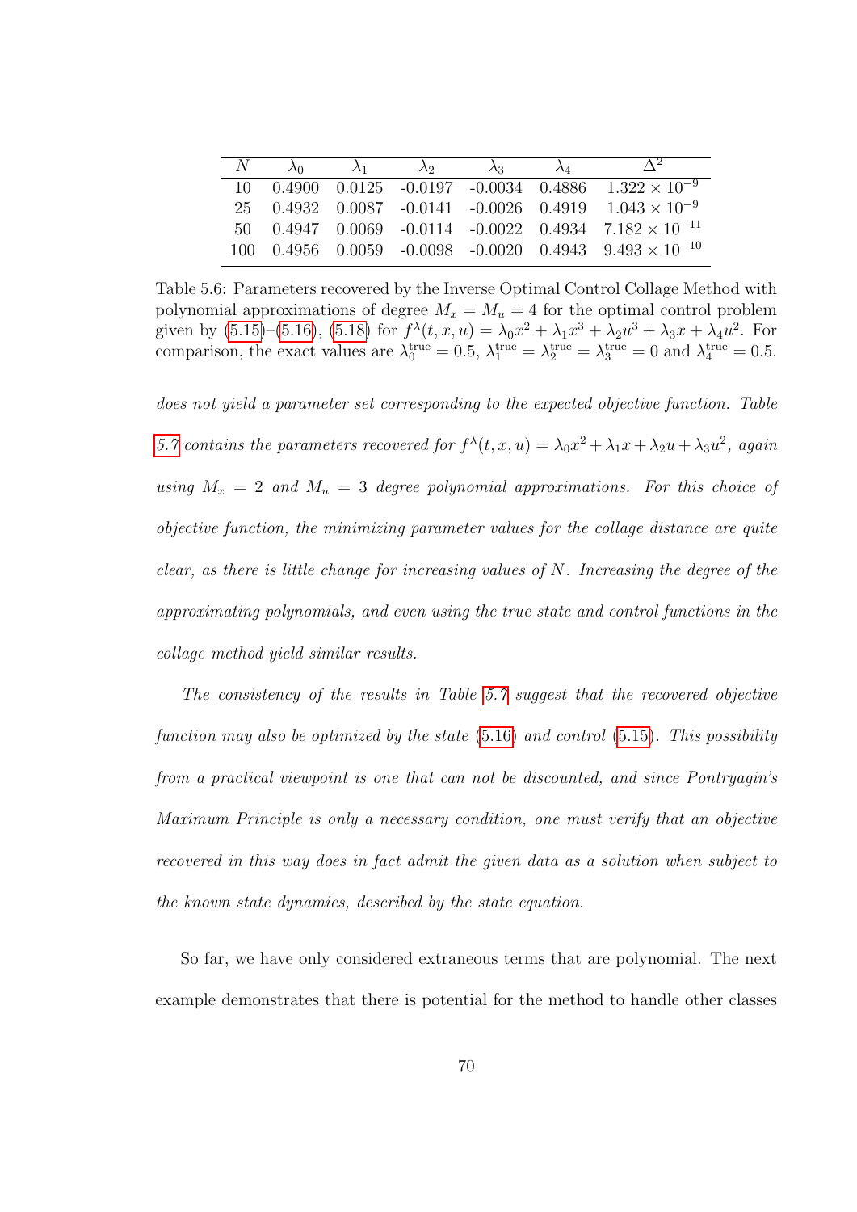| $N$ | $\lambda_0$ | $\lambda_1$ | $\lambda_2$ | $\lambda_3$ | $\lambda_4$ | $\Delta^2$ |
|---|---|---|---|---|---|---|
| 10 | 0.4900 | 0.0125 | -0.0197 | -0.0034 | 0.4886 | $1.322 \times 10^{-9}$ |
| 25 | 0.4932 | 0.0087 | -0.0141 | -0.0026 | 0.4919 | $1.043 \times 10^{-9}$ |
| 50 | 0.4947 | 0.0069 | -0.0114 | -0.0022 | 0.4934 | $7.182 \times 10^{-11}$ |
| 100 | 0.4956 | 0.0059 | -0.0098 | -0.0020 | 0.4943 | $9.493 \times 10^{-10}$ |

Table 5.6: Parameters recovered by the Inverse Optimal Control Collage Method with polynomial approximations of degree $M_x = M_u = 4$ for the optimal control problem given by (5.15)–(5.16), (5.18) for $f^\lambda(t, x, u) = \lambda_0 x^2 + \lambda_1 x^3 + \lambda_2 u^3 + \lambda_3 x + \lambda_4 u^2$. For comparison, the exact values are $\lambda_0^{\text{true}} = 0.5$, $\lambda_1^{\text{true}} = \lambda_2^{\text{true}} = \lambda_3^{\text{true}} = 0$ and $\lambda_4^{\text{true}} = 0.5$.

*does not yield a parameter set corresponding to the expected objective function. Table 5.7 contains the parameters recovered for $f^\lambda(t, x, u) = \lambda_0 x^2 + \lambda_1 x + \lambda_2 u + \lambda_3 u^2$, again using $M_x = 2$ and $M_u = 3$ degree polynomial approximations. For this choice of objective function, the minimizing parameter values for the collage distance are quite clear, as there is little change for increasing values of $N$. Increasing the degree of the approximating polynomials, and even using the true state and control functions in the collage method yield similar results.*

*The consistency of the results in Table 5.7 suggest that the recovered objective function may also be optimized by the state (5.16) and control (5.15). This possibility from a practical viewpoint is one that can not be discounted, and since Pontryagin's Maximum Principle is only a necessary condition, one must verify that an objective recovered in this way does in fact admit the given data as a solution when subject to the known state dynamics, described by the state equation.*

So far, we have only considered extraneous terms that are polynomial. The next example demonstrates that there is potential for the method to handle other classes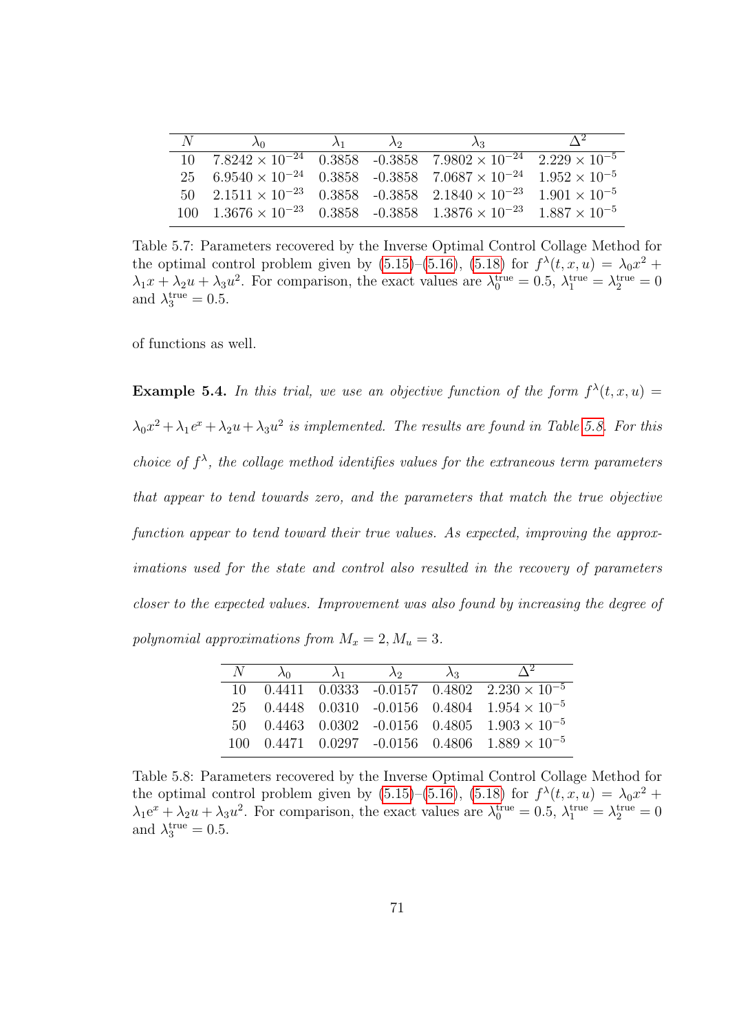| $N$ | $\lambda_0$ | $\lambda_1$ | $\lambda_2$ | $\lambda_3$ | $\Delta^2$ |
|---|---|---|---|---|---|
| 10 | $7.8242 \times 10^{-24}$ | 0.3858 | -0.3858 | $7.9802 \times 10^{-24}$ | $2.229 \times 10^{-5}$ |
| 25 | $6.9540 \times 10^{-24}$ | 0.3858 | -0.3858 | $7.0687 \times 10^{-24}$ | $1.952 \times 10^{-5}$ |
| 50 | $2.1511 \times 10^{-23}$ | 0.3858 | -0.3858 | $2.1840 \times 10^{-23}$ | $1.901 \times 10^{-5}$ |
| 100 | $1.3676 \times 10^{-23}$ | 0.3858 | -0.3858 | $1.3876 \times 10^{-23}$ | $1.887 \times 10^{-5}$ |

Table 5.7: Parameters recovered by the Inverse Optimal Control Collage Method for the optimal control problem given by (5.15)–(5.16), (5.18) for $f^{\lambda}(t,x,u) = \lambda_0 x^2 + \lambda_1 x + \lambda_2 u + \lambda_3 u^2$. For comparison, the exact values are $\lambda_0^{\text{true}} = 0.5$, $\lambda_1^{\text{true}} = \lambda_2^{\text{true}} = 0$ and $\lambda_3^{\text{true}} = 0.5$.

of functions as well.

**Example 5.4.** *In this trial, we use an objective function of the form $f^{\lambda}(t,x,u) = \lambda_0 x^2 + \lambda_1 e^x + \lambda_2 u + \lambda_3 u^2$ is implemented. The results are found in Table 5.8. For this choice of $f^{\lambda}$, the collage method identifies values for the extraneous term parameters that appear to tend towards zero, and the parameters that match the true objective function appear to tend toward their true values. As expected, improving the approximations used for the state and control also resulted in the recovery of parameters closer to the expected values. Improvement was also found by increasing the degree of polynomial approximations from $M_x = 2, M_u = 3$.*

| $N$ | $\lambda_0$ | $\lambda_1$ | $\lambda_2$ | $\lambda_3$ | $\Delta^2$ |
|---|---|---|---|---|---|
| 10 | 0.4411 | 0.0333 | -0.0157 | 0.4802 | $2.230 \times 10^{-5}$ |
| 25 | 0.4448 | 0.0310 | -0.0156 | 0.4804 | $1.954 \times 10^{-5}$ |
| 50 | 0.4463 | 0.0302 | -0.0156 | 0.4805 | $1.903 \times 10^{-5}$ |
| 100 | 0.4471 | 0.0297 | -0.0156 | 0.4806 | $1.889 \times 10^{-5}$ |

Table 5.8: Parameters recovered by the Inverse Optimal Control Collage Method for the optimal control problem given by (5.15)–(5.16), (5.18) for $f^{\lambda}(t,x,u) = \lambda_0 x^2 + \lambda_1 \mathrm{e}^x + \lambda_2 u + \lambda_3 u^2$. For comparison, the exact values are $\lambda_0^{\text{true}} = 0.5$, $\lambda_1^{\text{true}} = \lambda_2^{\text{true}} = 0$ and $\lambda_3^{\text{true}} = 0.5$.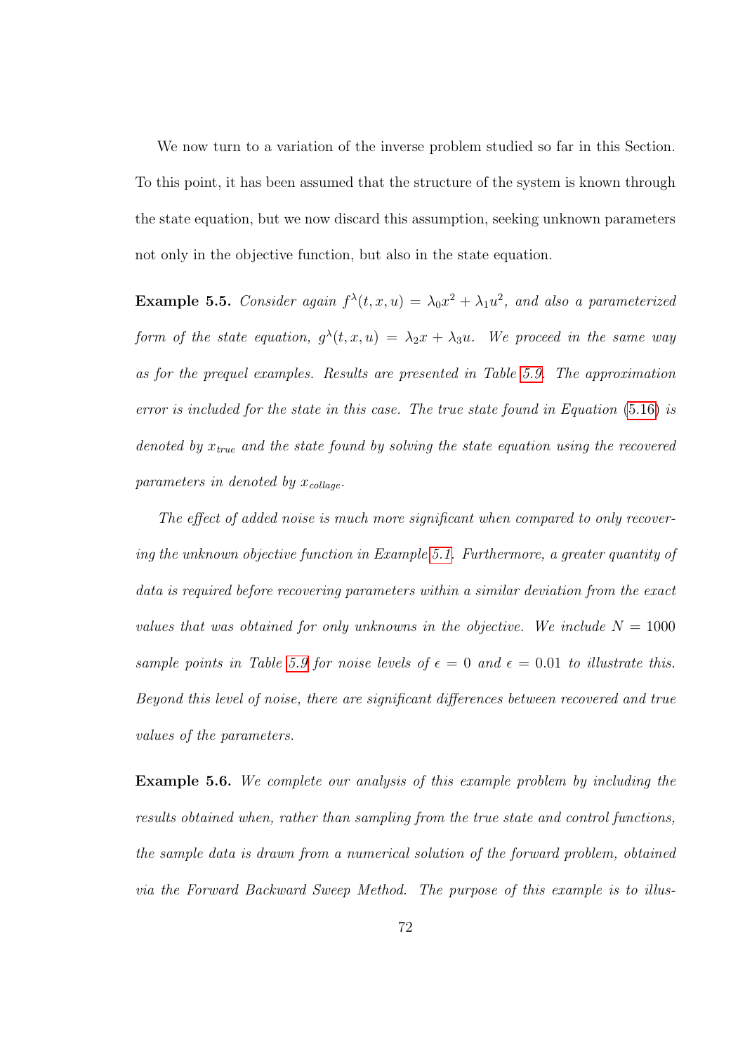We now turn to a variation of the inverse problem studied so far in this Section. To this point, it has been assumed that the structure of the system is known through the state equation, but we now discard this assumption, seeking unknown parameters not only in the objective function, but also in the state equation.

**Example 5.5.** *Consider again $f^\lambda(t,x,u) = \lambda_0 x^2 + \lambda_1 u^2$, and also a parameterized form of the state equation, $g^\lambda(t,x,u) = \lambda_2 x + \lambda_3 u$. We proceed in the same way as for the prequel examples. Results are presented in Table 5.9. The approximation error is included for the state in this case. The true state found in Equation (5.16) is denoted by $x_{true}$ and the state found by solving the state equation using the recovered parameters in denoted by $x_{collage}$.*

*The effect of added noise is much more significant when compared to only recovering the unknown objective function in Example 5.1. Furthermore, a greater quantity of data is required before recovering parameters within a similar deviation from the exact values that was obtained for only unknowns in the objective. We include $N = 1000$ sample points in Table 5.9 for noise levels of $\epsilon = 0$ and $\epsilon = 0.01$ to illustrate this. Beyond this level of noise, there are significant differences between recovered and true values of the parameters.*

**Example 5.6.** *We complete our analysis of this example problem by including the results obtained when, rather than sampling from the true state and control functions, the sample data is drawn from a numerical solution of the forward problem, obtained via the Forward Backward Sweep Method. The purpose of this example is to illus-*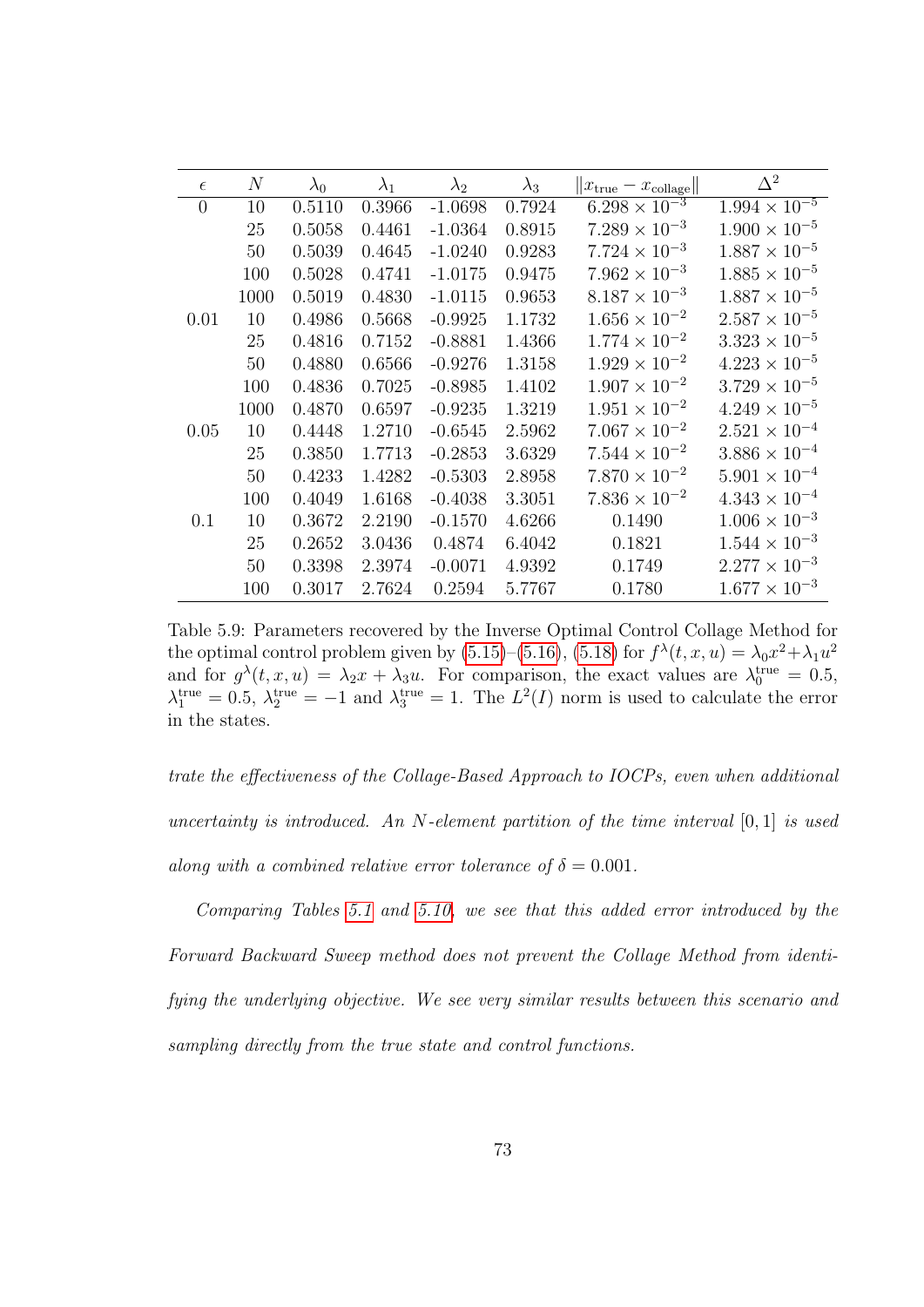| $\epsilon$ | $N$ | $\lambda_0$ | $\lambda_1$ | $\lambda_2$ | $\lambda_3$ | $\lVert x_{\text{true}} - x_{\text{collage}} \rVert$ | $\Delta^2$ |
|---|---|---|---|---|---|---|---|
| 0 | 10 | 0.5110 | 0.3966 | -1.0698 | 0.7924 | $6.298 \times 10^{-3}$ | $1.994 \times 10^{-5}$ |
| | 25 | 0.5058 | 0.4461 | -1.0364 | 0.8915 | $7.289 \times 10^{-3}$ | $1.900 \times 10^{-5}$ |
| | 50 | 0.5039 | 0.4645 | -1.0240 | 0.9283 | $7.724 \times 10^{-3}$ | $1.887 \times 10^{-5}$ |
| | 100 | 0.5028 | 0.4741 | -1.0175 | 0.9475 | $7.962 \times 10^{-3}$ | $1.885 \times 10^{-5}$ |
| | 1000 | 0.5019 | 0.4830 | -1.0115 | 0.9653 | $8.187 \times 10^{-3}$ | $1.887 \times 10^{-5}$ |
| 0.01 | 10 | 0.4986 | 0.5668 | -0.9925 | 1.1732 | $1.656 \times 10^{-2}$ | $2.587 \times 10^{-5}$ |
| | 25 | 0.4816 | 0.7152 | -0.8881 | 1.4366 | $1.774 \times 10^{-2}$ | $3.323 \times 10^{-5}$ |
| | 50 | 0.4880 | 0.6566 | -0.9276 | 1.3158 | $1.929 \times 10^{-2}$ | $4.223 \times 10^{-5}$ |
| | 100 | 0.4836 | 0.7025 | -0.8985 | 1.4102 | $1.907 \times 10^{-2}$ | $3.729 \times 10^{-5}$ |
| | 1000 | 0.4870 | 0.6597 | -0.9235 | 1.3219 | $1.951 \times 10^{-2}$ | $4.249 \times 10^{-5}$ |
| 0.05 | 10 | 0.4448 | 1.2710 | -0.6545 | 2.5962 | $7.067 \times 10^{-2}$ | $2.521 \times 10^{-4}$ |
| | 25 | 0.3850 | 1.7713 | -0.2853 | 3.6329 | $7.544 \times 10^{-2}$ | $3.886 \times 10^{-4}$ |
| | 50 | 0.4233 | 1.4282 | -0.5303 | 2.8958 | $7.870 \times 10^{-2}$ | $5.901 \times 10^{-4}$ |
| | 100 | 0.4049 | 1.6168 | -0.4038 | 3.3051 | $7.836 \times 10^{-2}$ | $4.343 \times 10^{-4}$ |
| 0.1 | 10 | 0.3672 | 2.2190 | -0.1570 | 4.6266 | 0.1490 | $1.006 \times 10^{-3}$ |
| | 25 | 0.2652 | 3.0436 | 0.4874 | 6.4042 | 0.1821 | $1.544 \times 10^{-3}$ |
| | 50 | 0.3398 | 2.3974 | -0.0071 | 4.9392 | 0.1749 | $2.277 \times 10^{-3}$ |
| | 100 | 0.3017 | 2.7624 | 0.2594 | 5.7767 | 0.1780 | $1.677 \times 10^{-3}$ |

Table 5.9: Parameters recovered by the Inverse Optimal Control Collage Method for the optimal control problem given by (5.15)–(5.16), (5.18) for $f^\lambda(t,x,u) = \lambda_0 x^2 + \lambda_1 u^2$ and for $g^\lambda(t,x,u) = \lambda_2 x + \lambda_3 u$. For comparison, the exact values are $\lambda_0^{\text{true}} = 0.5$, $\lambda_1^{\text{true}} = 0.5$, $\lambda_2^{\text{true}} = -1$ and $\lambda_3^{\text{true}} = 1$. The $L^2(I)$ norm is used to calculate the error in the states.

*trate the effectiveness of the Collage-Based Approach to IOCPs, even when additional uncertainty is introduced. An $N$-element partition of the time interval $[0, 1]$ is used along with a combined relative error tolerance of $\delta = 0.001$.*

*Comparing Tables 5.1 and 5.10, we see that this added error introduced by the Forward Backward Sweep method does not prevent the Collage Method from identifying the underlying objective. We see very similar results between this scenario and sampling directly from the true state and control functions.*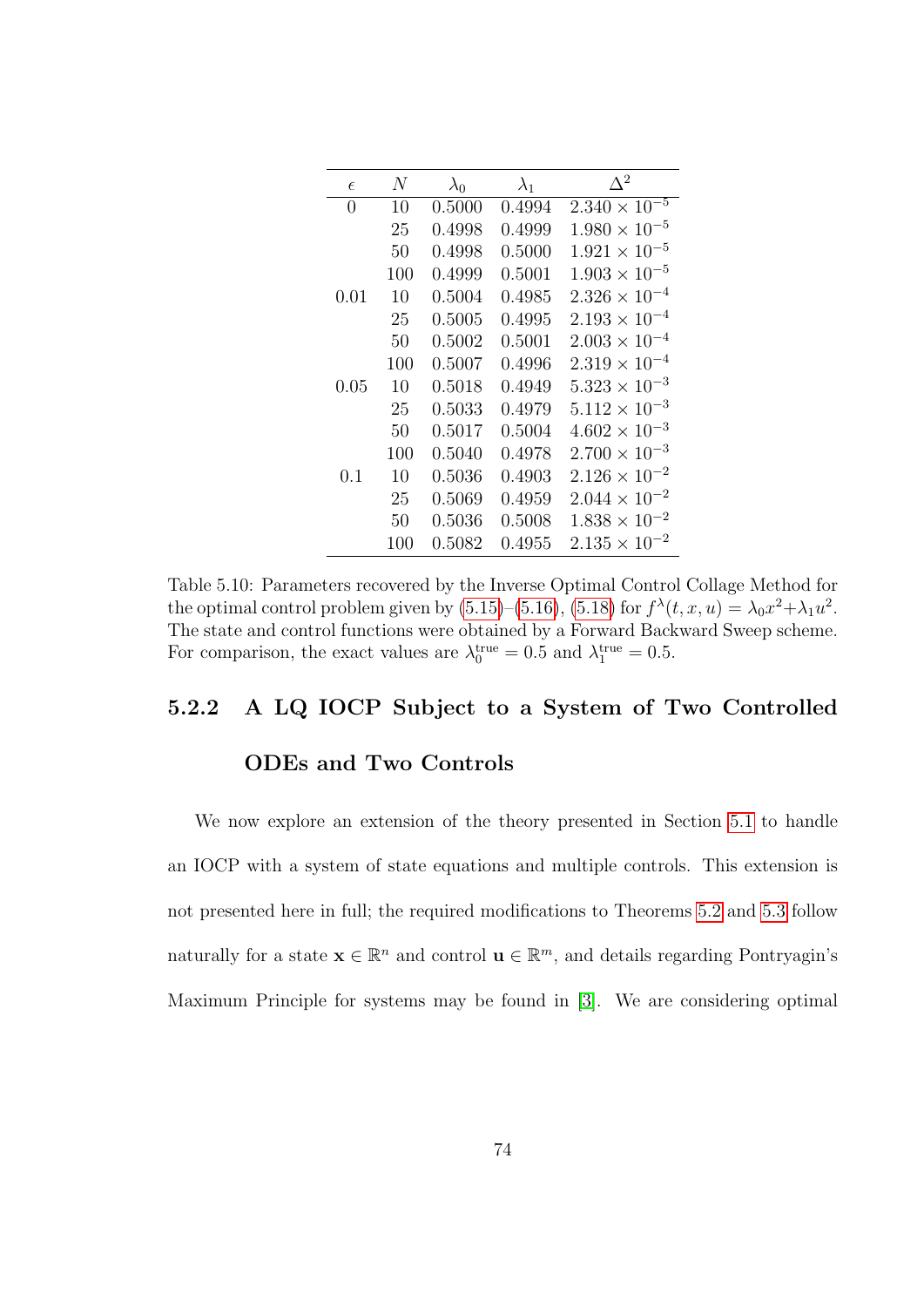| $\epsilon$ | $N$ | $\lambda_0$ | $\lambda_1$ | $\Delta^2$ |
|---|---|---|---|---|
| 0 | 10 | 0.5000 | 0.4994 | $2.340 \times 10^{-5}$ |
| | 25 | 0.4998 | 0.4999 | $1.980 \times 10^{-5}$ |
| | 50 | 0.4998 | 0.5000 | $1.921 \times 10^{-5}$ |
| | 100 | 0.4999 | 0.5001 | $1.903 \times 10^{-5}$ |
| 0.01 | 10 | 0.5004 | 0.4985 | $2.326 \times 10^{-4}$ |
| | 25 | 0.5005 | 0.4995 | $2.193 \times 10^{-4}$ |
| | 50 | 0.5002 | 0.5001 | $2.003 \times 10^{-4}$ |
| | 100 | 0.5007 | 0.4996 | $2.319 \times 10^{-4}$ |
| 0.05 | 10 | 0.5018 | 0.4949 | $5.323 \times 10^{-3}$ |
| | 25 | 0.5033 | 0.4979 | $5.112 \times 10^{-3}$ |
| | 50 | 0.5017 | 0.5004 | $4.602 \times 10^{-3}$ |
| | 100 | 0.5040 | 0.4978 | $2.700 \times 10^{-3}$ |
| 0.1 | 10 | 0.5036 | 0.4903 | $2.126 \times 10^{-2}$ |
| | 25 | 0.5069 | 0.4959 | $2.044 \times 10^{-2}$ |
| | 50 | 0.5036 | 0.5008 | $1.838 \times 10^{-2}$ |
| | 100 | 0.5082 | 0.4955 | $2.135 \times 10^{-2}$ |

Table 5.10: Parameters recovered by the Inverse Optimal Control Collage Method for the optimal control problem given by (5.15)–(5.16), (5.18) for $f^{\lambda}(t, x, u) = \lambda_0 x^2 + \lambda_1 u^2$. The state and control functions were obtained by a Forward Backward Sweep scheme. For comparison, the exact values are $\lambda_0^{\text{true}} = 0.5$ and $\lambda_1^{\text{true}} = 0.5$.

### 5.2.2 A LQ IOCP Subject to a System of Two Controlled ODEs and Two Controls

We now explore an extension of the theory presented in Section 5.1 to handle an IOCP with a system of state equations and multiple controls. This extension is not presented here in full; the required modifications to Theorems 5.2 and 5.3 follow naturally for a state $\mathbf{x} \in \mathbb{R}^n$ and control $\mathbf{u} \in \mathbb{R}^m$, and details regarding Pontryagin's Maximum Principle for systems may be found in [3]. We are considering optimal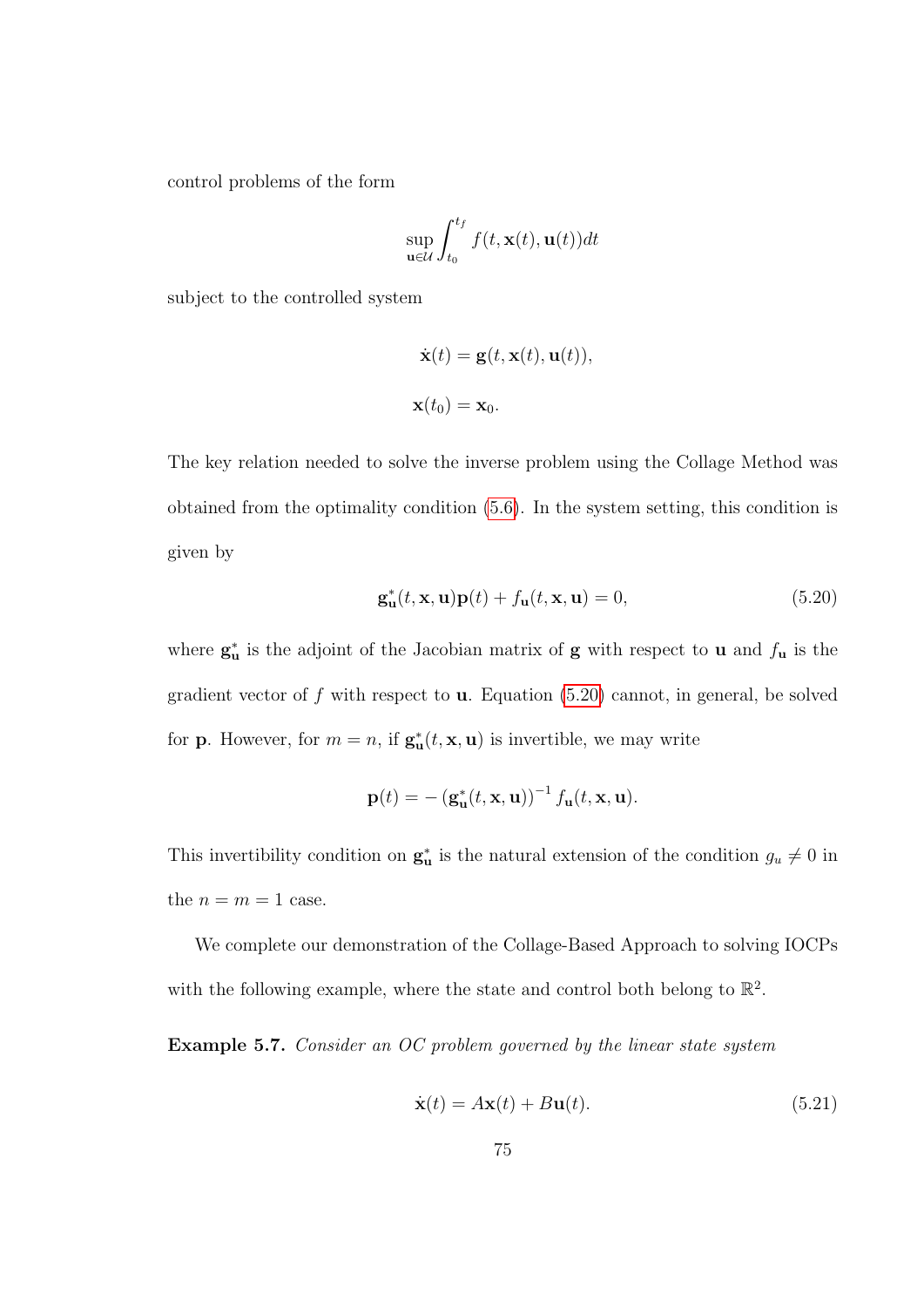control problems of the form

$$\sup_{\mathbf{u}\in\mathcal{U}} \int_{t_0}^{t_f} f(t, \mathbf{x}(t), \mathbf{u}(t))dt$$

subject to the controlled system

$$\dot{\mathbf{x}}(t) = \mathbf{g}(t, \mathbf{x}(t), \mathbf{u}(t)),$$

$$\mathbf{x}(t_0) = \mathbf{x}_0.$$

The key relation needed to solve the inverse problem using the Collage Method was obtained from the optimality condition (5.6). In the system setting, this condition is given by

$$\mathbf{g}^*_{\mathbf{u}}(t, \mathbf{x}, \mathbf{u})\mathbf{p}(t) + f_{\mathbf{u}}(t, \mathbf{x}, \mathbf{u}) = 0, \tag{5.20}$$

where $\mathbf{g}^*_{\mathbf{u}}$ is the adjoint of the Jacobian matrix of $\mathbf{g}$ with respect to $\mathbf{u}$ and $f_{\mathbf{u}}$ is the gradient vector of $f$ with respect to $\mathbf{u}$. Equation (5.20) cannot, in general, be solved for $\mathbf{p}$. However, for $m = n$, if $\mathbf{g}^*_{\mathbf{u}}(t, \mathbf{x}, \mathbf{u})$ is invertible, we may write

$$\mathbf{p}(t) = -\left(\mathbf{g}^*_{\mathbf{u}}(t, \mathbf{x}, \mathbf{u})\right)^{-1} f_{\mathbf{u}}(t, \mathbf{x}, \mathbf{u}).$$

This invertibility condition on $\mathbf{g}^*_{\mathbf{u}}$ is the natural extension of the condition $g_u \neq 0$ in the $n = m = 1$ case.

We complete our demonstration of the Collage-Based Approach to solving IOCPs with the following example, where the state and control both belong to $\mathbb{R}^2$.

**Example 5.7.** *Consider an OC problem governed by the linear state system*

$$\dot{\mathbf{x}}(t) = A\mathbf{x}(t) + B\mathbf{u}(t). \tag{5.21}$$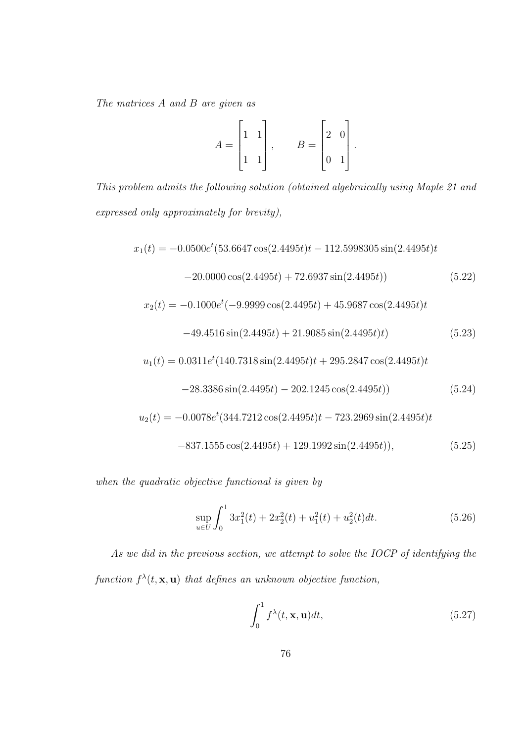*The matrices $A$ and $B$ are given as*

$$A = \begin{bmatrix} 1 & 1 \\ 1 & 1 \end{bmatrix}, \qquad B = \begin{bmatrix} 2 & 0 \\ 0 & 1 \end{bmatrix}.$$

*This problem admits the following solution (obtained algebraically using Maple 21 and expressed only approximately for brevity),*

$$x_1(t) = -0.0500e^t(53.6647\cos(2.4495t)t - 112.5998305\sin(2.4495t)t$$
$$-20.0000\cos(2.4495t) + 72.6937\sin(2.4495t)) \tag{5.22}$$

$$x_2(t) = -0.1000e^t(-9.9999\cos(2.4495t) + 45.9687\cos(2.4495t)t$$
$$-49.4516\sin(2.4495t) + 21.9085\sin(2.4495t)t) \tag{5.23}$$

$$u_1(t) = 0.0311e^t(140.7318\sin(2.4495t)t + 295.2847\cos(2.4495t)t$$
$$-28.3386\sin(2.4495t) - 202.1245\cos(2.4495t)) \tag{5.24}$$

$$u_2(t) = -0.0078e^t(344.7212\cos(2.4495t)t - 723.2969\sin(2.4495t)t$$
$$-837.1555\cos(2.4495t) + 129.1992\sin(2.4495t)), \tag{5.25}$$

*when the quadratic objective functional is given by*

$$\sup_{u \in U} \int_0^1 3x_1^2(t) + 2x_2^2(t) + u_1^2(t) + u_2^2(t)dt. \tag{5.26}$$

*As we did in the previous section, we attempt to solve the IOCP of identifying the function $f^\lambda(t, \mathbf{x}, \mathbf{u})$ that defines an unknown objective function,*

$$\int_0^1 f^\lambda(t, \mathbf{x}, \mathbf{u})dt, \tag{5.27}$$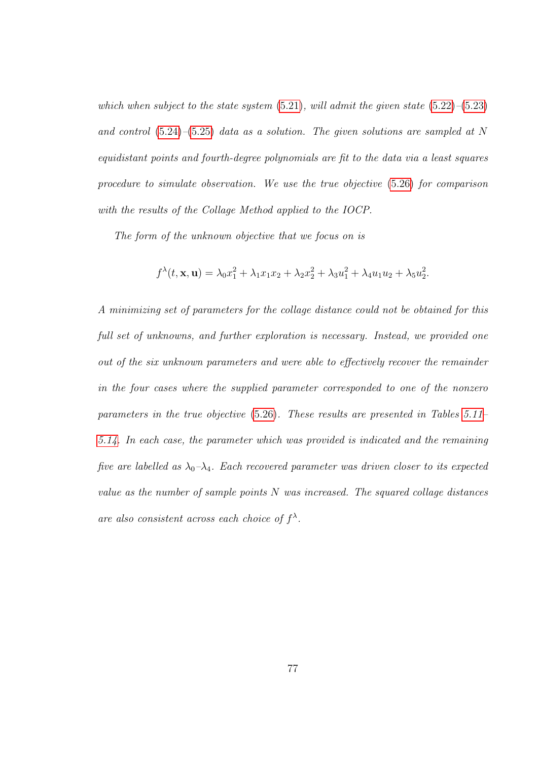*which when subject to the state system (5.21), will admit the given state (5.22)–(5.23) and control (5.24)–(5.25) data as a solution. The given solutions are sampled at $N$ equidistant points and fourth-degree polynomials are fit to the data via a least squares procedure to simulate observation. We use the true objective (5.26) for comparison with the results of the Collage Method applied to the IOCP.*

*The form of the unknown objective that we focus on is*

$$f^{\lambda}(t, \mathbf{x}, \mathbf{u}) = \lambda_0 x_1^2 + \lambda_1 x_1 x_2 + \lambda_2 x_2^2 + \lambda_3 u_1^2 + \lambda_4 u_1 u_2 + \lambda_5 u_2^2.$$

*A minimizing set of parameters for the collage distance could not be obtained for this full set of unknowns, and further exploration is necessary. Instead, we provided one out of the six unknown parameters and were able to effectively recover the remainder in the four cases where the supplied parameter corresponded to one of the nonzero parameters in the true objective (5.26). These results are presented in Tables 5.11–5.14. In each case, the parameter which was provided is indicated and the remaining five are labelled as $\lambda_0$–$\lambda_4$. Each recovered parameter was driven closer to its expected value as the number of sample points $N$ was increased. The squared collage distances are also consistent across each choice of $f^{\lambda}$.*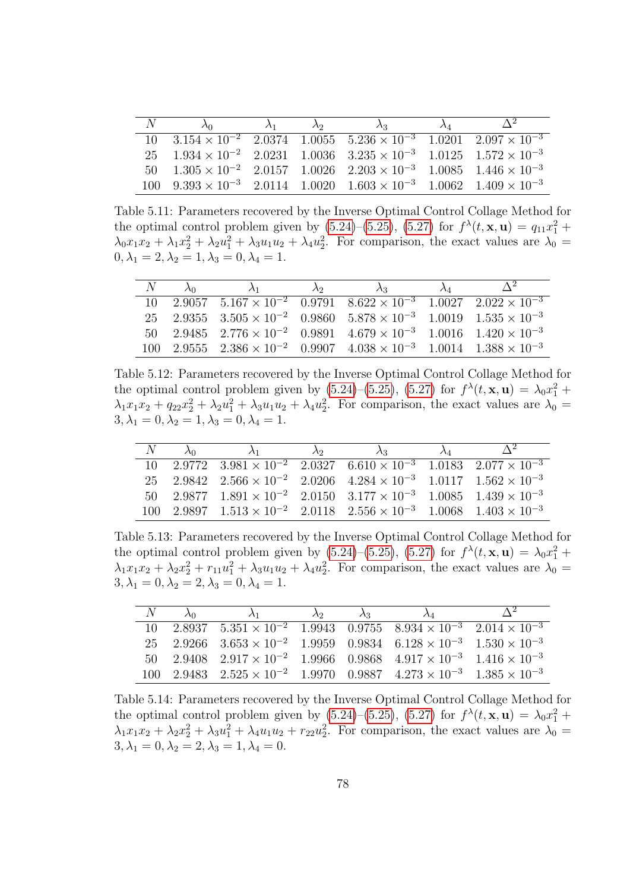| $N$ | $\lambda_0$ | $\lambda_1$ | $\lambda_2$ | $\lambda_3$ | $\lambda_4$ | $\Delta^2$ |
|---|---|---|---|---|---|---|
| 10 | $3.154 \times 10^{-2}$ | 2.0374 | 1.0055 | $5.236 \times 10^{-3}$ | 1.0201 | $2.097 \times 10^{-3}$ |
| 25 | $1.934 \times 10^{-2}$ | 2.0231 | 1.0036 | $3.235 \times 10^{-3}$ | 1.0125 | $1.572 \times 10^{-3}$ |
| 50 | $1.305 \times 10^{-2}$ | 2.0157 | 1.0026 | $2.203 \times 10^{-3}$ | 1.0085 | $1.446 \times 10^{-3}$ |
| 100 | $9.393 \times 10^{-3}$ | 2.0114 | 1.0020 | $1.603 \times 10^{-3}$ | 1.0062 | $1.409 \times 10^{-3}$ |

Table 5.11: Parameters recovered by the Inverse Optimal Control Collage Method for the optimal control problem given by (5.24)–(5.25), (5.27) for $f^\lambda(t, \mathbf{x}, \mathbf{u}) = q_{11}x_1^2 + \lambda_0 x_1 x_2 + \lambda_1 x_2^2 + \lambda_2 u_1^2 + \lambda_3 u_1 u_2 + \lambda_4 u_2^2$. For comparison, the exact values are $\lambda_0 = 0, \lambda_1 = 2, \lambda_2 = 1, \lambda_3 = 0, \lambda_4 = 1$.

| $N$ | $\lambda_0$ | $\lambda_1$ | $\lambda_2$ | $\lambda_3$ | $\lambda_4$ | $\Delta^2$ |
|---|---|---|---|---|---|---|
| 10 | 2.9057 | $5.167 \times 10^{-2}$ | 0.9791 | $8.622 \times 10^{-3}$ | 1.0027 | $2.022 \times 10^{-3}$ |
| 25 | 2.9355 | $3.505 \times 10^{-2}$ | 0.9860 | $5.878 \times 10^{-3}$ | 1.0019 | $1.535 \times 10^{-3}$ |
| 50 | 2.9485 | $2.776 \times 10^{-2}$ | 0.9891 | $4.679 \times 10^{-3}$ | 1.0016 | $1.420 \times 10^{-3}$ |
| 100 | 2.9555 | $2.386 \times 10^{-2}$ | 0.9907 | $4.038 \times 10^{-3}$ | 1.0014 | $1.388 \times 10^{-3}$ |

Table 5.12: Parameters recovered by the Inverse Optimal Control Collage Method for the optimal control problem given by (5.24)–(5.25), (5.27) for $f^\lambda(t, \mathbf{x}, \mathbf{u}) = \lambda_0 x_1^2 + \lambda_1 x_1 x_2 + q_{22}x_2^2 + \lambda_2 u_1^2 + \lambda_3 u_1 u_2 + \lambda_4 u_2^2$. For comparison, the exact values are $\lambda_0 = 3, \lambda_1 = 0, \lambda_2 = 1, \lambda_3 = 0, \lambda_4 = 1$.

| $N$ | $\lambda_0$ | $\lambda_1$ | $\lambda_2$ | $\lambda_3$ | $\lambda_4$ | $\Delta^2$ |
|---|---|---|---|---|---|---|
| 10 | 2.9772 | $3.981 \times 10^{-2}$ | 2.0327 | $6.610 \times 10^{-3}$ | 1.0183 | $2.077 \times 10^{-3}$ |
| 25 | 2.9842 | $2.566 \times 10^{-2}$ | 2.0206 | $4.284 \times 10^{-3}$ | 1.0117 | $1.562 \times 10^{-3}$ |
| 50 | 2.9877 | $1.891 \times 10^{-2}$ | 2.0150 | $3.177 \times 10^{-3}$ | 1.0085 | $1.439 \times 10^{-3}$ |
| 100 | 2.9897 | $1.513 \times 10^{-2}$ | 2.0118 | $2.556 \times 10^{-3}$ | 1.0068 | $1.403 \times 10^{-3}$ |

Table 5.13: Parameters recovered by the Inverse Optimal Control Collage Method for the optimal control problem given by (5.24)–(5.25), (5.27) for $f^\lambda(t, \mathbf{x}, \mathbf{u}) = \lambda_0 x_1^2 + \lambda_1 x_1 x_2 + \lambda_2 x_2^2 + r_{11}u_1^2 + \lambda_3 u_1 u_2 + \lambda_4 u_2^2$. For comparison, the exact values are $\lambda_0 = 3, \lambda_1 = 0, \lambda_2 = 2, \lambda_3 = 0, \lambda_4 = 1$.

| $N$ | $\lambda_0$ | $\lambda_1$ | $\lambda_2$ | $\lambda_3$ | $\lambda_4$ | $\Delta^2$ |
|---|---|---|---|---|---|---|
| 10 | 2.8937 | $5.351 \times 10^{-2}$ | 1.9943 | 0.9755 | $8.934 \times 10^{-3}$ | $2.014 \times 10^{-3}$ |
| 25 | 2.9266 | $3.653 \times 10^{-2}$ | 1.9959 | 0.9834 | $6.128 \times 10^{-3}$ | $1.530 \times 10^{-3}$ |
| 50 | 2.9408 | $2.917 \times 10^{-2}$ | 1.9966 | 0.9868 | $4.917 \times 10^{-3}$ | $1.416 \times 10^{-3}$ |
| 100 | 2.9483 | $2.525 \times 10^{-2}$ | 1.9970 | 0.9887 | $4.273 \times 10^{-3}$ | $1.385 \times 10^{-3}$ |

Table 5.14: Parameters recovered by the Inverse Optimal Control Collage Method for the optimal control problem given by (5.24)–(5.25), (5.27) for $f^\lambda(t, \mathbf{x}, \mathbf{u}) = \lambda_0 x_1^2 + \lambda_1 x_1 x_2 + \lambda_2 x_2^2 + \lambda_3 u_1^2 + \lambda_4 u_1 u_2 + r_{22}u_2^2$. For comparison, the exact values are $\lambda_0 = 3, \lambda_1 = 0, \lambda_2 = 2, \lambda_3 = 1, \lambda_4 = 0$.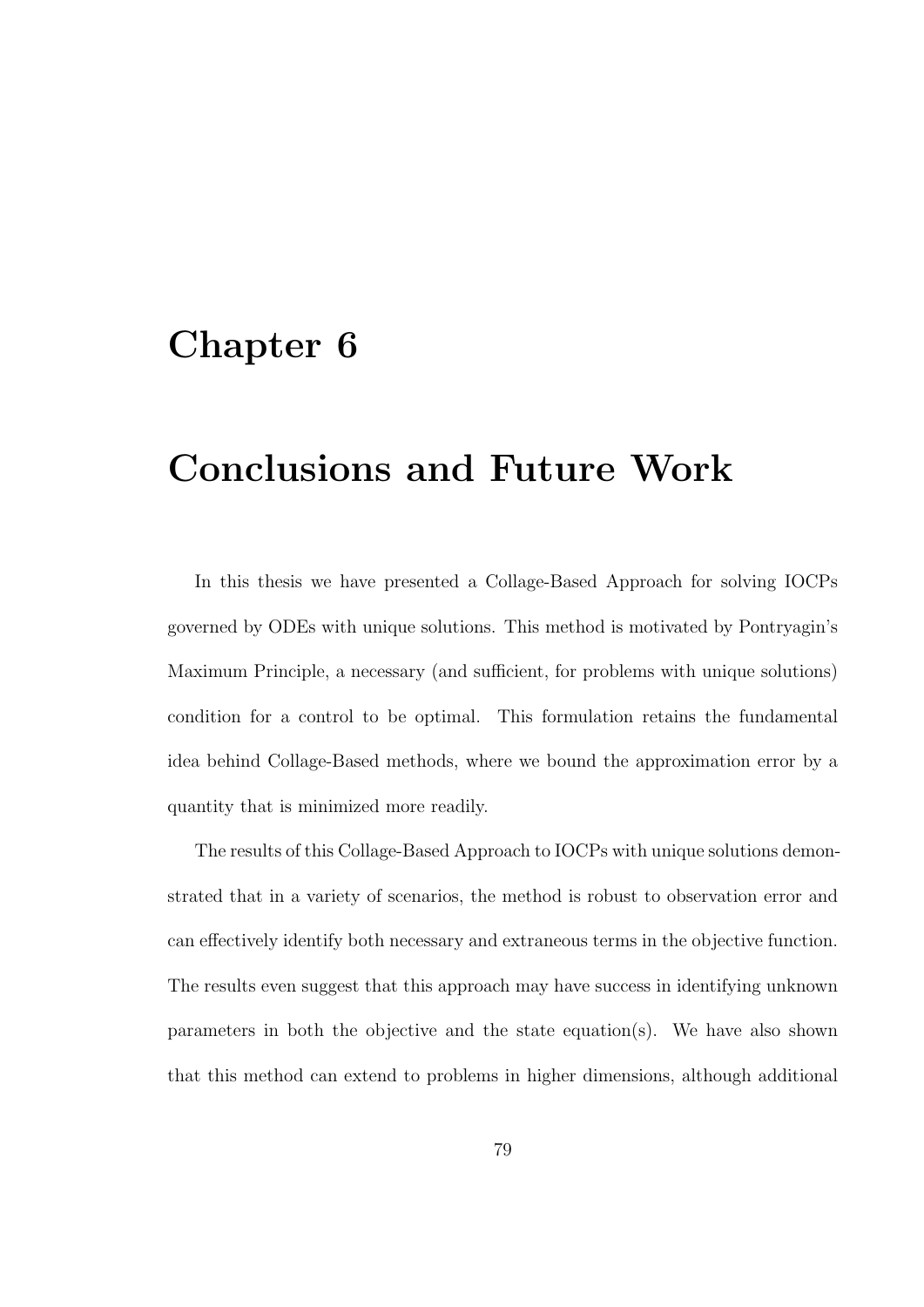# Chapter 6

# Conclusions and Future Work

In this thesis we have presented a Collage-Based Approach for solving IOCPs governed by ODEs with unique solutions. This method is motivated by Pontryagin's Maximum Principle, a necessary (and sufficient, for problems with unique solutions) condition for a control to be optimal. This formulation retains the fundamental idea behind Collage-Based methods, where we bound the approximation error by a quantity that is minimized more readily.

The results of this Collage-Based Approach to IOCPs with unique solutions demonstrated that in a variety of scenarios, the method is robust to observation error and can effectively identify both necessary and extraneous terms in the objective function. The results even suggest that this approach may have success in identifying unknown parameters in both the objective and the state equation(s). We have also shown that this method can extend to problems in higher dimensions, although additional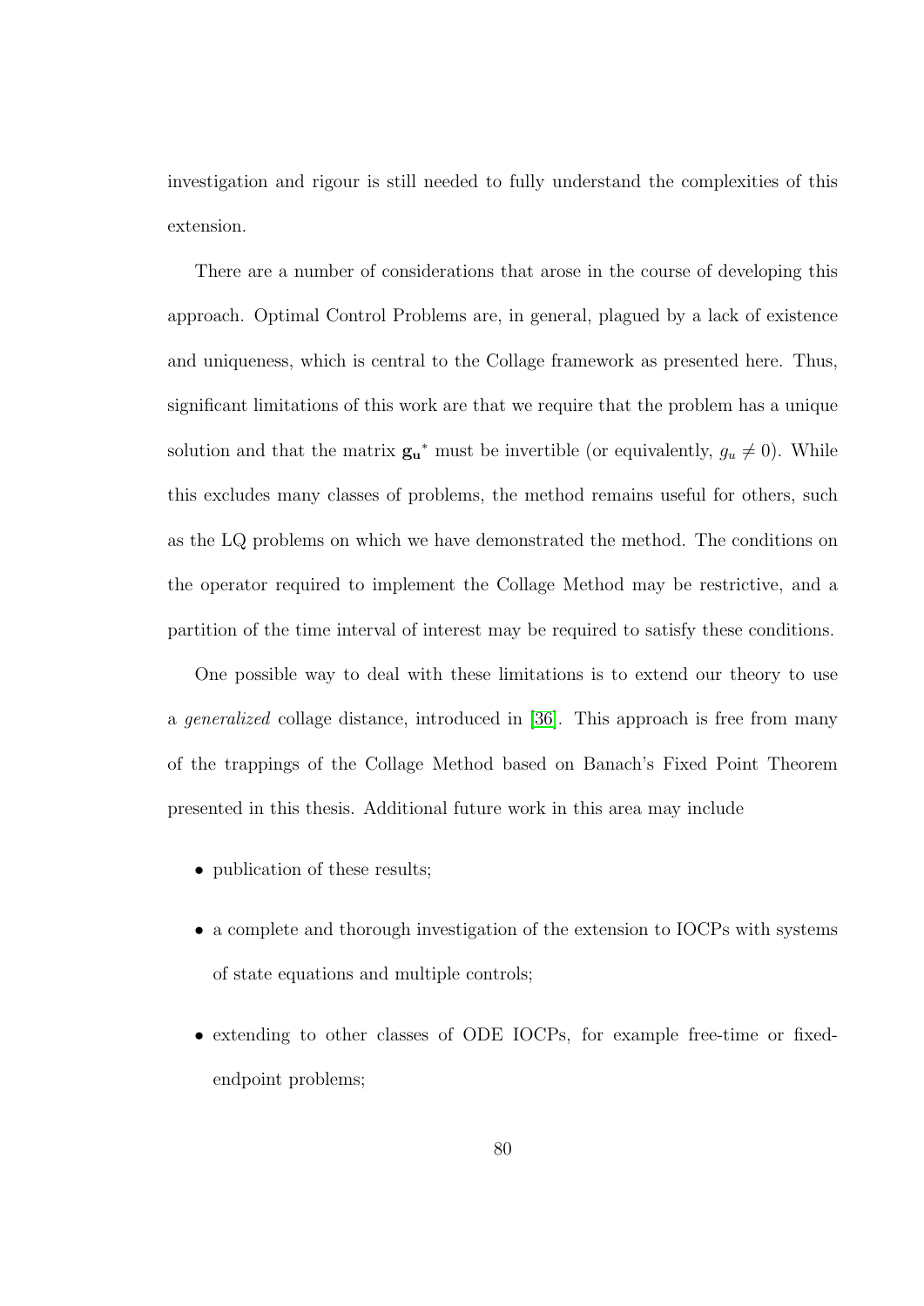investigation and rigour is still needed to fully understand the complexities of this extension.

There are a number of considerations that arose in the course of developing this approach. Optimal Control Problems are, in general, plagued by a lack of existence and uniqueness, which is central to the Collage framework as presented here. Thus, significant limitations of this work are that we require that the problem has a unique solution and that the matrix $\mathbf{g_u}^*$ must be invertible (or equivalently, $g_u \neq 0$). While this excludes many classes of problems, the method remains useful for others, such as the LQ problems on which we have demonstrated the method. The conditions on the operator required to implement the Collage Method may be restrictive, and a partition of the time interval of interest may be required to satisfy these conditions.

One possible way to deal with these limitations is to extend our theory to use a *generalized* collage distance, introduced in [36]. This approach is free from many of the trappings of the Collage Method based on Banach's Fixed Point Theorem presented in this thesis. Additional future work in this area may include

- publication of these results;
- a complete and thorough investigation of the extension to IOCPs with systems of state equations and multiple controls;
- extending to other classes of ODE IOCPs, for example free-time or fixed-endpoint problems;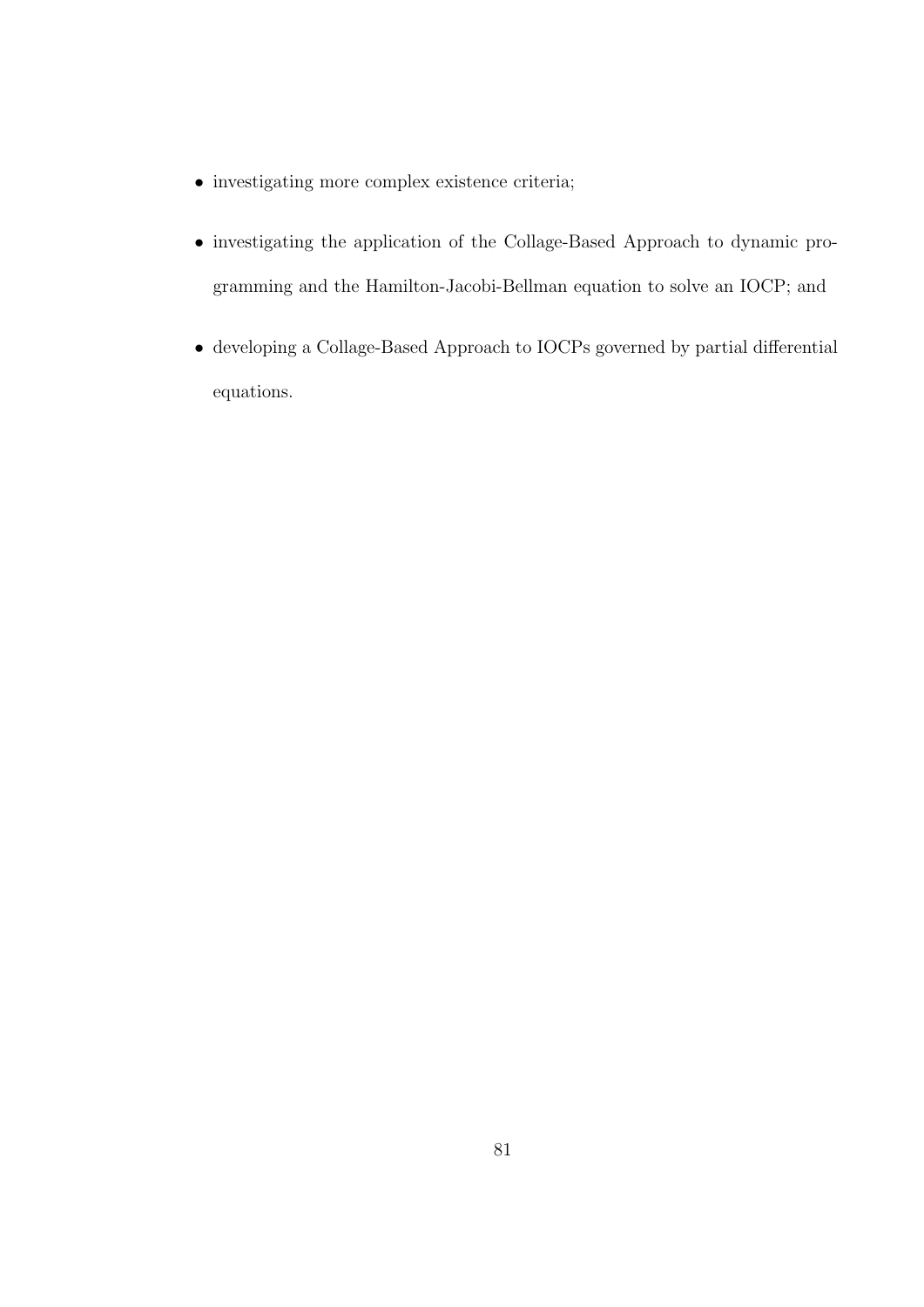- investigating more complex existence criteria;
- investigating the application of the Collage-Based Approach to dynamic programming and the Hamilton-Jacobi-Bellman equation to solve an IOCP; and
- developing a Collage-Based Approach to IOCPs governed by partial differential equations.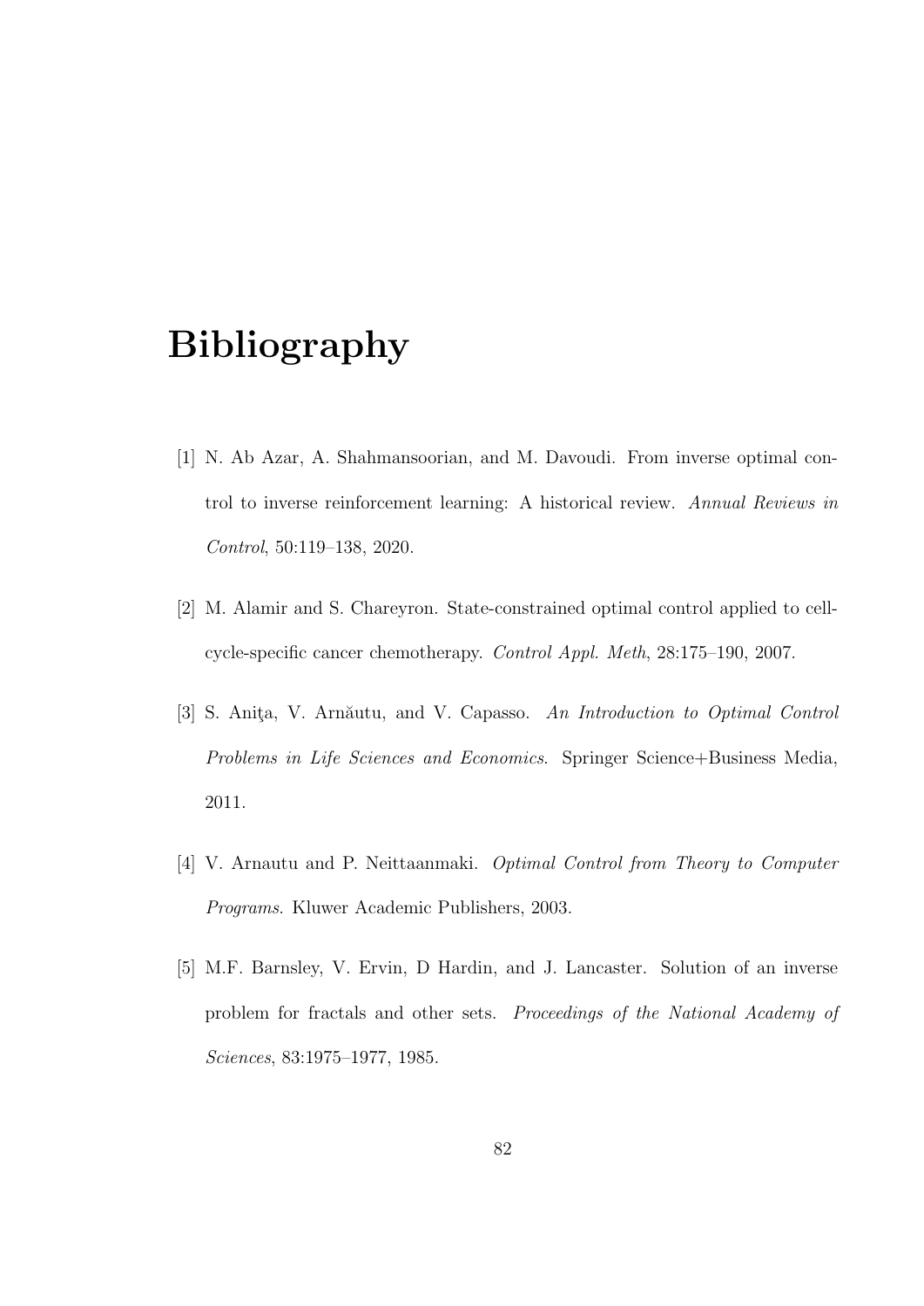# Bibliography

[1] N. Ab Azar, A. Shahmansoorian, and M. Davoudi. From inverse optimal control to inverse reinforcement learning: A historical review. *Annual Reviews in Control*, 50:119–138, 2020.

[2] M. Alamir and S. Chareyron. State-constrained optimal control applied to cell-cycle-specific cancer chemotherapy. *Control Appl. Meth*, 28:175–190, 2007.

[3] S. Aniţa, V. Arnăutu, and V. Capasso. *An Introduction to Optimal Control Problems in Life Sciences and Economics*. Springer Science+Business Media, 2011.

[4] V. Arnautu and P. Neittaanmaki. *Optimal Control from Theory to Computer Programs*. Kluwer Academic Publishers, 2003.

[5] M.F. Barnsley, V. Ervin, D Hardin, and J. Lancaster. Solution of an inverse problem for fractals and other sets. *Proceedings of the National Academy of Sciences*, 83:1975–1977, 1985.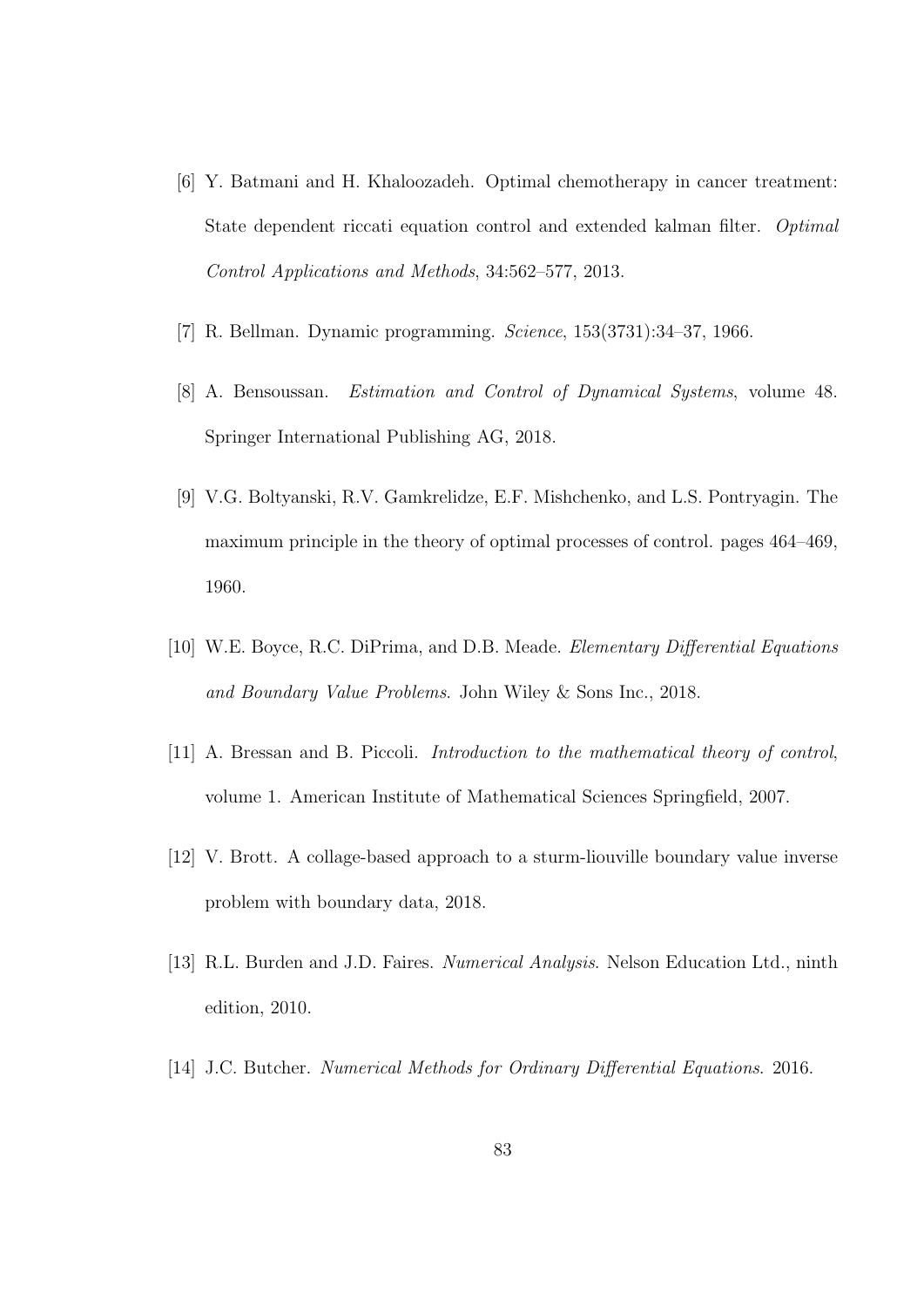[6] Y. Batmani and H. Khaloozadeh. Optimal chemotherapy in cancer treatment: State dependent riccati equation control and extended kalman filter. *Optimal Control Applications and Methods*, 34:562–577, 2013.

[7] R. Bellman. Dynamic programming. *Science*, 153(3731):34–37, 1966.

[8] A. Bensoussan. *Estimation and Control of Dynamical Systems*, volume 48. Springer International Publishing AG, 2018.

[9] V.G. Boltyanski, R.V. Gamkrelidze, E.F. Mishchenko, and L.S. Pontryagin. The maximum principle in the theory of optimal processes of control. pages 464–469, 1960.

[10] W.E. Boyce, R.C. DiPrima, and D.B. Meade. *Elementary Differential Equations and Boundary Value Problems*. John Wiley & Sons Inc., 2018.

[11] A. Bressan and B. Piccoli. *Introduction to the mathematical theory of control*, volume 1. American Institute of Mathematical Sciences Springfield, 2007.

[12] V. Brott. A collage-based approach to a sturm-liouville boundary value inverse problem with boundary data, 2018.

[13] R.L. Burden and J.D. Faires. *Numerical Analysis*. Nelson Education Ltd., ninth edition, 2010.

[14] J.C. Butcher. *Numerical Methods for Ordinary Differential Equations*. 2016.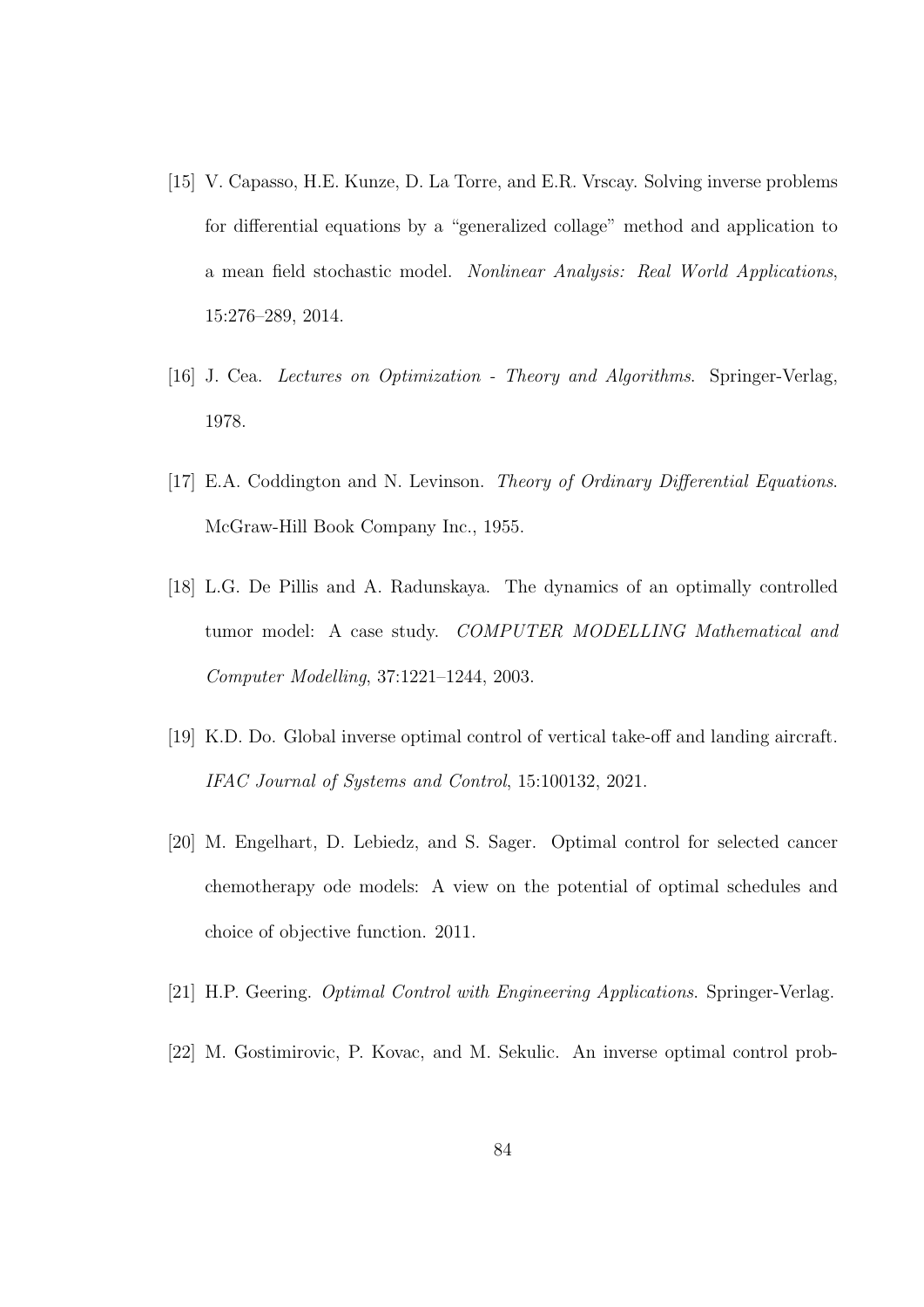[15] V. Capasso, H.E. Kunze, D. La Torre, and E.R. Vrscay. Solving inverse problems for differential equations by a "generalized collage" method and application to a mean field stochastic model. *Nonlinear Analysis: Real World Applications*, 15:276–289, 2014.

[16] J. Cea. *Lectures on Optimization - Theory and Algorithms*. Springer-Verlag, 1978.

[17] E.A. Coddington and N. Levinson. *Theory of Ordinary Differential Equations*. McGraw-Hill Book Company Inc., 1955.

[18] L.G. De Pillis and A. Radunskaya. The dynamics of an optimally controlled tumor model: A case study. *COMPUTER MODELLING Mathematical and Computer Modelling*, 37:1221–1244, 2003.

[19] K.D. Do. Global inverse optimal control of vertical take-off and landing aircraft. *IFAC Journal of Systems and Control*, 15:100132, 2021.

[20] M. Engelhart, D. Lebiedz, and S. Sager. Optimal control for selected cancer chemotherapy ode models: A view on the potential of optimal schedules and choice of objective function. 2011.

[21] H.P. Geering. *Optimal Control with Engineering Applications*. Springer-Verlag.

[22] M. Gostimirovic, P. Kovac, and M. Sekulic. An inverse optimal control prob-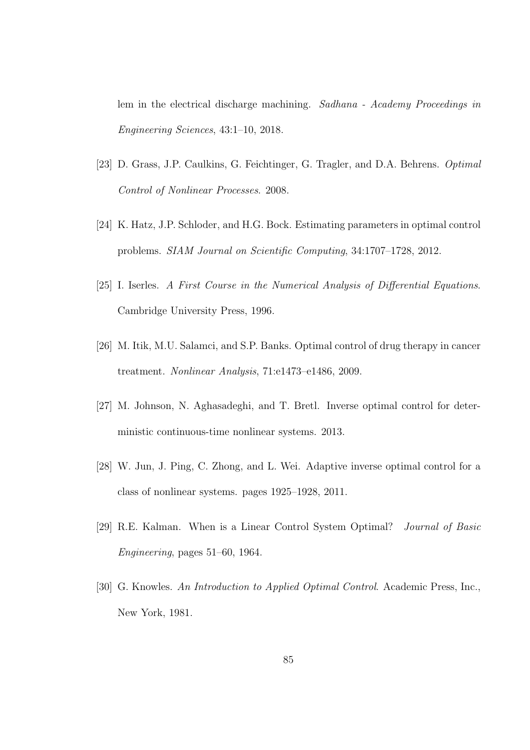lem in the electrical discharge machining. *Sadhana - Academy Proceedings in Engineering Sciences*, 43:1–10, 2018.

[23] D. Grass, J.P. Caulkins, G. Feichtinger, G. Tragler, and D.A. Behrens. *Optimal Control of Nonlinear Processes*. 2008.

[24] K. Hatz, J.P. Schloder, and H.G. Bock. Estimating parameters in optimal control problems. *SIAM Journal on Scientific Computing*, 34:1707–1728, 2012.

[25] I. Iserles. *A First Course in the Numerical Analysis of Differential Equations*. Cambridge University Press, 1996.

[26] M. Itik, M.U. Salamci, and S.P. Banks. Optimal control of drug therapy in cancer treatment. *Nonlinear Analysis*, 71:e1473–e1486, 2009.

[27] M. Johnson, N. Aghasadeghi, and T. Bretl. Inverse optimal control for deterministic continuous-time nonlinear systems. 2013.

[28] W. Jun, J. Ping, C. Zhong, and L. Wei. Adaptive inverse optimal control for a class of nonlinear systems. pages 1925–1928, 2011.

[29] R.E. Kalman. When is a Linear Control System Optimal? *Journal of Basic Engineering*, pages 51–60, 1964.

[30] G. Knowles. *An Introduction to Applied Optimal Control*. Academic Press, Inc., New York, 1981.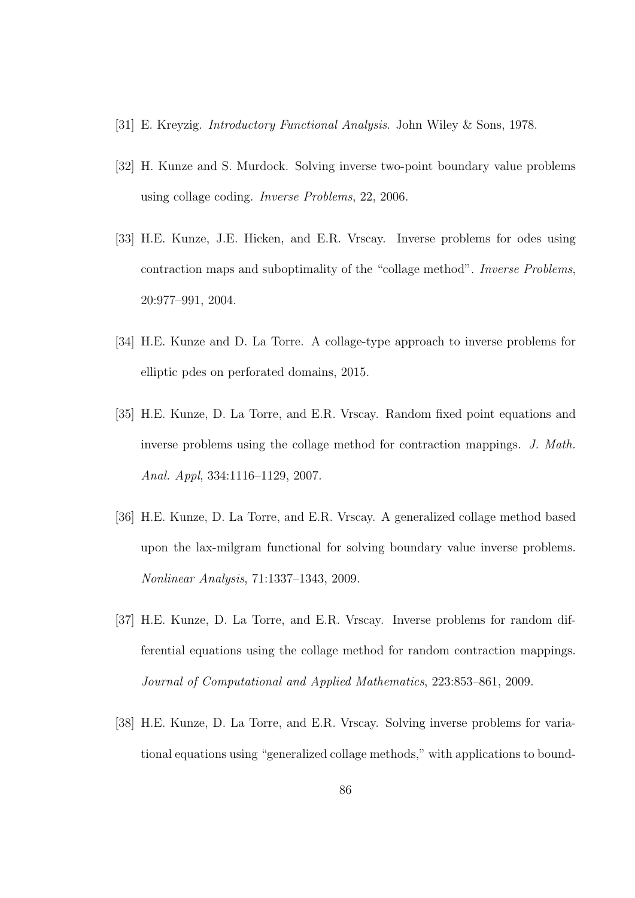[31] E. Kreyzig. *Introductory Functional Analysis*. John Wiley & Sons, 1978.

[32] H. Kunze and S. Murdock. Solving inverse two-point boundary value problems using collage coding. *Inverse Problems*, 22, 2006.

[33] H.E. Kunze, J.E. Hicken, and E.R. Vrscay. Inverse problems for odes using contraction maps and suboptimality of the "collage method". *Inverse Problems*, 20:977–991, 2004.

[34] H.E. Kunze and D. La Torre. A collage-type approach to inverse problems for elliptic pdes on perforated domains, 2015.

[35] H.E. Kunze, D. La Torre, and E.R. Vrscay. Random fixed point equations and inverse problems using the collage method for contraction mappings. *J. Math. Anal. Appl*, 334:1116–1129, 2007.

[36] H.E. Kunze, D. La Torre, and E.R. Vrscay. A generalized collage method based upon the lax-milgram functional for solving boundary value inverse problems. *Nonlinear Analysis*, 71:1337–1343, 2009.

[37] H.E. Kunze, D. La Torre, and E.R. Vrscay. Inverse problems for random differential equations using the collage method for random contraction mappings. *Journal of Computational and Applied Mathematics*, 223:853–861, 2009.

[38] H.E. Kunze, D. La Torre, and E.R. Vrscay. Solving inverse problems for variational equations using "generalized collage methods," with applications to bound-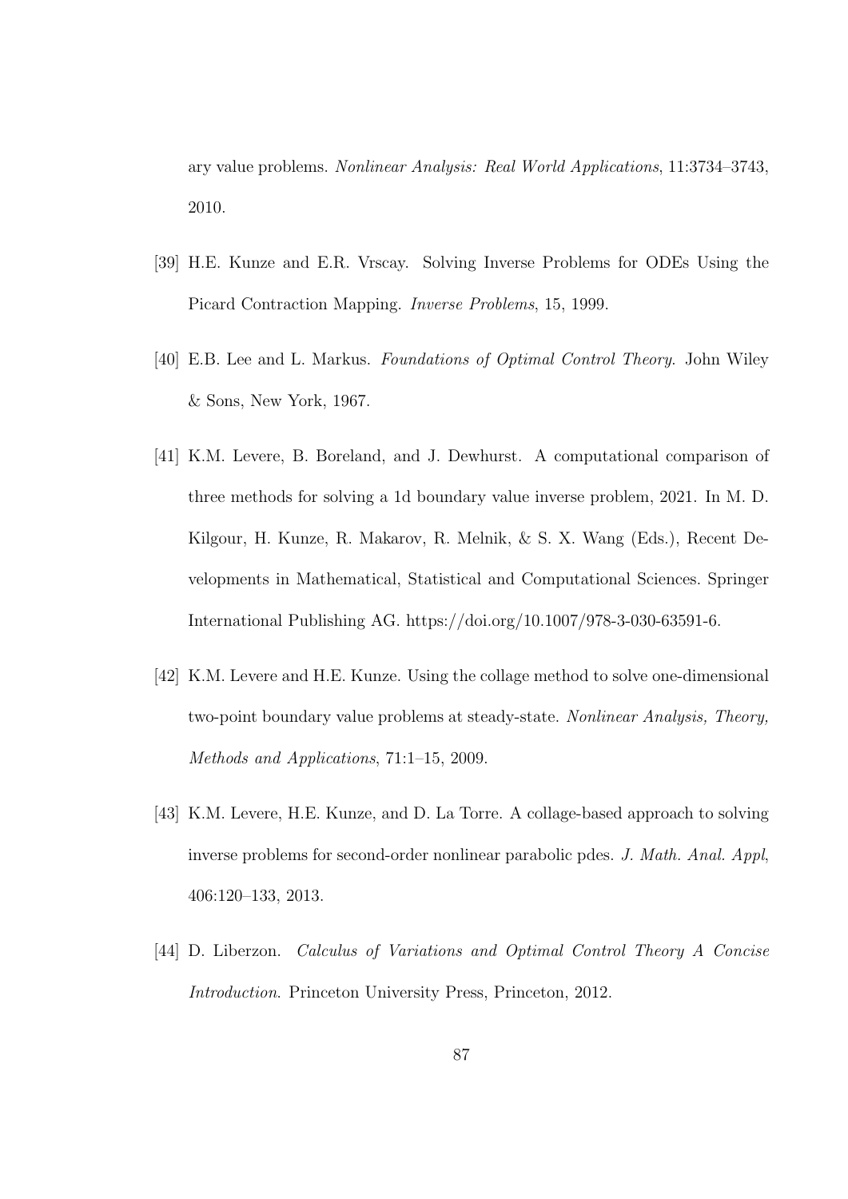ary value problems. *Nonlinear Analysis: Real World Applications*, 11:3734–3743, 2010.

[39] H.E. Kunze and E.R. Vrscay. Solving Inverse Problems for ODEs Using the Picard Contraction Mapping. *Inverse Problems*, 15, 1999.

[40] E.B. Lee and L. Markus. *Foundations of Optimal Control Theory*. John Wiley & Sons, New York, 1967.

[41] K.M. Levere, B. Boreland, and J. Dewhurst. A computational comparison of three methods for solving a 1d boundary value inverse problem, 2021. In M. D. Kilgour, H. Kunze, R. Makarov, R. Melnik, & S. X. Wang (Eds.), Recent Developments in Mathematical, Statistical and Computational Sciences. Springer International Publishing AG. https://doi.org/10.1007/978-3-030-63591-6.

[42] K.M. Levere and H.E. Kunze. Using the collage method to solve one-dimensional two-point boundary value problems at steady-state. *Nonlinear Analysis, Theory, Methods and Applications*, 71:1–15, 2009.

[43] K.M. Levere, H.E. Kunze, and D. La Torre. A collage-based approach to solving inverse problems for second-order nonlinear parabolic pdes. *J. Math. Anal. Appl*, 406:120–133, 2013.

[44] D. Liberzon. *Calculus of Variations and Optimal Control Theory A Concise Introduction*. Princeton University Press, Princeton, 2012.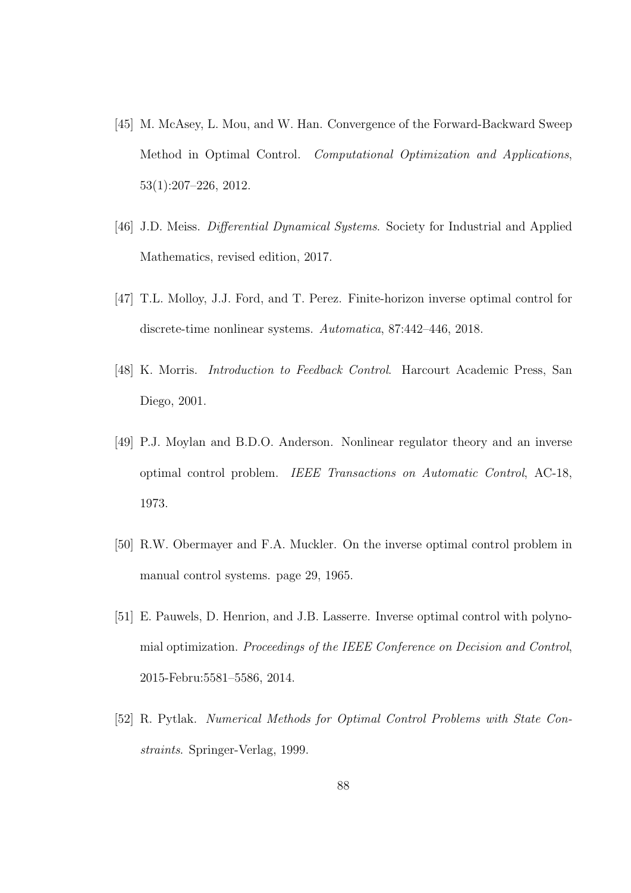[45] M. McAsey, L. Mou, and W. Han. Convergence of the Forward-Backward Sweep Method in Optimal Control. *Computational Optimization and Applications*, 53(1):207–226, 2012.

[46] J.D. Meiss. *Differential Dynamical Systems*. Society for Industrial and Applied Mathematics, revised edition, 2017.

[47] T.L. Molloy, J.J. Ford, and T. Perez. Finite-horizon inverse optimal control for discrete-time nonlinear systems. *Automatica*, 87:442–446, 2018.

[48] K. Morris. *Introduction to Feedback Control*. Harcourt Academic Press, San Diego, 2001.

[49] P.J. Moylan and B.D.O. Anderson. Nonlinear regulator theory and an inverse optimal control problem. *IEEE Transactions on Automatic Control*, AC-18, 1973.

[50] R.W. Obermayer and F.A. Muckler. On the inverse optimal control problem in manual control systems. page 29, 1965.

[51] E. Pauwels, D. Henrion, and J.B. Lasserre. Inverse optimal control with polynomial optimization. *Proceedings of the IEEE Conference on Decision and Control*, 2015-Febru:5581–5586, 2014.

[52] R. Pytlak. *Numerical Methods for Optimal Control Problems with State Constraints*. Springer-Verlag, 1999.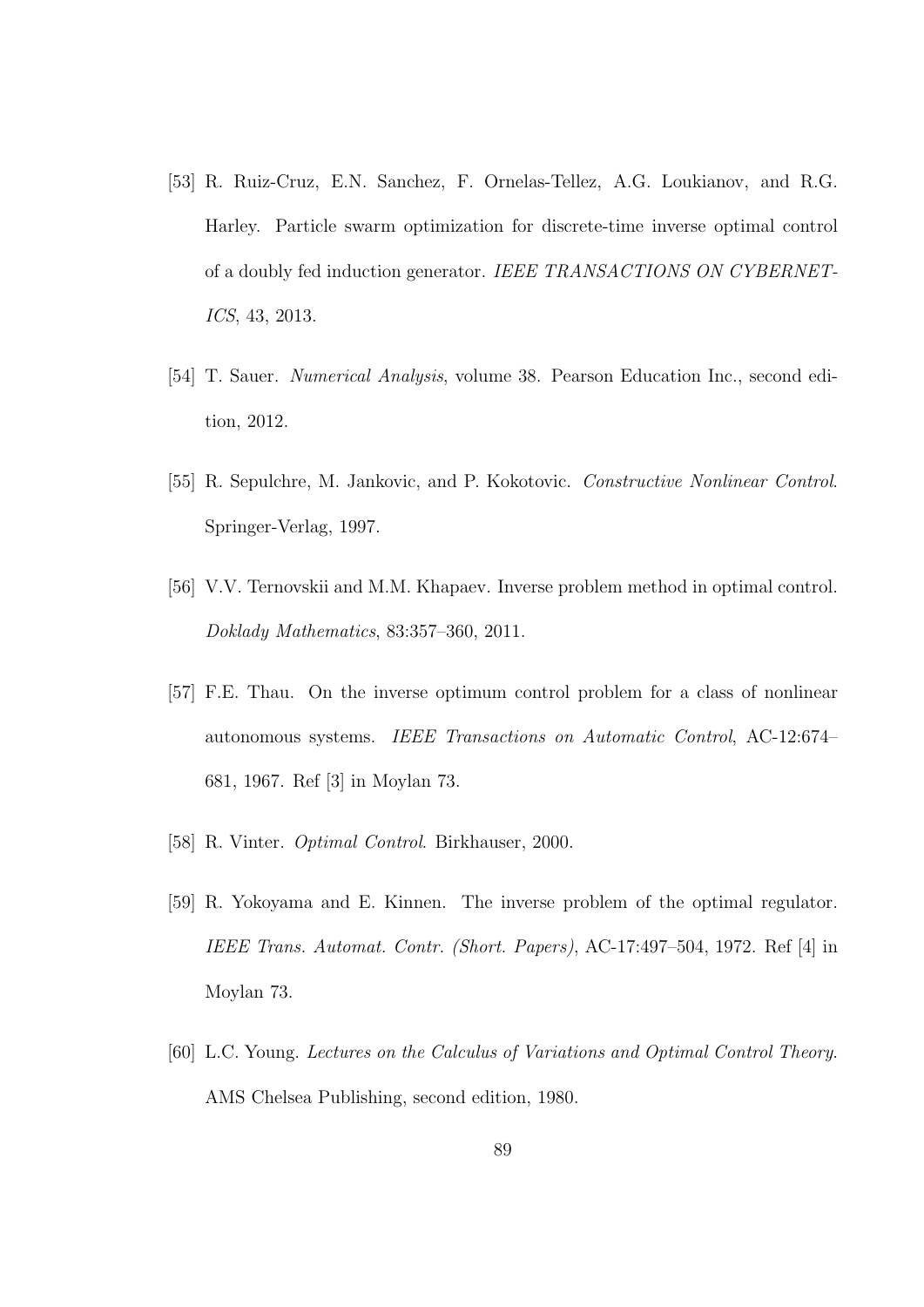[53] R. Ruiz-Cruz, E.N. Sanchez, F. Ornelas-Tellez, A.G. Loukianov, and R.G. Harley. Particle swarm optimization for discrete-time inverse optimal control of a doubly fed induction generator. *IEEE TRANSACTIONS ON CYBERNETICS*, 43, 2013.

[54] T. Sauer. *Numerical Analysis*, volume 38. Pearson Education Inc., second edition, 2012.

[55] R. Sepulchre, M. Jankovic, and P. Kokotovic. *Constructive Nonlinear Control*. Springer-Verlag, 1997.

[56] V.V. Ternovskii and M.M. Khapaev. Inverse problem method in optimal control. *Doklady Mathematics*, 83:357–360, 2011.

[57] F.E. Thau. On the inverse optimum control problem for a class of nonlinear autonomous systems. *IEEE Transactions on Automatic Control*, AC-12:674–681, 1967. Ref [3] in Moylan 73.

[58] R. Vinter. *Optimal Control*. Birkhauser, 2000.

[59] R. Yokoyama and E. Kinnen. The inverse problem of the optimal regulator. *IEEE Trans. Automat. Contr. (Short. Papers)*, AC-17:497–504, 1972. Ref [4] in Moylan 73.

[60] L.C. Young. *Lectures on the Calculus of Variations and Optimal Control Theory*. AMS Chelsea Publishing, second edition, 1980.